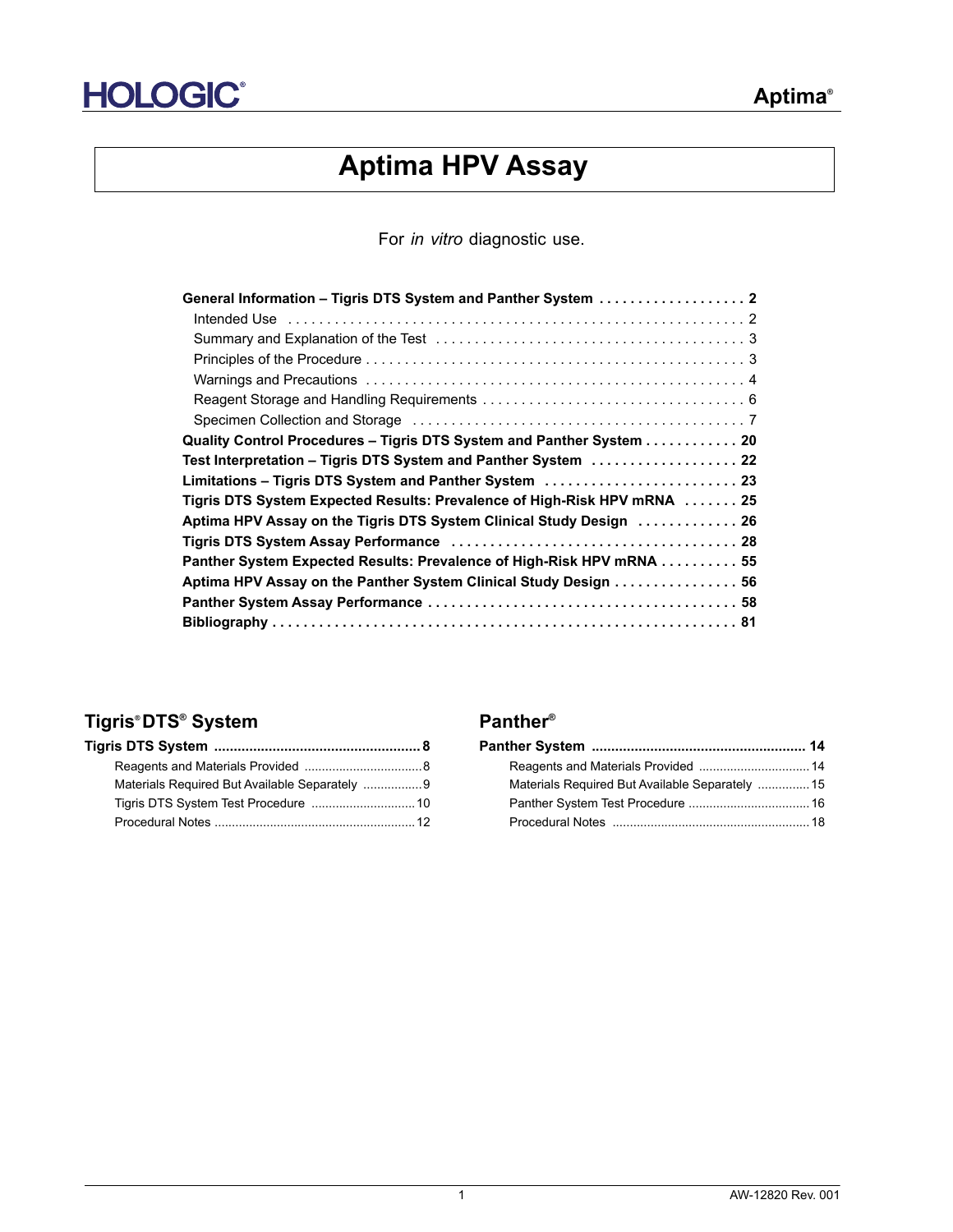HOLOGIC®

Aptima®

# Aptima HPV Assay

For *in vitro* diagnostic use.

**General Information – Tigris DTS System and Panther System** . . . . . . . . . . . . . . . . . . **2**
- Intended Use . . . . . . . . . . . . . . . . . . . . . . . . . . . . . . . . . . . . . . . . . . . . . . . . . . 2
- Summary and Explanation of the Test . . . . . . . . . . . . . . . . . . . . . . . . . . . . . . . . . 3
- Principles of the Procedure . . . . . . . . . . . . . . . . . . . . . . . . . . . . . . . . . . . . . . . . . 3
- Warnings and Precautions . . . . . . . . . . . . . . . . . . . . . . . . . . . . . . . . . . . . . . . . . 4
- Reagent Storage and Handling Requirements . . . . . . . . . . . . . . . . . . . . . . . . . . . 6
- Specimen Collection and Storage . . . . . . . . . . . . . . . . . . . . . . . . . . . . . . . . . . . 7

**Quality Control Procedures – Tigris DTS System and Panther System** . . . . . . . . . . . **20**

**Test Interpretation – Tigris DTS System and Panther System** . . . . . . . . . . . . . . . . . . **22**

**Limitations – Tigris DTS System and Panther System** . . . . . . . . . . . . . . . . . . . . . . . . **23**

**Tigris DTS System Expected Results: Prevalence of High-Risk HPV mRNA** . . . . . . . **25**

**Aptima HPV Assay on the Tigris DTS System Clinical Study Design** . . . . . . . . . . . . **26**

**Tigris DTS System Assay Performance** . . . . . . . . . . . . . . . . . . . . . . . . . . . . . . . . . . . **28**

**Panther System Expected Results: Prevalence of High-Risk HPV mRNA** . . . . . . . . . . **55**

**Aptima HPV Assay on the Panther System Clinical Study Design** . . . . . . . . . . . . . . . **56**

**Panther System Assay Performance** . . . . . . . . . . . . . . . . . . . . . . . . . . . . . . . . . . . . . . **58**

**Bibliography** . . . . . . . . . . . . . . . . . . . . . . . . . . . . . . . . . . . . . . . . . . . . . . . . . . . . . . . . . **81**

## Tigris® DTS® System

**Tigris DTS System** .................................................... **8**
- Reagents and Materials Provided ................................. 8
- Materials Required But Available Separately ................. 9
- Tigris DTS System Test Procedure ............................. 10
- Procedural Notes ......................................................... 12

## Panther®

**Panther System** ...................................................... **14**
- Reagents and Materials Provided ................................ 14
- Materials Required But Available Separately ............... 15
- Panther System Test Procedure .................................. 16
- Procedural Notes ........................................................ 18

AW-12820 Rev. 001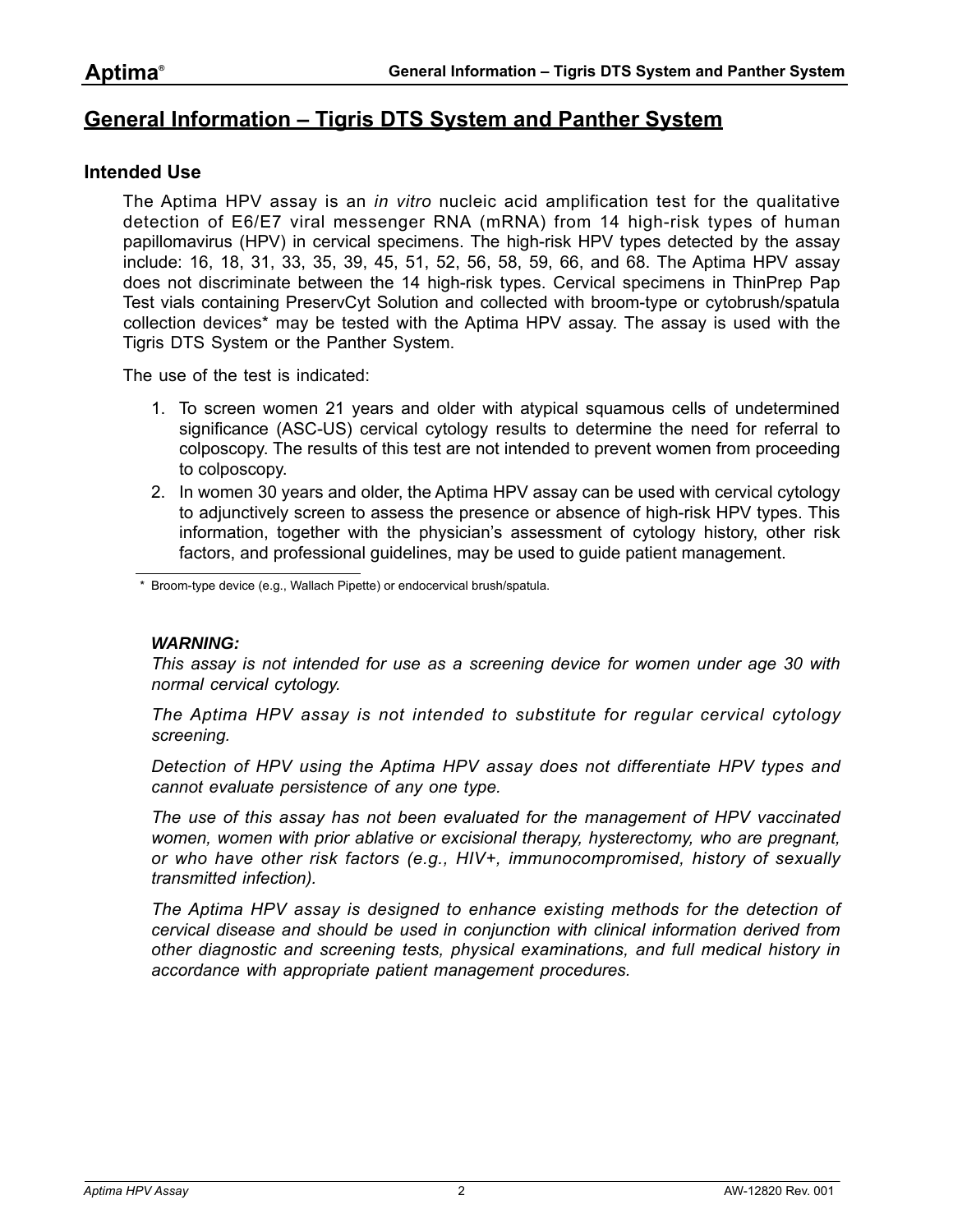# General Information – Tigris DTS System and Panther System

## Intended Use

The Aptima HPV assay is an *in vitro* nucleic acid amplification test for the qualitative detection of E6/E7 viral messenger RNA (mRNA) from 14 high-risk types of human papillomavirus (HPV) in cervical specimens. The high-risk HPV types detected by the assay include: 16, 18, 31, 33, 35, 39, 45, 51, 52, 56, 58, 59, 66, and 68. The Aptima HPV assay does not discriminate between the 14 high-risk types. Cervical specimens in ThinPrep Pap Test vials containing PreservCyt Solution and collected with broom-type or cytobrush/spatula collection devices* may be tested with the Aptima HPV assay. The assay is used with the Tigris DTS System or the Panther System.

The use of the test is indicated:

1. To screen women 21 years and older with atypical squamous cells of undetermined significance (ASC-US) cervical cytology results to determine the need for referral to colposcopy. The results of this test are not intended to prevent women from proceeding to colposcopy.
2. In women 30 years and older, the Aptima HPV assay can be used with cervical cytology to adjunctively screen to assess the presence or absence of high-risk HPV types. This information, together with the physician's assessment of cytology history, other risk factors, and professional guidelines, may be used to guide patient management.

\* Broom-type device (e.g., Wallach Pipette) or endocervical brush/spatula.

***WARNING:***

*This assay is not intended for use as a screening device for women under age 30 with normal cervical cytology.*

*The Aptima HPV assay is not intended to substitute for regular cervical cytology screening.*

*Detection of HPV using the Aptima HPV assay does not differentiate HPV types and cannot evaluate persistence of any one type.*

*The use of this assay has not been evaluated for the management of HPV vaccinated women, women with prior ablative or excisional therapy, hysterectomy, who are pregnant, or who have other risk factors (e.g., HIV+, immunocompromised, history of sexually transmitted infection).*

*The Aptima HPV assay is designed to enhance existing methods for the detection of cervical disease and should be used in conjunction with clinical information derived from other diagnostic and screening tests, physical examinations, and full medical history in accordance with appropriate patient management procedures.*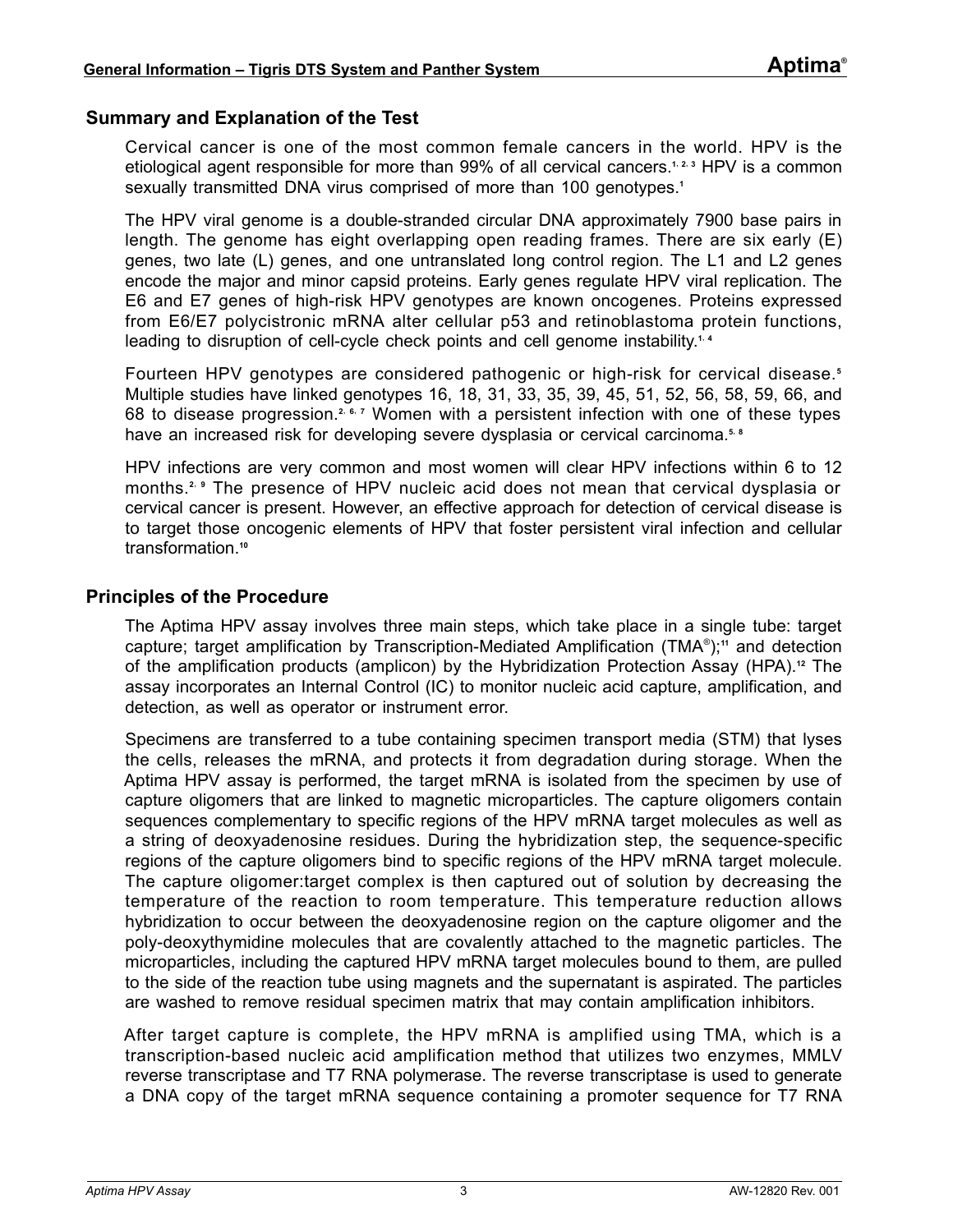## Summary and Explanation of the Test

Cervical cancer is one of the most common female cancers in the world. HPV is the etiological agent responsible for more than 99% of all cervical cancers.[1, 2, 3] HPV is a common sexually transmitted DNA virus comprised of more than 100 genotypes.[1]

The HPV viral genome is a double-stranded circular DNA approximately 7900 base pairs in length. The genome has eight overlapping open reading frames. There are six early (E) genes, two late (L) genes, and one untranslated long control region. The L1 and L2 genes encode the major and minor capsid proteins. Early genes regulate HPV viral replication. The E6 and E7 genes of high-risk HPV genotypes are known oncogenes. Proteins expressed from E6/E7 polycistronic mRNA alter cellular p53 and retinoblastoma protein functions, leading to disruption of cell-cycle check points and cell genome instability.[1, 4]

Fourteen HPV genotypes are considered pathogenic or high-risk for cervical disease.[5] Multiple studies have linked genotypes 16, 18, 31, 33, 35, 39, 45, 51, 52, 56, 58, 59, 66, and 68 to disease progression.[2, 6, 7] Women with a persistent infection with one of these types have an increased risk for developing severe dysplasia or cervical carcinoma.[5, 8]

HPV infections are very common and most women will clear HPV infections within 6 to 12 months.[2, 9] The presence of HPV nucleic acid does not mean that cervical dysplasia or cervical cancer is present. However, an effective approach for detection of cervical disease is to target those oncogenic elements of HPV that foster persistent viral infection and cellular transformation.[10]

## Principles of the Procedure

The Aptima HPV assay involves three main steps, which take place in a single tube: target capture; target amplification by Transcription-Mediated Amplification (TMA®);[11] and detection of the amplification products (amplicon) by the Hybridization Protection Assay (HPA).[12] The assay incorporates an Internal Control (IC) to monitor nucleic acid capture, amplification, and detection, as well as operator or instrument error.

Specimens are transferred to a tube containing specimen transport media (STM) that lyses the cells, releases the mRNA, and protects it from degradation during storage. When the Aptima HPV assay is performed, the target mRNA is isolated from the specimen by use of capture oligomers that are linked to magnetic microparticles. The capture oligomers contain sequences complementary to specific regions of the HPV mRNA target molecules as well as a string of deoxyadenosine residues. During the hybridization step, the sequence-specific regions of the capture oligomers bind to specific regions of the HPV mRNA target molecule. The capture oligomer:target complex is then captured out of solution by decreasing the temperature of the reaction to room temperature. This temperature reduction allows hybridization to occur between the deoxyadenosine region on the capture oligomer and the poly-deoxythymidine molecules that are covalently attached to the magnetic particles. The microparticles, including the captured HPV mRNA target molecules bound to them, are pulled to the side of the reaction tube using magnets and the supernatant is aspirated. The particles are washed to remove residual specimen matrix that may contain amplification inhibitors.

After target capture is complete, the HPV mRNA is amplified using TMA, which is a transcription-based nucleic acid amplification method that utilizes two enzymes, MMLV reverse transcriptase and T7 RNA polymerase. The reverse transcriptase is used to generate a DNA copy of the target mRNA sequence containing a promoter sequence for T7 RNA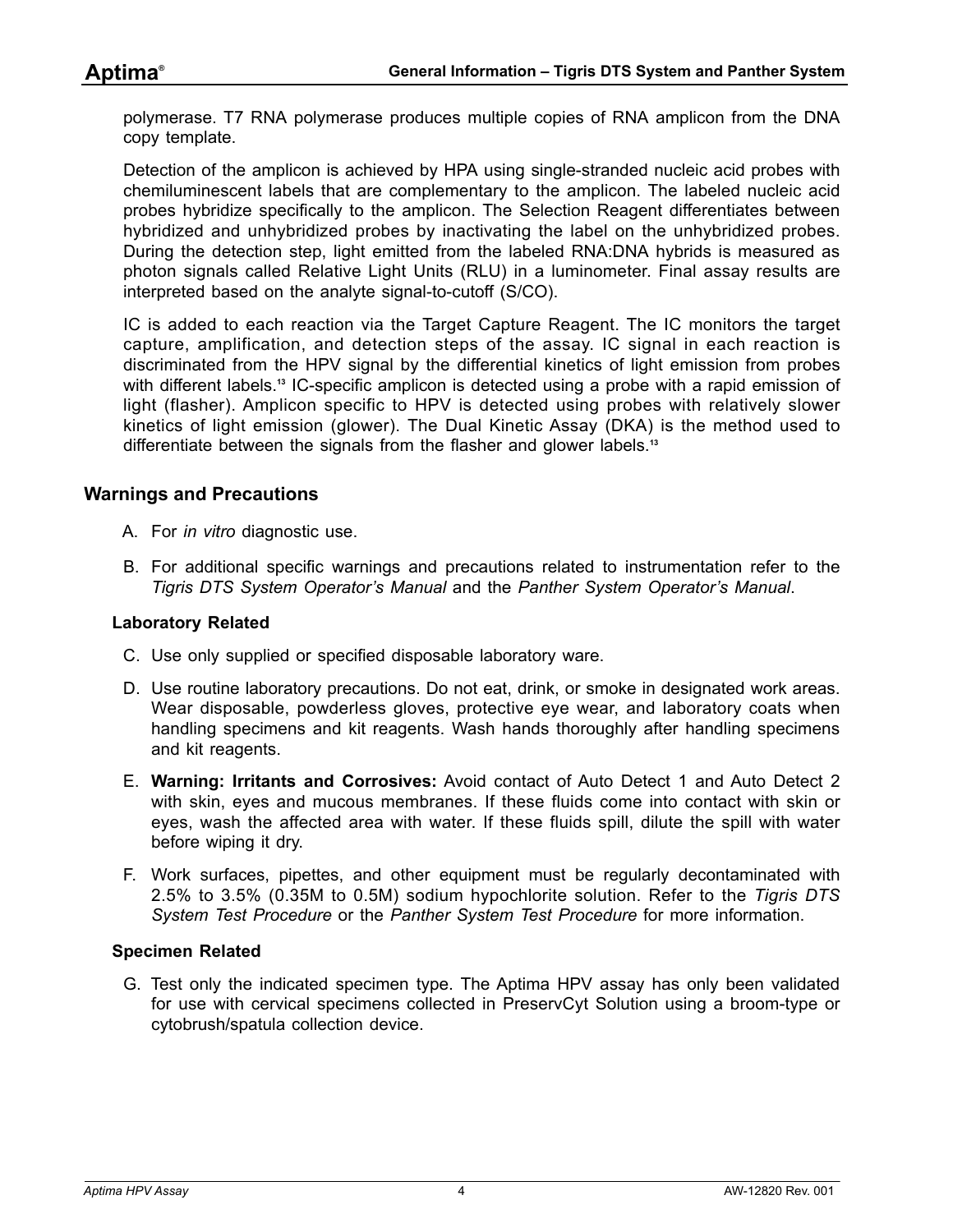polymerase. T7 RNA polymerase produces multiple copies of RNA amplicon from the DNA copy template.

Detection of the amplicon is achieved by HPA using single-stranded nucleic acid probes with chemiluminescent labels that are complementary to the amplicon. The labeled nucleic acid probes hybridize specifically to the amplicon. The Selection Reagent differentiates between hybridized and unhybridized probes by inactivating the label on the unhybridized probes. During the detection step, light emitted from the labeled RNA:DNA hybrids is measured as photon signals called Relative Light Units (RLU) in a luminometer. Final assay results are interpreted based on the analyte signal-to-cutoff (S/CO).

IC is added to each reaction via the Target Capture Reagent. The IC monitors the target capture, amplification, and detection steps of the assay. IC signal in each reaction is discriminated from the HPV signal by the differential kinetics of light emission from probes with different labels.[13] IC-specific amplicon is detected using a probe with a rapid emission of light (flasher). Amplicon specific to HPV is detected using probes with relatively slower kinetics of light emission (glower). The Dual Kinetic Assay (DKA) is the method used to differentiate between the signals from the flasher and glower labels.[13]

## Warnings and Precautions

A. For *in vitro* diagnostic use.

B. For additional specific warnings and precautions related to instrumentation refer to the *Tigris DTS System Operator's Manual* and the *Panther System Operator's Manual*.

### Laboratory Related

C. Use only supplied or specified disposable laboratory ware.

D. Use routine laboratory precautions. Do not eat, drink, or smoke in designated work areas. Wear disposable, powderless gloves, protective eye wear, and laboratory coats when handling specimens and kit reagents. Wash hands thoroughly after handling specimens and kit reagents.

E. **Warning: Irritants and Corrosives:** Avoid contact of Auto Detect 1 and Auto Detect 2 with skin, eyes and mucous membranes. If these fluids come into contact with skin or eyes, wash the affected area with water. If these fluids spill, dilute the spill with water before wiping it dry.

F. Work surfaces, pipettes, and other equipment must be regularly decontaminated with 2.5% to 3.5% (0.35M to 0.5M) sodium hypochlorite solution. Refer to the *Tigris DTS System Test Procedure* or the *Panther System Test Procedure* for more information.

### Specimen Related

G. Test only the indicated specimen type. The Aptima HPV assay has only been validated for use with cervical specimens collected in PreservCyt Solution using a broom-type or cytobrush/spatula collection device.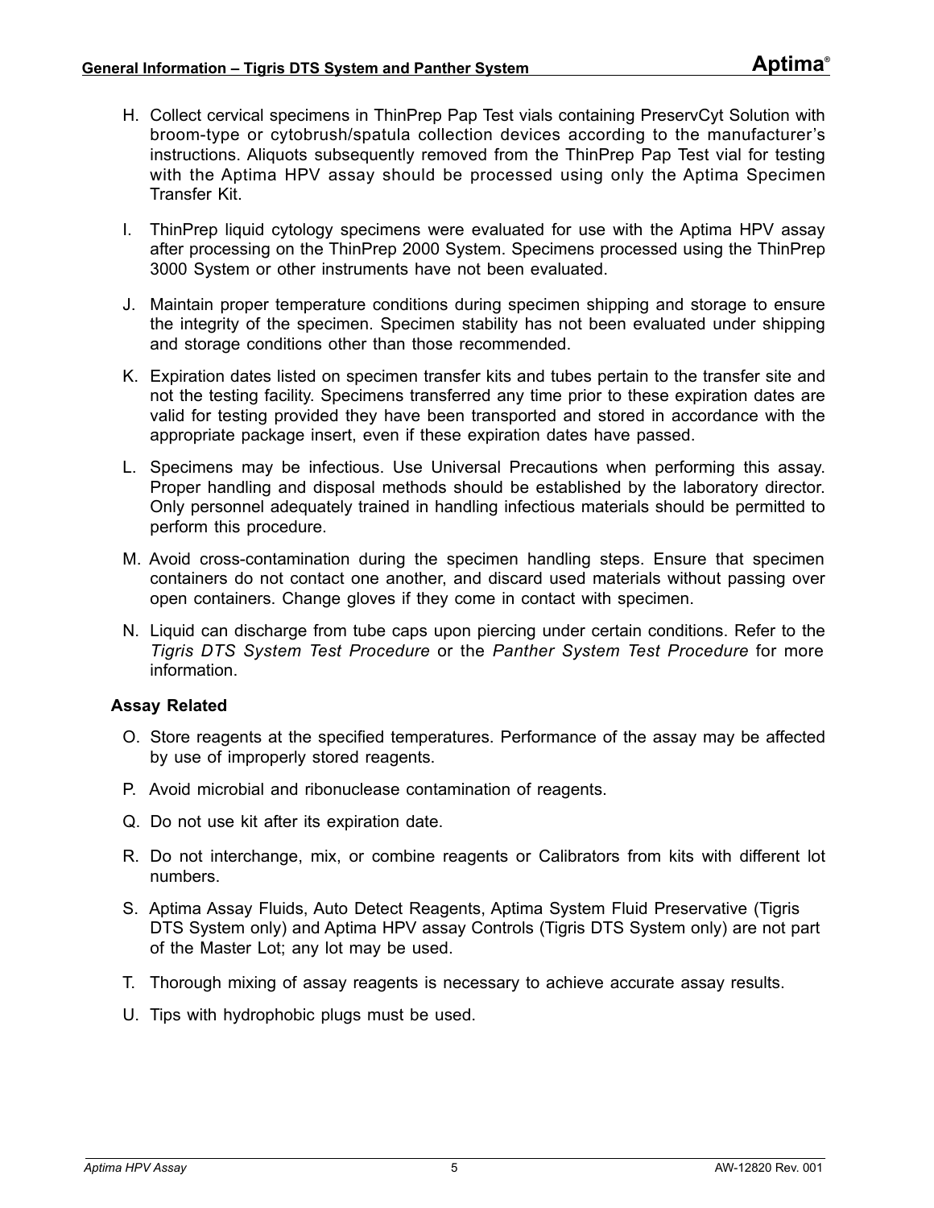H. Collect cervical specimens in ThinPrep Pap Test vials containing PreservCyt Solution with broom-type or cytobrush/spatula collection devices according to the manufacturer's instructions. Aliquots subsequently removed from the ThinPrep Pap Test vial for testing with the Aptima HPV assay should be processed using only the Aptima Specimen Transfer Kit.

I. ThinPrep liquid cytology specimens were evaluated for use with the Aptima HPV assay after processing on the ThinPrep 2000 System. Specimens processed using the ThinPrep 3000 System or other instruments have not been evaluated.

J. Maintain proper temperature conditions during specimen shipping and storage to ensure the integrity of the specimen. Specimen stability has not been evaluated under shipping and storage conditions other than those recommended.

K. Expiration dates listed on specimen transfer kits and tubes pertain to the transfer site and not the testing facility. Specimens transferred any time prior to these expiration dates are valid for testing provided they have been transported and stored in accordance with the appropriate package insert, even if these expiration dates have passed.

L. Specimens may be infectious. Use Universal Precautions when performing this assay. Proper handling and disposal methods should be established by the laboratory director. Only personnel adequately trained in handling infectious materials should be permitted to perform this procedure.

M. Avoid cross-contamination during the specimen handling steps. Ensure that specimen containers do not contact one another, and discard used materials without passing over open containers. Change gloves if they come in contact with specimen.

N. Liquid can discharge from tube caps upon piercing under certain conditions. Refer to the *Tigris DTS System Test Procedure* or the *Panther System Test Procedure* for more information.

### Assay Related

O. Store reagents at the specified temperatures. Performance of the assay may be affected by use of improperly stored reagents.

P. Avoid microbial and ribonuclease contamination of reagents.

Q. Do not use kit after its expiration date.

R. Do not interchange, mix, or combine reagents or Calibrators from kits with different lot numbers.

S. Aptima Assay Fluids, Auto Detect Reagents, Aptima System Fluid Preservative (Tigris DTS System only) and Aptima HPV assay Controls (Tigris DTS System only) are not part of the Master Lot; any lot may be used.

T. Thorough mixing of assay reagents is necessary to achieve accurate assay results.

U. Tips with hydrophobic plugs must be used.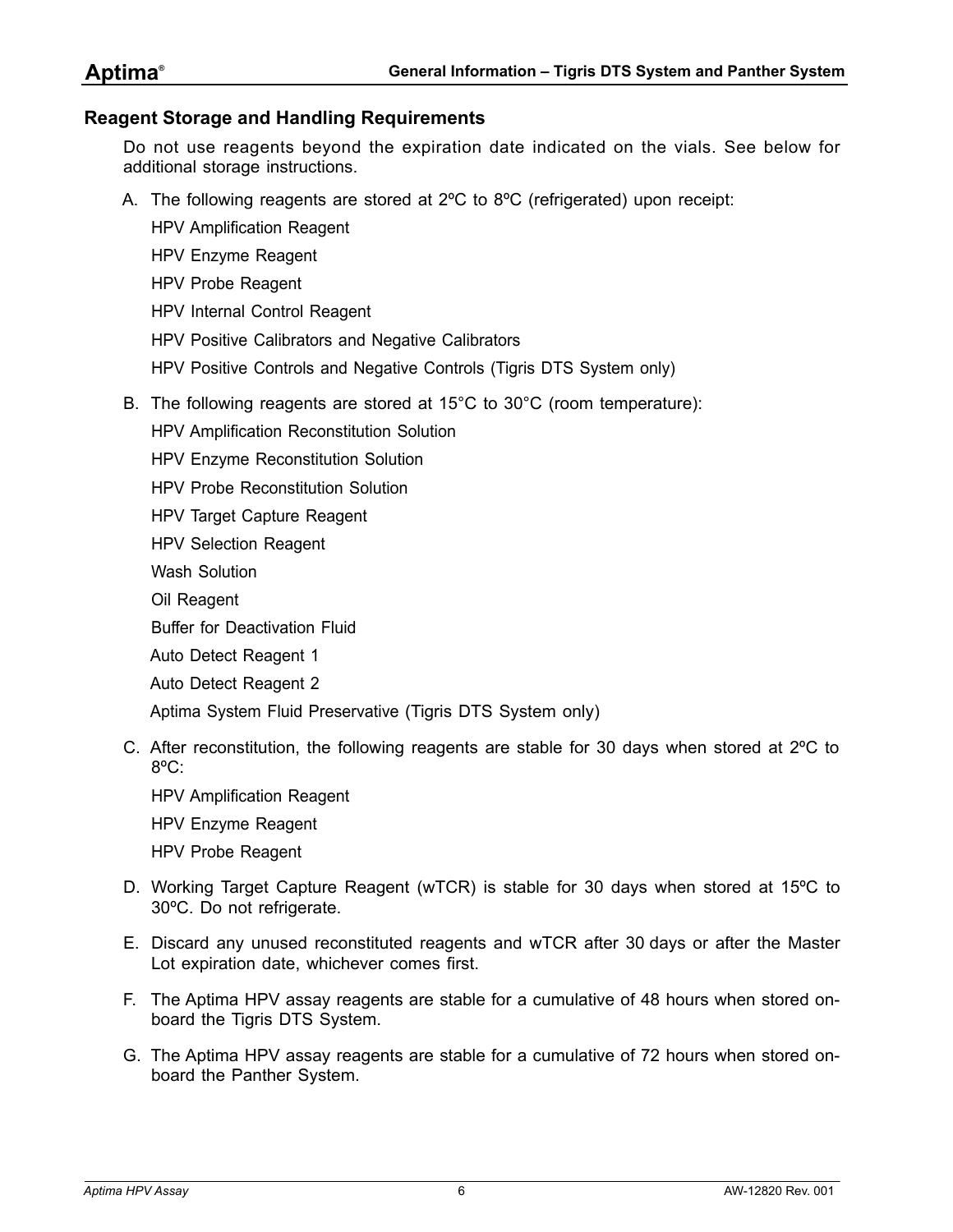## Reagent Storage and Handling Requirements

Do not use reagents beyond the expiration date indicated on the vials. See below for additional storage instructions.

A. The following reagents are stored at 2ºC to 8ºC (refrigerated) upon receipt:

   HPV Amplification Reagent

   HPV Enzyme Reagent

   HPV Probe Reagent

   HPV Internal Control Reagent

   HPV Positive Calibrators and Negative Calibrators

   HPV Positive Controls and Negative Controls (Tigris DTS System only)

B. The following reagents are stored at 15°C to 30°C (room temperature):

   HPV Amplification Reconstitution Solution

   HPV Enzyme Reconstitution Solution

   HPV Probe Reconstitution Solution

   HPV Target Capture Reagent

   HPV Selection Reagent

   Wash Solution

   Oil Reagent

   Buffer for Deactivation Fluid

   Auto Detect Reagent 1

   Auto Detect Reagent 2

   Aptima System Fluid Preservative (Tigris DTS System only)

C. After reconstitution, the following reagents are stable for 30 days when stored at 2ºC to 8ºC:

   HPV Amplification Reagent

   HPV Enzyme Reagent

   HPV Probe Reagent

D. Working Target Capture Reagent (wTCR) is stable for 30 days when stored at 15ºC to 30ºC. Do not refrigerate.

E. Discard any unused reconstituted reagents and wTCR after 30 days or after the Master Lot expiration date, whichever comes first.

F. The Aptima HPV assay reagents are stable for a cumulative of 48 hours when stored on-board the Tigris DTS System.

G. The Aptima HPV assay reagents are stable for a cumulative of 72 hours when stored on-board the Panther System.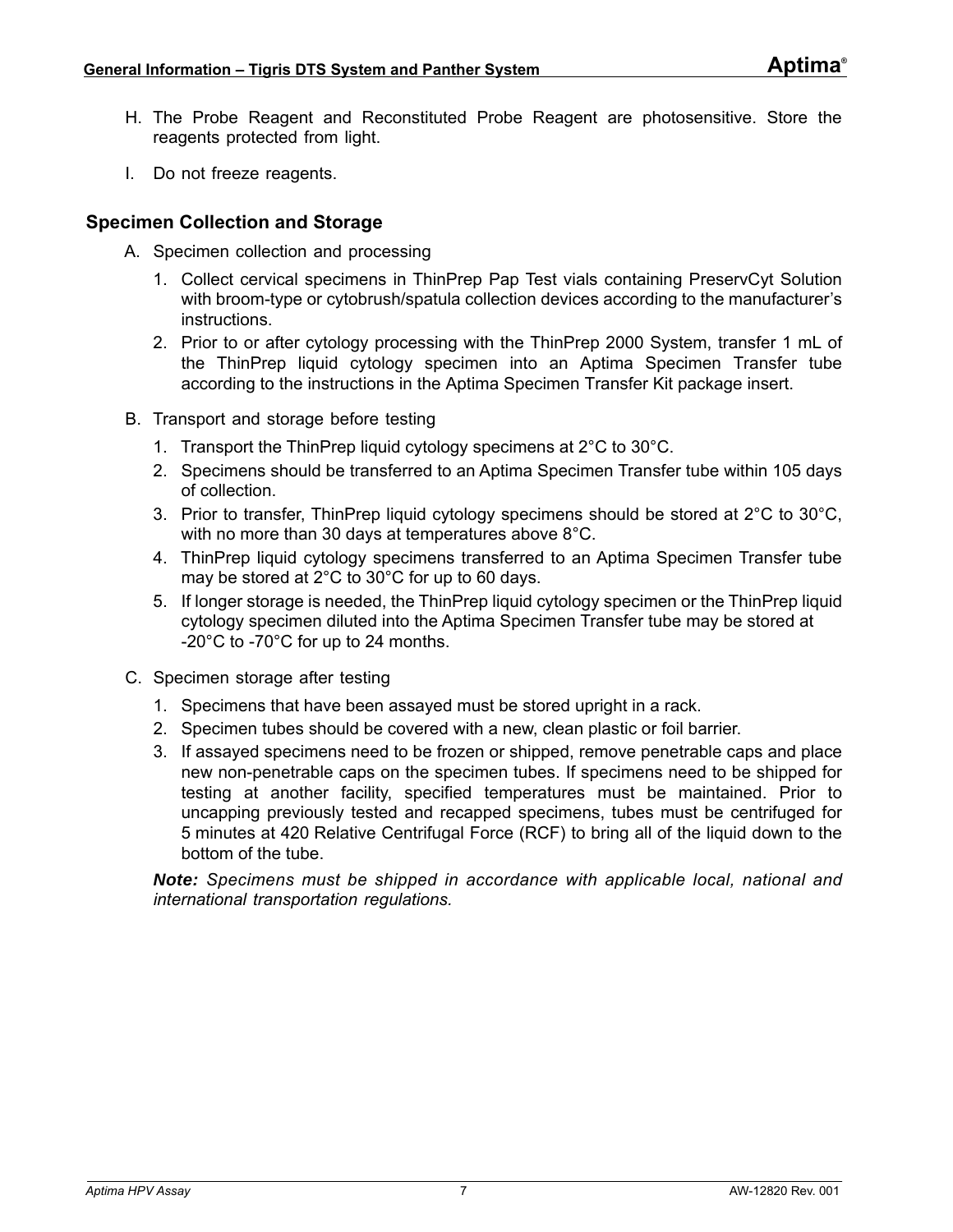H. The Probe Reagent and Reconstituted Probe Reagent are photosensitive. Store the reagents protected from light.

I. Do not freeze reagents.

## Specimen Collection and Storage

A. Specimen collection and processing

1. Collect cervical specimens in ThinPrep Pap Test vials containing PreservCyt Solution with broom-type or cytobrush/spatula collection devices according to the manufacturer's instructions.
2. Prior to or after cytology processing with the ThinPrep 2000 System, transfer 1 mL of the ThinPrep liquid cytology specimen into an Aptima Specimen Transfer tube according to the instructions in the Aptima Specimen Transfer Kit package insert.

B. Transport and storage before testing

1. Transport the ThinPrep liquid cytology specimens at 2°C to 30°C.
2. Specimens should be transferred to an Aptima Specimen Transfer tube within 105 days of collection.
3. Prior to transfer, ThinPrep liquid cytology specimens should be stored at 2°C to 30°C, with no more than 30 days at temperatures above 8°C.
4. ThinPrep liquid cytology specimens transferred to an Aptima Specimen Transfer tube may be stored at 2°C to 30°C for up to 60 days.
5. If longer storage is needed, the ThinPrep liquid cytology specimen or the ThinPrep liquid cytology specimen diluted into the Aptima Specimen Transfer tube may be stored at -20°C to -70°C for up to 24 months.

C. Specimen storage after testing

1. Specimens that have been assayed must be stored upright in a rack.
2. Specimen tubes should be covered with a new, clean plastic or foil barrier.
3. If assayed specimens need to be frozen or shipped, remove penetrable caps and place new non-penetrable caps on the specimen tubes. If specimens need to be shipped for testing at another facility, specified temperatures must be maintained. Prior to uncapping previously tested and recapped specimens, tubes must be centrifuged for 5 minutes at 420 Relative Centrifugal Force (RCF) to bring all of the liquid down to the bottom of the tube.

***Note:*** *Specimens must be shipped in accordance with applicable local, national and international transportation regulations.*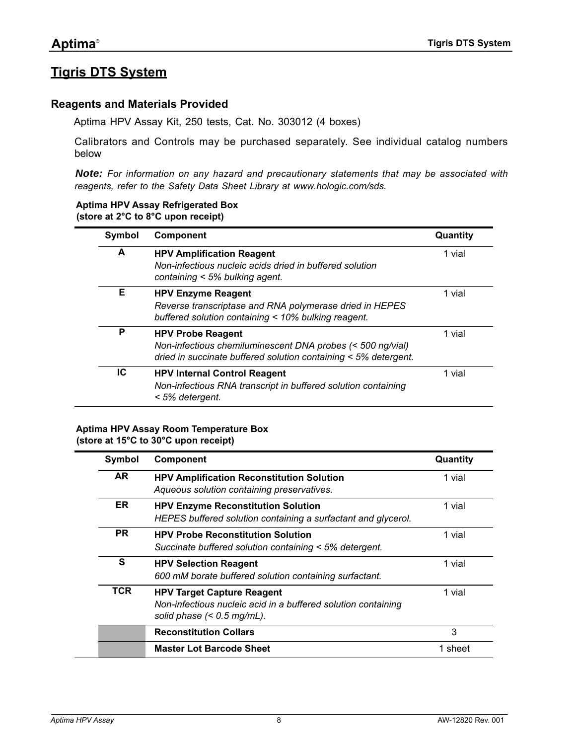## Tigris DTS System

### Reagents and Materials Provided

Aptima HPV Assay Kit, 250 tests, Cat. No. 303012 (4 boxes)

Calibrators and Controls may be purchased separately. See individual catalog numbers below

***Note:*** *For information on any hazard and precautionary statements that may be associated with reagents, refer to the Safety Data Sheet Library at www.hologic.com/sds.*

**Aptima HPV Assay Refrigerated Box**
**(store at 2°C to 8°C upon receipt)**

| Symbol | Component | Quantity |
|---|---|---|
| A | **HPV Amplification Reagent**<br>*Non-infectious nucleic acids dried in buffered solution containing < 5% bulking agent.* | 1 vial |
| E | **HPV Enzyme Reagent**<br>*Reverse transcriptase and RNA polymerase dried in HEPES buffered solution containing < 10% bulking reagent.* | 1 vial |
| P | **HPV Probe Reagent**<br>*Non-infectious chemiluminescent DNA probes (< 500 ng/vial) dried in succinate buffered solution containing < 5% detergent.* | 1 vial |
| IC | **HPV Internal Control Reagent**<br>*Non-infectious RNA transcript in buffered solution containing < 5% detergent.* | 1 vial |

**Aptima HPV Assay Room Temperature Box**
**(store at 15°C to 30°C upon receipt)**

| Symbol | Component | Quantity |
|---|---|---|
| AR | **HPV Amplification Reconstitution Solution**<br>*Aqueous solution containing preservatives.* | 1 vial |
| ER | **HPV Enzyme Reconstitution Solution**<br>*HEPES buffered solution containing a surfactant and glycerol.* | 1 vial |
| PR | **HPV Probe Reconstitution Solution**<br>*Succinate buffered solution containing < 5% detergent.* | 1 vial |
| S | **HPV Selection Reagent**<br>*600 mM borate buffered solution containing surfactant.* | 1 vial |
| TCR | **HPV Target Capture Reagent**<br>*Non-infectious nucleic acid in a buffered solution containing solid phase (< 0.5 mg/mL).* | 1 vial |
| | **Reconstitution Collars** | 3 |
| | **Master Lot Barcode Sheet** | 1 sheet |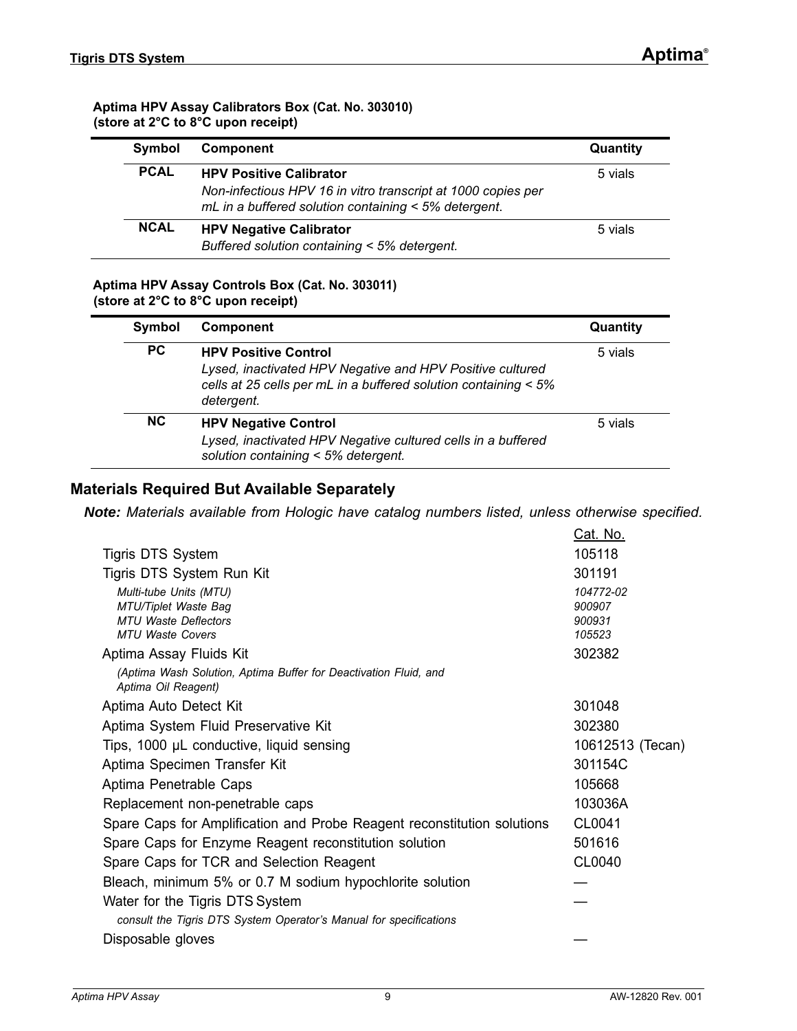**Aptima HPV Assay Calibrators Box (Cat. No. 303010)**
**(store at 2°C to 8°C upon receipt)**

| Symbol | Component | Quantity |
|---|---|---|
| **PCAL** | **HPV Positive Calibrator**<br>*Non-infectious HPV 16 in vitro transcript at 1000 copies per mL in a buffered solution containing < 5% detergent.* | 5 vials |
| **NCAL** | **HPV Negative Calibrator**<br>*Buffered solution containing < 5% detergent.* | 5 vials |

**Aptima HPV Assay Controls Box (Cat. No. 303011)**
**(store at 2°C to 8°C upon receipt)**

| Symbol | Component | Quantity |
|---|---|---|
| **PC** | **HPV Positive Control**<br>*Lysed, inactivated HPV Negative and HPV Positive cultured cells at 25 cells per mL in a buffered solution containing < 5% detergent.* | 5 vials |
| **NC** | **HPV Negative Control**<br>*Lysed, inactivated HPV Negative cultured cells in a buffered solution containing < 5% detergent.* | 5 vials |

## Materials Required But Available Separately

***Note:*** *Materials available from Hologic have catalog numbers listed, unless otherwise specified.*

| | Cat. No. |
|---|---|
| Tigris DTS System | 105118 |
| Tigris DTS System Run Kit | 301191 |
| *Multi-tube Units (MTU)* | *104772-02* |
| *MTU/Tiplet Waste Bag* | *900907* |
| *MTU Waste Deflectors* | *900931* |
| *MTU Waste Covers* | *105523* |
| Aptima Assay Fluids Kit<br>*(Aptima Wash Solution, Aptima Buffer for Deactivation Fluid, and Aptima Oil Reagent)* | 302382 |
| Aptima Auto Detect Kit | 301048 |
| Aptima System Fluid Preservative Kit | 302380 |
| Tips, 1000 µL conductive, liquid sensing | 10612513 (Tecan) |
| Aptima Specimen Transfer Kit | 301154C |
| Aptima Penetrable Caps | 105668 |
| Replacement non-penetrable caps | 103036A |
| Spare Caps for Amplification and Probe Reagent reconstitution solutions | CL0041 |
| Spare Caps for Enzyme Reagent reconstitution solution | 501616 |
| Spare Caps for TCR and Selection Reagent | CL0040 |
| Bleach, minimum 5% or 0.7 M sodium hypochlorite solution | — |
| Water for the Tigris DTS System<br>*consult the Tigris DTS System Operator's Manual for specifications* | — |
| Disposable gloves | — |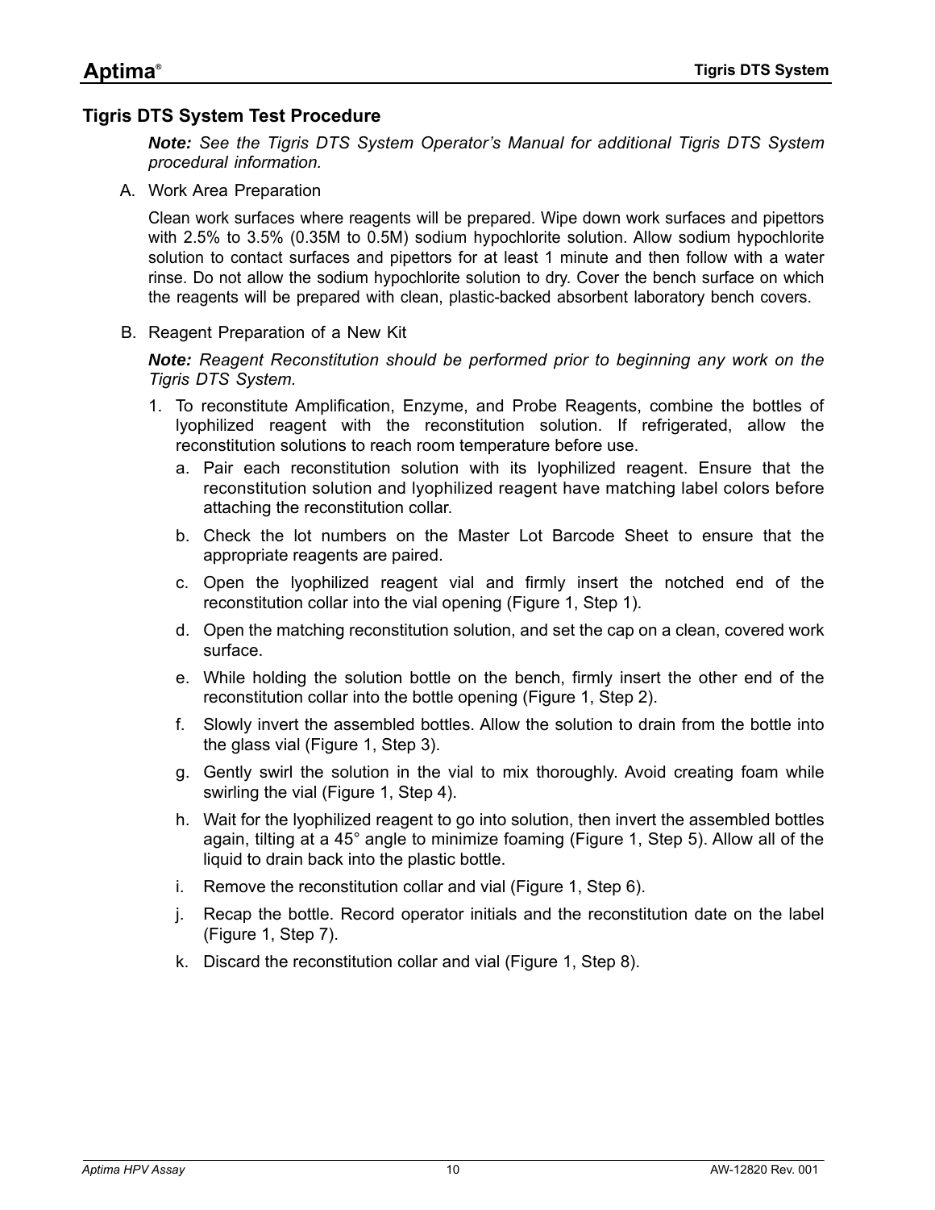## Tigris DTS System Test Procedure

***Note:*** *See the Tigris DTS System Operator's Manual for additional Tigris DTS System procedural information.*

A. Work Area Preparation

Clean work surfaces where reagents will be prepared. Wipe down work surfaces and pipettors with 2.5% to 3.5% (0.35M to 0.5M) sodium hypochlorite solution. Allow sodium hypochlorite solution to contact surfaces and pipettors for at least 1 minute and then follow with a water rinse. Do not allow the sodium hypochlorite solution to dry. Cover the bench surface on which the reagents will be prepared with clean, plastic-backed absorbent laboratory bench covers.

B. Reagent Preparation of a New Kit

***Note:*** *Reagent Reconstitution should be performed prior to beginning any work on the Tigris DTS System.*

1. To reconstitute Amplification, Enzyme, and Probe Reagents, combine the bottles of lyophilized reagent with the reconstitution solution. If refrigerated, allow the reconstitution solutions to reach room temperature before use.
   a. Pair each reconstitution solution with its lyophilized reagent. Ensure that the reconstitution solution and lyophilized reagent have matching label colors before attaching the reconstitution collar.
   b. Check the lot numbers on the Master Lot Barcode Sheet to ensure that the appropriate reagents are paired.
   c. Open the lyophilized reagent vial and firmly insert the notched end of the reconstitution collar into the vial opening (Figure 1, Step 1).
   d. Open the matching reconstitution solution, and set the cap on a clean, covered work surface.
   e. While holding the solution bottle on the bench, firmly insert the other end of the reconstitution collar into the bottle opening (Figure 1, Step 2).
   f. Slowly invert the assembled bottles. Allow the solution to drain from the bottle into the glass vial (Figure 1, Step 3).
   g. Gently swirl the solution in the vial to mix thoroughly. Avoid creating foam while swirling the vial (Figure 1, Step 4).
   h. Wait for the lyophilized reagent to go into solution, then invert the assembled bottles again, tilting at a 45° angle to minimize foaming (Figure 1, Step 5). Allow all of the liquid to drain back into the plastic bottle.
   i. Remove the reconstitution collar and vial (Figure 1, Step 6).
   j. Recap the bottle. Record operator initials and the reconstitution date on the label (Figure 1, Step 7).
   k. Discard the reconstitution collar and vial (Figure 1, Step 8).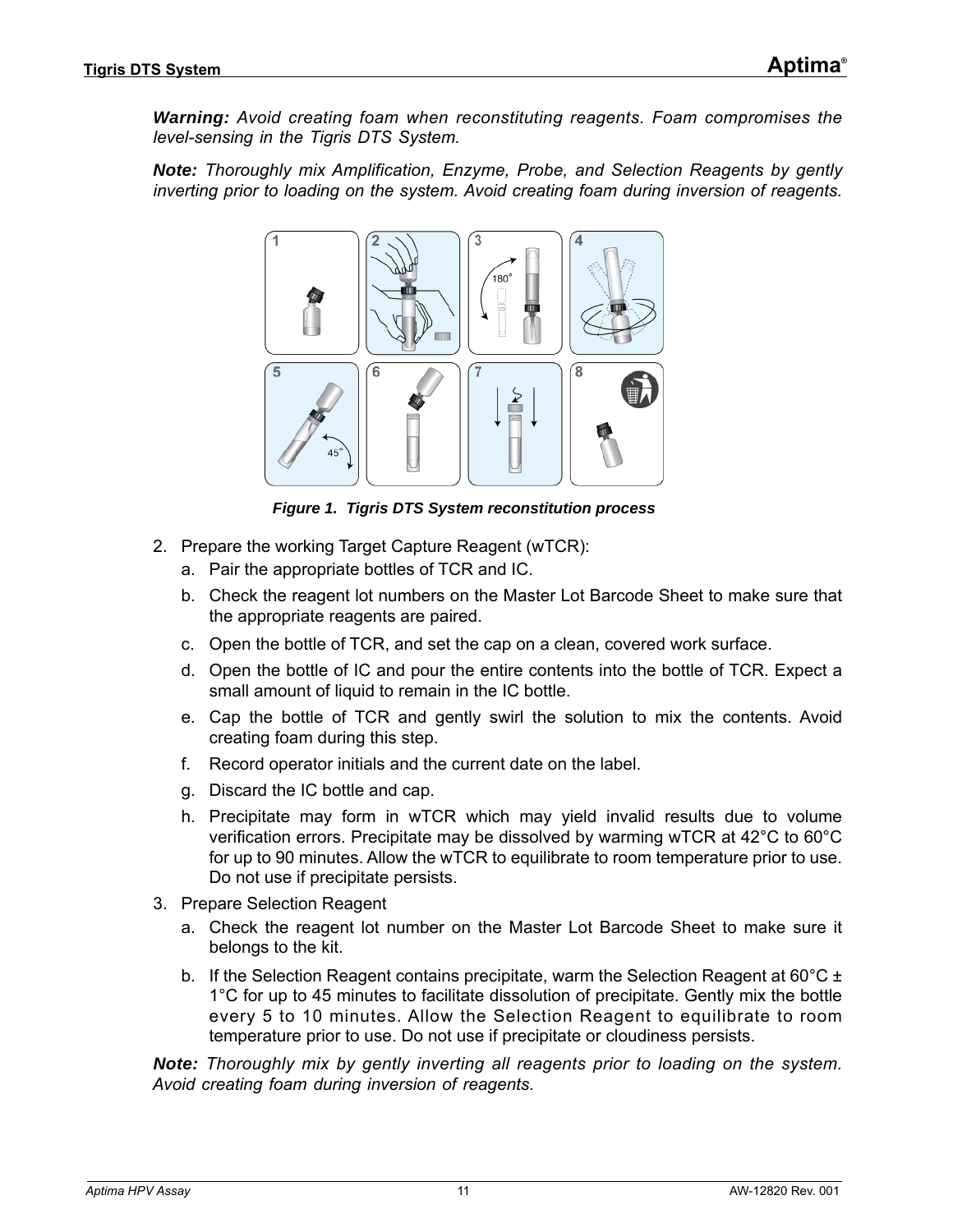***Warning:*** *Avoid creating foam when reconstituting reagents. Foam compromises the level-sensing in the Tigris DTS System.*

***Note:*** *Thoroughly mix Amplification, Enzyme, Probe, and Selection Reagents by gently inverting prior to loading on the system. Avoid creating foam during inversion of reagents.*

***Figure 1. Tigris DTS System reconstitution process***

2. Prepare the working Target Capture Reagent (wTCR):
   a. Pair the appropriate bottles of TCR and IC.
   b. Check the reagent lot numbers on the Master Lot Barcode Sheet to make sure that the appropriate reagents are paired.
   c. Open the bottle of TCR, and set the cap on a clean, covered work surface.
   d. Open the bottle of IC and pour the entire contents into the bottle of TCR. Expect a small amount of liquid to remain in the IC bottle.
   e. Cap the bottle of TCR and gently swirl the solution to mix the contents. Avoid creating foam during this step.
   f. Record operator initials and the current date on the label.
   g. Discard the IC bottle and cap.
   h. Precipitate may form in wTCR which may yield invalid results due to volume verification errors. Precipitate may be dissolved by warming wTCR at 42°C to 60°C for up to 90 minutes. Allow the wTCR to equilibrate to room temperature prior to use. Do not use if precipitate persists.
3. Prepare Selection Reagent
   a. Check the reagent lot number on the Master Lot Barcode Sheet to make sure it belongs to the kit.
   b. If the Selection Reagent contains precipitate, warm the Selection Reagent at 60°C ± 1°C for up to 45 minutes to facilitate dissolution of precipitate. Gently mix the bottle every 5 to 10 minutes. Allow the Selection Reagent to equilibrate to room temperature prior to use. Do not use if precipitate or cloudiness persists.

***Note:*** *Thoroughly mix by gently inverting all reagents prior to loading on the system. Avoid creating foam during inversion of reagents.*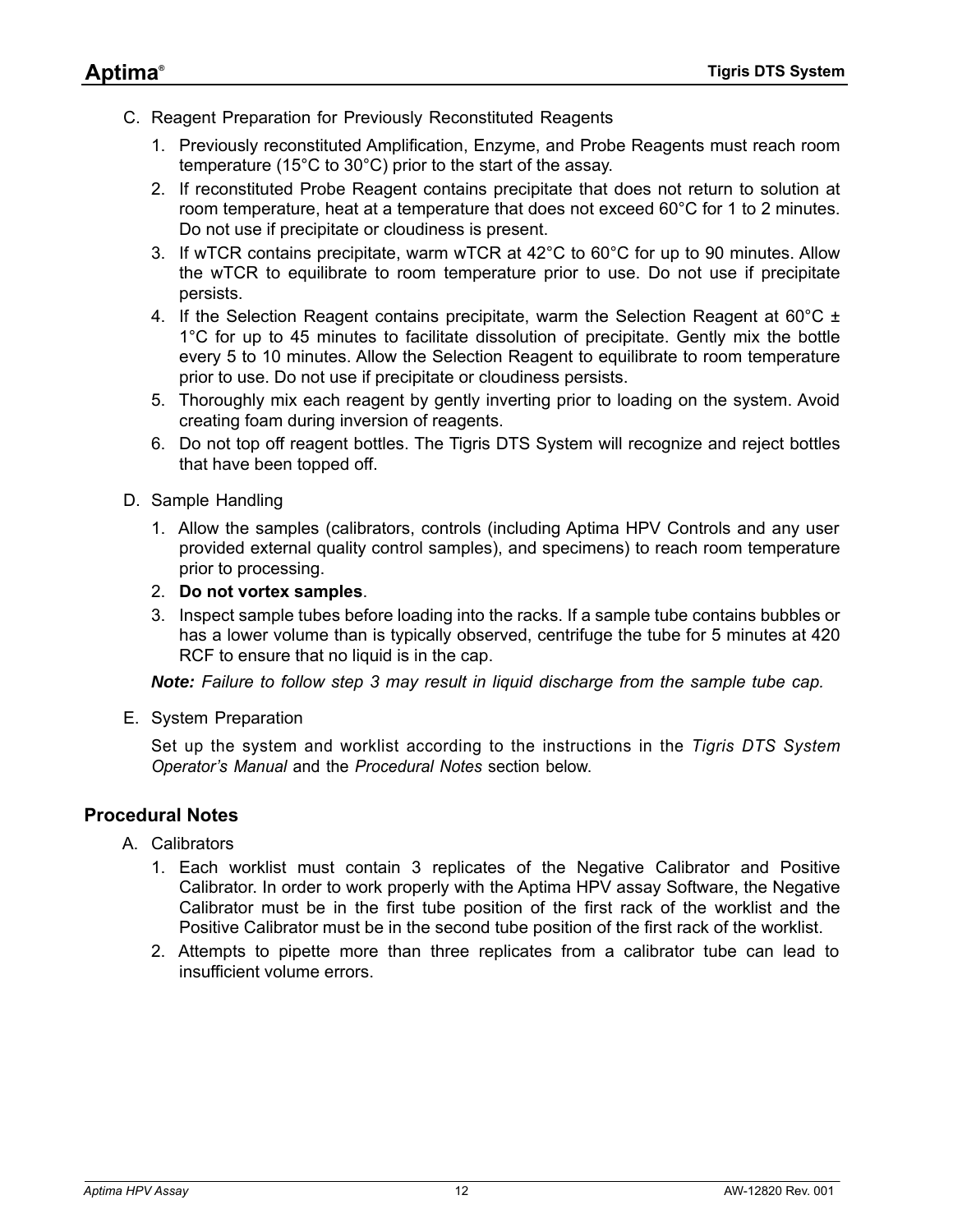C. Reagent Preparation for Previously Reconstituted Reagents

1. Previously reconstituted Amplification, Enzyme, and Probe Reagents must reach room temperature (15°C to 30°C) prior to the start of the assay.
2. If reconstituted Probe Reagent contains precipitate that does not return to solution at room temperature, heat at a temperature that does not exceed 60°C for 1 to 2 minutes. Do not use if precipitate or cloudiness is present.
3. If wTCR contains precipitate, warm wTCR at 42°C to 60°C for up to 90 minutes. Allow the wTCR to equilibrate to room temperature prior to use. Do not use if precipitate persists.
4. If the Selection Reagent contains precipitate, warm the Selection Reagent at 60°C ± 1°C for up to 45 minutes to facilitate dissolution of precipitate. Gently mix the bottle every 5 to 10 minutes. Allow the Selection Reagent to equilibrate to room temperature prior to use. Do not use if precipitate or cloudiness persists.
5. Thoroughly mix each reagent by gently inverting prior to loading on the system. Avoid creating foam during inversion of reagents.
6. Do not top off reagent bottles. The Tigris DTS System will recognize and reject bottles that have been topped off.

D. Sample Handling

1. Allow the samples (calibrators, controls (including Aptima HPV Controls and any user provided external quality control samples), and specimens) to reach room temperature prior to processing.
2. **Do not vortex samples**.
3. Inspect sample tubes before loading into the racks. If a sample tube contains bubbles or has a lower volume than is typically observed, centrifuge the tube for 5 minutes at 420 RCF to ensure that no liquid is in the cap.

***Note:*** *Failure to follow step 3 may result in liquid discharge from the sample tube cap.*

E. System Preparation

Set up the system and worklist according to the instructions in the *Tigris DTS System Operator's Manual* and the *Procedural Notes* section below.

## Procedural Notes

A. Calibrators

1. Each worklist must contain 3 replicates of the Negative Calibrator and Positive Calibrator. In order to work properly with the Aptima HPV assay Software, the Negative Calibrator must be in the first tube position of the first rack of the worklist and the Positive Calibrator must be in the second tube position of the first rack of the worklist.
2. Attempts to pipette more than three replicates from a calibrator tube can lead to insufficient volume errors.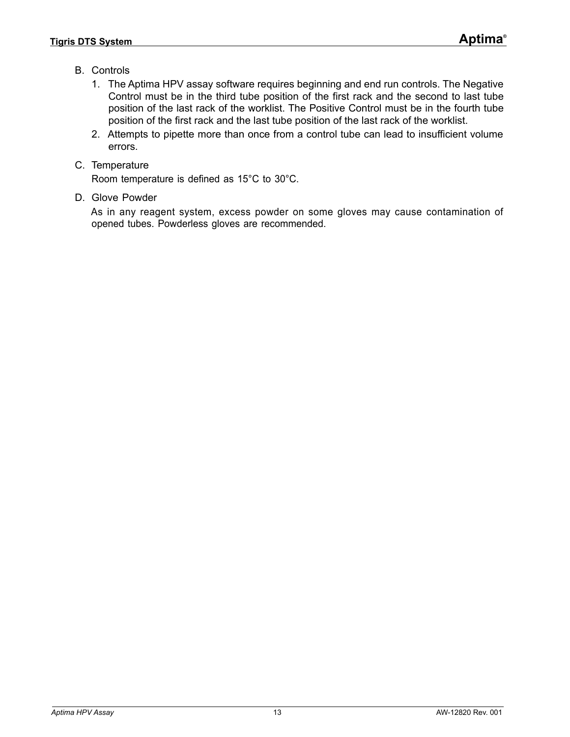B. Controls

1. The Aptima HPV assay software requires beginning and end run controls. The Negative Control must be in the third tube position of the first rack and the second to last tube position of the last rack of the worklist. The Positive Control must be in the fourth tube position of the first rack and the last tube position of the last rack of the worklist.
2. Attempts to pipette more than once from a control tube can lead to insufficient volume errors.

C. Temperature

Room temperature is defined as 15°C to 30°C.

D. Glove Powder

As in any reagent system, excess powder on some gloves may cause contamination of opened tubes. Powderless gloves are recommended.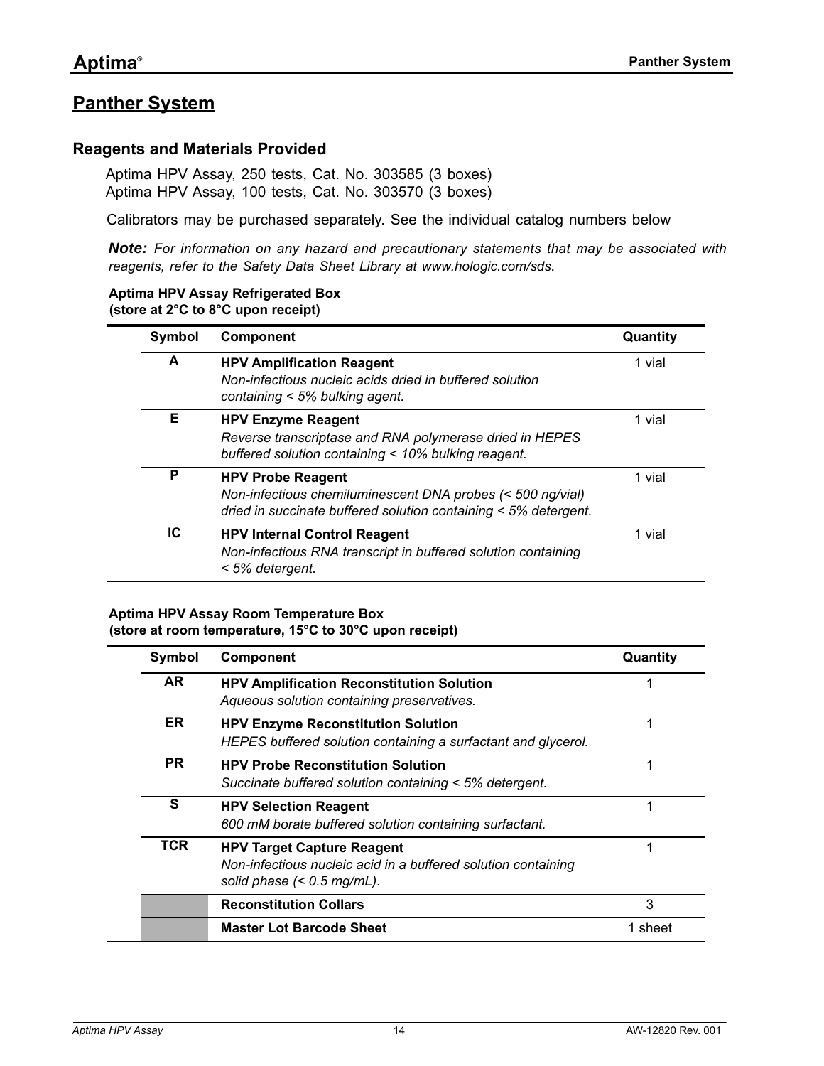## Panther System

### Reagents and Materials Provided

Aptima HPV Assay, 250 tests, Cat. No. 303585 (3 boxes)
Aptima HPV Assay, 100 tests, Cat. No. 303570 (3 boxes)

Calibrators may be purchased separately. See the individual catalog numbers below

***Note:*** *For information on any hazard and precautionary statements that may be associated with reagents, refer to the Safety Data Sheet Library at www.hologic.com/sds.*

**Aptima HPV Assay Refrigerated Box**
**(store at 2°C to 8°C upon receipt)**

| Symbol | Component | Quantity |
|---|---|---|
| A | **HPV Amplification Reagent**<br>*Non-infectious nucleic acids dried in buffered solution containing < 5% bulking agent.* | 1 vial |
| E | **HPV Enzyme Reagent**<br>*Reverse transcriptase and RNA polymerase dried in HEPES buffered solution containing < 10% bulking reagent.* | 1 vial |
| P | **HPV Probe Reagent**<br>*Non-infectious chemiluminescent DNA probes (< 500 ng/vial) dried in succinate buffered solution containing < 5% detergent.* | 1 vial |
| IC | **HPV Internal Control Reagent**<br>*Non-infectious RNA transcript in buffered solution containing < 5% detergent.* | 1 vial |

**Aptima HPV Assay Room Temperature Box**
**(store at room temperature, 15°C to 30°C upon receipt)**

| Symbol | Component | Quantity |
|---|---|---|
| AR | **HPV Amplification Reconstitution Solution**<br>*Aqueous solution containing preservatives.* | 1 |
| ER | **HPV Enzyme Reconstitution Solution**<br>*HEPES buffered solution containing a surfactant and glycerol.* | 1 |
| PR | **HPV Probe Reconstitution Solution**<br>*Succinate buffered solution containing < 5% detergent.* | 1 |
| S | **HPV Selection Reagent**<br>*600 mM borate buffered solution containing surfactant.* | 1 |
| TCR | **HPV Target Capture Reagent**<br>*Non-infectious nucleic acid in a buffered solution containing solid phase (< 0.5 mg/mL).* | 1 |
| | **Reconstitution Collars** | 3 |
| | **Master Lot Barcode Sheet** | 1 sheet |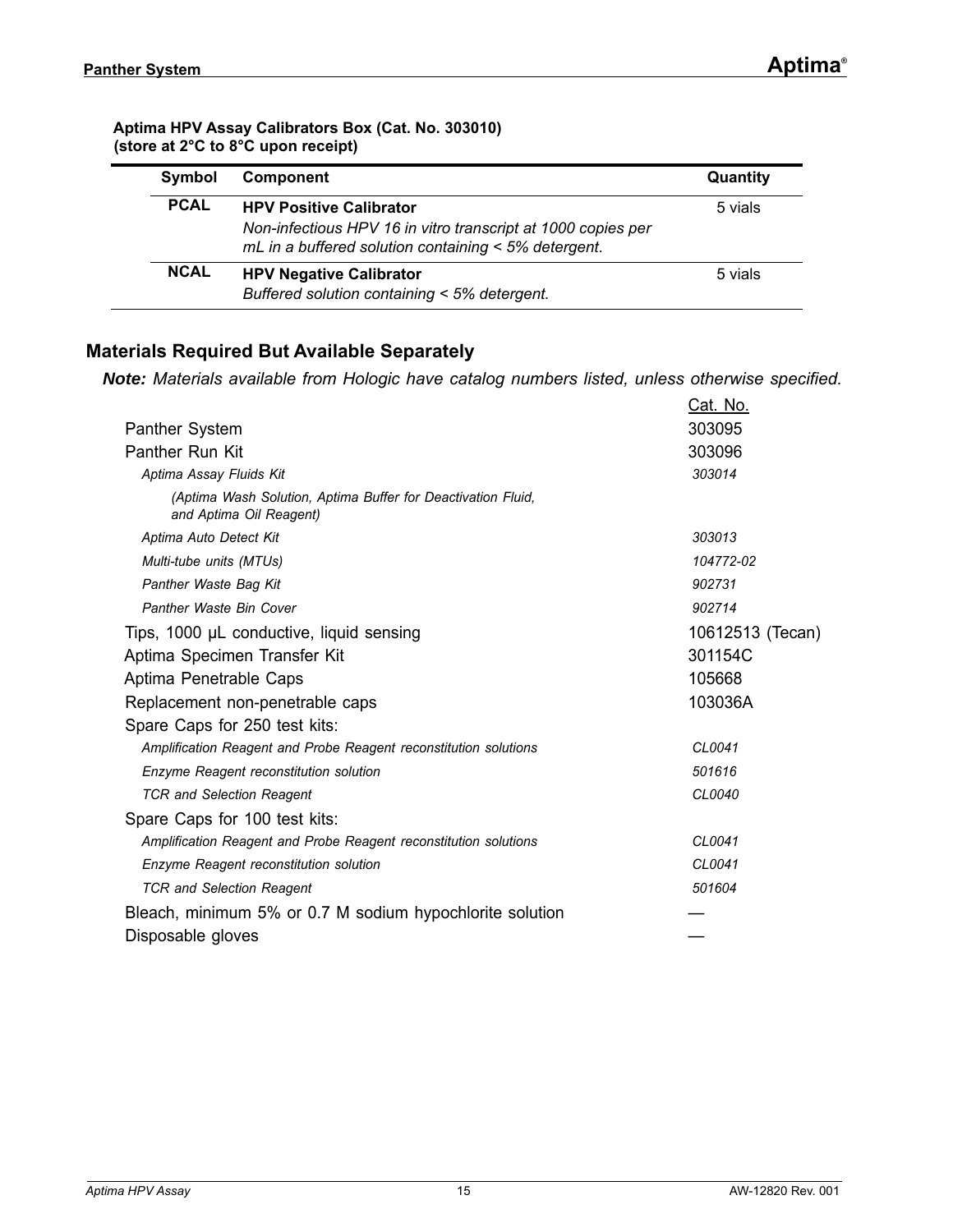**Aptima HPV Assay Calibrators Box (Cat. No. 303010)**
**(store at 2°C to 8°C upon receipt)**

| Symbol | Component | Quantity |
|---|---|---|
| **PCAL** | **HPV Positive Calibrator**<br>*Non-infectious HPV 16 in vitro transcript at 1000 copies per mL in a buffered solution containing < 5% detergent.* | 5 vials |
| **NCAL** | **HPV Negative Calibrator**<br>*Buffered solution containing < 5% detergent.* | 5 vials |

## Materials Required But Available Separately

***Note:*** *Materials available from Hologic have catalog numbers listed, unless otherwise specified.*

| | Cat. No. |
|---|---|
| Panther System | 303095 |
| Panther Run Kit | 303096 |
| *Aptima Assay Fluids Kit* | *303014* |
| *(Aptima Wash Solution, Aptima Buffer for Deactivation Fluid, and Aptima Oil Reagent)* | |
| *Aptima Auto Detect Kit* | *303013* |
| *Multi-tube units (MTUs)* | *104772-02* |
| *Panther Waste Bag Kit* | *902731* |
| *Panther Waste Bin Cover* | *902714* |
| Tips, 1000 µL conductive, liquid sensing | 10612513 (Tecan) |
| Aptima Specimen Transfer Kit | 301154C |
| Aptima Penetrable Caps | 105668 |
| Replacement non-penetrable caps | 103036A |
| Spare Caps for 250 test kits: | |
| *Amplification Reagent and Probe Reagent reconstitution solutions* | *CL0041* |
| *Enzyme Reagent reconstitution solution* | *501616* |
| *TCR and Selection Reagent* | *CL0040* |
| Spare Caps for 100 test kits: | |
| *Amplification Reagent and Probe Reagent reconstitution solutions* | *CL0041* |
| *Enzyme Reagent reconstitution solution* | *CL0041* |
| *TCR and Selection Reagent* | *501604* |
| Bleach, minimum 5% or 0.7 M sodium hypochlorite solution | — |
| Disposable gloves | — |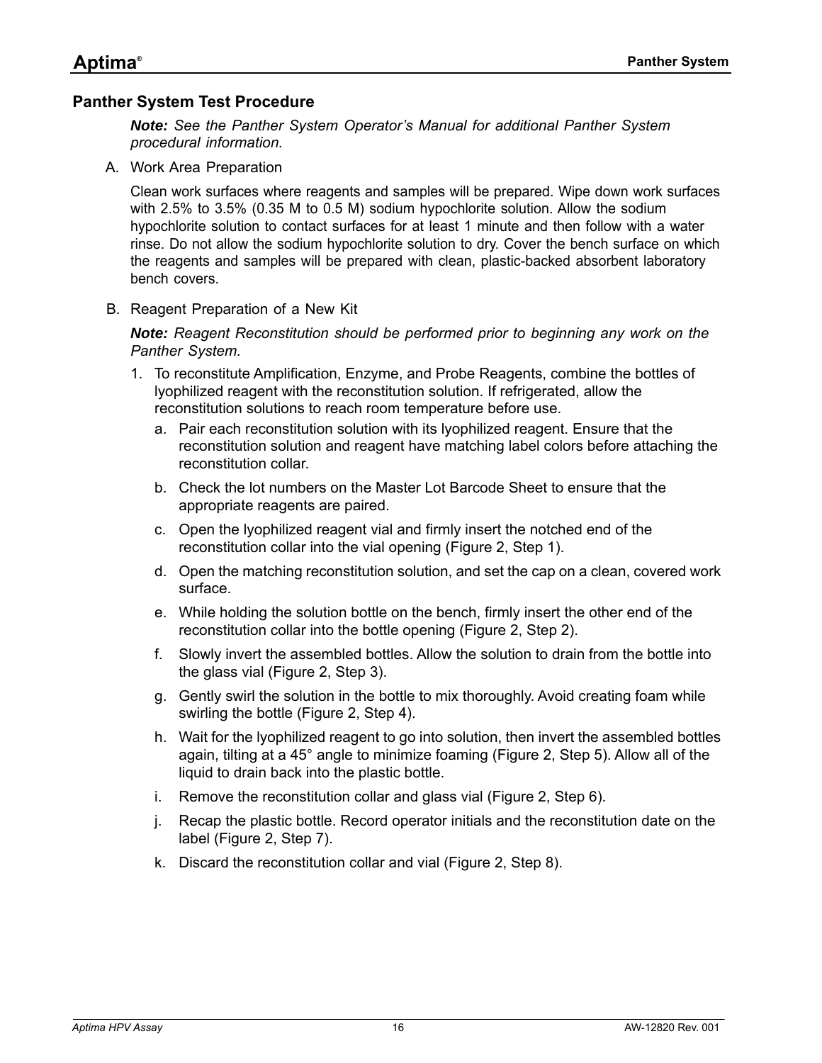## Panther System Test Procedure

***Note:*** *See the Panther System Operator's Manual for additional Panther System procedural information.*

A. Work Area Preparation

Clean work surfaces where reagents and samples will be prepared. Wipe down work surfaces with 2.5% to 3.5% (0.35 M to 0.5 M) sodium hypochlorite solution. Allow the sodium hypochlorite solution to contact surfaces for at least 1 minute and then follow with a water rinse. Do not allow the sodium hypochlorite solution to dry. Cover the bench surface on which the reagents and samples will be prepared with clean, plastic-backed absorbent laboratory bench covers.

B. Reagent Preparation of a New Kit

***Note:*** *Reagent Reconstitution should be performed prior to beginning any work on the Panther System.*

1. To reconstitute Amplification, Enzyme, and Probe Reagents, combine the bottles of lyophilized reagent with the reconstitution solution. If refrigerated, allow the reconstitution solutions to reach room temperature before use.
   a. Pair each reconstitution solution with its lyophilized reagent. Ensure that the reconstitution solution and reagent have matching label colors before attaching the reconstitution collar.
   b. Check the lot numbers on the Master Lot Barcode Sheet to ensure that the appropriate reagents are paired.
   c. Open the lyophilized reagent vial and firmly insert the notched end of the reconstitution collar into the vial opening (Figure 2, Step 1).
   d. Open the matching reconstitution solution, and set the cap on a clean, covered work surface.
   e. While holding the solution bottle on the bench, firmly insert the other end of the reconstitution collar into the bottle opening (Figure 2, Step 2).
   f. Slowly invert the assembled bottles. Allow the solution to drain from the bottle into the glass vial (Figure 2, Step 3).
   g. Gently swirl the solution in the bottle to mix thoroughly. Avoid creating foam while swirling the bottle (Figure 2, Step 4).
   h. Wait for the lyophilized reagent to go into solution, then invert the assembled bottles again, tilting at a 45° angle to minimize foaming (Figure 2, Step 5). Allow all of the liquid to drain back into the plastic bottle.
   i. Remove the reconstitution collar and glass vial (Figure 2, Step 6).
   j. Recap the plastic bottle. Record operator initials and the reconstitution date on the label (Figure 2, Step 7).
   k. Discard the reconstitution collar and vial (Figure 2, Step 8).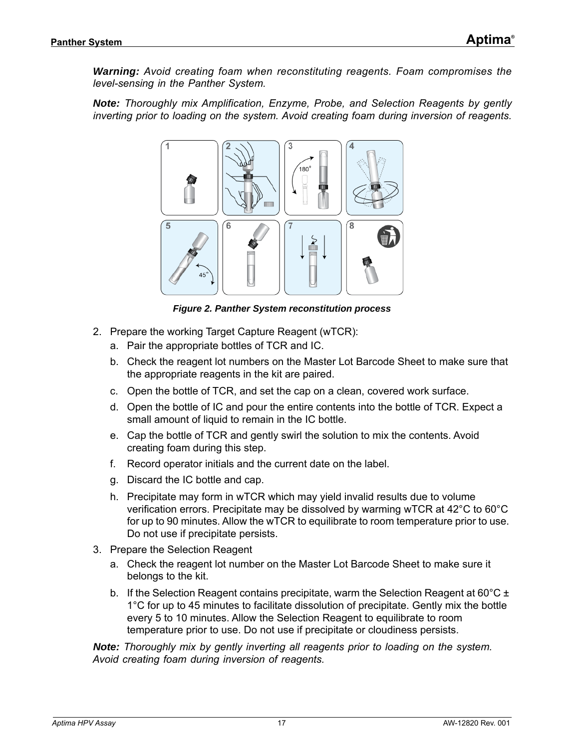***Warning:*** *Avoid creating foam when reconstituting reagents. Foam compromises the level-sensing in the Panther System.*

***Note:*** *Thoroughly mix Amplification, Enzyme, Probe, and Selection Reagents by gently inverting prior to loading on the system. Avoid creating foam during inversion of reagents.*

***Figure 2. Panther System reconstitution process***

2. Prepare the working Target Capture Reagent (wTCR):
   a. Pair the appropriate bottles of TCR and IC.
   b. Check the reagent lot numbers on the Master Lot Barcode Sheet to make sure that the appropriate reagents in the kit are paired.
   c. Open the bottle of TCR, and set the cap on a clean, covered work surface.
   d. Open the bottle of IC and pour the entire contents into the bottle of TCR. Expect a small amount of liquid to remain in the IC bottle.
   e. Cap the bottle of TCR and gently swirl the solution to mix the contents. Avoid creating foam during this step.
   f. Record operator initials and the current date on the label.
   g. Discard the IC bottle and cap.
   h. Precipitate may form in wTCR which may yield invalid results due to volume verification errors. Precipitate may be dissolved by warming wTCR at 42°C to 60°C for up to 90 minutes. Allow the wTCR to equilibrate to room temperature prior to use. Do not use if precipitate persists.
3. Prepare the Selection Reagent
   a. Check the reagent lot number on the Master Lot Barcode Sheet to make sure it belongs to the kit.
   b. If the Selection Reagent contains precipitate, warm the Selection Reagent at 60°C ± 1°C for up to 45 minutes to facilitate dissolution of precipitate. Gently mix the bottle every 5 to 10 minutes. Allow the Selection Reagent to equilibrate to room temperature prior to use. Do not use if precipitate or cloudiness persists.

***Note:*** *Thoroughly mix by gently inverting all reagents prior to loading on the system. Avoid creating foam during inversion of reagents.*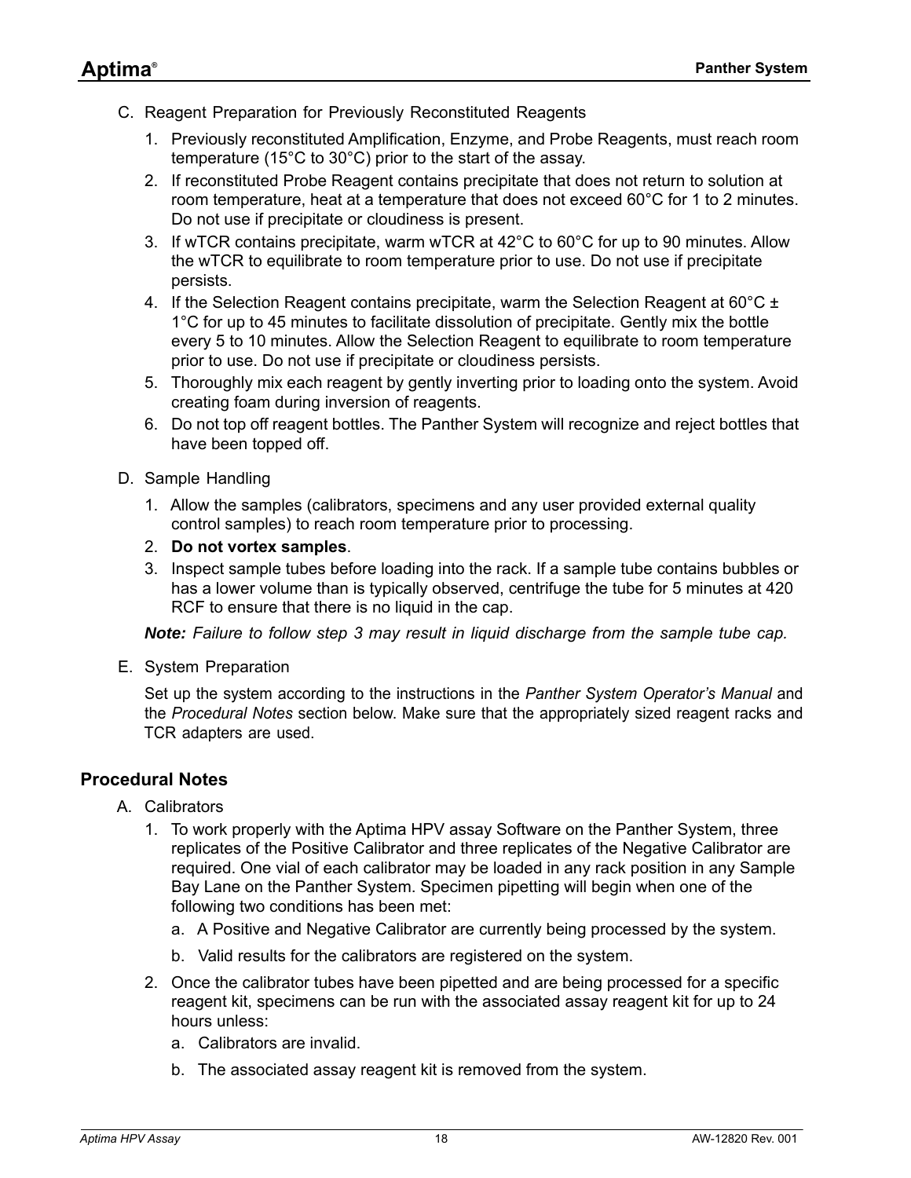C. Reagent Preparation for Previously Reconstituted Reagents

1. Previously reconstituted Amplification, Enzyme, and Probe Reagents, must reach room temperature (15°C to 30°C) prior to the start of the assay.
2. If reconstituted Probe Reagent contains precipitate that does not return to solution at room temperature, heat at a temperature that does not exceed 60°C for 1 to 2 minutes. Do not use if precipitate or cloudiness is present.
3. If wTCR contains precipitate, warm wTCR at 42°C to 60°C for up to 90 minutes. Allow the wTCR to equilibrate to room temperature prior to use. Do not use if precipitate persists.
4. If the Selection Reagent contains precipitate, warm the Selection Reagent at 60°C ± 1°C for up to 45 minutes to facilitate dissolution of precipitate. Gently mix the bottle every 5 to 10 minutes. Allow the Selection Reagent to equilibrate to room temperature prior to use. Do not use if precipitate or cloudiness persists.
5. Thoroughly mix each reagent by gently inverting prior to loading onto the system. Avoid creating foam during inversion of reagents.
6. Do not top off reagent bottles. The Panther System will recognize and reject bottles that have been topped off.

D. Sample Handling

1. Allow the samples (calibrators, specimens and any user provided external quality control samples) to reach room temperature prior to processing.
2. **Do not vortex samples**.
3. Inspect sample tubes before loading into the rack. If a sample tube contains bubbles or has a lower volume than is typically observed, centrifuge the tube for 5 minutes at 420 RCF to ensure that there is no liquid in the cap.

***Note:*** *Failure to follow step 3 may result in liquid discharge from the sample tube cap.*

E. System Preparation

Set up the system according to the instructions in the *Panther System Operator's Manual* and the *Procedural Notes* section below. Make sure that the appropriately sized reagent racks and TCR adapters are used.

## Procedural Notes

A. Calibrators

1. To work properly with the Aptima HPV assay Software on the Panther System, three replicates of the Positive Calibrator and three replicates of the Negative Calibrator are required. One vial of each calibrator may be loaded in any rack position in any Sample Bay Lane on the Panther System. Specimen pipetting will begin when one of the following two conditions has been met:
   a. A Positive and Negative Calibrator are currently being processed by the system.
   b. Valid results for the calibrators are registered on the system.
2. Once the calibrator tubes have been pipetted and are being processed for a specific reagent kit, specimens can be run with the associated assay reagent kit for up to 24 hours unless:
   a. Calibrators are invalid.
   b. The associated assay reagent kit is removed from the system.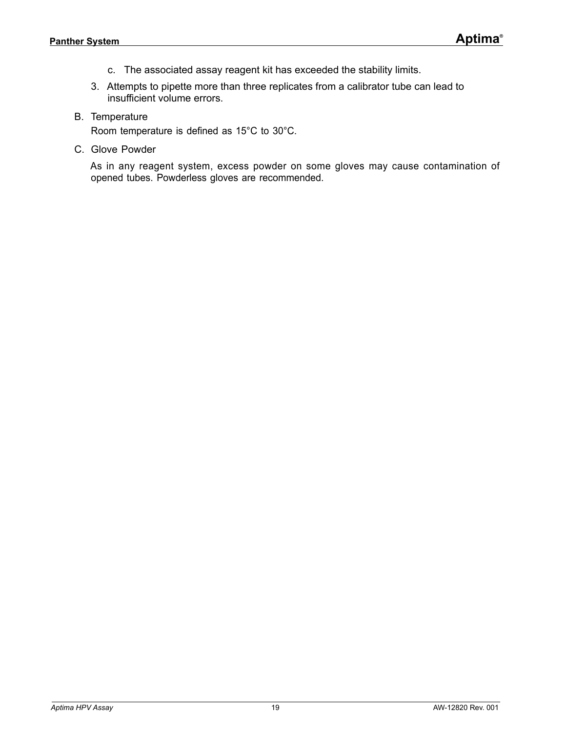c. The associated assay reagent kit has exceeded the stability limits.

3. Attempts to pipette more than three replicates from a calibrator tube can lead to insufficient volume errors.

B. Temperature

Room temperature is defined as 15°C to 30°C.

C. Glove Powder

As in any reagent system, excess powder on some gloves may cause contamination of opened tubes. Powderless gloves are recommended.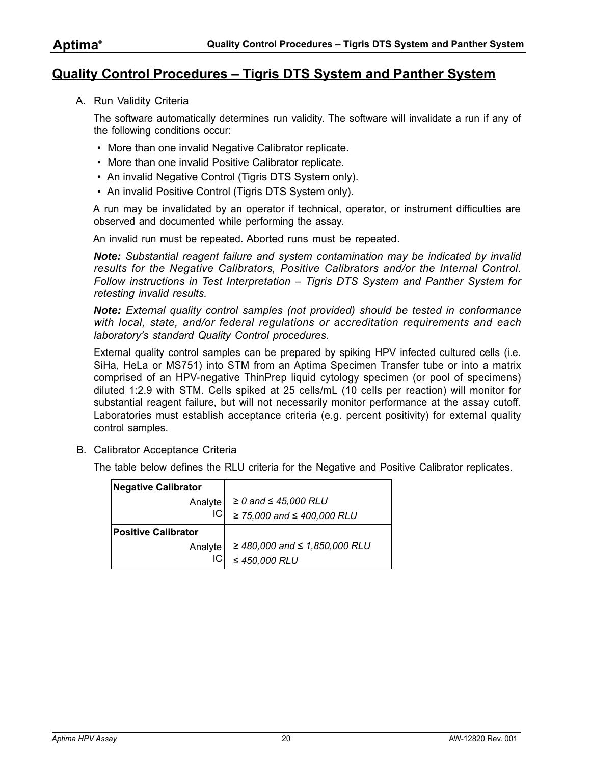## Quality Control Procedures – Tigris DTS System and Panther System

A. Run Validity Criteria

The software automatically determines run validity. The software will invalidate a run if any of the following conditions occur:

- More than one invalid Negative Calibrator replicate.
- More than one invalid Positive Calibrator replicate.
- An invalid Negative Control (Tigris DTS System only).
- An invalid Positive Control (Tigris DTS System only).

A run may be invalidated by an operator if technical, operator, or instrument difficulties are observed and documented while performing the assay.

An invalid run must be repeated. Aborted runs must be repeated.

***Note:*** *Substantial reagent failure and system contamination may be indicated by invalid results for the Negative Calibrators, Positive Calibrators and/or the Internal Control. Follow instructions in Test Interpretation – Tigris DTS System and Panther System for retesting invalid results.*

***Note:*** *External quality control samples (not provided) should be tested in conformance with local, state, and/or federal regulations or accreditation requirements and each laboratory's standard Quality Control procedures.*

External quality control samples can be prepared by spiking HPV infected cultured cells (i.e. SiHa, HeLa or MS751) into STM from an Aptima Specimen Transfer tube or into a matrix comprised of an HPV-negative ThinPrep liquid cytology specimen (or pool of specimens) diluted 1:2.9 with STM. Cells spiked at 25 cells/mL (10 cells per reaction) will monitor for substantial reagent failure, but will not necessarily monitor performance at the assay cutoff. Laboratories must establish acceptance criteria (e.g. percent positivity) for external quality control samples.

B. Calibrator Acceptance Criteria

The table below defines the RLU criteria for the Negative and Positive Calibrator replicates.

| **Negative Calibrator** | |
|---|---|
| Analyte | *≥ 0 and ≤ 45,000 RLU* |
| IC | *≥ 75,000 and ≤ 400,000 RLU* |
| **Positive Calibrator** | |
| Analyte | *≥ 480,000 and ≤ 1,850,000 RLU* |
| IC | *≤ 450,000 RLU* |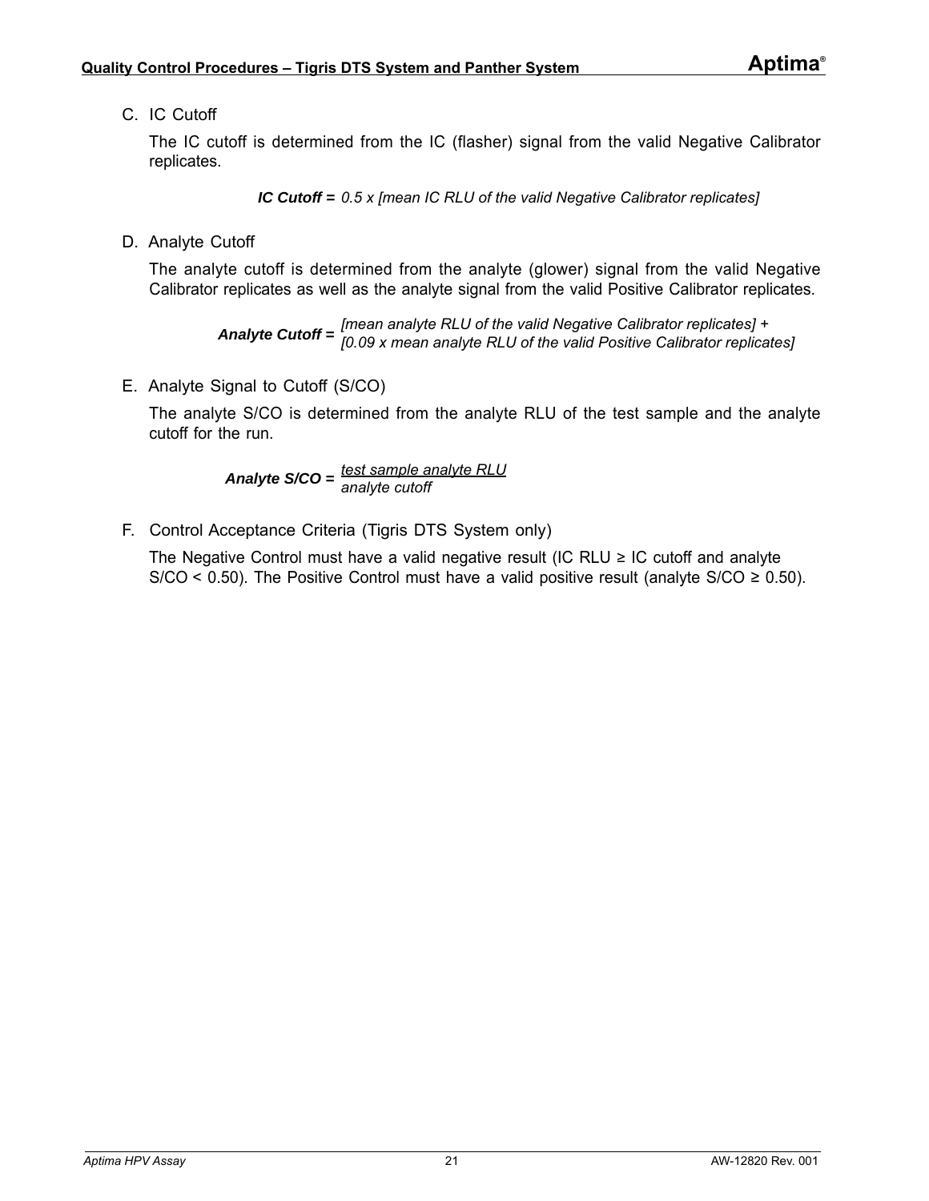C. IC Cutoff

The IC cutoff is determined from the IC (flasher) signal from the valid Negative Calibrator replicates.

***IC Cutoff =*** *0.5 x [mean IC RLU of the valid Negative Calibrator replicates]*

D. Analyte Cutoff

The analyte cutoff is determined from the analyte (glower) signal from the valid Negative Calibrator replicates as well as the analyte signal from the valid Positive Calibrator replicates.

***Analyte Cutoff =*** *[mean analyte RLU of the valid Negative Calibrator replicates] + [0.09 x mean analyte RLU of the valid Positive Calibrator replicates]*

E. Analyte Signal to Cutoff (S/CO)

The analyte S/CO is determined from the analyte RLU of the test sample and the analyte cutoff for the run.

$$\textbf{Analyte S/CO} = \frac{\textit{test sample analyte RLU}}{\textit{analyte cutoff}}$$

F. Control Acceptance Criteria (Tigris DTS System only)

The Negative Control must have a valid negative result (IC RLU ≥ IC cutoff and analyte S/CO < 0.50). The Positive Control must have a valid positive result (analyte S/CO ≥ 0.50).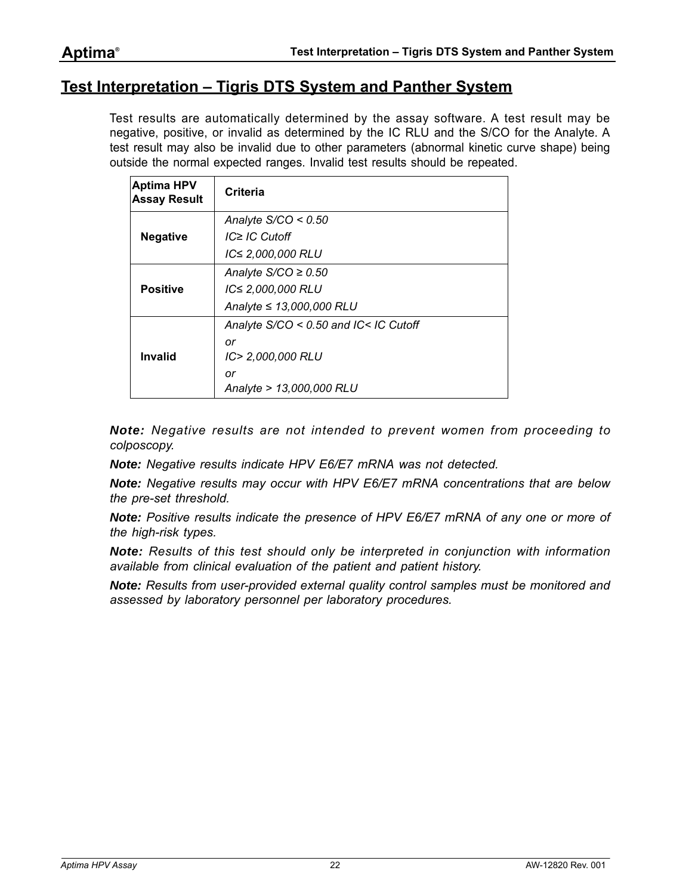## Test Interpretation – Tigris DTS System and Panther System

Test results are automatically determined by the assay software. A test result may be negative, positive, or invalid as determined by the IC RLU and the S/CO for the Analyte. A test result may also be invalid due to other parameters (abnormal kinetic curve shape) being outside the normal expected ranges. Invalid test results should be repeated.

| Aptima HPV Assay Result | Criteria |
|---|---|
| **Negative** | *Analyte S/CO < 0.50*<br>*IC≥ IC Cutoff*<br>*IC≤ 2,000,000 RLU* |
| **Positive** | *Analyte S/CO ≥ 0.50*<br>*IC≤ 2,000,000 RLU*<br>*Analyte ≤ 13,000,000 RLU* |
| **Invalid** | *Analyte S/CO < 0.50 and IC< IC Cutoff*<br>*or*<br>*IC> 2,000,000 RLU*<br>*or*<br>*Analyte > 13,000,000 RLU* |

***Note:*** *Negative results are not intended to prevent women from proceeding to colposcopy.*

***Note:*** *Negative results indicate HPV E6/E7 mRNA was not detected.*

***Note:*** *Negative results may occur with HPV E6/E7 mRNA concentrations that are below the pre-set threshold.*

***Note:*** *Positive results indicate the presence of HPV E6/E7 mRNA of any one or more of the high-risk types.*

***Note:*** *Results of this test should only be interpreted in conjunction with information available from clinical evaluation of the patient and patient history.*

***Note:*** *Results from user-provided external quality control samples must be monitored and assessed by laboratory personnel per laboratory procedures.*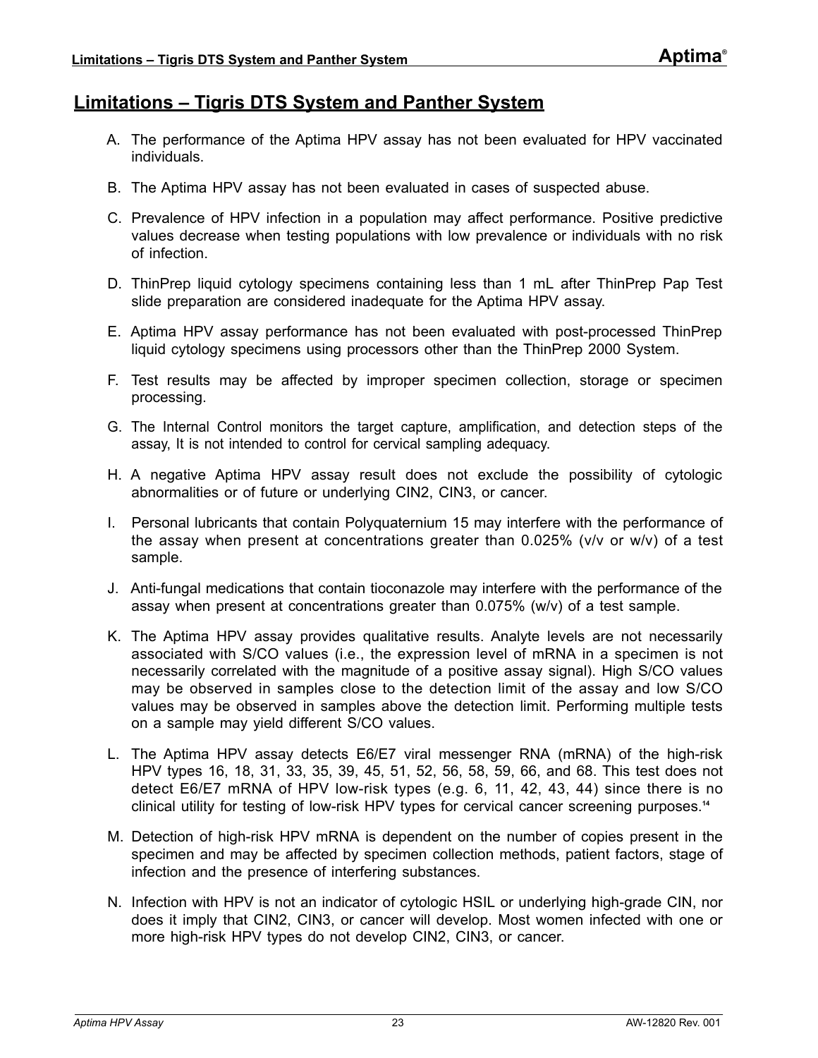## Limitations – Tigris DTS System and Panther System

A. The performance of the Aptima HPV assay has not been evaluated for HPV vaccinated individuals.

B. The Aptima HPV assay has not been evaluated in cases of suspected abuse.

C. Prevalence of HPV infection in a population may affect performance. Positive predictive values decrease when testing populations with low prevalence or individuals with no risk of infection.

D. ThinPrep liquid cytology specimens containing less than 1 mL after ThinPrep Pap Test slide preparation are considered inadequate for the Aptima HPV assay.

E. Aptima HPV assay performance has not been evaluated with post-processed ThinPrep liquid cytology specimens using processors other than the ThinPrep 2000 System.

F. Test results may be affected by improper specimen collection, storage or specimen processing.

G. The Internal Control monitors the target capture, amplification, and detection steps of the assay, It is not intended to control for cervical sampling adequacy.

H. A negative Aptima HPV assay result does not exclude the possibility of cytologic abnormalities or of future or underlying CIN2, CIN3, or cancer.

I. Personal lubricants that contain Polyquaternium 15 may interfere with the performance of the assay when present at concentrations greater than 0.025% (v/v or w/v) of a test sample.

J. Anti-fungal medications that contain tioconazole may interfere with the performance of the assay when present at concentrations greater than 0.075% (w/v) of a test sample.

K. The Aptima HPV assay provides qualitative results. Analyte levels are not necessarily associated with S/CO values (i.e., the expression level of mRNA in a specimen is not necessarily correlated with the magnitude of a positive assay signal). High S/CO values may be observed in samples close to the detection limit of the assay and low S/CO values may be observed in samples above the detection limit. Performing multiple tests on a sample may yield different S/CO values.

L. The Aptima HPV assay detects E6/E7 viral messenger RNA (mRNA) of the high-risk HPV types 16, 18, 31, 33, 35, 39, 45, 51, 52, 56, 58, 59, 66, and 68. This test does not detect E6/E7 mRNA of HPV low-risk types (e.g. 6, 11, 42, 43, 44) since there is no clinical utility for testing of low-risk HPV types for cervical cancer screening purposes.[14]

M. Detection of high-risk HPV mRNA is dependent on the number of copies present in the specimen and may be affected by specimen collection methods, patient factors, stage of infection and the presence of interfering substances.

N. Infection with HPV is not an indicator of cytologic HSIL or underlying high-grade CIN, nor does it imply that CIN2, CIN3, or cancer will develop. Most women infected with one or more high-risk HPV types do not develop CIN2, CIN3, or cancer.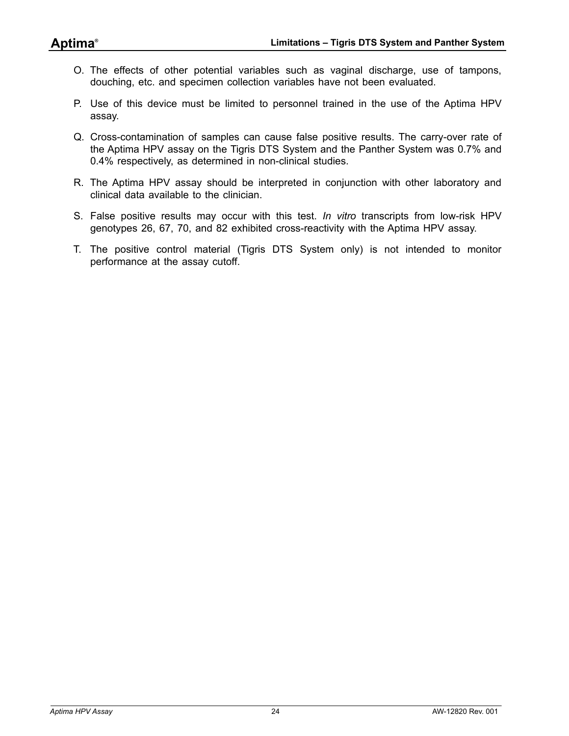O. The effects of other potential variables such as vaginal discharge, use of tampons, douching, etc. and specimen collection variables have not been evaluated.

P. Use of this device must be limited to personnel trained in the use of the Aptima HPV assay.

Q. Cross-contamination of samples can cause false positive results. The carry-over rate of the Aptima HPV assay on the Tigris DTS System and the Panther System was 0.7% and 0.4% respectively, as determined in non-clinical studies.

R. The Aptima HPV assay should be interpreted in conjunction with other laboratory and clinical data available to the clinician.

S. False positive results may occur with this test. *In vitro* transcripts from low-risk HPV genotypes 26, 67, 70, and 82 exhibited cross-reactivity with the Aptima HPV assay.

T. The positive control material (Tigris DTS System only) is not intended to monitor performance at the assay cutoff.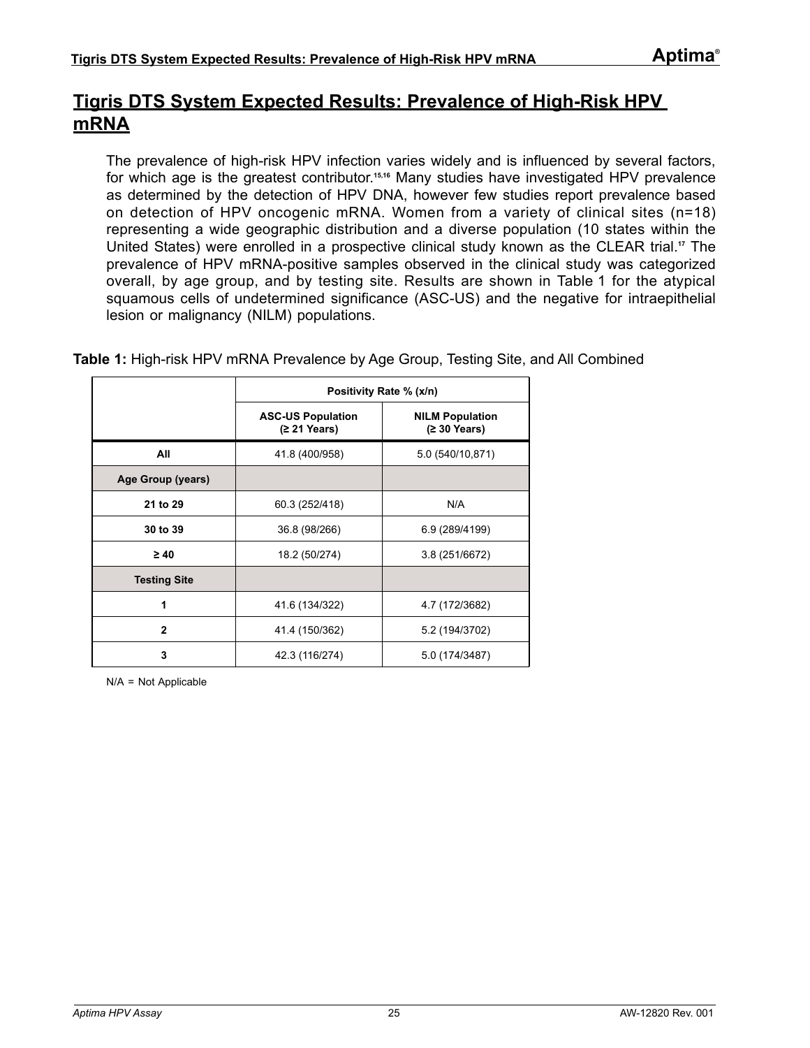# Tigris DTS System Expected Results: Prevalence of High-Risk HPV mRNA

The prevalence of high-risk HPV infection varies widely and is influenced by several factors, for which age is the greatest contributor.[15,16] Many studies have investigated HPV prevalence as determined by the detection of HPV DNA, however few studies report prevalence based on detection of HPV oncogenic mRNA. Women from a variety of clinical sites (n=18) representing a wide geographic distribution and a diverse population (10 states within the United States) were enrolled in a prospective clinical study known as the CLEAR trial.[17] The prevalence of HPV mRNA-positive samples observed in the clinical study was categorized overall, by age group, and by testing site. Results are shown in Table 1 for the atypical squamous cells of undetermined significance (ASC-US) and the negative for intraepithelial lesion or malignancy (NILM) populations.

**Table 1:** High-risk HPV mRNA Prevalence by Age Group, Testing Site, and All Combined

| | Positivity Rate % (x/n) | |
|---|---|---|
| | **ASC-US Population (≥ 21 Years)** | **NILM Population (≥ 30 Years)** |
| **All** | 41.8 (400/958) | 5.0 (540/10,871) |
| **Age Group (years)** | | |
| **21 to 29** | 60.3 (252/418) | N/A |
| **30 to 39** | 36.8 (98/266) | 6.9 (289/4199) |
| **≥ 40** | 18.2 (50/274) | 3.8 (251/6672) |
| **Testing Site** | | |
| **1** | 41.6 (134/322) | 4.7 (172/3682) |
| **2** | 41.4 (150/362) | 5.2 (194/3702) |
| **3** | 42.3 (116/274) | 5.0 (174/3487) |

N/A = Not Applicable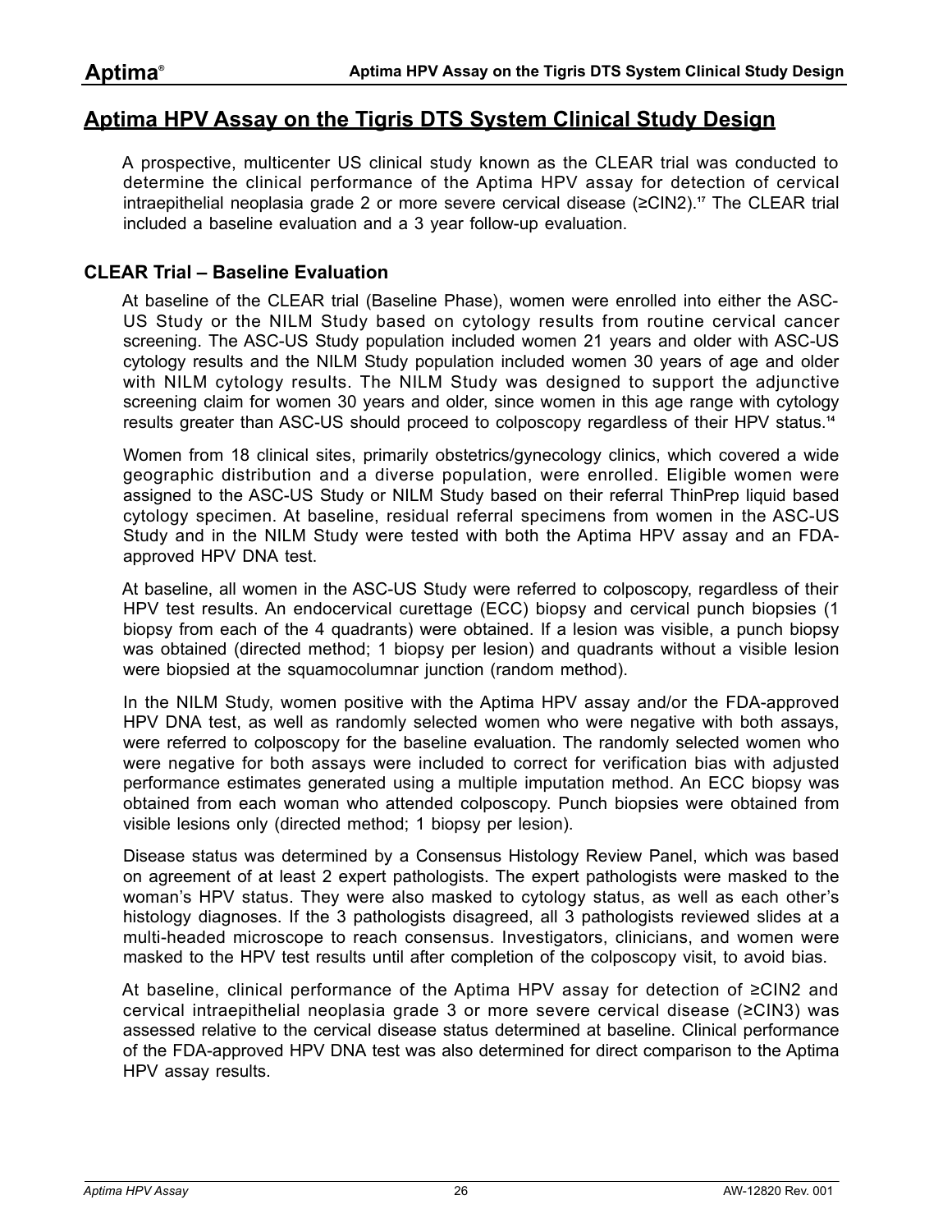# Aptima HPV Assay on the Tigris DTS System Clinical Study Design

A prospective, multicenter US clinical study known as the CLEAR trial was conducted to determine the clinical performance of the Aptima HPV assay for detection of cervical intraepithelial neoplasia grade 2 or more severe cervical disease (≥CIN2).[17] The CLEAR trial included a baseline evaluation and a 3 year follow-up evaluation.

## CLEAR Trial – Baseline Evaluation

At baseline of the CLEAR trial (Baseline Phase), women were enrolled into either the ASC-US Study or the NILM Study based on cytology results from routine cervical cancer screening. The ASC-US Study population included women 21 years and older with ASC-US cytology results and the NILM Study population included women 30 years of age and older with NILM cytology results. The NILM Study was designed to support the adjunctive screening claim for women 30 years and older, since women in this age range with cytology results greater than ASC-US should proceed to colposcopy regardless of their HPV status.[14]

Women from 18 clinical sites, primarily obstetrics/gynecology clinics, which covered a wide geographic distribution and a diverse population, were enrolled. Eligible women were assigned to the ASC-US Study or NILM Study based on their referral ThinPrep liquid based cytology specimen. At baseline, residual referral specimens from women in the ASC-US Study and in the NILM Study were tested with both the Aptima HPV assay and an FDA-approved HPV DNA test.

At baseline, all women in the ASC-US Study were referred to colposcopy, regardless of their HPV test results. An endocervical curettage (ECC) biopsy and cervical punch biopsies (1 biopsy from each of the 4 quadrants) were obtained. If a lesion was visible, a punch biopsy was obtained (directed method; 1 biopsy per lesion) and quadrants without a visible lesion were biopsied at the squamocolumnar junction (random method).

In the NILM Study, women positive with the Aptima HPV assay and/or the FDA-approved HPV DNA test, as well as randomly selected women who were negative with both assays, were referred to colposcopy for the baseline evaluation. The randomly selected women who were negative for both assays were included to correct for verification bias with adjusted performance estimates generated using a multiple imputation method. An ECC biopsy was obtained from each woman who attended colposcopy. Punch biopsies were obtained from visible lesions only (directed method; 1 biopsy per lesion).

Disease status was determined by a Consensus Histology Review Panel, which was based on agreement of at least 2 expert pathologists. The expert pathologists were masked to the woman's HPV status. They were also masked to cytology status, as well as each other's histology diagnoses. If the 3 pathologists disagreed, all 3 pathologists reviewed slides at a multi-headed microscope to reach consensus. Investigators, clinicians, and women were masked to the HPV test results until after completion of the colposcopy visit, to avoid bias.

At baseline, clinical performance of the Aptima HPV assay for detection of ≥CIN2 and cervical intraepithelial neoplasia grade 3 or more severe cervical disease (≥CIN3) was assessed relative to the cervical disease status determined at baseline. Clinical performance of the FDA-approved HPV DNA test was also determined for direct comparison to the Aptima HPV assay results.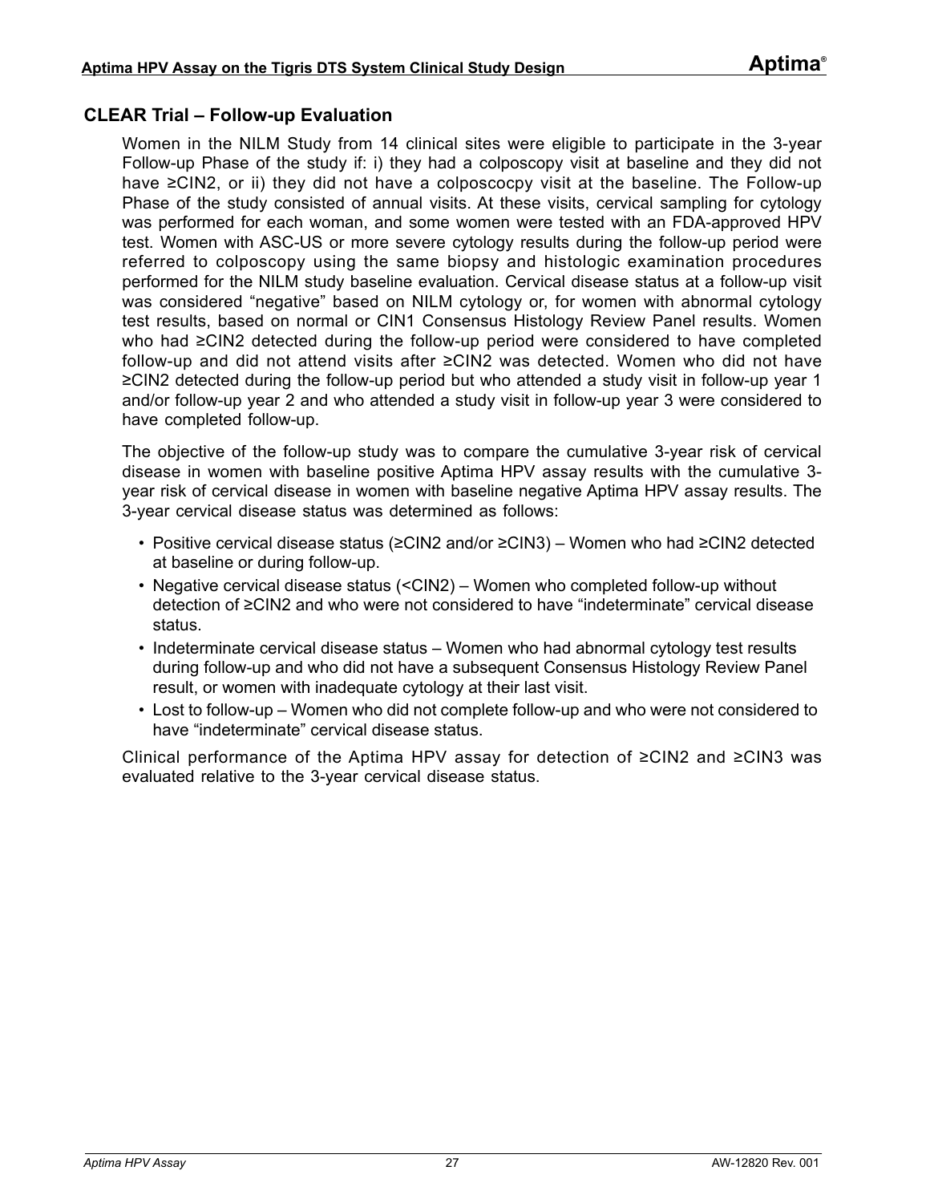## CLEAR Trial – Follow-up Evaluation

Women in the NILM Study from 14 clinical sites were eligible to participate in the 3-year Follow-up Phase of the study if: i) they had a colposcopy visit at baseline and they did not have ≥CIN2, or ii) they did not have a colposcocpy visit at the baseline. The Follow-up Phase of the study consisted of annual visits. At these visits, cervical sampling for cytology was performed for each woman, and some women were tested with an FDA-approved HPV test. Women with ASC-US or more severe cytology results during the follow-up period were referred to colposcopy using the same biopsy and histologic examination procedures performed for the NILM study baseline evaluation. Cervical disease status at a follow-up visit was considered "negative" based on NILM cytology or, for women with abnormal cytology test results, based on normal or CIN1 Consensus Histology Review Panel results. Women who had ≥CIN2 detected during the follow-up period were considered to have completed follow-up and did not attend visits after ≥CIN2 was detected. Women who did not have ≥CIN2 detected during the follow-up period but who attended a study visit in follow-up year 1 and/or follow-up year 2 and who attended a study visit in follow-up year 3 were considered to have completed follow-up.

The objective of the follow-up study was to compare the cumulative 3-year risk of cervical disease in women with baseline positive Aptima HPV assay results with the cumulative 3-year risk of cervical disease in women with baseline negative Aptima HPV assay results. The 3-year cervical disease status was determined as follows:

- Positive cervical disease status (≥CIN2 and/or ≥CIN3) – Women who had ≥CIN2 detected at baseline or during follow-up.
- Negative cervical disease status (<CIN2) – Women who completed follow-up without detection of ≥CIN2 and who were not considered to have "indeterminate" cervical disease status.
- Indeterminate cervical disease status – Women who had abnormal cytology test results during follow-up and who did not have a subsequent Consensus Histology Review Panel result, or women with inadequate cytology at their last visit.
- Lost to follow-up – Women who did not complete follow-up and who were not considered to have "indeterminate" cervical disease status.

Clinical performance of the Aptima HPV assay for detection of ≥CIN2 and ≥CIN3 was evaluated relative to the 3-year cervical disease status.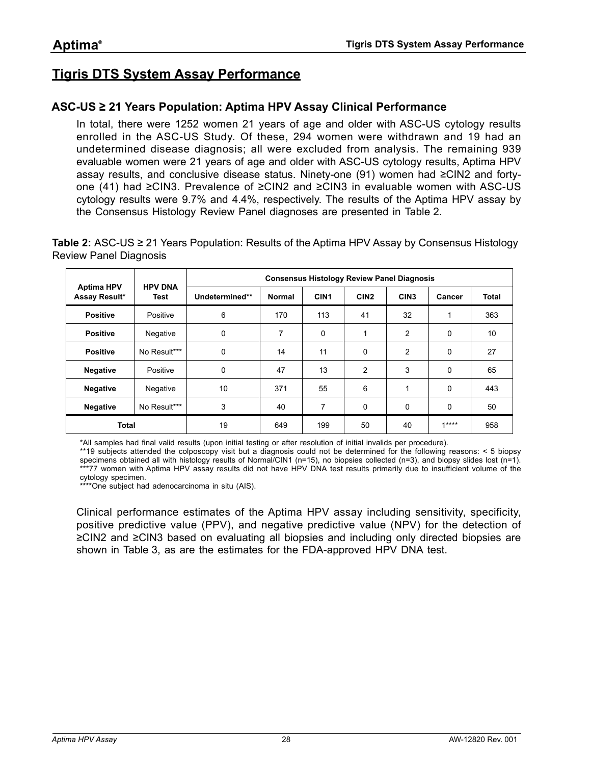# Tigris DTS System Assay Performance

## ASC-US ≥ 21 Years Population: Aptima HPV Assay Clinical Performance

In total, there were 1252 women 21 years of age and older with ASC-US cytology results enrolled in the ASC-US Study. Of these, 294 women were withdrawn and 19 had an undetermined disease diagnosis; all were excluded from analysis. The remaining 939 evaluable women were 21 years of age and older with ASC-US cytology results, Aptima HPV assay results, and conclusive disease status. Ninety-one (91) women had ≥CIN2 and forty-one (41) had ≥CIN3. Prevalence of ≥CIN2 and ≥CIN3 in evaluable women with ASC-US cytology results were 9.7% and 4.4%, respectively. The results of the Aptima HPV assay by the Consensus Histology Review Panel diagnoses are presented in Table 2.

**Table 2:** ASC-US ≥ 21 Years Population: Results of the Aptima HPV Assay by Consensus Histology Review Panel Diagnosis

| Aptima HPV Assay Result* | HPV DNA Test | Consensus Histology Review Panel Diagnosis | | | | | | |
|---|---|---|---|---|---|---|---|---|
| | | Undetermined** | Normal | CIN1 | CIN2 | CIN3 | Cancer | Total |
| **Positive** | Positive | 6 | 170 | 113 | 41 | 32 | 1 | 363 |
| **Positive** | Negative | 0 | 7 | 0 | 1 | 2 | 0 | 10 |
| **Positive** | No Result*** | 0 | 14 | 11 | 0 | 2 | 0 | 27 |
| **Negative** | Positive | 0 | 47 | 13 | 2 | 3 | 0 | 65 |
| **Negative** | Negative | 10 | 371 | 55 | 6 | 1 | 0 | 443 |
| **Negative** | No Result*** | 3 | 40 | 7 | 0 | 0 | 0 | 50 |
| **Total** | | 19 | 649 | 199 | 50 | 40 | 1**** | 958 |

*All samples had final valid results (upon initial testing or after resolution of initial invalids per procedure).
**19 subjects attended the colposcopy visit but a diagnosis could not be determined for the following reasons: < 5 biopsy specimens obtained all with histology results of Normal/CIN1 (n=15), no biopsies collected (n=3), and biopsy slides lost (n=1).
***77 women with Aptima HPV assay results did not have HPV DNA test results primarily due to insufficient volume of the cytology specimen.
****One subject had adenocarcinoma in situ (AIS).

Clinical performance estimates of the Aptima HPV assay including sensitivity, specificity, positive predictive value (PPV), and negative predictive value (NPV) for the detection of ≥CIN2 and ≥CIN3 based on evaluating all biopsies and including only directed biopsies are shown in Table 3, as are the estimates for the FDA-approved HPV DNA test.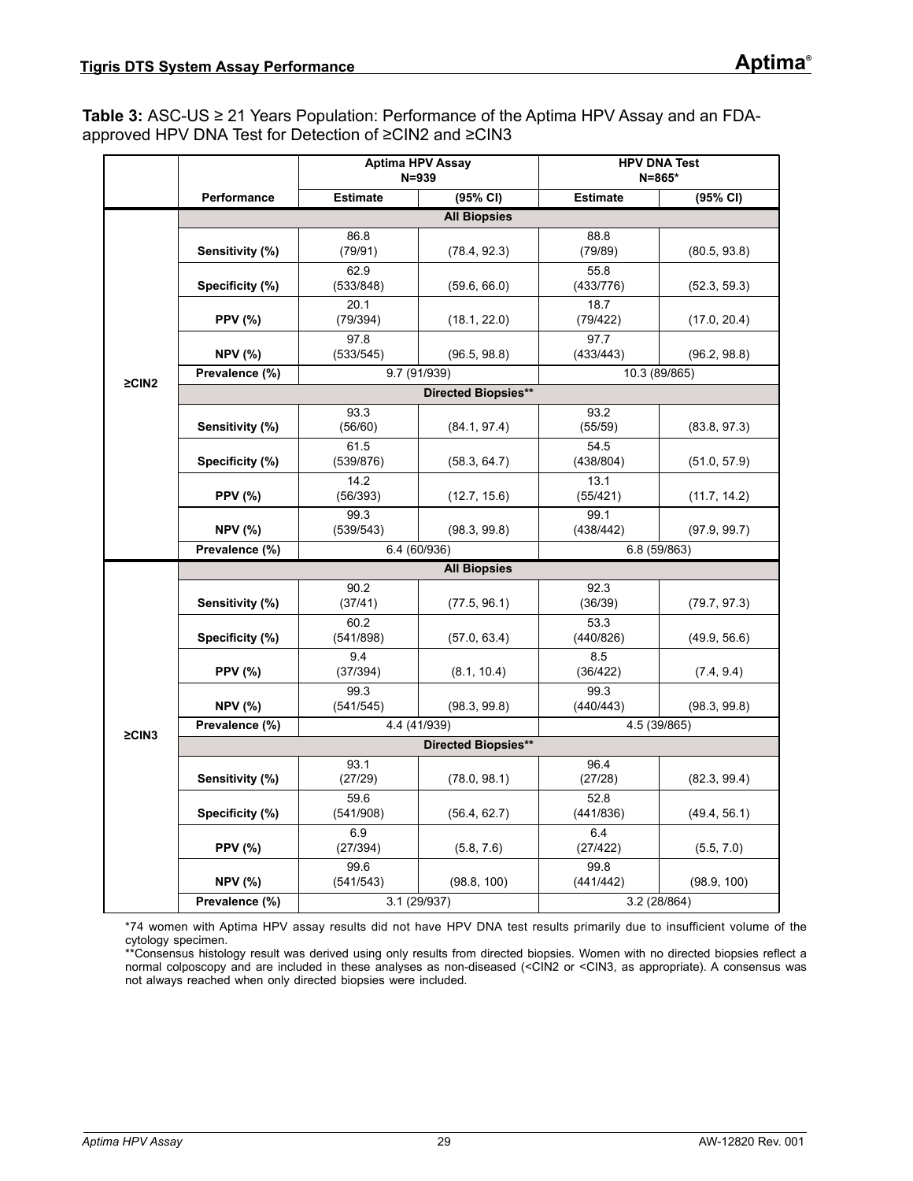**Table 3:** ASC-US ≥ 21 Years Population: Performance of the Aptima HPV Assay and an FDA-approved HPV DNA Test for Detection of ≥CIN2 and ≥CIN3

| | | Aptima HPV Assay N=939 | | HPV DNA Test N=865* | |
|---|---|---|---|---|---|
| | **Performance** | **Estimate** | **(95% CI)** | **Estimate** | **(95% CI)** |
| **≥CIN2** | **All Biopsies** | | | | |
| | **Sensitivity (%)** | 86.8 (79/91) | (78.4, 92.3) | 88.8 (79/89) | (80.5, 93.8) |
| | **Specificity (%)** | 62.9 (533/848) | (59.6, 66.0) | 55.8 (433/776) | (52.3, 59.3) |
| | **PPV (%)** | 20.1 (79/394) | (18.1, 22.0) | 18.7 (79/422) | (17.0, 20.4) |
| | **NPV (%)** | 97.8 (533/545) | (96.5, 98.8) | 97.7 (433/443) | (96.2, 98.8) |
| | **Prevalence (%)** | 9.7 (91/939) | | 10.3 (89/865) | |
| | **Directed Biopsies**** | | | | |
| | **Sensitivity (%)** | 93.3 (56/60) | (84.1, 97.4) | 93.2 (55/59) | (83.8, 97.3) |
| | **Specificity (%)** | 61.5 (539/876) | (58.3, 64.7) | 54.5 (438/804) | (51.0, 57.9) |
| | **PPV (%)** | 14.2 (56/393) | (12.7, 15.6) | 13.1 (55/421) | (11.7, 14.2) |
| | **NPV (%)** | 99.3 (539/543) | (98.3, 99.8) | 99.1 (438/442) | (97.9, 99.7) |
| | **Prevalence (%)** | 6.4 (60/936) | | 6.8 (59/863) | |
| **≥CIN3** | **All Biopsies** | | | | |
| | **Sensitivity (%)** | 90.2 (37/41) | (77.5, 96.1) | 92.3 (36/39) | (79.7, 97.3) |
| | **Specificity (%)** | 60.2 (541/898) | (57.0, 63.4) | 53.3 (440/826) | (49.9, 56.6) |
| | **PPV (%)** | 9.4 (37/394) | (8.1, 10.4) | 8.5 (36/422) | (7.4, 9.4) |
| | **NPV (%)** | 99.3 (541/545) | (98.3, 99.8) | 99.3 (440/443) | (98.3, 99.8) |
| | **Prevalence (%)** | 4.4 (41/939) | | 4.5 (39/865) | |
| | **Directed Biopsies**** | | | | |
| | **Sensitivity (%)** | 93.1 (27/29) | (78.0, 98.1) | 96.4 (27/28) | (82.3, 99.4) |
| | **Specificity (%)** | 59.6 (541/908) | (56.4, 62.7) | 52.8 (441/836) | (49.4, 56.1) |
| | **PPV (%)** | 6.9 (27/394) | (5.8, 7.6) | 6.4 (27/422) | (5.5, 7.0) |
| | **NPV (%)** | 99.6 (541/543) | (98.8, 100) | 99.8 (441/442) | (98.9, 100) |
| | **Prevalence (%)** | 3.1 (29/937) | | 3.2 (28/864) | |

*74 women with Aptima HPV assay results did not have HPV DNA test results primarily due to insufficient volume of the cytology specimen.

**Consensus histology result was derived using only results from directed biopsies. Women with no directed biopsies reflect a normal colposcopy and are included in these analyses as non-diseased (<CIN2 or <CIN3, as appropriate). A consensus was not always reached when only directed biopsies were included.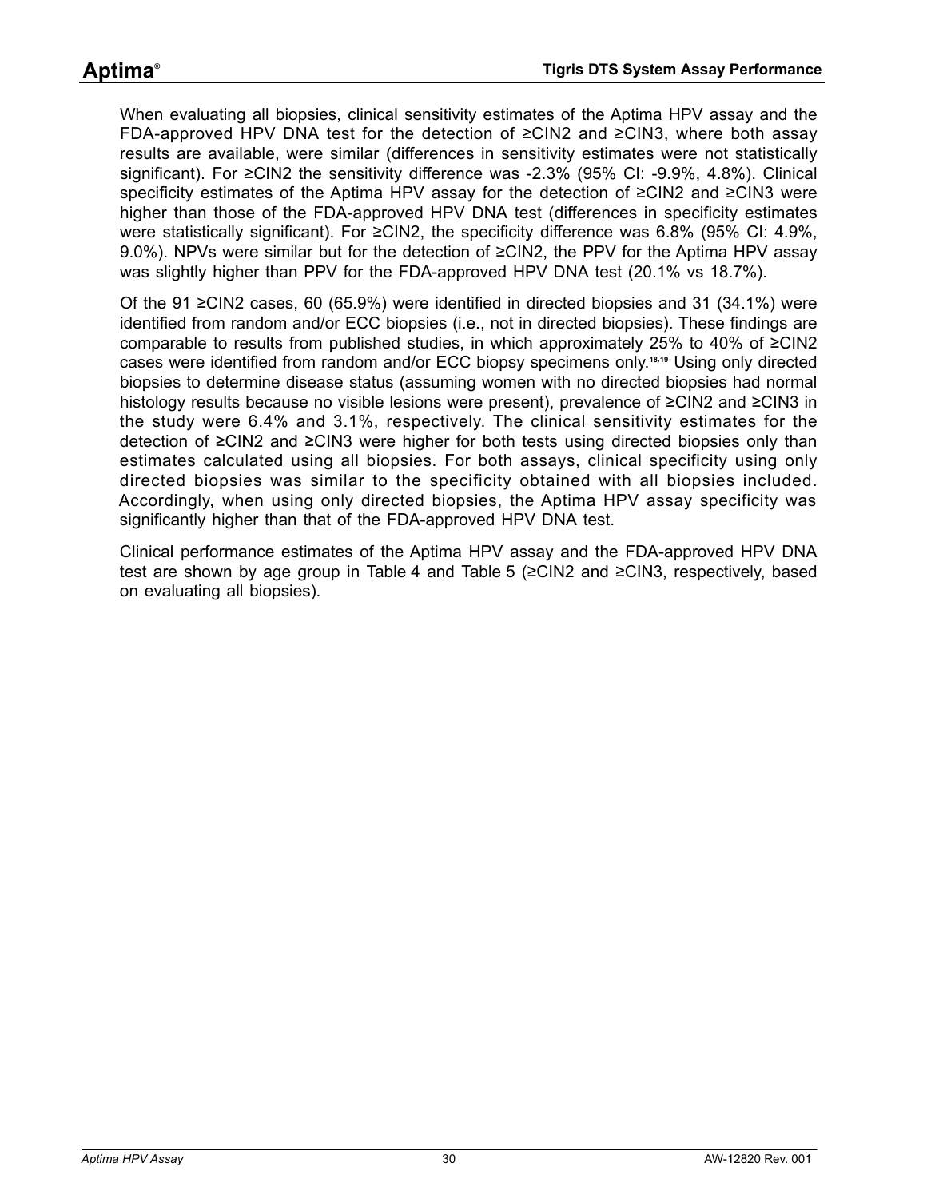When evaluating all biopsies, clinical sensitivity estimates of the Aptima HPV assay and the FDA-approved HPV DNA test for the detection of ≥CIN2 and ≥CIN3, where both assay results are available, were similar (differences in sensitivity estimates were not statistically significant). For ≥CIN2 the sensitivity difference was -2.3% (95% CI: -9.9%, 4.8%). Clinical specificity estimates of the Aptima HPV assay for the detection of ≥CIN2 and ≥CIN3 were higher than those of the FDA-approved HPV DNA test (differences in specificity estimates were statistically significant). For ≥CIN2, the specificity difference was 6.8% (95% CI: 4.9%, 9.0%). NPVs were similar but for the detection of ≥CIN2, the PPV for the Aptima HPV assay was slightly higher than PPV for the FDA-approved HPV DNA test (20.1% vs 18.7%).

Of the 91 ≥CIN2 cases, 60 (65.9%) were identified in directed biopsies and 31 (34.1%) were identified from random and/or ECC biopsies (i.e., not in directed biopsies). These findings are comparable to results from published studies, in which approximately 25% to 40% of ≥CIN2 cases were identified from random and/or ECC biopsy specimens only.[18,19] Using only directed biopsies to determine disease status (assuming women with no directed biopsies had normal histology results because no visible lesions were present), prevalence of ≥CIN2 and ≥CIN3 in the study were 6.4% and 3.1%, respectively. The clinical sensitivity estimates for the detection of ≥CIN2 and ≥CIN3 were higher for both tests using directed biopsies only than estimates calculated using all biopsies. For both assays, clinical specificity using only directed biopsies was similar to the specificity obtained with all biopsies included. Accordingly, when using only directed biopsies, the Aptima HPV assay specificity was significantly higher than that of the FDA-approved HPV DNA test.

Clinical performance estimates of the Aptima HPV assay and the FDA-approved HPV DNA test are shown by age group in Table 4 and Table 5 (≥CIN2 and ≥CIN3, respectively, based on evaluating all biopsies).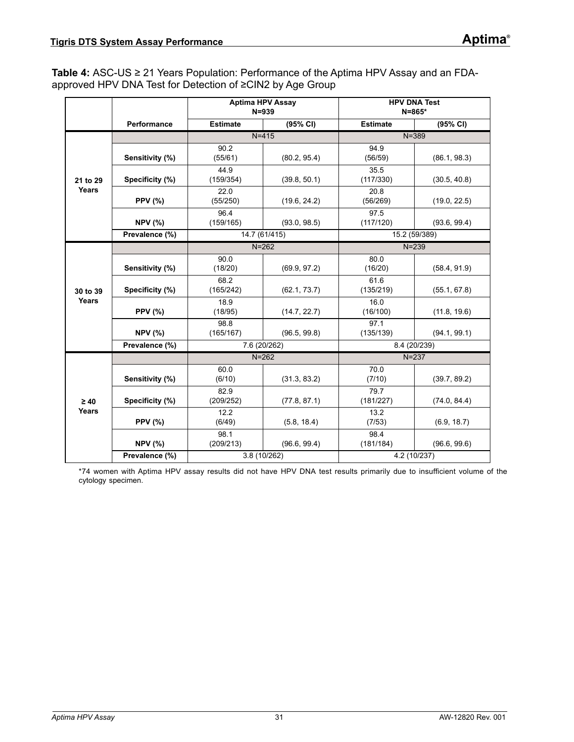**Table 4:** ASC-US ≥ 21 Years Population: Performance of the Aptima HPV Assay and an FDA-approved HPV DNA Test for Detection of ≥CIN2 by Age Group

| | | Aptima HPV Assay N=939 | | HPV DNA Test N=865* | |
|---|---|---|---|---|---|
| | **Performance** | **Estimate** | **(95% CI)** | **Estimate** | **(95% CI)** |
| **21 to 29 Years** | | N=415 | | N=389 | |
| | **Sensitivity (%)** | 90.2 (55/61) | (80.2, 95.4) | 94.9 (56/59) | (86.1, 98.3) |
| | **Specificity (%)** | 44.9 (159/354) | (39.8, 50.1) | 35.5 (117/330) | (30.5, 40.8) |
| | **PPV (%)** | 22.0 (55/250) | (19.6, 24.2) | 20.8 (56/269) | (19.0, 22.5) |
| | **NPV (%)** | 96.4 (159/165) | (93.0, 98.5) | 97.5 (117/120) | (93.6, 99.4) |
| | **Prevalence (%)** | 14.7 (61/415) | | 15.2 (59/389) | |
| **30 to 39 Years** | | N=262 | | N=239 | |
| | **Sensitivity (%)** | 90.0 (18/20) | (69.9, 97.2) | 80.0 (16/20) | (58.4, 91.9) |
| | **Specificity (%)** | 68.2 (165/242) | (62.1, 73.7) | 61.6 (135/219) | (55.1, 67.8) |
| | **PPV (%)** | 18.9 (18/95) | (14.7, 22.7) | 16.0 (16/100) | (11.8, 19.6) |
| | **NPV (%)** | 98.8 (165/167) | (96.5, 99.8) | 97.1 (135/139) | (94.1, 99.1) |
| | **Prevalence (%)** | 7.6 (20/262) | | 8.4 (20/239) | |
| **≥ 40 Years** | | N=262 | | N=237 | |
| | **Sensitivity (%)** | 60.0 (6/10) | (31.3, 83.2) | 70.0 (7/10) | (39.7, 89.2) |
| | **Specificity (%)** | 82.9 (209/252) | (77.8, 87.1) | 79.7 (181/227) | (74.0, 84.4) |
| | **PPV (%)** | 12.2 (6/49) | (5.8, 18.4) | 13.2 (7/53) | (6.9, 18.7) |
| | **NPV (%)** | 98.1 (209/213) | (96.6, 99.4) | 98.4 (181/184) | (96.6, 99.6) |
| | **Prevalence (%)** | 3.8 (10/262) | | 4.2 (10/237) | |

*74 women with Aptima HPV assay results did not have HPV DNA test results primarily due to insufficient volume of the cytology specimen.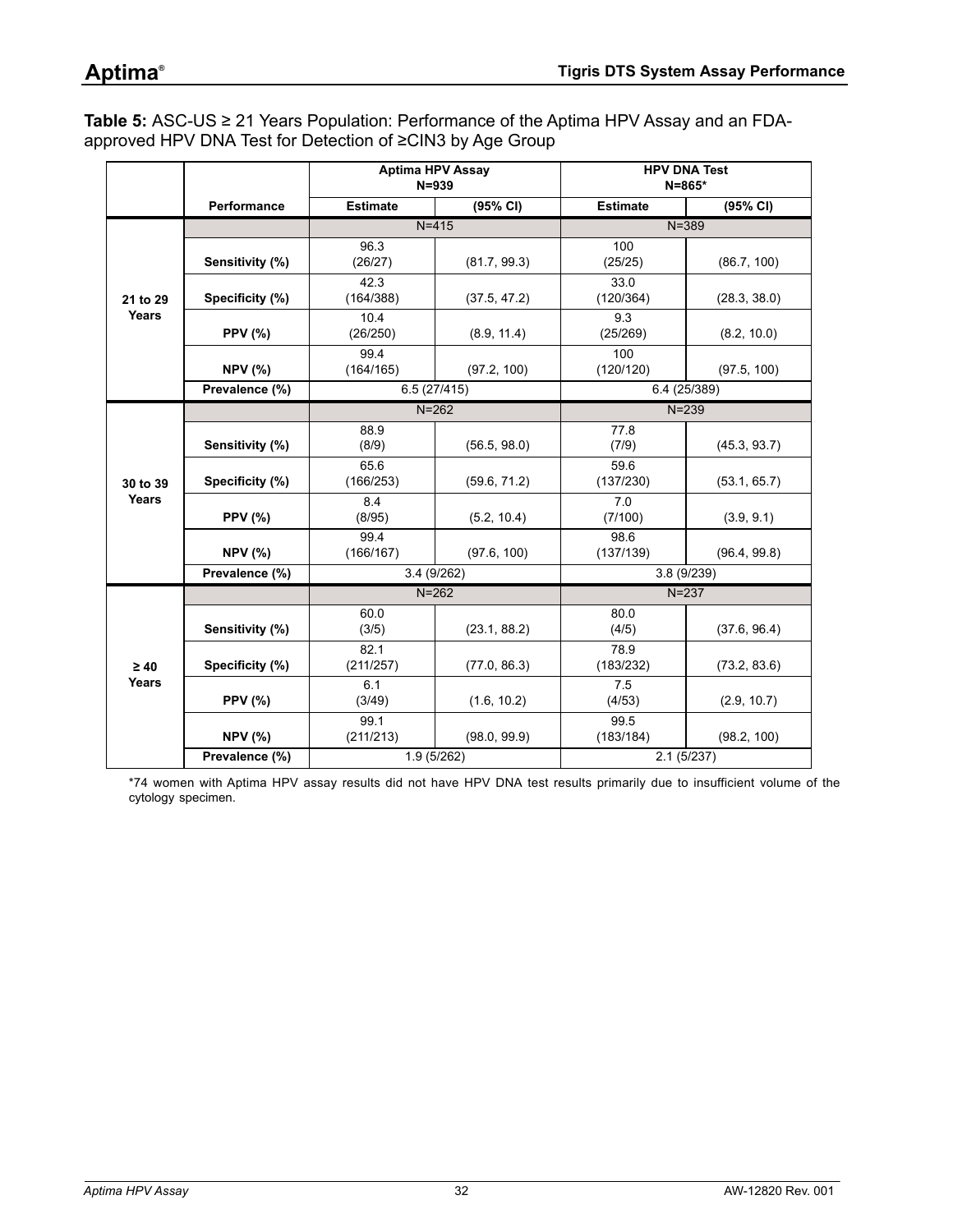**Table 5:** ASC-US ≥ 21 Years Population: Performance of the Aptima HPV Assay and an FDA-approved HPV DNA Test for Detection of ≥CIN3 by Age Group

| | | Aptima HPV Assay N=939 | | HPV DNA Test N=865* | |
|---|---|---|---|---|---|
| | **Performance** | **Estimate** | **(95% CI)** | **Estimate** | **(95% CI)** |
| **21 to 29 Years** | | N=415 | | N=389 | |
| | **Sensitivity (%)** | 96.3 (26/27) | (81.7, 99.3) | 100 (25/25) | (86.7, 100) |
| | **Specificity (%)** | 42.3 (164/388) | (37.5, 47.2) | 33.0 (120/364) | (28.3, 38.0) |
| | **PPV (%)** | 10.4 (26/250) | (8.9, 11.4) | 9.3 (25/269) | (8.2, 10.0) |
| | **NPV (%)** | 99.4 (164/165) | (97.2, 100) | 100 (120/120) | (97.5, 100) |
| | **Prevalence (%)** | 6.5 (27/415) | | 6.4 (25/389) | |
| **30 to 39 Years** | | N=262 | | N=239 | |
| | **Sensitivity (%)** | 88.9 (8/9) | (56.5, 98.0) | 77.8 (7/9) | (45.3, 93.7) |
| | **Specificity (%)** | 65.6 (166/253) | (59.6, 71.2) | 59.6 (137/230) | (53.1, 65.7) |
| | **PPV (%)** | 8.4 (8/95) | (5.2, 10.4) | 7.0 (7/100) | (3.9, 9.1) |
| | **NPV (%)** | 99.4 (166/167) | (97.6, 100) | 98.6 (137/139) | (96.4, 99.8) |
| | **Prevalence (%)** | 3.4 (9/262) | | 3.8 (9/239) | |
| **≥ 40 Years** | | N=262 | | N=237 | |
| | **Sensitivity (%)** | 60.0 (3/5) | (23.1, 88.2) | 80.0 (4/5) | (37.6, 96.4) |
| | **Specificity (%)** | 82.1 (211/257) | (77.0, 86.3) | 78.9 (183/232) | (73.2, 83.6) |
| | **PPV (%)** | 6.1 (3/49) | (1.6, 10.2) | 7.5 (4/53) | (2.9, 10.7) |
| | **NPV (%)** | 99.1 (211/213) | (98.0, 99.9) | 99.5 (183/184) | (98.2, 100) |
| | **Prevalence (%)** | 1.9 (5/262) | | 2.1 (5/237) | |

*74 women with Aptima HPV assay results did not have HPV DNA test results primarily due to insufficient volume of the cytology specimen.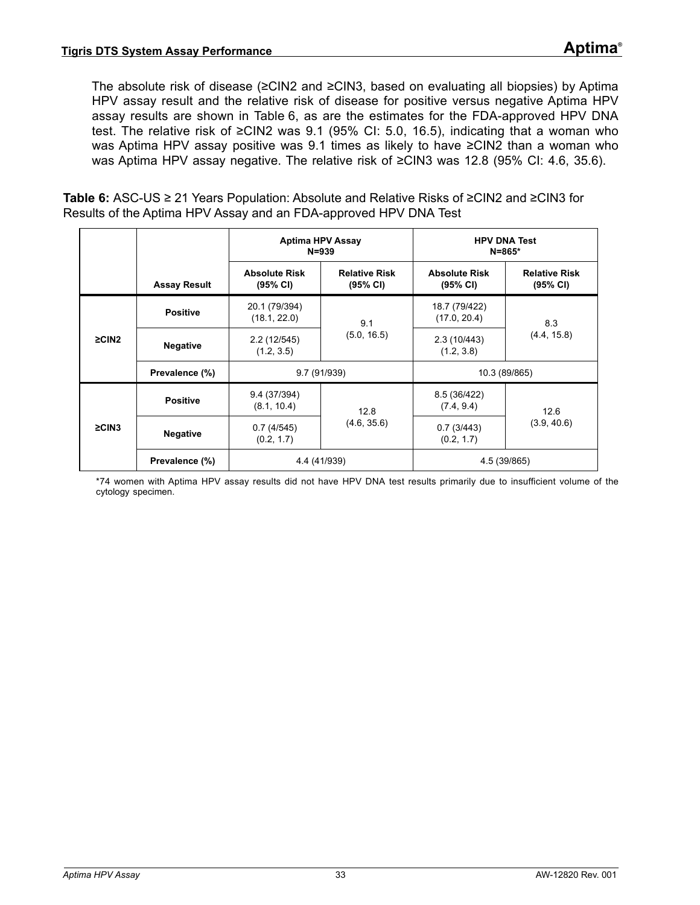The absolute risk of disease (≥CIN2 and ≥CIN3, based on evaluating all biopsies) by Aptima HPV assay result and the relative risk of disease for positive versus negative Aptima HPV assay results are shown in Table 6, as are the estimates for the FDA-approved HPV DNA test. The relative risk of ≥CIN2 was 9.1 (95% CI: 5.0, 16.5), indicating that a woman who was Aptima HPV assay positive was 9.1 times as likely to have ≥CIN2 than a woman who was Aptima HPV assay negative. The relative risk of ≥CIN3 was 12.8 (95% CI: 4.6, 35.6).

**Table 6:** ASC-US ≥ 21 Years Population: Absolute and Relative Risks of ≥CIN2 and ≥CIN3 for Results of the Aptima HPV Assay and an FDA-approved HPV DNA Test

| | | **Aptima HPV Assay N=939** | | **HPV DNA Test N=865*** | |
|---|---|---|---|---|---|
| | **Assay Result** | **Absolute Risk (95% CI)** | **Relative Risk (95% CI)** | **Absolute Risk (95% CI)** | **Relative Risk (95% CI)** |
| **≥CIN2** | **Positive** | 20.1 (79/394) (18.1, 22.0) | 9.1 (5.0, 16.5) | 18.7 (79/422) (17.0, 20.4) | 8.3 (4.4, 15.8) |
| | **Negative** | 2.2 (12/545) (1.2, 3.5) | | 2.3 (10/443) (1.2, 3.8) | |
| | **Prevalence (%)** | 9.7 (91/939) | | 10.3 (89/865) | |
| **≥CIN3** | **Positive** | 9.4 (37/394) (8.1, 10.4) | 12.8 (4.6, 35.6) | 8.5 (36/422) (7.4, 9.4) | 12.6 (3.9, 40.6) |
| | **Negative** | 0.7 (4/545) (0.2, 1.7) | | 0.7 (3/443) (0.2, 1.7) | |
| | **Prevalence (%)** | 4.4 (41/939) | | 4.5 (39/865) | |

*74 women with Aptima HPV assay results did not have HPV DNA test results primarily due to insufficient volume of the cytology specimen.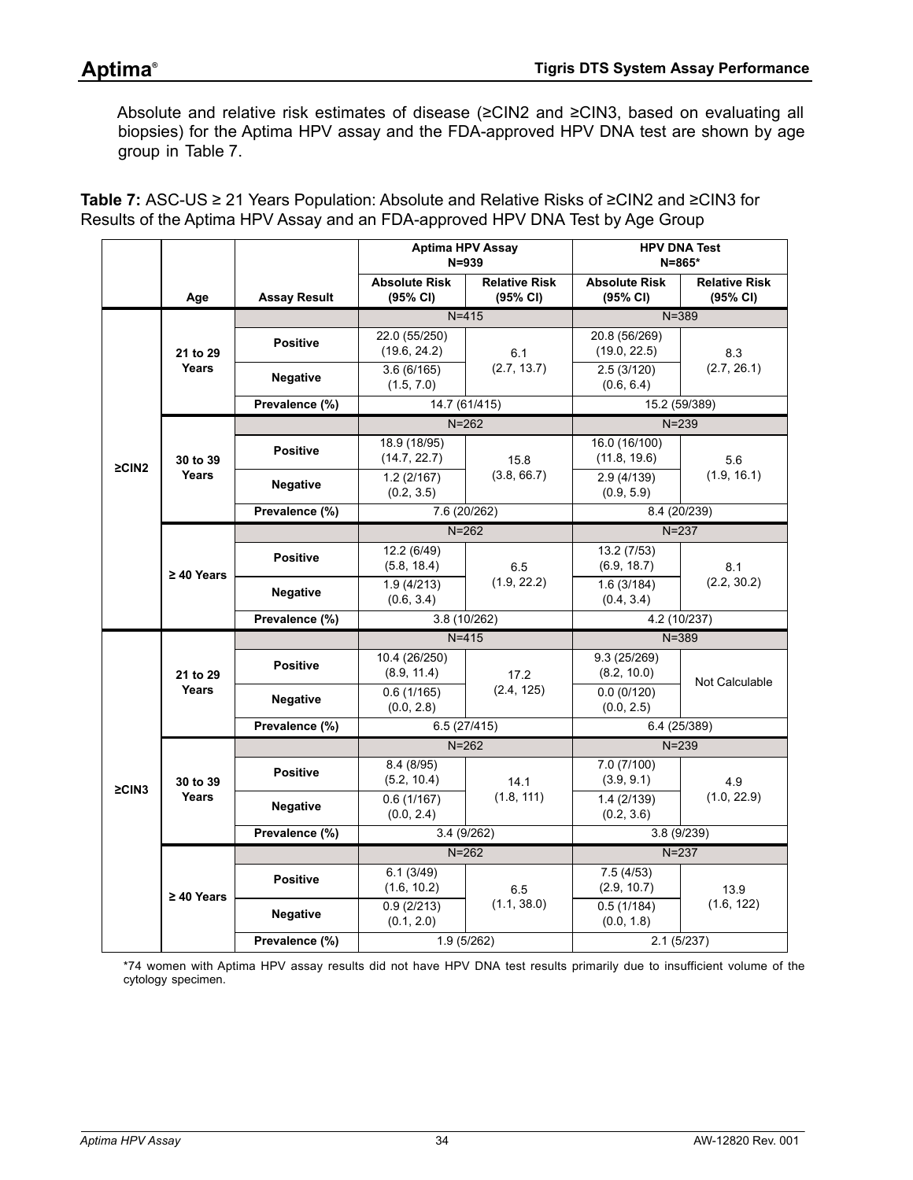Absolute and relative risk estimates of disease (≥CIN2 and ≥CIN3, based on evaluating all biopsies) for the Aptima HPV assay and the FDA-approved HPV DNA test are shown by age group in Table 7.

**Table 7:** ASC-US ≥ 21 Years Population: Absolute and Relative Risks of ≥CIN2 and ≥CIN3 for Results of the Aptima HPV Assay and an FDA-approved HPV DNA Test by Age Group

| | | | Aptima HPV Assay N=939 | | HPV DNA Test N=865* | |
|---|---|---|---|---|---|---|
| | **Age** | **Assay Result** | **Absolute Risk (95% CI)** | **Relative Risk (95% CI)** | **Absolute Risk (95% CI)** | **Relative Risk (95% CI)** |
| **≥CIN2** | **21 to 29 Years** | | N=415 | | N=389 | |
| | | **Positive** | 22.0 (55/250) (19.6, 24.2) | 6.1 (2.7, 13.7) | 20.8 (56/269) (19.0, 22.5) | 8.3 (2.7, 26.1) |
| | | **Negative** | 3.6 (6/165) (1.5, 7.0) | | 2.5 (3/120) (0.6, 6.4) | |
| | | **Prevalence (%)** | 14.7 (61/415) | | 15.2 (59/389) | |
| | **30 to 39 Years** | | N=262 | | N=239 | |
| | | **Positive** | 18.9 (18/95) (14.7, 22.7) | 15.8 (3.8, 66.7) | 16.0 (16/100) (11.8, 19.6) | 5.6 (1.9, 16.1) |
| | | **Negative** | 1.2 (2/167) (0.2, 3.5) | | 2.9 (4/139) (0.9, 5.9) | |
| | | **Prevalence (%)** | 7.6 (20/262) | | 8.4 (20/239) | |
| | **≥ 40 Years** | | N=262 | | N=237 | |
| | | **Positive** | 12.2 (6/49) (5.8, 18.4) | 6.5 (1.9, 22.2) | 13.2 (7/53) (6.9, 18.7) | 8.1 (2.2, 30.2) |
| | | **Negative** | 1.9 (4/213) (0.6, 3.4) | | 1.6 (3/184) (0.4, 3.4) | |
| | | **Prevalence (%)** | 3.8 (10/262) | | 4.2 (10/237) | |
| **≥CIN3** | **21 to 29 Years** | | N=415 | | N=389 | |
| | | **Positive** | 10.4 (26/250) (8.9, 11.4) | 17.2 (2.4, 125) | 9.3 (25/269) (8.2, 10.0) | Not Calculable |
| | | **Negative** | 0.6 (1/165) (0.0, 2.8) | | 0.0 (0/120) (0.0, 2.5) | |
| | | **Prevalence (%)** | 6.5 (27/415) | | 6.4 (25/389) | |
| | **30 to 39 Years** | | N=262 | | N=239 | |
| | | **Positive** | 8.4 (8/95) (5.2, 10.4) | 14.1 (1.8, 111) | 7.0 (7/100) (3.9, 9.1) | 4.9 (1.0, 22.9) |
| | | **Negative** | 0.6 (1/167) (0.0, 2.4) | | 1.4 (2/139) (0.2, 3.6) | |
| | | **Prevalence (%)** | 3.4 (9/262) | | 3.8 (9/239) | |
| | **≥ 40 Years** | | N=262 | | N=237 | |
| | | **Positive** | 6.1 (3/49) (1.6, 10.2) | 6.5 (1.1, 38.0) | 7.5 (4/53) (2.9, 10.7) | 13.9 (1.6, 122) |
| | | **Negative** | 0.9 (2/213) (0.1, 2.0) | | 0.5 (1/184) (0.0, 1.8) | |
| | | **Prevalence (%)** | 1.9 (5/262) | | 2.1 (5/237) | |

*74 women with Aptima HPV assay results did not have HPV DNA test results primarily due to insufficient volume of the cytology specimen.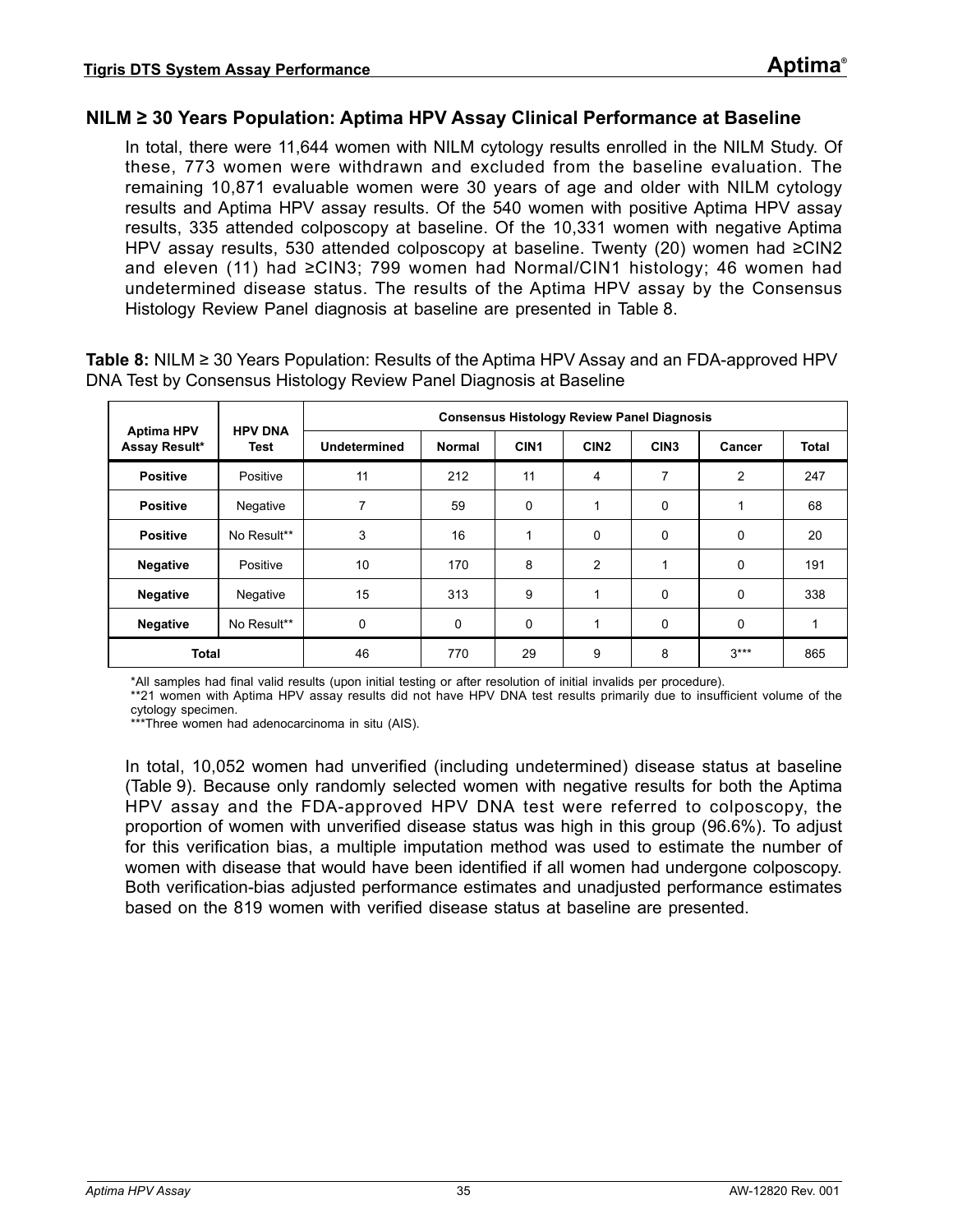## NILM ≥ 30 Years Population: Aptima HPV Assay Clinical Performance at Baseline

In total, there were 11,644 women with NILM cytology results enrolled in the NILM Study. Of these, 773 women were withdrawn and excluded from the baseline evaluation. The remaining 10,871 evaluable women were 30 years of age and older with NILM cytology results and Aptima HPV assay results. Of the 540 women with positive Aptima HPV assay results, 335 attended colposcopy at baseline. Of the 10,331 women with negative Aptima HPV assay results, 530 attended colposcopy at baseline. Twenty (20) women had ≥CIN2 and eleven (11) had ≥CIN3; 799 women had Normal/CIN1 histology; 46 women had undetermined disease status. The results of the Aptima HPV assay by the Consensus Histology Review Panel diagnosis at baseline are presented in Table 8.

**Table 8:** NILM ≥ 30 Years Population: Results of the Aptima HPV Assay and an FDA-approved HPV DNA Test by Consensus Histology Review Panel Diagnosis at Baseline

| Aptima HPV Assay Result* | HPV DNA Test | Consensus Histology Review Panel Diagnosis | | | | | | |
|---|---|---|---|---|---|---|---|---|
| | | Undetermined | Normal | CIN1 | CIN2 | CIN3 | Cancer | Total |
| **Positive** | Positive | 11 | 212 | 11 | 4 | 7 | 2 | 247 |
| **Positive** | Negative | 7 | 59 | 0 | 1 | 0 | 1 | 68 |
| **Positive** | No Result** | 3 | 16 | 1 | 0 | 0 | 0 | 20 |
| **Negative** | Positive | 10 | 170 | 8 | 2 | 1 | 0 | 191 |
| **Negative** | Negative | 15 | 313 | 9 | 1 | 0 | 0 | 338 |
| **Negative** | No Result** | 0 | 0 | 0 | 1 | 0 | 0 | 1 |
| **Total** | | 46 | 770 | 29 | 9 | 8 | 3*** | 865 |

*All samples had final valid results (upon initial testing or after resolution of initial invalids per procedure).
**21 women with Aptima HPV assay results did not have HPV DNA test results primarily due to insufficient volume of the cytology specimen.
***Three women had adenocarcinoma in situ (AIS).

In total, 10,052 women had unverified (including undetermined) disease status at baseline (Table 9). Because only randomly selected women with negative results for both the Aptima HPV assay and the FDA-approved HPV DNA test were referred to colposcopy, the proportion of women with unverified disease status was high in this group (96.6%). To adjust for this verification bias, a multiple imputation method was used to estimate the number of women with disease that would have been identified if all women had undergone colposcopy. Both verification-bias adjusted performance estimates and unadjusted performance estimates based on the 819 women with verified disease status at baseline are presented.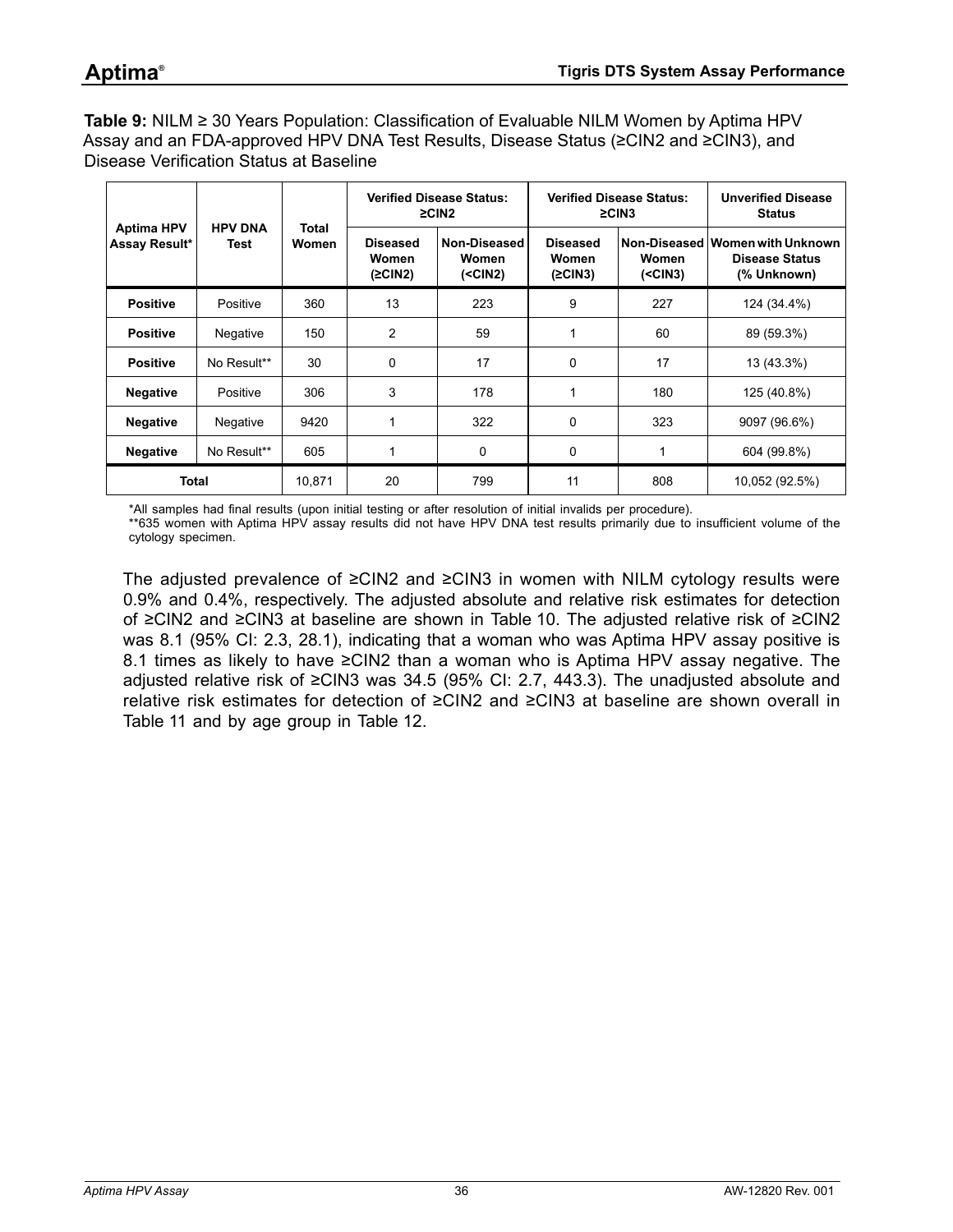**Table 9:** NILM ≥ 30 Years Population: Classification of Evaluable NILM Women by Aptima HPV Assay and an FDA-approved HPV DNA Test Results, Disease Status (≥CIN2 and ≥CIN3), and Disease Verification Status at Baseline

| Aptima HPV Assay Result* | HPV DNA Test | Total Women | Verified Disease Status: ≥CIN2 | | Verified Disease Status: ≥CIN3 | | Unverified Disease Status |
|---|---|---|---|---|---|---|---|
| | | | Diseased Women (≥CIN2) | Non-Diseased Women (<CIN2) | Diseased Women (≥CIN3) | Non-Diseased Women (<CIN3) | Women with Unknown Disease Status (% Unknown) |
| **Positive** | Positive | 360 | 13 | 223 | 9 | 227 | 124 (34.4%) |
| **Positive** | Negative | 150 | 2 | 59 | 1 | 60 | 89 (59.3%) |
| **Positive** | No Result** | 30 | 0 | 17 | 0 | 17 | 13 (43.3%) |
| **Negative** | Positive | 306 | 3 | 178 | 1 | 180 | 125 (40.8%) |
| **Negative** | Negative | 9420 | 1 | 322 | 0 | 323 | 9097 (96.6%) |
| **Negative** | No Result** | 605 | 1 | 0 | 0 | 1 | 604 (99.8%) |
| **Total** | | 10,871 | 20 | 799 | 11 | 808 | 10,052 (92.5%) |

*All samples had final results (upon initial testing or after resolution of initial invalids per procedure).
**635 women with Aptima HPV assay results did not have HPV DNA test results primarily due to insufficient volume of the cytology specimen.

The adjusted prevalence of ≥CIN2 and ≥CIN3 in women with NILM cytology results were 0.9% and 0.4%, respectively. The adjusted absolute and relative risk estimates for detection of ≥CIN2 and ≥CIN3 at baseline are shown in Table 10. The adjusted relative risk of ≥CIN2 was 8.1 (95% CI: 2.3, 28.1), indicating that a woman who was Aptima HPV assay positive is 8.1 times as likely to have ≥CIN2 than a woman who is Aptima HPV assay negative. The adjusted relative risk of ≥CIN3 was 34.5 (95% CI: 2.7, 443.3). The unadjusted absolute and relative risk estimates for detection of ≥CIN2 and ≥CIN3 at baseline are shown overall in Table 11 and by age group in Table 12.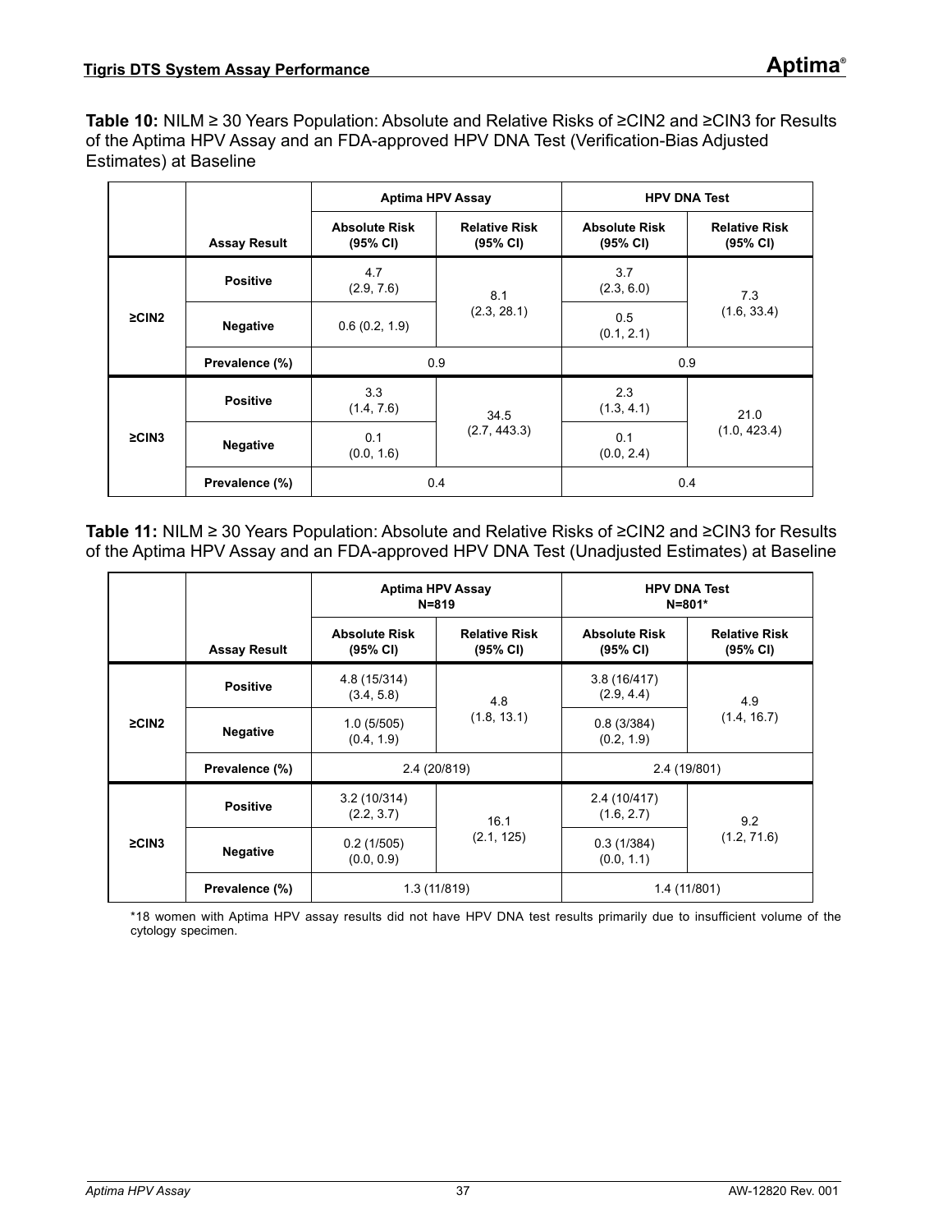**Table 10:** NILM ≥ 30 Years Population: Absolute and Relative Risks of ≥CIN2 and ≥CIN3 for Results of the Aptima HPV Assay and an FDA-approved HPV DNA Test (Verification-Bias Adjusted Estimates) at Baseline

| | | Aptima HPV Assay | | HPV DNA Test | |
|---|---|---|---|---|---|
| | **Assay Result** | **Absolute Risk (95% CI)** | **Relative Risk (95% CI)** | **Absolute Risk (95% CI)** | **Relative Risk (95% CI)** |
| **≥CIN2** | **Positive** | 4.7 (2.9, 7.6) | 8.1 (2.3, 28.1) | 3.7 (2.3, 6.0) | 7.3 (1.6, 33.4) |
| | **Negative** | 0.6 (0.2, 1.9) | | 0.5 (0.1, 2.1) | |
| | **Prevalence (%)** | 0.9 | | 0.9 | |
| **≥CIN3** | **Positive** | 3.3 (1.4, 7.6) | 34.5 (2.7, 443.3) | 2.3 (1.3, 4.1) | 21.0 (1.0, 423.4) |
| | **Negative** | 0.1 (0.0, 1.6) | | 0.1 (0.0, 2.4) | |
| | **Prevalence (%)** | 0.4 | | 0.4 | |

**Table 11:** NILM ≥ 30 Years Population: Absolute and Relative Risks of ≥CIN2 and ≥CIN3 for Results of the Aptima HPV Assay and an FDA-approved HPV DNA Test (Unadjusted Estimates) at Baseline

| | | Aptima HPV Assay N=819 | | HPV DNA Test N=801* | |
|---|---|---|---|---|---|
| | **Assay Result** | **Absolute Risk (95% CI)** | **Relative Risk (95% CI)** | **Absolute Risk (95% CI)** | **Relative Risk (95% CI)** |
| **≥CIN2** | **Positive** | 4.8 (15/314) (3.4, 5.8) | 4.8 (1.8, 13.1) | 3.8 (16/417) (2.9, 4.4) | 4.9 (1.4, 16.7) |
| | **Negative** | 1.0 (5/505) (0.4, 1.9) | | 0.8 (3/384) (0.2, 1.9) | |
| | **Prevalence (%)** | 2.4 (20/819) | | 2.4 (19/801) | |
| **≥CIN3** | **Positive** | 3.2 (10/314) (2.2, 3.7) | 16.1 (2.1, 125) | 2.4 (10/417) (1.6, 2.7) | 9.2 (1.2, 71.6) |
| | **Negative** | 0.2 (1/505) (0.0, 0.9) | | 0.3 (1/384) (0.0, 1.1) | |
| | **Prevalence (%)** | 1.3 (11/819) | | 1.4 (11/801) | |

*18 women with Aptima HPV assay results did not have HPV DNA test results primarily due to insufficient volume of the cytology specimen.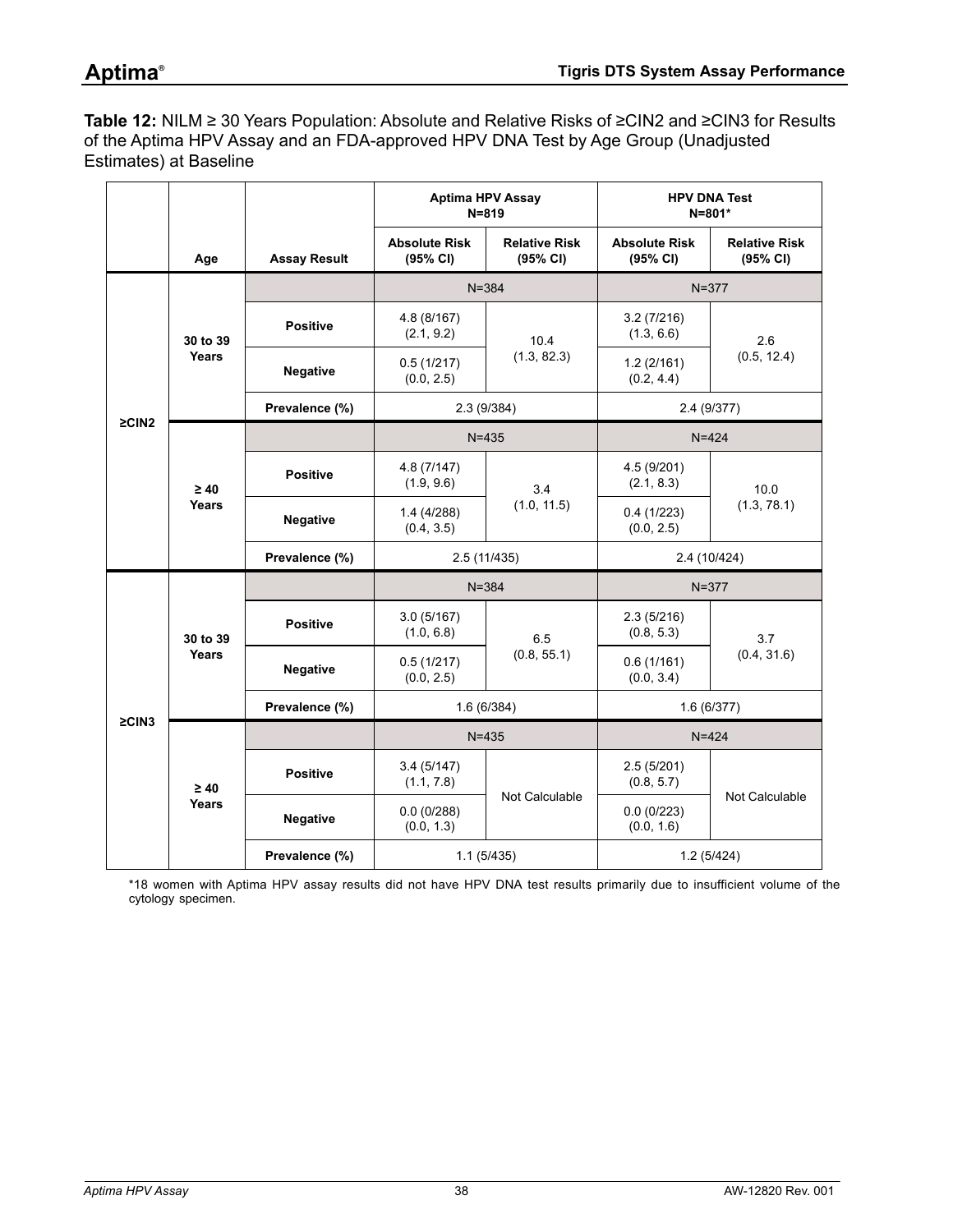**Table 12:** NILM ≥ 30 Years Population: Absolute and Relative Risks of ≥CIN2 and ≥CIN3 for Results of the Aptima HPV Assay and an FDA-approved HPV DNA Test by Age Group (Unadjusted Estimates) at Baseline

| | | | Aptima HPV Assay N=819 | | HPV DNA Test N=801* | |
|---|---|---|---|---|---|---|
| | **Age** | **Assay Result** | **Absolute Risk (95% CI)** | **Relative Risk (95% CI)** | **Absolute Risk (95% CI)** | **Relative Risk (95% CI)** |
| **≥CIN2** | **30 to 39 Years** | | N=384 | | N=377 | |
| | | **Positive** | 4.8 (8/167) (2.1, 9.2) | 10.4 (1.3, 82.3) | 3.2 (7/216) (1.3, 6.6) | 2.6 (0.5, 12.4) |
| | | **Negative** | 0.5 (1/217) (0.0, 2.5) | | 1.2 (2/161) (0.2, 4.4) | |
| | | **Prevalence (%)** | 2.3 (9/384) | | 2.4 (9/377) | |
| | **≥ 40 Years** | | N=435 | | N=424 | |
| | | **Positive** | 4.8 (7/147) (1.9, 9.6) | 3.4 (1.0, 11.5) | 4.5 (9/201) (2.1, 8.3) | 10.0 (1.3, 78.1) |
| | | **Negative** | 1.4 (4/288) (0.4, 3.5) | | 0.4 (1/223) (0.0, 2.5) | |
| | | **Prevalence (%)** | 2.5 (11/435) | | 2.4 (10/424) | |
| **≥CIN3** | **30 to 39 Years** | | N=384 | | N=377 | |
| | | **Positive** | 3.0 (5/167) (1.0, 6.8) | 6.5 (0.8, 55.1) | 2.3 (5/216) (0.8, 5.3) | 3.7 (0.4, 31.6) |
| | | **Negative** | 0.5 (1/217) (0.0, 2.5) | | 0.6 (1/161) (0.0, 3.4) | |
| | | **Prevalence (%)** | 1.6 (6/384) | | 1.6 (6/377) | |
| | **≥ 40 Years** | | N=435 | | N=424 | |
| | | **Positive** | 3.4 (5/147) (1.1, 7.8) | Not Calculable | 2.5 (5/201) (0.8, 5.7) | Not Calculable |
| | | **Negative** | 0.0 (0/288) (0.0, 1.3) | | 0.0 (0/223) (0.0, 1.6) | |
| | | **Prevalence (%)** | 1.1 (5/435) | | 1.2 (5/424) | |

*18 women with Aptima HPV assay results did not have HPV DNA test results primarily due to insufficient volume of the cytology specimen.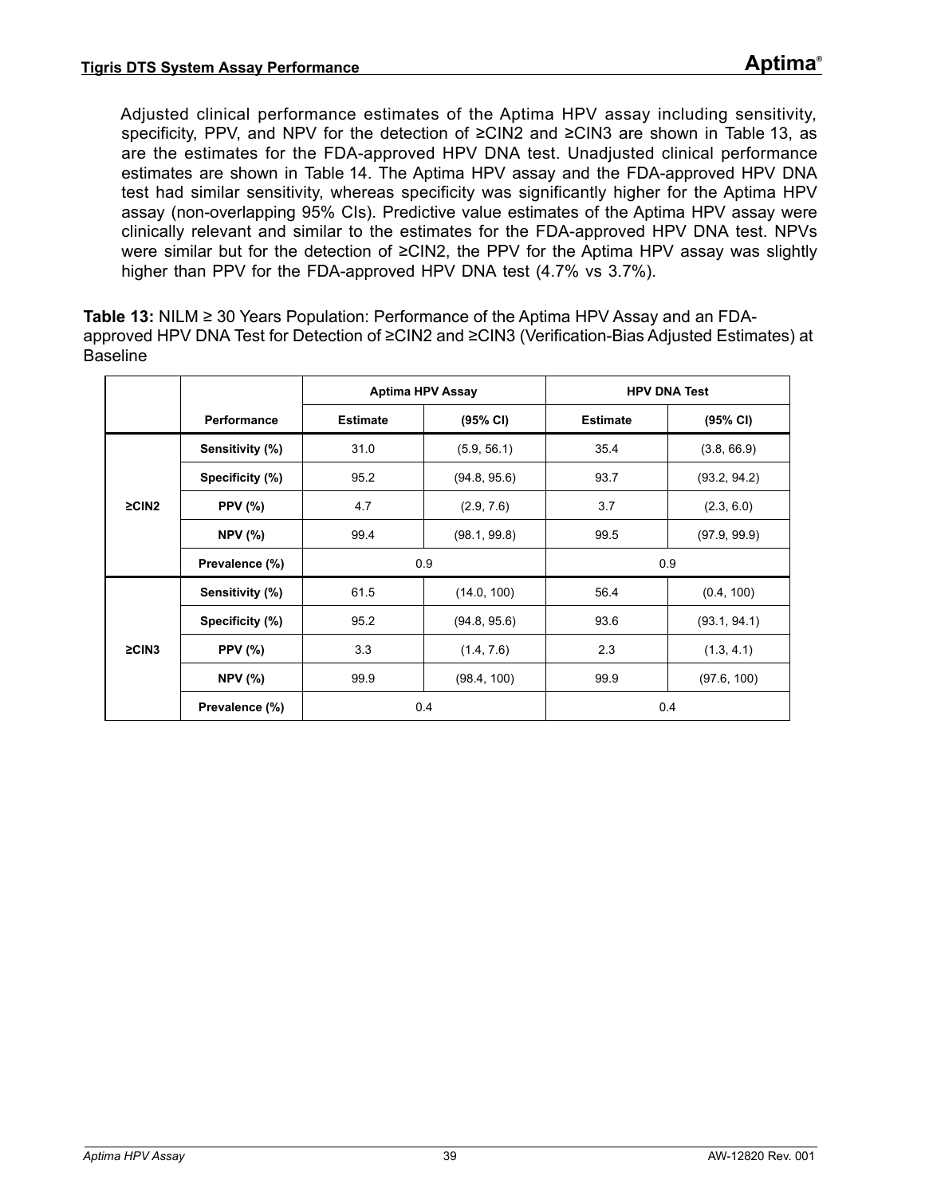Adjusted clinical performance estimates of the Aptima HPV assay including sensitivity, specificity, PPV, and NPV for the detection of ≥CIN2 and ≥CIN3 are shown in Table 13, as are the estimates for the FDA-approved HPV DNA test. Unadjusted clinical performance estimates are shown in Table 14. The Aptima HPV assay and the FDA-approved HPV DNA test had similar sensitivity, whereas specificity was significantly higher for the Aptima HPV assay (non-overlapping 95% CIs). Predictive value estimates of the Aptima HPV assay were clinically relevant and similar to the estimates for the FDA-approved HPV DNA test. NPVs were similar but for the detection of ≥CIN2, the PPV for the Aptima HPV assay was slightly higher than PPV for the FDA-approved HPV DNA test (4.7% vs 3.7%).

**Table 13:** NILM ≥ 30 Years Population: Performance of the Aptima HPV Assay and an FDA-approved HPV DNA Test for Detection of ≥CIN2 and ≥CIN3 (Verification-Bias Adjusted Estimates) at Baseline

| | | Aptima HPV Assay | | HPV DNA Test | |
|---|---|---|---|---|---|
| | **Performance** | **Estimate** | **(95% CI)** | **Estimate** | **(95% CI)** |
| **≥CIN2** | **Sensitivity (%)** | 31.0 | (5.9, 56.1) | 35.4 | (3.8, 66.9) |
| | **Specificity (%)** | 95.2 | (94.8, 95.6) | 93.7 | (93.2, 94.2) |
| | **PPV (%)** | 4.7 | (2.9, 7.6) | 3.7 | (2.3, 6.0) |
| | **NPV (%)** | 99.4 | (98.1, 99.8) | 99.5 | (97.9, 99.9) |
| | **Prevalence (%)** | 0.9 | | 0.9 | |
| **≥CIN3** | **Sensitivity (%)** | 61.5 | (14.0, 100) | 56.4 | (0.4, 100) |
| | **Specificity (%)** | 95.2 | (94.8, 95.6) | 93.6 | (93.1, 94.1) |
| | **PPV (%)** | 3.3 | (1.4, 7.6) | 2.3 | (1.3, 4.1) |
| | **NPV (%)** | 99.9 | (98.4, 100) | 99.9 | (97.6, 100) |
| | **Prevalence (%)** | 0.4 | | 0.4 | |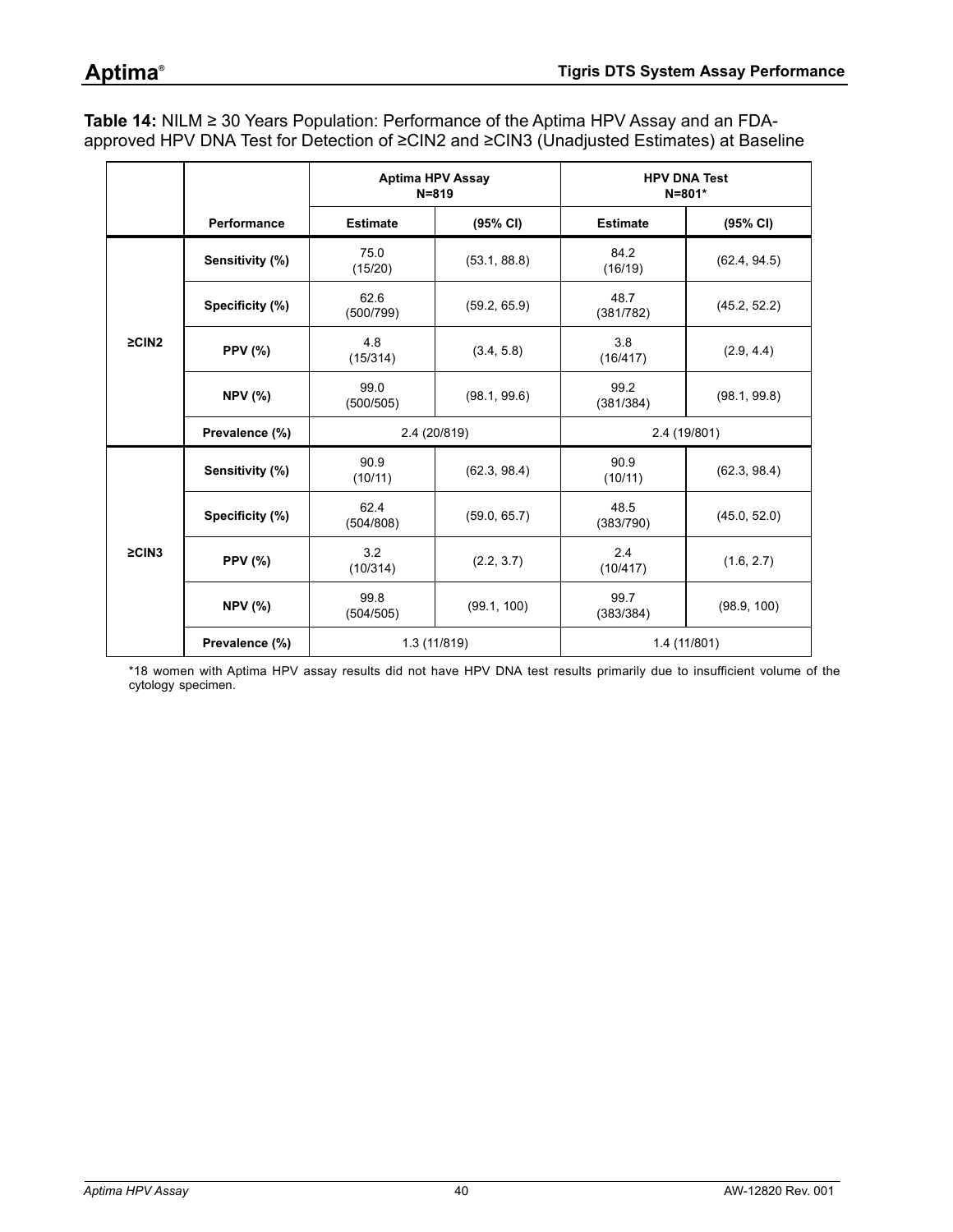**Table 14:** NILM ≥ 30 Years Population: Performance of the Aptima HPV Assay and an FDA-approved HPV DNA Test for Detection of ≥CIN2 and ≥CIN3 (Unadjusted Estimates) at Baseline

| | | Aptima HPV Assay N=819 | | HPV DNA Test N=801* | |
|---|---|---|---|---|---|
| | **Performance** | **Estimate** | **(95% CI)** | **Estimate** | **(95% CI)** |
| **≥CIN2** | **Sensitivity (%)** | 75.0 (15/20) | (53.1, 88.8) | 84.2 (16/19) | (62.4, 94.5) |
| | **Specificity (%)** | 62.6 (500/799) | (59.2, 65.9) | 48.7 (381/782) | (45.2, 52.2) |
| | **PPV (%)** | 4.8 (15/314) | (3.4, 5.8) | 3.8 (16/417) | (2.9, 4.4) |
| | **NPV (%)** | 99.0 (500/505) | (98.1, 99.6) | 99.2 (381/384) | (98.1, 99.8) |
| | **Prevalence (%)** | 2.4 (20/819) | | 2.4 (19/801) | |
| **≥CIN3** | **Sensitivity (%)** | 90.9 (10/11) | (62.3, 98.4) | 90.9 (10/11) | (62.3, 98.4) |
| | **Specificity (%)** | 62.4 (504/808) | (59.0, 65.7) | 48.5 (383/790) | (45.0, 52.0) |
| | **PPV (%)** | 3.2 (10/314) | (2.2, 3.7) | 2.4 (10/417) | (1.6, 2.7) |
| | **NPV (%)** | 99.8 (504/505) | (99.1, 100) | 99.7 (383/384) | (98.9, 100) |
| | **Prevalence (%)** | 1.3 (11/819) | | 1.4 (11/801) | |

*18 women with Aptima HPV assay results did not have HPV DNA test results primarily due to insufficient volume of the cytology specimen.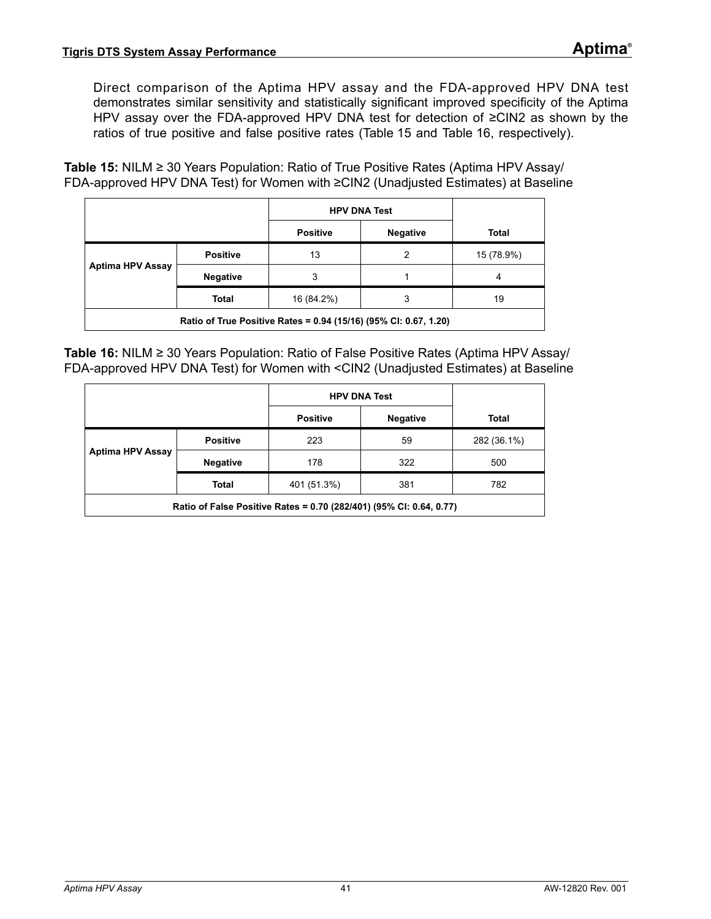Direct comparison of the Aptima HPV assay and the FDA-approved HPV DNA test demonstrates similar sensitivity and statistically significant improved specificity of the Aptima HPV assay over the FDA-approved HPV DNA test for detection of ≥CIN2 as shown by the ratios of true positive and false positive rates (Table 15 and Table 16, respectively).

**Table 15:** NILM ≥ 30 Years Population: Ratio of True Positive Rates (Aptima HPV Assay/ FDA-approved HPV DNA Test) for Women with ≥CIN2 (Unadjusted Estimates) at Baseline

| | | HPV DNA Test | | |
|---|---|---|---|---|
| | | **Positive** | **Negative** | **Total** |
| **Aptima HPV Assay** | **Positive** | 13 | 2 | 15 (78.9%) |
| | **Negative** | 3 | 1 | 4 |
| | **Total** | 16 (84.2%) | 3 | 19 |
| **Ratio of True Positive Rates = 0.94 (15/16) (95% CI: 0.67, 1.20)** | | | | |

**Table 16:** NILM ≥ 30 Years Population: Ratio of False Positive Rates (Aptima HPV Assay/ FDA-approved HPV DNA Test) for Women with <CIN2 (Unadjusted Estimates) at Baseline

| | | HPV DNA Test | | |
|---|---|---|---|---|
| | | **Positive** | **Negative** | **Total** |
| **Aptima HPV Assay** | **Positive** | 223 | 59 | 282 (36.1%) |
| | **Negative** | 178 | 322 | 500 |
| | **Total** | 401 (51.3%) | 381 | 782 |
| **Ratio of False Positive Rates = 0.70 (282/401) (95% CI: 0.64, 0.77)** | | | | |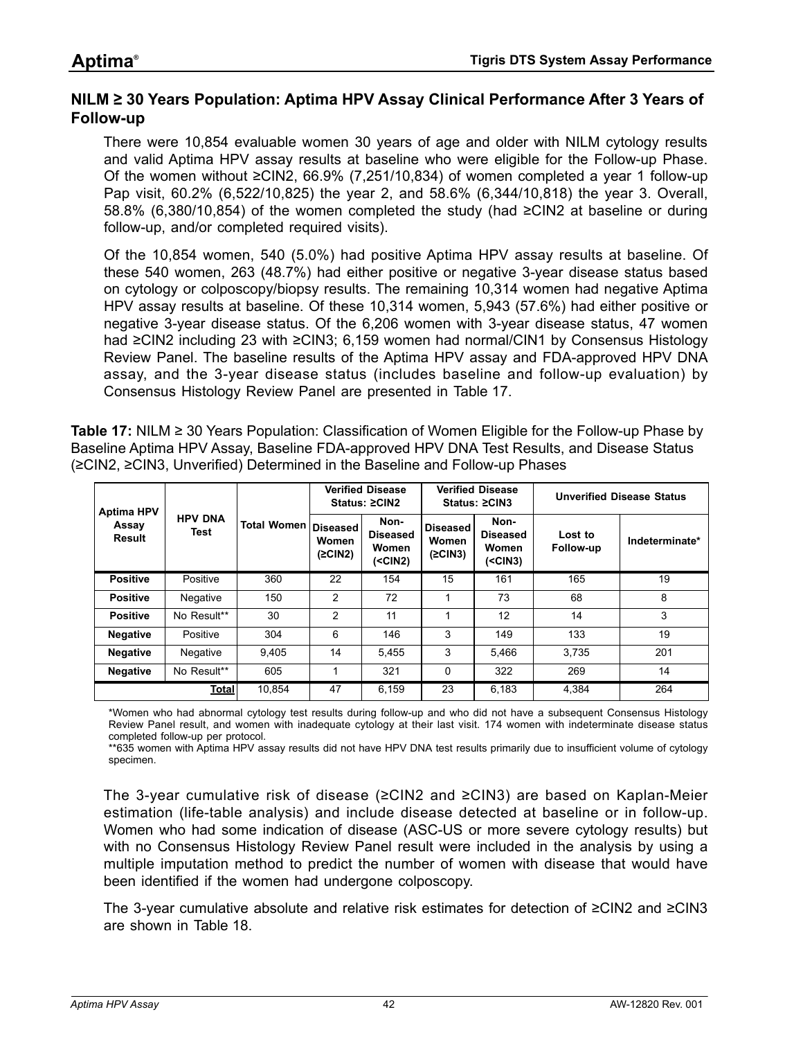## NILM ≥ 30 Years Population: Aptima HPV Assay Clinical Performance After 3 Years of Follow-up

There were 10,854 evaluable women 30 years of age and older with NILM cytology results and valid Aptima HPV assay results at baseline who were eligible for the Follow-up Phase. Of the women without ≥CIN2, 66.9% (7,251/10,834) of women completed a year 1 follow-up Pap visit, 60.2% (6,522/10,825) the year 2, and 58.6% (6,344/10,818) the year 3. Overall, 58.8% (6,380/10,854) of the women completed the study (had ≥CIN2 at baseline or during follow-up, and/or completed required visits).

Of the 10,854 women, 540 (5.0%) had positive Aptima HPV assay results at baseline. Of these 540 women, 263 (48.7%) had either positive or negative 3-year disease status based on cytology or colposcopy/biopsy results. The remaining 10,314 women had negative Aptima HPV assay results at baseline. Of these 10,314 women, 5,943 (57.6%) had either positive or negative 3-year disease status. Of the 6,206 women with 3-year disease status, 47 women had ≥CIN2 including 23 with ≥CIN3; 6,159 women had normal/CIN1 by Consensus Histology Review Panel. The baseline results of the Aptima HPV assay and FDA-approved HPV DNA assay, and the 3-year disease status (includes baseline and follow-up evaluation) by Consensus Histology Review Panel are presented in Table 17.

**Table 17:** NILM ≥ 30 Years Population: Classification of Women Eligible for the Follow-up Phase by Baseline Aptima HPV Assay, Baseline FDA-approved HPV DNA Test Results, and Disease Status (≥CIN2, ≥CIN3, Unverified) Determined in the Baseline and Follow-up Phases

| Aptima HPV Assay Result | HPV DNA Test | Total Women | Verified Disease Status: ≥CIN2 | | Verified Disease Status: ≥CIN3 | | Unverified Disease Status | |
|---|---|---|---|---|---|---|---|---|
| | | | Diseased Women (≥CIN2) | Non-Diseased Women (<CIN2) | Diseased Women (≥CIN3) | Non-Diseased Women (<CIN3) | Lost to Follow-up | Indeterminate* |
| **Positive** | Positive | 360 | 22 | 154 | 15 | 161 | 165 | 19 |
| **Positive** | Negative | 150 | 2 | 72 | 1 | 73 | 68 | 8 |
| **Positive** | No Result** | 30 | 2 | 11 | 1 | 12 | 14 | 3 |
| **Negative** | Positive | 304 | 6 | 146 | 3 | 149 | 133 | 19 |
| **Negative** | Negative | 9,405 | 14 | 5,455 | 3 | 5,466 | 3,735 | 201 |
| **Negative** | No Result** | 605 | 1 | 321 | 0 | 322 | 269 | 14 |
| | **Total** | 10,854 | 47 | 6,159 | 23 | 6,183 | 4,384 | 264 |

*Women who had abnormal cytology test results during follow-up and who did not have a subsequent Consensus Histology Review Panel result, and women with inadequate cytology at their last visit. 174 women with indeterminate disease status completed follow-up per protocol.

**635 women with Aptima HPV assay results did not have HPV DNA test results primarily due to insufficient volume of cytology specimen.

The 3-year cumulative risk of disease (≥CIN2 and ≥CIN3) are based on Kaplan-Meier estimation (life-table analysis) and include disease detected at baseline or in follow-up. Women who had some indication of disease (ASC-US or more severe cytology results) but with no Consensus Histology Review Panel result were included in the analysis by using a multiple imputation method to predict the number of women with disease that would have been identified if the women had undergone colposcopy.

The 3-year cumulative absolute and relative risk estimates for detection of ≥CIN2 and ≥CIN3 are shown in Table 18.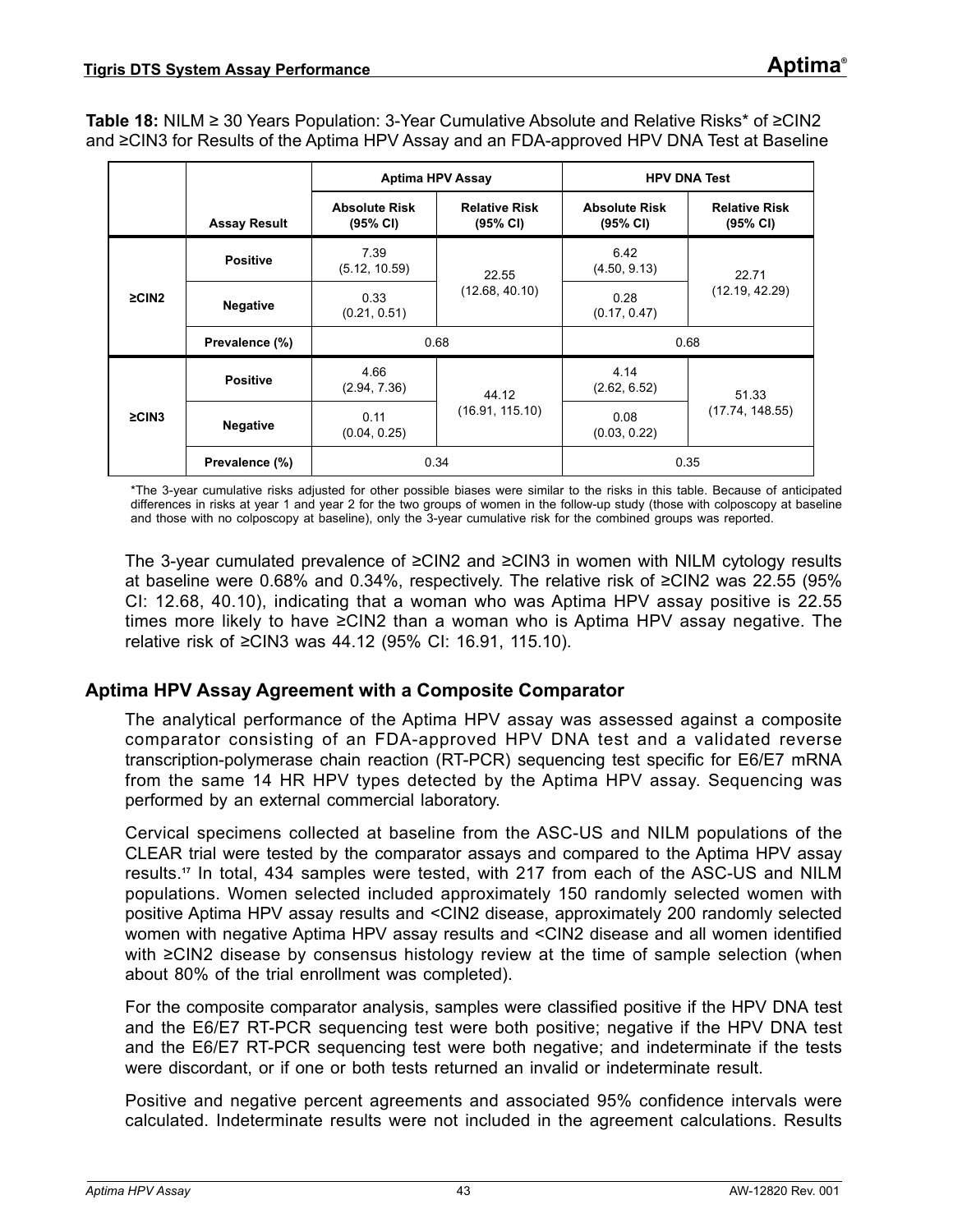**Table 18:** NILM ≥ 30 Years Population: 3-Year Cumulative Absolute and Relative Risks* of ≥CIN2 and ≥CIN3 for Results of the Aptima HPV Assay and an FDA-approved HPV DNA Test at Baseline

| | | Aptima HPV Assay | | HPV DNA Test | |
|---|---|---|---|---|---|
| | **Assay Result** | **Absolute Risk (95% CI)** | **Relative Risk (95% CI)** | **Absolute Risk (95% CI)** | **Relative Risk (95% CI)** |
| **≥CIN2** | **Positive** | 7.39 (5.12, 10.59) | 22.55 (12.68, 40.10) | 6.42 (4.50, 9.13) | 22.71 (12.19, 42.29) |
| | **Negative** | 0.33 (0.21, 0.51) | | 0.28 (0.17, 0.47) | |
| | **Prevalence (%)** | 0.68 | | 0.68 | |
| **≥CIN3** | **Positive** | 4.66 (2.94, 7.36) | 44.12 (16.91, 115.10) | 4.14 (2.62, 6.52) | 51.33 (17.74, 148.55) |
| | **Negative** | 0.11 (0.04, 0.25) | | 0.08 (0.03, 0.22) | |
| | **Prevalence (%)** | 0.34 | | 0.35 | |

*The 3-year cumulative risks adjusted for other possible biases were similar to the risks in this table. Because of anticipated differences in risks at year 1 and year 2 for the two groups of women in the follow-up study (those with colposcopy at baseline and those with no colposcopy at baseline), only the 3-year cumulative risk for the combined groups was reported.

The 3-year cumulated prevalence of ≥CIN2 and ≥CIN3 in women with NILM cytology results at baseline were 0.68% and 0.34%, respectively. The relative risk of ≥CIN2 was 22.55 (95% CI: 12.68, 40.10), indicating that a woman who was Aptima HPV assay positive is 22.55 times more likely to have ≥CIN2 than a woman who is Aptima HPV assay negative. The relative risk of ≥CIN3 was 44.12 (95% CI: 16.91, 115.10).

## Aptima HPV Assay Agreement with a Composite Comparator

The analytical performance of the Aptima HPV assay was assessed against a composite comparator consisting of an FDA-approved HPV DNA test and a validated reverse transcription-polymerase chain reaction (RT-PCR) sequencing test specific for E6/E7 mRNA from the same 14 HR HPV types detected by the Aptima HPV assay. Sequencing was performed by an external commercial laboratory.

Cervical specimens collected at baseline from the ASC-US and NILM populations of the CLEAR trial were tested by the comparator assays and compared to the Aptima HPV assay results.[17] In total, 434 samples were tested, with 217 from each of the ASC-US and NILM populations. Women selected included approximately 150 randomly selected women with positive Aptima HPV assay results and <CIN2 disease, approximately 200 randomly selected women with negative Aptima HPV assay results and <CIN2 disease and all women identified with ≥CIN2 disease by consensus histology review at the time of sample selection (when about 80% of the trial enrollment was completed).

For the composite comparator analysis, samples were classified positive if the HPV DNA test and the E6/E7 RT-PCR sequencing test were both positive; negative if the HPV DNA test and the E6/E7 RT-PCR sequencing test were both negative; and indeterminate if the tests were discordant, or if one or both tests returned an invalid or indeterminate result.

Positive and negative percent agreements and associated 95% confidence intervals were calculated. Indeterminate results were not included in the agreement calculations. Results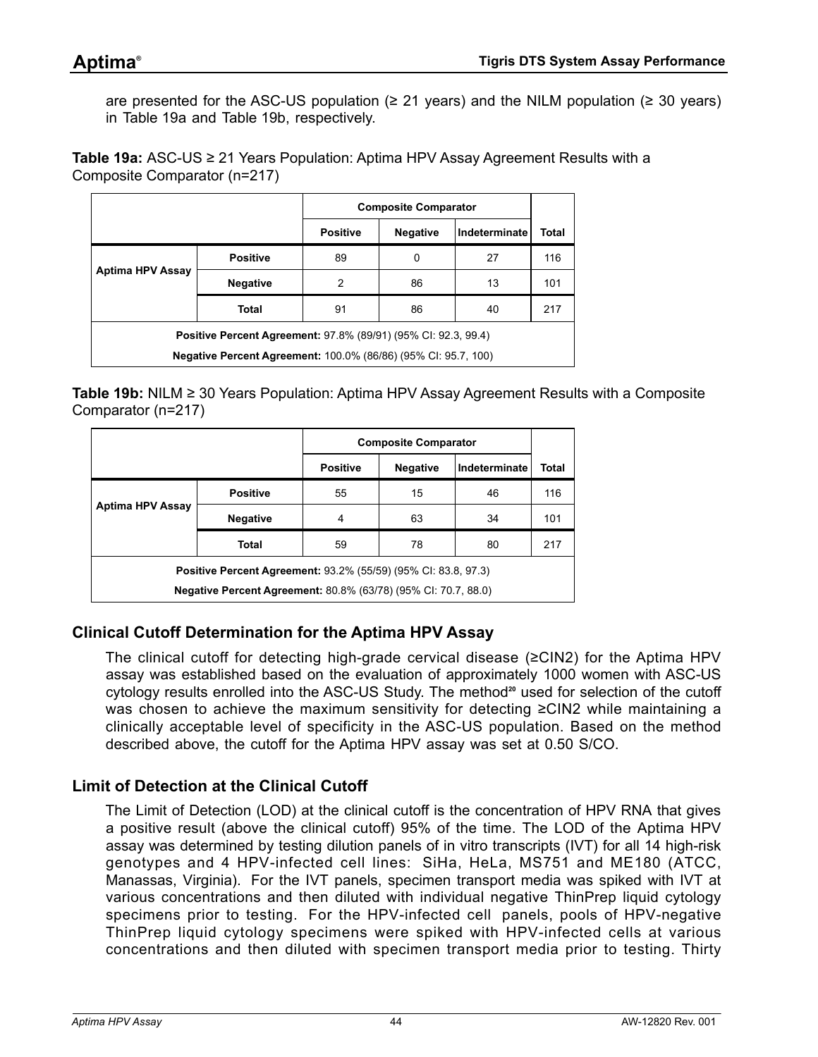are presented for the ASC-US population (≥ 21 years) and the NILM population (≥ 30 years) in Table 19a and Table 19b, respectively.

**Table 19a:** ASC-US ≥ 21 Years Population: Aptima HPV Assay Agreement Results with a Composite Comparator (n=217)

| | | Composite Comparator | | | |
|---|---|---|---|---|---|
| | | **Positive** | **Negative** | **Indeterminate** | **Total** |
| **Aptima HPV Assay** | **Positive** | 89 | 0 | 27 | 116 |
| | **Negative** | 2 | 86 | 13 | 101 |
| | **Total** | 91 | 86 | 40 | 217 |
| **Positive Percent Agreement:** 97.8% (89/91) (95% CI: 92.3, 99.4) | | | | | |
| **Negative Percent Agreement:** 100.0% (86/86) (95% CI: 95.7, 100) | | | | | |

**Table 19b:** NILM ≥ 30 Years Population: Aptima HPV Assay Agreement Results with a Composite Comparator (n=217)

| | | Composite Comparator | | | |
|---|---|---|---|---|---|
| | | **Positive** | **Negative** | **Indeterminate** | **Total** |
| **Aptima HPV Assay** | **Positive** | 55 | 15 | 46 | 116 |
| | **Negative** | 4 | 63 | 34 | 101 |
| | **Total** | 59 | 78 | 80 | 217 |
| **Positive Percent Agreement:** 93.2% (55/59) (95% CI: 83.8, 97.3) | | | | | |
| **Negative Percent Agreement:** 80.8% (63/78) (95% CI: 70.7, 88.0) | | | | | |

## Clinical Cutoff Determination for the Aptima HPV Assay

The clinical cutoff for detecting high-grade cervical disease (≥CIN2) for the Aptima HPV assay was established based on the evaluation of approximately 1000 women with ASC-US cytology results enrolled into the ASC-US Study. The method[20] used for selection of the cutoff was chosen to achieve the maximum sensitivity for detecting ≥CIN2 while maintaining a clinically acceptable level of specificity in the ASC-US population. Based on the method described above, the cutoff for the Aptima HPV assay was set at 0.50 S/CO.

## Limit of Detection at the Clinical Cutoff

The Limit of Detection (LOD) at the clinical cutoff is the concentration of HPV RNA that gives a positive result (above the clinical cutoff) 95% of the time. The LOD of the Aptima HPV assay was determined by testing dilution panels of in vitro transcripts (IVT) for all 14 high-risk genotypes and 4 HPV-infected cell lines: SiHa, HeLa, MS751 and ME180 (ATCC, Manassas, Virginia). For the IVT panels, specimen transport media was spiked with IVT at various concentrations and then diluted with individual negative ThinPrep liquid cytology specimens prior to testing. For the HPV-infected cell panels, pools of HPV-negative ThinPrep liquid cytology specimens were spiked with HPV-infected cells at various concentrations and then diluted with specimen transport media prior to testing. Thirty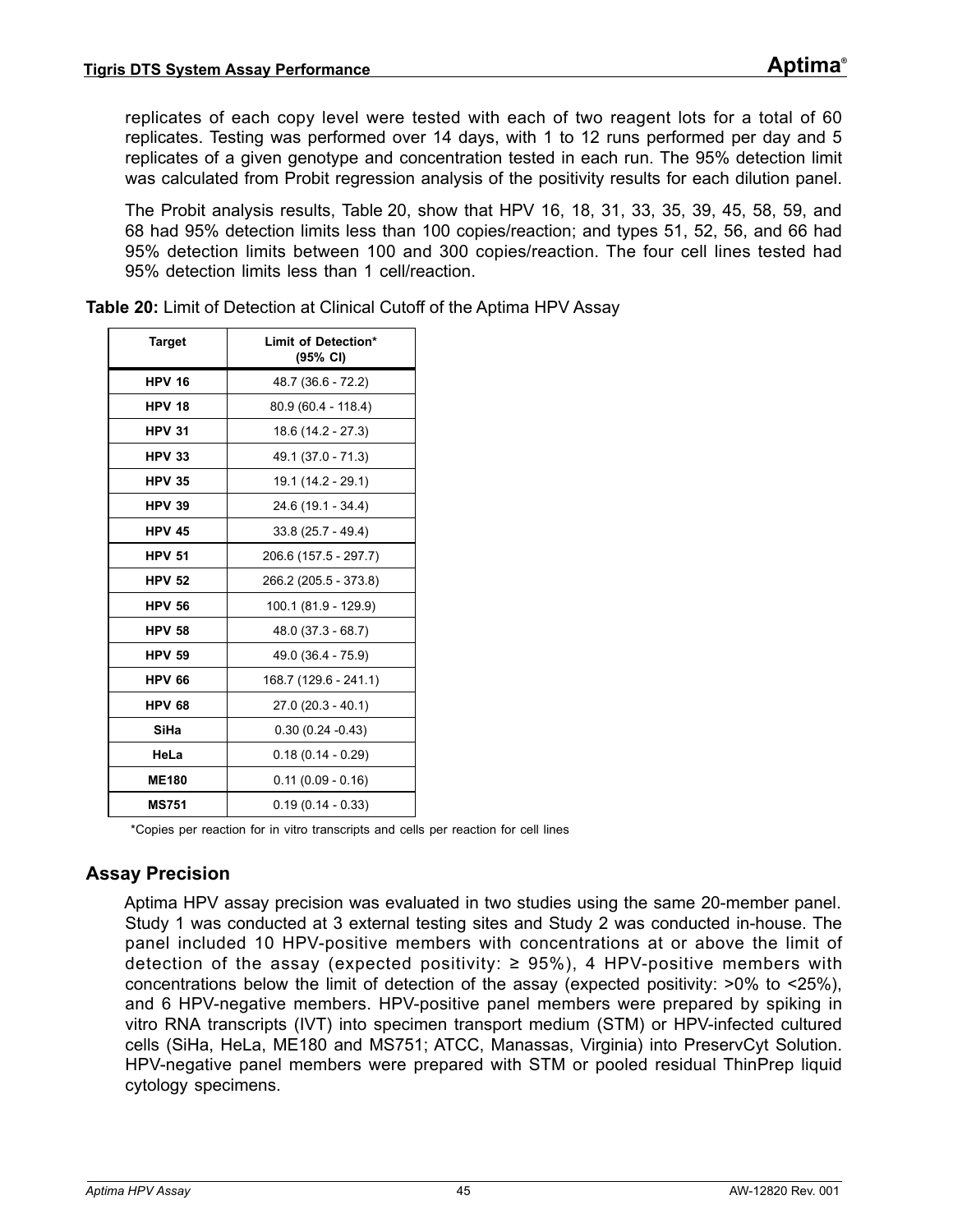replicates of each copy level were tested with each of two reagent lots for a total of 60 replicates. Testing was performed over 14 days, with 1 to 12 runs performed per day and 5 replicates of a given genotype and concentration tested in each run. The 95% detection limit was calculated from Probit regression analysis of the positivity results for each dilution panel.

The Probit analysis results, Table 20, show that HPV 16, 18, 31, 33, 35, 39, 45, 58, 59, and 68 had 95% detection limits less than 100 copies/reaction; and types 51, 52, 56, and 66 had 95% detection limits between 100 and 300 copies/reaction. The four cell lines tested had 95% detection limits less than 1 cell/reaction.

**Table 20:** Limit of Detection at Clinical Cutoff of the Aptima HPV Assay

| Target | Limit of Detection* (95% CI) |
|---|---|
| HPV 16 | 48.7 (36.6 - 72.2) |
| HPV 18 | 80.9 (60.4 - 118.4) |
| HPV 31 | 18.6 (14.2 - 27.3) |
| HPV 33 | 49.1 (37.0 - 71.3) |
| HPV 35 | 19.1 (14.2 - 29.1) |
| HPV 39 | 24.6 (19.1 - 34.4) |
| HPV 45 | 33.8 (25.7 - 49.4) |
| HPV 51 | 206.6 (157.5 - 297.7) |
| HPV 52 | 266.2 (205.5 - 373.8) |
| HPV 56 | 100.1 (81.9 - 129.9) |
| HPV 58 | 48.0 (37.3 - 68.7) |
| HPV 59 | 49.0 (36.4 - 75.9) |
| HPV 66 | 168.7 (129.6 - 241.1) |
| HPV 68 | 27.0 (20.3 - 40.1) |
| SiHa | 0.30 (0.24 -0.43) |
| HeLa | 0.18 (0.14 - 0.29) |
| ME180 | 0.11 (0.09 - 0.16) |
| MS751 | 0.19 (0.14 - 0.33) |

*Copies per reaction for in vitro transcripts and cells per reaction for cell lines

## Assay Precision

Aptima HPV assay precision was evaluated in two studies using the same 20-member panel. Study 1 was conducted at 3 external testing sites and Study 2 was conducted in-house. The panel included 10 HPV-positive members with concentrations at or above the limit of detection of the assay (expected positivity: ≥ 95%), 4 HPV-positive members with concentrations below the limit of detection of the assay (expected positivity: >0% to <25%), and 6 HPV-negative members. HPV-positive panel members were prepared by spiking in vitro RNA transcripts (IVT) into specimen transport medium (STM) or HPV-infected cultured cells (SiHa, HeLa, ME180 and MS751; ATCC, Manassas, Virginia) into PreservCyt Solution. HPV-negative panel members were prepared with STM or pooled residual ThinPrep liquid cytology specimens.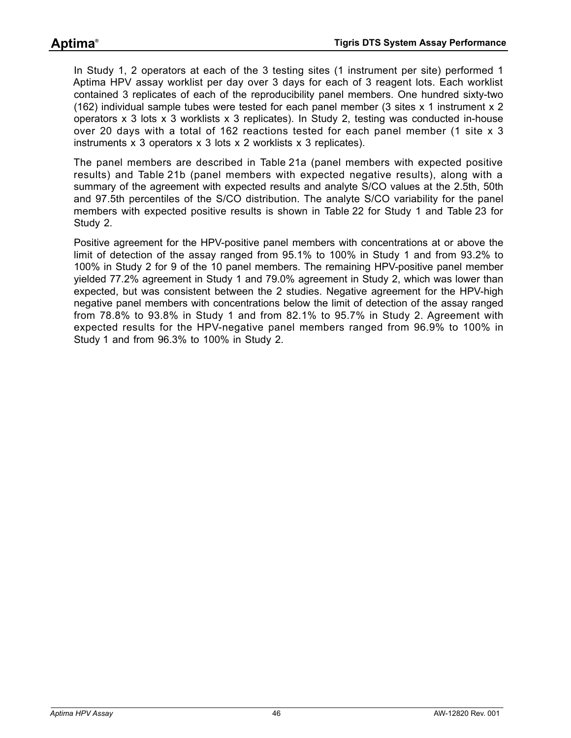In Study 1, 2 operators at each of the 3 testing sites (1 instrument per site) performed 1 Aptima HPV assay worklist per day over 3 days for each of 3 reagent lots. Each worklist contained 3 replicates of each of the reproducibility panel members. One hundred sixty-two (162) individual sample tubes were tested for each panel member (3 sites x 1 instrument x 2 operators x 3 lots x 3 worklists x 3 replicates). In Study 2, testing was conducted in-house over 20 days with a total of 162 reactions tested for each panel member (1 site x 3 instruments x 3 operators x 3 lots x 2 worklists x 3 replicates).

The panel members are described in Table 21a (panel members with expected positive results) and Table 21b (panel members with expected negative results), along with a summary of the agreement with expected results and analyte S/CO values at the 2.5th, 50th and 97.5th percentiles of the S/CO distribution. The analyte S/CO variability for the panel members with expected positive results is shown in Table 22 for Study 1 and Table 23 for Study 2.

Positive agreement for the HPV-positive panel members with concentrations at or above the limit of detection of the assay ranged from 95.1% to 100% in Study 1 and from 93.2% to 100% in Study 2 for 9 of the 10 panel members. The remaining HPV-positive panel member yielded 77.2% agreement in Study 1 and 79.0% agreement in Study 2, which was lower than expected, but was consistent between the 2 studies. Negative agreement for the HPV-high negative panel members with concentrations below the limit of detection of the assay ranged from 78.8% to 93.8% in Study 1 and from 82.1% to 95.7% in Study 2. Agreement with expected results for the HPV-negative panel members ranged from 96.9% to 100% in Study 1 and from 96.3% to 100% in Study 2.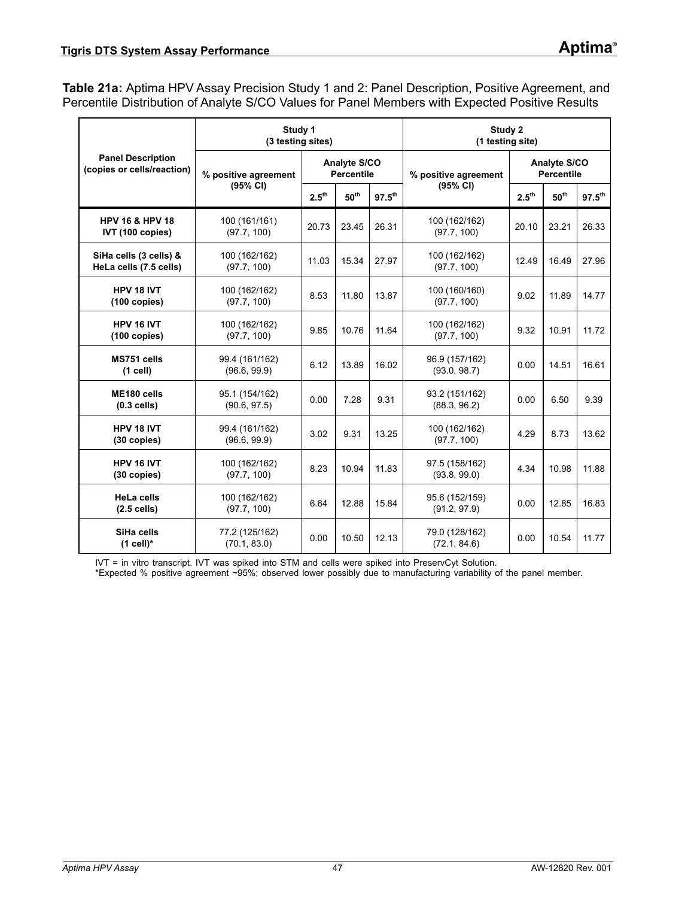**Table 21a:** Aptima HPV Assay Precision Study 1 and 2: Panel Description, Positive Agreement, and Percentile Distribution of Analyte S/CO Values for Panel Members with Expected Positive Results

| Panel Description (copies or cells/reaction) | Study 1 (3 testing sites) | | | | Study 2 (1 testing site) | | | |
|---|---|---|---|---|---|---|---|---|
| | % positive agreement (95% CI) | Analyte S/CO Percentile | | | % positive agreement (95% CI) | Analyte S/CO Percentile | | |
| | | 2.5th | 50th | 97.5th | | 2.5th | 50th | 97.5th |
| **HPV 16 & HPV 18 IVT (100 copies)** | 100 (161/161) (97.7, 100) | 20.73 | 23.45 | 26.31 | 100 (162/162) (97.7, 100) | 20.10 | 23.21 | 26.33 |
| **SiHa cells (3 cells) & HeLa cells (7.5 cells)** | 100 (162/162) (97.7, 100) | 11.03 | 15.34 | 27.97 | 100 (162/162) (97.7, 100) | 12.49 | 16.49 | 27.96 |
| **HPV 18 IVT (100 copies)** | 100 (162/162) (97.7, 100) | 8.53 | 11.80 | 13.87 | 100 (160/160) (97.7, 100) | 9.02 | 11.89 | 14.77 |
| **HPV 16 IVT (100 copies)** | 100 (162/162) (97.7, 100) | 9.85 | 10.76 | 11.64 | 100 (162/162) (97.7, 100) | 9.32 | 10.91 | 11.72 |
| **MS751 cells (1 cell)** | 99.4 (161/162) (96.6, 99.9) | 6.12 | 13.89 | 16.02 | 96.9 (157/162) (93.0, 98.7) | 0.00 | 14.51 | 16.61 |
| **ME180 cells (0.3 cells)** | 95.1 (154/162) (90.6, 97.5) | 0.00 | 7.28 | 9.31 | 93.2 (151/162) (88.3, 96.2) | 0.00 | 6.50 | 9.39 |
| **HPV 18 IVT (30 copies)** | 99.4 (161/162) (96.6, 99.9) | 3.02 | 9.31 | 13.25 | 100 (162/162) (97.7, 100) | 4.29 | 8.73 | 13.62 |
| **HPV 16 IVT (30 copies)** | 100 (162/162) (97.7, 100) | 8.23 | 10.94 | 11.83 | 97.5 (158/162) (93.8, 99.0) | 4.34 | 10.98 | 11.88 |
| **HeLa cells (2.5 cells)** | 100 (162/162) (97.7, 100) | 6.64 | 12.88 | 15.84 | 95.6 (152/159) (91.2, 97.9) | 0.00 | 12.85 | 16.83 |
| **SiHa cells (1 cell)*** | 77.2 (125/162) (70.1, 83.0) | 0.00 | 10.50 | 12.13 | 79.0 (128/162) (72.1, 84.6) | 0.00 | 10.54 | 11.77 |

IVT = in vitro transcript. IVT was spiked into STM and cells were spiked into PreservCyt Solution.
*Expected % positive agreement ~95%; observed lower possibly due to manufacturing variability of the panel member.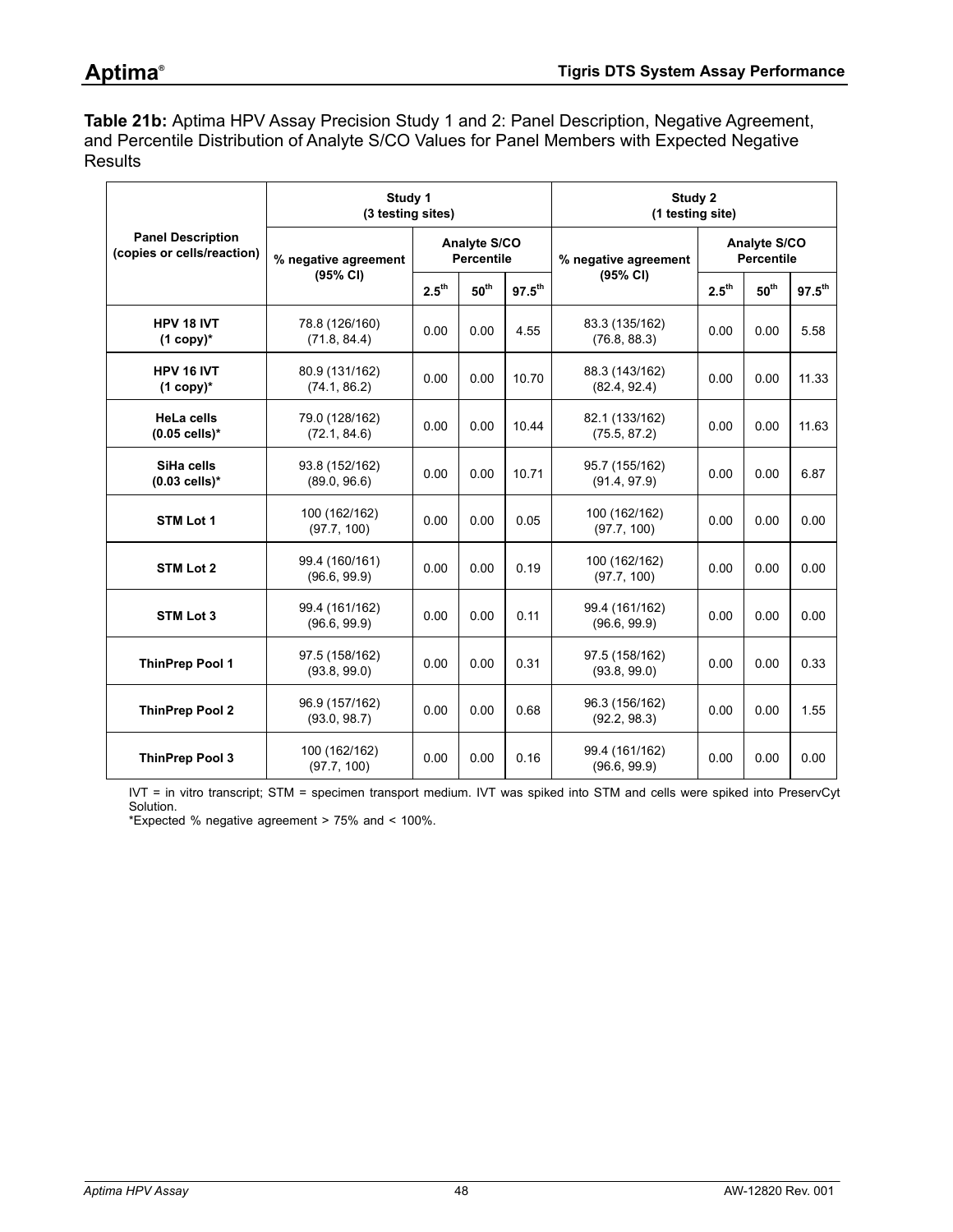**Table 21b:** Aptima HPV Assay Precision Study 1 and 2: Panel Description, Negative Agreement, and Percentile Distribution of Analyte S/CO Values for Panel Members with Expected Negative Results

| Panel Description (copies or cells/reaction) | Study 1 (3 testing sites) | | | | Study 2 (1 testing site) | | | |
|---|---|---|---|---|---|---|---|---|
| | % negative agreement (95% CI) | Analyte S/CO Percentile | | | % negative agreement (95% CI) | Analyte S/CO Percentile | | |
| | | $2.5^{th}$ | $50^{th}$ | $97.5^{th}$ | | $2.5^{th}$ | $50^{th}$ | $97.5^{th}$ |
| **HPV 18 IVT (1 copy)*** | 78.8 (126/160) (71.8, 84.4) | 0.00 | 0.00 | 4.55 | 83.3 (135/162) (76.8, 88.3) | 0.00 | 0.00 | 5.58 |
| **HPV 16 IVT (1 copy)*** | 80.9 (131/162) (74.1, 86.2) | 0.00 | 0.00 | 10.70 | 88.3 (143/162) (82.4, 92.4) | 0.00 | 0.00 | 11.33 |
| **HeLa cells (0.05 cells)*** | 79.0 (128/162) (72.1, 84.6) | 0.00 | 0.00 | 10.44 | 82.1 (133/162) (75.5, 87.2) | 0.00 | 0.00 | 11.63 |
| **SiHa cells (0.03 cells)*** | 93.8 (152/162) (89.0, 96.6) | 0.00 | 0.00 | 10.71 | 95.7 (155/162) (91.4, 97.9) | 0.00 | 0.00 | 6.87 |
| **STM Lot 1** | 100 (162/162) (97.7, 100) | 0.00 | 0.00 | 0.05 | 100 (162/162) (97.7, 100) | 0.00 | 0.00 | 0.00 |
| **STM Lot 2** | 99.4 (160/161) (96.6, 99.9) | 0.00 | 0.00 | 0.19 | 100 (162/162) (97.7, 100) | 0.00 | 0.00 | 0.00 |
| **STM Lot 3** | 99.4 (161/162) (96.6, 99.9) | 0.00 | 0.00 | 0.11 | 99.4 (161/162) (96.6, 99.9) | 0.00 | 0.00 | 0.00 |
| **ThinPrep Pool 1** | 97.5 (158/162) (93.8, 99.0) | 0.00 | 0.00 | 0.31 | 97.5 (158/162) (93.8, 99.0) | 0.00 | 0.00 | 0.33 |
| **ThinPrep Pool 2** | 96.9 (157/162) (93.0, 98.7) | 0.00 | 0.00 | 0.68 | 96.3 (156/162) (92.2, 98.3) | 0.00 | 0.00 | 1.55 |
| **ThinPrep Pool 3** | 100 (162/162) (97.7, 100) | 0.00 | 0.00 | 0.16 | 99.4 (161/162) (96.6, 99.9) | 0.00 | 0.00 | 0.00 |

IVT = in vitro transcript; STM = specimen transport medium. IVT was spiked into STM and cells were spiked into PreservCyt Solution.

*Expected % negative agreement > 75% and < 100%.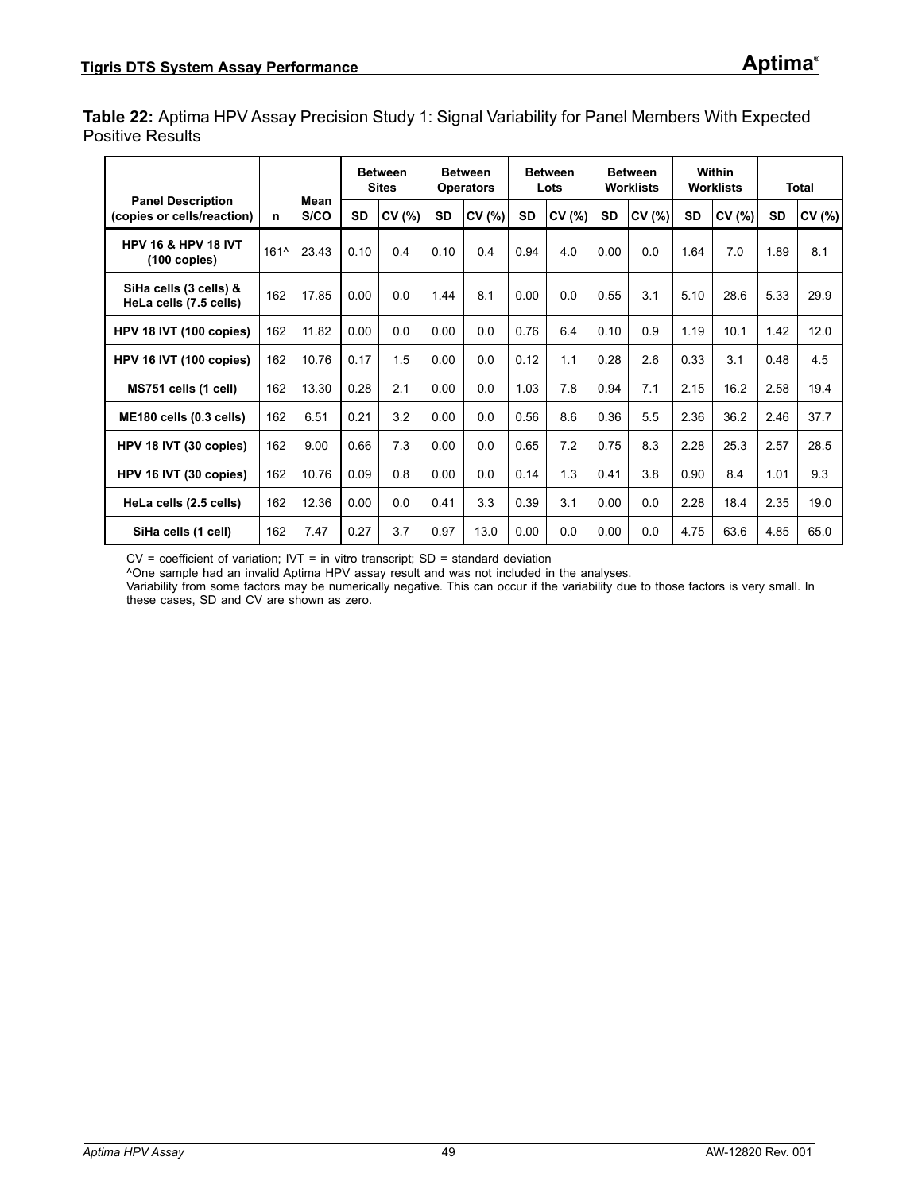**Table 22:** Aptima HPV Assay Precision Study 1: Signal Variability for Panel Members With Expected Positive Results

| Panel Description (copies or cells/reaction) | n | Mean S/CO | Between Sites | | Between Operators | | Between Lots | | Between Worklists | | Within Worklists | | Total | |
|---|---|---|---|---|---|---|---|---|---|---|---|---|---|---|
| | | | SD | CV (%) | SD | CV (%) | SD | CV (%) | SD | CV (%) | SD | CV (%) | SD | CV (%) |
| HPV 16 & HPV 18 IVT (100 copies) | 161^ | 23.43 | 0.10 | 0.4 | 0.10 | 0.4 | 0.94 | 4.0 | 0.00 | 0.0 | 1.64 | 7.0 | 1.89 | 8.1 |
| SiHa cells (3 cells) & HeLa cells (7.5 cells) | 162 | 17.85 | 0.00 | 0.0 | 1.44 | 8.1 | 0.00 | 0.0 | 0.55 | 3.1 | 5.10 | 28.6 | 5.33 | 29.9 |
| HPV 18 IVT (100 copies) | 162 | 11.82 | 0.00 | 0.0 | 0.00 | 0.0 | 0.76 | 6.4 | 0.10 | 0.9 | 1.19 | 10.1 | 1.42 | 12.0 |
| HPV 16 IVT (100 copies) | 162 | 10.76 | 0.17 | 1.5 | 0.00 | 0.0 | 0.12 | 1.1 | 0.28 | 2.6 | 0.33 | 3.1 | 0.48 | 4.5 |
| MS751 cells (1 cell) | 162 | 13.30 | 0.28 | 2.1 | 0.00 | 0.0 | 1.03 | 7.8 | 0.94 | 7.1 | 2.15 | 16.2 | 2.58 | 19.4 |
| ME180 cells (0.3 cells) | 162 | 6.51 | 0.21 | 3.2 | 0.00 | 0.0 | 0.56 | 8.6 | 0.36 | 5.5 | 2.36 | 36.2 | 2.46 | 37.7 |
| HPV 18 IVT (30 copies) | 162 | 9.00 | 0.66 | 7.3 | 0.00 | 0.0 | 0.65 | 7.2 | 0.75 | 8.3 | 2.28 | 25.3 | 2.57 | 28.5 |
| HPV 16 IVT (30 copies) | 162 | 10.76 | 0.09 | 0.8 | 0.00 | 0.0 | 0.14 | 1.3 | 0.41 | 3.8 | 0.90 | 8.4 | 1.01 | 9.3 |
| HeLa cells (2.5 cells) | 162 | 12.36 | 0.00 | 0.0 | 0.41 | 3.3 | 0.39 | 3.1 | 0.00 | 0.0 | 2.28 | 18.4 | 2.35 | 19.0 |
| SiHa cells (1 cell) | 162 | 7.47 | 0.27 | 3.7 | 0.97 | 13.0 | 0.00 | 0.0 | 0.00 | 0.0 | 4.75 | 63.6 | 4.85 | 65.0 |

CV = coefficient of variation; IVT = in vitro transcript; SD = standard deviation

^One sample had an invalid Aptima HPV assay result and was not included in the analyses.

Variability from some factors may be numerically negative. This can occur if the variability due to those factors is very small. In these cases, SD and CV are shown as zero.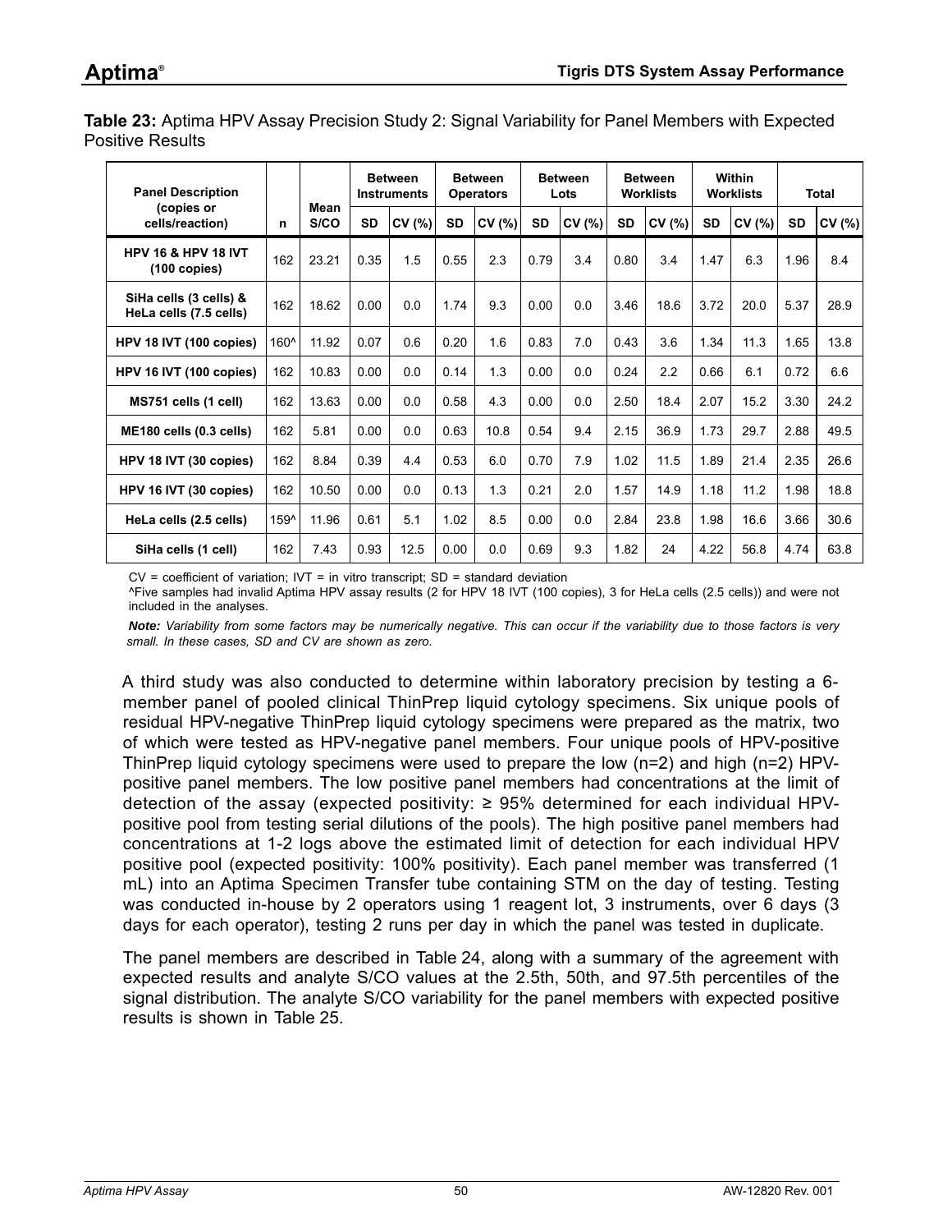**Table 23:** Aptima HPV Assay Precision Study 2: Signal Variability for Panel Members with Expected Positive Results

| Panel Description (copies or cells/reaction) | n | Mean S/CO | Between Instruments | | Between Operators | | Between Lots | | Between Worklists | | Within Worklists | | Total | |
|---|---|---|---|---|---|---|---|---|---|---|---|---|---|---|
| | | | SD | CV (%) | SD | CV (%) | SD | CV (%) | SD | CV (%) | SD | CV (%) | SD | CV (%) |
| **HPV 16 & HPV 18 IVT (100 copies)** | 162 | 23.21 | 0.35 | 1.5 | 0.55 | 2.3 | 0.79 | 3.4 | 0.80 | 3.4 | 1.47 | 6.3 | 1.96 | 8.4 |
| **SiHa cells (3 cells) & HeLa cells (7.5 cells)** | 162 | 18.62 | 0.00 | 0.0 | 1.74 | 9.3 | 0.00 | 0.0 | 3.46 | 18.6 | 3.72 | 20.0 | 5.37 | 28.9 |
| **HPV 18 IVT (100 copies)** | 160^ | 11.92 | 0.07 | 0.6 | 0.20 | 1.6 | 0.83 | 7.0 | 0.43 | 3.6 | 1.34 | 11.3 | 1.65 | 13.8 |
| **HPV 16 IVT (100 copies)** | 162 | 10.83 | 0.00 | 0.0 | 0.14 | 1.3 | 0.00 | 0.0 | 0.24 | 2.2 | 0.66 | 6.1 | 0.72 | 6.6 |
| **MS751 cells (1 cell)** | 162 | 13.63 | 0.00 | 0.0 | 0.58 | 4.3 | 0.00 | 0.0 | 2.50 | 18.4 | 2.07 | 15.2 | 3.30 | 24.2 |
| **ME180 cells (0.3 cells)** | 162 | 5.81 | 0.00 | 0.0 | 0.63 | 10.8 | 0.54 | 9.4 | 2.15 | 36.9 | 1.73 | 29.7 | 2.88 | 49.5 |
| **HPV 18 IVT (30 copies)** | 162 | 8.84 | 0.39 | 4.4 | 0.53 | 6.0 | 0.70 | 7.9 | 1.02 | 11.5 | 1.89 | 21.4 | 2.35 | 26.6 |
| **HPV 16 IVT (30 copies)** | 162 | 10.50 | 0.00 | 0.0 | 0.13 | 1.3 | 0.21 | 2.0 | 1.57 | 14.9 | 1.18 | 11.2 | 1.98 | 18.8 |
| **HeLa cells (2.5 cells)** | 159^ | 11.96 | 0.61 | 5.1 | 1.02 | 8.5 | 0.00 | 0.0 | 2.84 | 23.8 | 1.98 | 16.6 | 3.66 | 30.6 |
| **SiHa cells (1 cell)** | 162 | 7.43 | 0.93 | 12.5 | 0.00 | 0.0 | 0.69 | 9.3 | 1.82 | 24 | 4.22 | 56.8 | 4.74 | 63.8 |

CV = coefficient of variation; IVT = in vitro transcript; SD = standard deviation

^Five samples had invalid Aptima HPV assay results (2 for HPV 18 IVT (100 copies), 3 for HeLa cells (2.5 cells)) and were not included in the analyses.

***Note:*** *Variability from some factors may be numerically negative. This can occur if the variability due to those factors is very small. In these cases, SD and CV are shown as zero.*

A third study was also conducted to determine within laboratory precision by testing a 6-member panel of pooled clinical ThinPrep liquid cytology specimens. Six unique pools of residual HPV-negative ThinPrep liquid cytology specimens were prepared as the matrix, two of which were tested as HPV-negative panel members. Four unique pools of HPV-positive ThinPrep liquid cytology specimens were used to prepare the low (n=2) and high (n=2) HPV-positive panel members. The low positive panel members had concentrations at the limit of detection of the assay (expected positivity: ≥ 95% determined for each individual HPV-positive pool from testing serial dilutions of the pools). The high positive panel members had concentrations at 1-2 logs above the estimated limit of detection for each individual HPV positive pool (expected positivity: 100% positivity). Each panel member was transferred (1 mL) into an Aptima Specimen Transfer tube containing STM on the day of testing. Testing was conducted in-house by 2 operators using 1 reagent lot, 3 instruments, over 6 days (3 days for each operator), testing 2 runs per day in which the panel was tested in duplicate.

The panel members are described in Table 24, along with a summary of the agreement with expected results and analyte S/CO values at the 2.5th, 50th, and 97.5th percentiles of the signal distribution. The analyte S/CO variability for the panel members with expected positive results is shown in Table 25.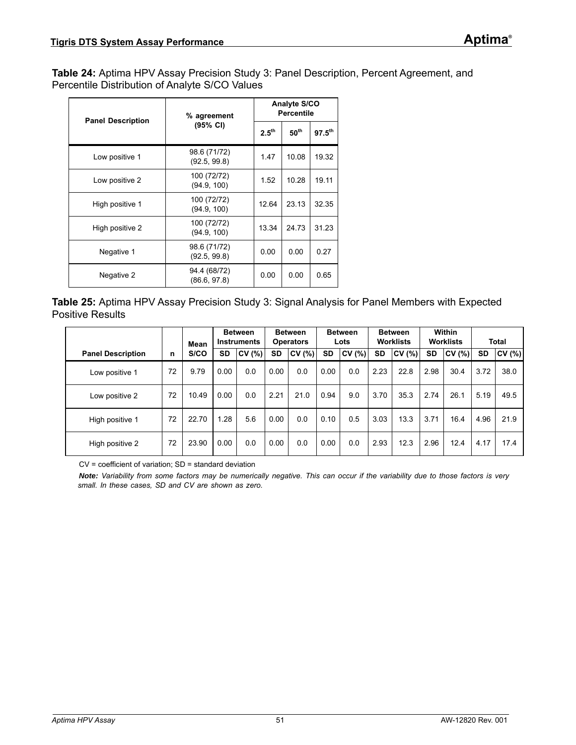**Table 24:** Aptima HPV Assay Precision Study 3: Panel Description, Percent Agreement, and Percentile Distribution of Analyte S/CO Values

| Panel Description | % agreement (95% CI) | Analyte S/CO Percentile | | |
|---|---|---|---|---|
| | | $2.5^{th}$ | $50^{th}$ | $97.5^{th}$ |
| Low positive 1 | 98.6 (71/72) (92.5, 99.8) | 1.47 | 10.08 | 19.32 |
| Low positive 2 | 100 (72/72) (94.9, 100) | 1.52 | 10.28 | 19.11 |
| High positive 1 | 100 (72/72) (94.9, 100) | 12.64 | 23.13 | 32.35 |
| High positive 2 | 100 (72/72) (94.9, 100) | 13.34 | 24.73 | 31.23 |
| Negative 1 | 98.6 (71/72) (92.5, 99.8) | 0.00 | 0.00 | 0.27 |
| Negative 2 | 94.4 (68/72) (86.6, 97.8) | 0.00 | 0.00 | 0.65 |

**Table 25:** Aptima HPV Assay Precision Study 3: Signal Analysis for Panel Members with Expected Positive Results

| Panel Description | n | Mean S/CO | Between Instruments | | Between Operators | | Between Lots | | Between Worklists | | Within Worklists | | Total | |
|---|---|---|---|---|---|---|---|---|---|---|---|---|---|---|
| | | | SD | CV (%) | SD | CV (%) | SD | CV (%) | SD | CV (%) | SD | CV (%) | SD | CV (%) |
| Low positive 1 | 72 | 9.79 | 0.00 | 0.0 | 0.00 | 0.0 | 0.00 | 0.0 | 2.23 | 22.8 | 2.98 | 30.4 | 3.72 | 38.0 |
| Low positive 2 | 72 | 10.49 | 0.00 | 0.0 | 2.21 | 21.0 | 0.94 | 9.0 | 3.70 | 35.3 | 2.74 | 26.1 | 5.19 | 49.5 |
| High positive 1 | 72 | 22.70 | 1.28 | 5.6 | 0.00 | 0.0 | 0.10 | 0.5 | 3.03 | 13.3 | 3.71 | 16.4 | 4.96 | 21.9 |
| High positive 2 | 72 | 23.90 | 0.00 | 0.0 | 0.00 | 0.0 | 0.00 | 0.0 | 2.93 | 12.3 | 2.96 | 12.4 | 4.17 | 17.4 |

CV = coefficient of variation; SD = standard deviation

***Note:*** *Variability from some factors may be numerically negative. This can occur if the variability due to those factors is very small. In these cases, SD and CV are shown as zero.*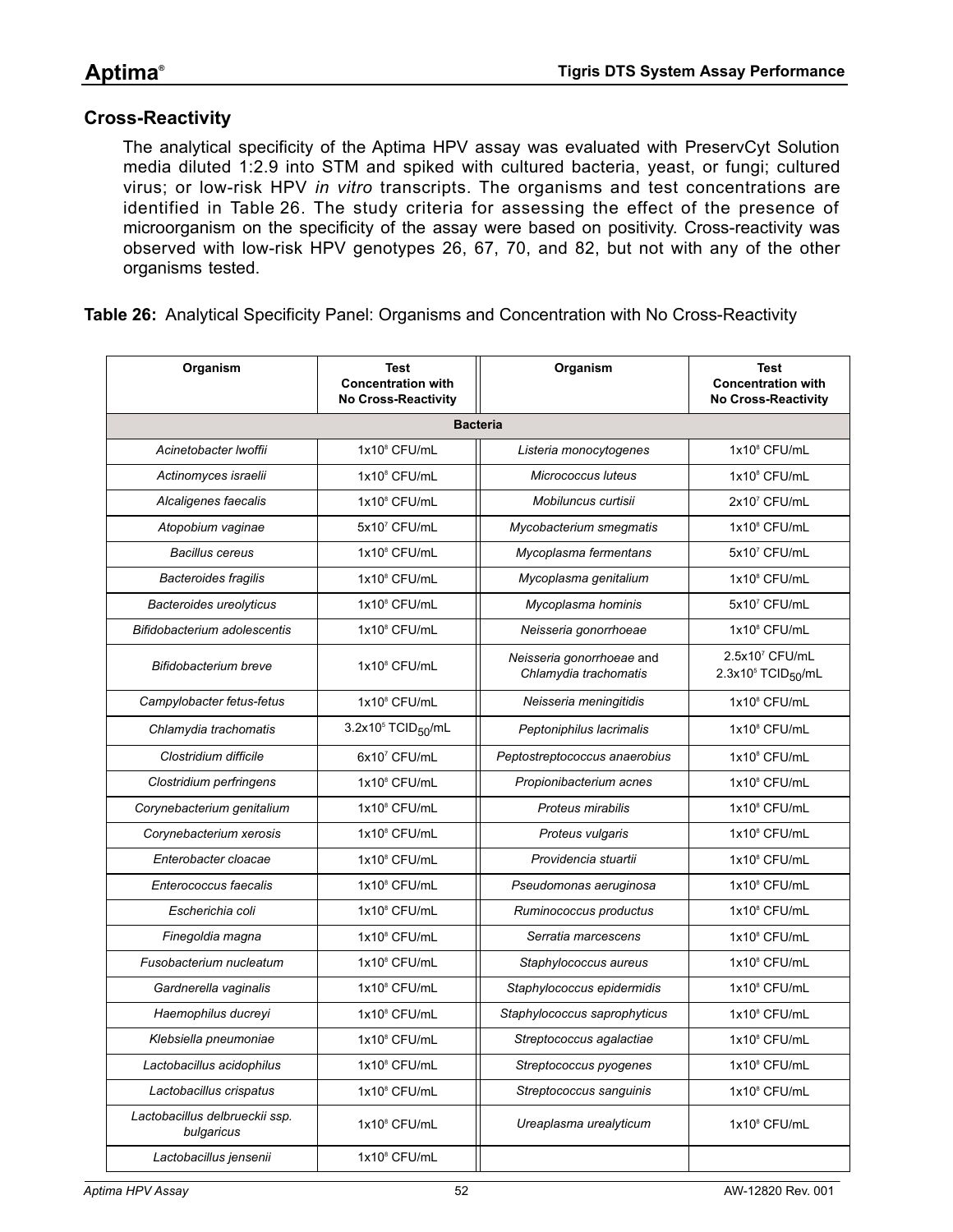## Cross-Reactivity

The analytical specificity of the Aptima HPV assay was evaluated with PreservCyt Solution media diluted 1:2.9 into STM and spiked with cultured bacteria, yeast, or fungi; cultured virus; or low-risk HPV *in vitro* transcripts. The organisms and test concentrations are identified in Table 26. The study criteria for assessing the effect of the presence of microorganism on the specificity of the assay were based on positivity. Cross-reactivity was observed with low-risk HPV genotypes 26, 67, 70, and 82, but not with any of the other organisms tested.

**Table 26:** Analytical Specificity Panel: Organisms and Concentration with No Cross-Reactivity

| Organism | Test Concentration with No Cross-Reactivity | Organism | Test Concentration with No Cross-Reactivity |
|---|---|---|---|
| **Bacteria** | | | |
| *Acinetobacter lwoffii* | $1x10^8$ CFU/mL | *Listeria monocytogenes* | $1x10^8$ CFU/mL |
| *Actinomyces israelii* | $1x10^8$ CFU/mL | *Micrococcus luteus* | $1x10^8$ CFU/mL |
| *Alcaligenes faecalis* | $1x10^8$ CFU/mL | *Mobiluncus curtisii* | $2x10^7$ CFU/mL |
| *Atopobium vaginae* | $5x10^7$ CFU/mL | *Mycobacterium smegmatis* | $1x10^8$ CFU/mL |
| *Bacillus cereus* | $1x10^8$ CFU/mL | *Mycoplasma fermentans* | $5x10^7$ CFU/mL |
| *Bacteroides fragilis* | $1x10^8$ CFU/mL | *Mycoplasma genitalium* | $1x10^8$ CFU/mL |
| *Bacteroides ureolyticus* | $1x10^8$ CFU/mL | *Mycoplasma hominis* | $5x10^7$ CFU/mL |
| *Bifidobacterium adolescentis* | $1x10^8$ CFU/mL | *Neisseria gonorrhoeae* | $1x10^8$ CFU/mL |
| *Bifidobacterium breve* | $1x10^8$ CFU/mL | *Neisseria gonorrhoeae* and *Chlamydia trachomatis* | $2.5x10^7$ CFU/mL $2.3x10^5$ $TCID_{50}$/mL |
| *Campylobacter fetus-fetus* | $1x10^8$ CFU/mL | *Neisseria meningitidis* | $1x10^8$ CFU/mL |
| *Chlamydia trachomatis* | $3.2x10^5$ $TCID_{50}$/mL | *Peptoniphilus lacrimalis* | $1x10^8$ CFU/mL |
| *Clostridium difficile* | $6x10^7$ CFU/mL | *Peptostreptococcus anaerobius* | $1x10^8$ CFU/mL |
| *Clostridium perfringens* | $1x10^8$ CFU/mL | *Propionibacterium acnes* | $1x10^8$ CFU/mL |
| *Corynebacterium genitalium* | $1x10^8$ CFU/mL | *Proteus mirabilis* | $1x10^8$ CFU/mL |
| *Corynebacterium xerosis* | $1x10^8$ CFU/mL | *Proteus vulgaris* | $1x10^8$ CFU/mL |
| *Enterobacter cloacae* | $1x10^8$ CFU/mL | *Providencia stuartii* | $1x10^8$ CFU/mL |
| *Enterococcus faecalis* | $1x10^8$ CFU/mL | *Pseudomonas aeruginosa* | $1x10^8$ CFU/mL |
| *Escherichia coli* | $1x10^8$ CFU/mL | *Ruminococcus productus* | $1x10^8$ CFU/mL |
| *Finegoldia magna* | $1x10^8$ CFU/mL | *Serratia marcescens* | $1x10^8$ CFU/mL |
| *Fusobacterium nucleatum* | $1x10^8$ CFU/mL | *Staphylococcus aureus* | $1x10^8$ CFU/mL |
| *Gardnerella vaginalis* | $1x10^8$ CFU/mL | *Staphylococcus epidermidis* | $1x10^8$ CFU/mL |
| *Haemophilus ducreyi* | $1x10^8$ CFU/mL | *Staphylococcus saprophyticus* | $1x10^8$ CFU/mL |
| *Klebsiella pneumoniae* | $1x10^8$ CFU/mL | *Streptococcus agalactiae* | $1x10^8$ CFU/mL |
| *Lactobacillus acidophilus* | $1x10^8$ CFU/mL | *Streptococcus pyogenes* | $1x10^8$ CFU/mL |
| *Lactobacillus crispatus* | $1x10^8$ CFU/mL | *Streptococcus sanguinis* | $1x10^8$ CFU/mL |
| *Lactobacillus delbrueckii ssp. bulgaricus* | $1x10^8$ CFU/mL | *Ureaplasma urealyticum* | $1x10^8$ CFU/mL |
| *Lactobacillus jensenii* | $1x10^8$ CFU/mL | | |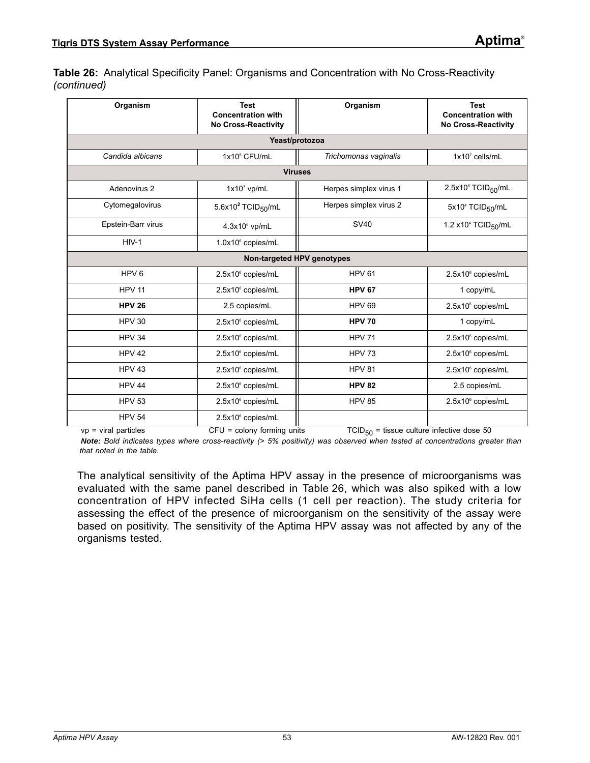**Table 26:** Analytical Specificity Panel: Organisms and Concentration with No Cross-Reactivity *(continued)*

| Organism | Test Concentration with No Cross-Reactivity | Organism | Test Concentration with No Cross-Reactivity |
|---|---|---|---|
| **Yeast/protozoa** | | | |
| *Candida albicans* | $1x10^8$ CFU/mL | *Trichomonas vaginalis* | $1x10^7$ cells/mL |
| **Viruses** | | | |
| Adenovirus 2 | $1x10^7$ vp/mL | Herpes simplex virus 1 | $2.5x10^5$ $TCID_{50}$/mL |
| Cytomegalovirus | $5.6x10^2$ $TCID_{50}$/mL | Herpes simplex virus 2 | $5x10^4$ $TCID_{50}$/mL |
| Epstein-Barr virus | $4.3x10^6$ vp/mL | SV40 | $1.2$ $x10^4$ $TCID_{50}$/mL |
| HIV-1 | $1.0x10^6$ copies/mL | | |
| **Non-targeted HPV genotypes** | | | |
| HPV 6 | $2.5x10^6$ copies/mL | HPV 61 | $2.5x10^6$ copies/mL |
| HPV 11 | $2.5x10^6$ copies/mL | **HPV 67** | 1 copy/mL |
| **HPV 26** | 2.5 copies/mL | HPV 69 | $2.5x10^6$ copies/mL |
| HPV 30 | $2.5x10^6$ copies/mL | **HPV 70** | 1 copy/mL |
| HPV 34 | $2.5x10^6$ copies/mL | HPV 71 | $2.5x10^6$ copies/mL |
| HPV 42 | $2.5x10^6$ copies/mL | HPV 73 | $2.5x10^6$ copies/mL |
| HPV 43 | $2.5x10^6$ copies/mL | HPV 81 | $2.5x10^6$ copies/mL |
| HPV 44 | $2.5x10^6$ copies/mL | **HPV 82** | 2.5 copies/mL |
| HPV 53 | $2.5x10^6$ copies/mL | HPV 85 | $2.5x10^6$ copies/mL |
| HPV 54 | $2.5x10^6$ copies/mL | | |

vp = viral particles CFU = colony forming units $TCID_{50}$ = tissue culture infective dose 50

***Note:*** *Bold indicates types where cross-reactivity (> 5% positivity) was observed when tested at concentrations greater than that noted in the table.*

The analytical sensitivity of the Aptima HPV assay in the presence of microorganisms was evaluated with the same panel described in Table 26, which was also spiked with a low concentration of HPV infected SiHa cells (1 cell per reaction). The study criteria for assessing the effect of the presence of microorganism on the sensitivity of the assay were based on positivity. The sensitivity of the Aptima HPV assay was not affected by any of the organisms tested.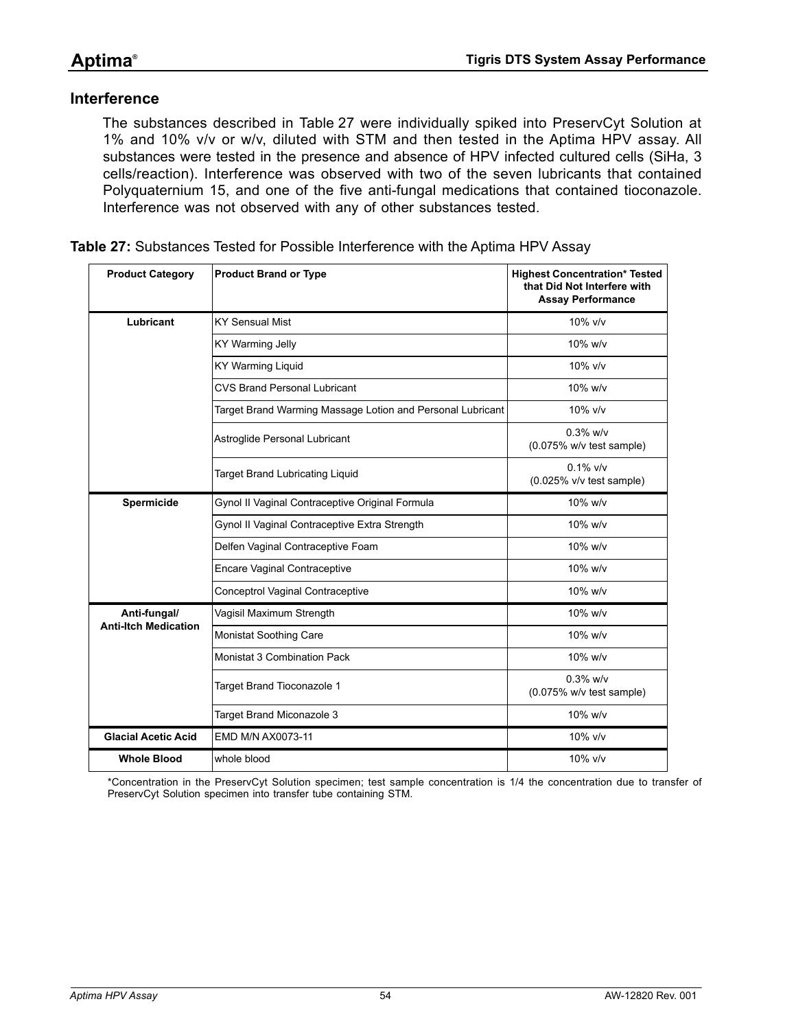## Interference

The substances described in Table 27 were individually spiked into PreservCyt Solution at 1% and 10% v/v or w/v, diluted with STM and then tested in the Aptima HPV assay. All substances were tested in the presence and absence of HPV infected cultured cells (SiHa, 3 cells/reaction). Interference was observed with two of the seven lubricants that contained Polyquaternium 15, and one of the five anti-fungal medications that contained tioconazole. Interference was not observed with any of other substances tested.

**Table 27:** Substances Tested for Possible Interference with the Aptima HPV Assay

| Product Category | Product Brand or Type | Highest Concentration* Tested that Did Not Interfere with Assay Performance |
|---|---|---|
| **Lubricant** | KY Sensual Mist | 10% v/v |
| | KY Warming Jelly | 10% w/v |
| | KY Warming Liquid | 10% v/v |
| | CVS Brand Personal Lubricant | 10% w/v |
| | Target Brand Warming Massage Lotion and Personal Lubricant | 10% v/v |
| | Astroglide Personal Lubricant | 0.3% w/v (0.075% w/v test sample) |
| | Target Brand Lubricating Liquid | 0.1% v/v (0.025% v/v test sample) |
| **Spermicide** | Gynol II Vaginal Contraceptive Original Formula | 10% w/v |
| | Gynol II Vaginal Contraceptive Extra Strength | 10% w/v |
| | Delfen Vaginal Contraceptive Foam | 10% w/v |
| | Encare Vaginal Contraceptive | 10% w/v |
| | Conceptrol Vaginal Contraceptive | 10% w/v |
| **Anti-fungal/ Anti-Itch Medication** | Vagisil Maximum Strength | 10% w/v |
| | Monistat Soothing Care | 10% w/v |
| | Monistat 3 Combination Pack | 10% w/v |
| | Target Brand Tioconazole 1 | 0.3% w/v (0.075% w/v test sample) |
| | Target Brand Miconazole 3 | 10% w/v |
| **Glacial Acetic Acid** | EMD M/N AX0073-11 | 10% v/v |
| **Whole Blood** | whole blood | 10% v/v |

*Concentration in the PreservCyt Solution specimen; test sample concentration is 1/4 the concentration due to transfer of PreservCyt Solution specimen into transfer tube containing STM.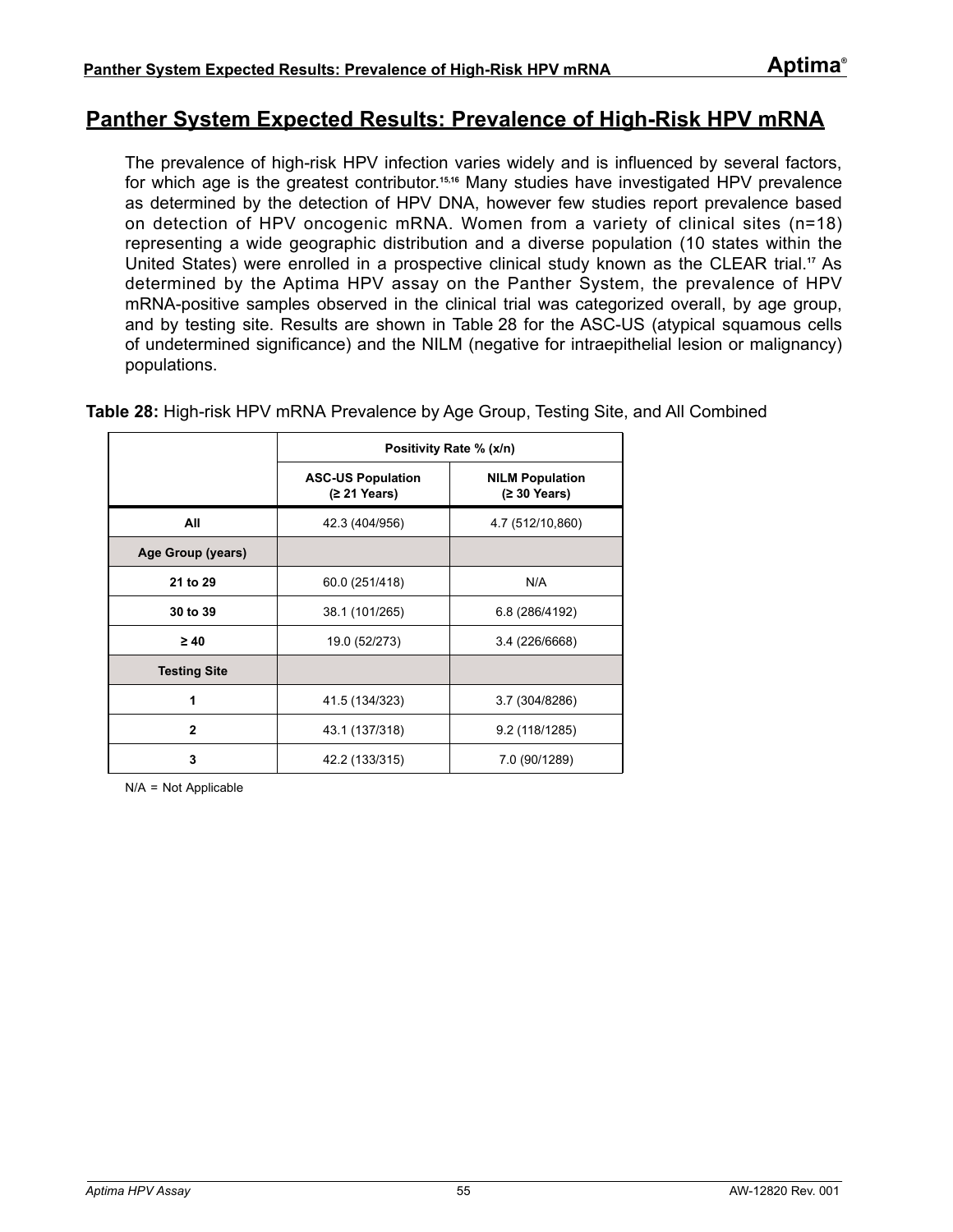## Panther System Expected Results: Prevalence of High-Risk HPV mRNA

The prevalence of high-risk HPV infection varies widely and is influenced by several factors, for which age is the greatest contributor.[15,16] Many studies have investigated HPV prevalence as determined by the detection of HPV DNA, however few studies report prevalence based on detection of HPV oncogenic mRNA. Women from a variety of clinical sites (n=18) representing a wide geographic distribution and a diverse population (10 states within the United States) were enrolled in a prospective clinical study known as the CLEAR trial.[17] As determined by the Aptima HPV assay on the Panther System, the prevalence of HPV mRNA-positive samples observed in the clinical trial was categorized overall, by age group, and by testing site. Results are shown in Table 28 for the ASC-US (atypical squamous cells of undetermined significance) and the NILM (negative for intraepithelial lesion or malignancy) populations.

**Table 28:** High-risk HPV mRNA Prevalence by Age Group, Testing Site, and All Combined

| | Positivity Rate % (x/n) | |
|---|---|---|
| | **ASC-US Population (≥ 21 Years)** | **NILM Population (≥ 30 Years)** |
| **All** | 42.3 (404/956) | 4.7 (512/10,860) |
| **Age Group (years)** | | |
| **21 to 29** | 60.0 (251/418) | N/A |
| **30 to 39** | 38.1 (101/265) | 6.8 (286/4192) |
| **≥ 40** | 19.0 (52/273) | 3.4 (226/6668) |
| **Testing Site** | | |
| **1** | 41.5 (134/323) | 3.7 (304/8286) |
| **2** | 43.1 (137/318) | 9.2 (118/1285) |
| **3** | 42.2 (133/315) | 7.0 (90/1289) |

N/A = Not Applicable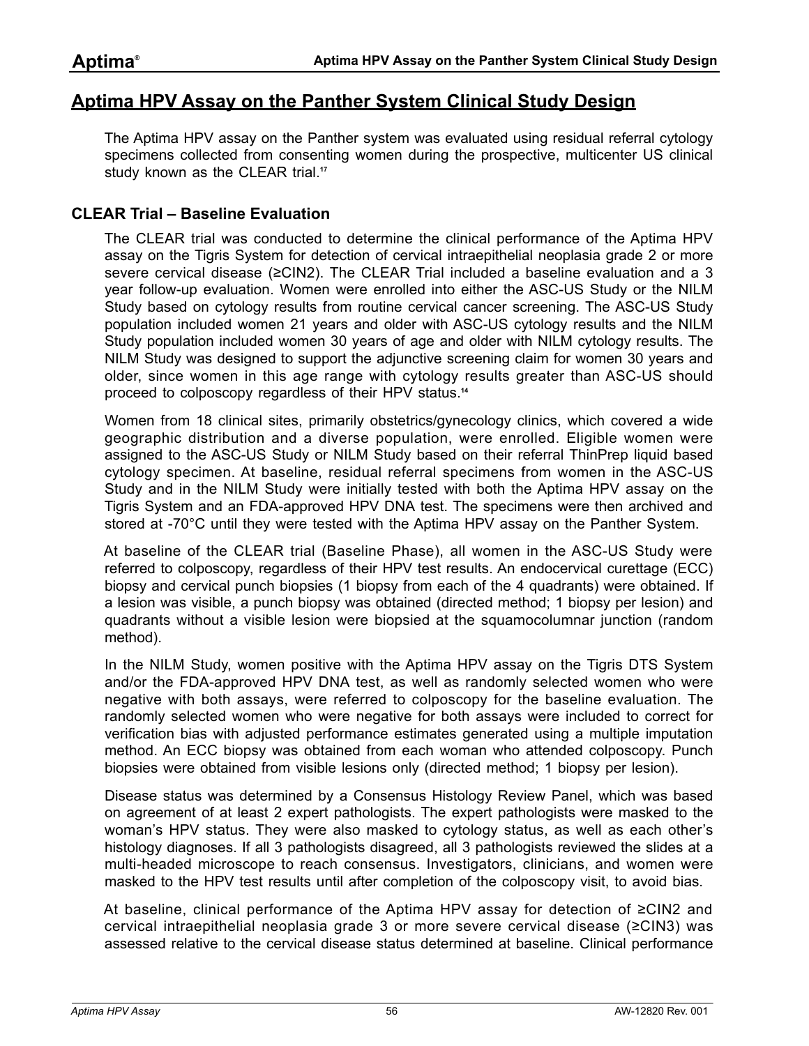# Aptima HPV Assay on the Panther System Clinical Study Design

The Aptima HPV assay on the Panther system was evaluated using residual referral cytology specimens collected from consenting women during the prospective, multicenter US clinical study known as the CLEAR trial.[17]

## CLEAR Trial – Baseline Evaluation

The CLEAR trial was conducted to determine the clinical performance of the Aptima HPV assay on the Tigris System for detection of cervical intraepithelial neoplasia grade 2 or more severe cervical disease (≥CIN2). The CLEAR Trial included a baseline evaluation and a 3 year follow-up evaluation. Women were enrolled into either the ASC-US Study or the NILM Study based on cytology results from routine cervical cancer screening. The ASC-US Study population included women 21 years and older with ASC-US cytology results and the NILM Study population included women 30 years of age and older with NILM cytology results. The NILM Study was designed to support the adjunctive screening claim for women 30 years and older, since women in this age range with cytology results greater than ASC-US should proceed to colposcopy regardless of their HPV status.[14]

Women from 18 clinical sites, primarily obstetrics/gynecology clinics, which covered a wide geographic distribution and a diverse population, were enrolled. Eligible women were assigned to the ASC-US Study or NILM Study based on their referral ThinPrep liquid based cytology specimen. At baseline, residual referral specimens from women in the ASC-US Study and in the NILM Study were initially tested with both the Aptima HPV assay on the Tigris System and an FDA-approved HPV DNA test. The specimens were then archived and stored at -70°C until they were tested with the Aptima HPV assay on the Panther System.

At baseline of the CLEAR trial (Baseline Phase), all women in the ASC-US Study were referred to colposcopy, regardless of their HPV test results. An endocervical curettage (ECC) biopsy and cervical punch biopsies (1 biopsy from each of the 4 quadrants) were obtained. If a lesion was visible, a punch biopsy was obtained (directed method; 1 biopsy per lesion) and quadrants without a visible lesion were biopsied at the squamocolumnar junction (random method).

In the NILM Study, women positive with the Aptima HPV assay on the Tigris DTS System and/or the FDA-approved HPV DNA test, as well as randomly selected women who were negative with both assays, were referred to colposcopy for the baseline evaluation. The randomly selected women who were negative for both assays were included to correct for verification bias with adjusted performance estimates generated using a multiple imputation method. An ECC biopsy was obtained from each woman who attended colposcopy. Punch biopsies were obtained from visible lesions only (directed method; 1 biopsy per lesion).

Disease status was determined by a Consensus Histology Review Panel, which was based on agreement of at least 2 expert pathologists. The expert pathologists were masked to the woman's HPV status. They were also masked to cytology status, as well as each other's histology diagnoses. If all 3 pathologists disagreed, all 3 pathologists reviewed the slides at a multi-headed microscope to reach consensus. Investigators, clinicians, and women were masked to the HPV test results until after completion of the colposcopy visit, to avoid bias.

At baseline, clinical performance of the Aptima HPV assay for detection of ≥CIN2 and cervical intraepithelial neoplasia grade 3 or more severe cervical disease (≥CIN3) was assessed relative to the cervical disease status determined at baseline. Clinical performance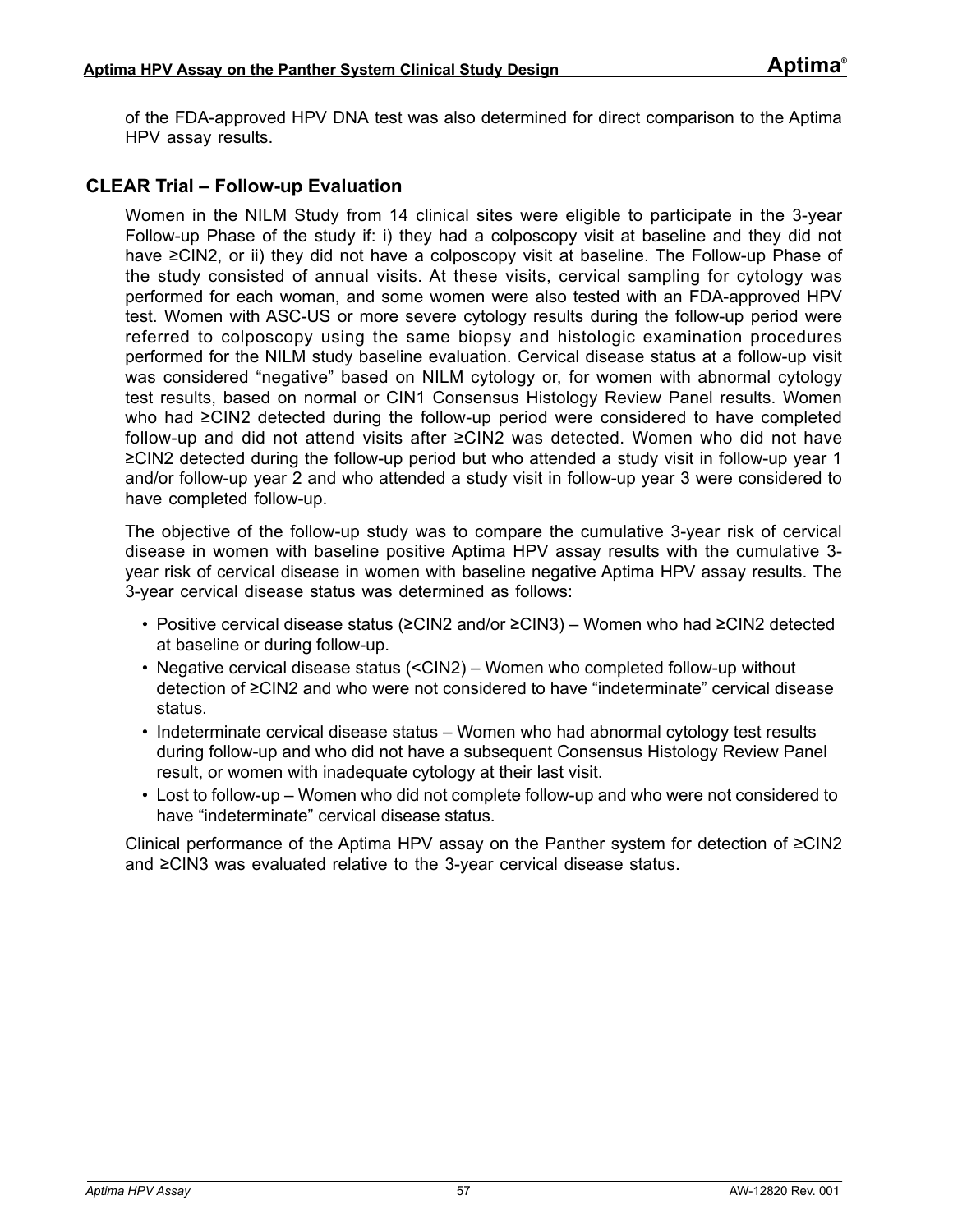of the FDA-approved HPV DNA test was also determined for direct comparison to the Aptima HPV assay results.

### CLEAR Trial – Follow-up Evaluation

Women in the NILM Study from 14 clinical sites were eligible to participate in the 3-year Follow-up Phase of the study if: i) they had a colposcopy visit at baseline and they did not have ≥CIN2, or ii) they did not have a colposcopy visit at baseline. The Follow-up Phase of the study consisted of annual visits. At these visits, cervical sampling for cytology was performed for each woman, and some women were also tested with an FDA-approved HPV test. Women with ASC-US or more severe cytology results during the follow-up period were referred to colposcopy using the same biopsy and histologic examination procedures performed for the NILM study baseline evaluation. Cervical disease status at a follow-up visit was considered "negative" based on NILM cytology or, for women with abnormal cytology test results, based on normal or CIN1 Consensus Histology Review Panel results. Women who had ≥CIN2 detected during the follow-up period were considered to have completed follow-up and did not attend visits after ≥CIN2 was detected. Women who did not have ≥CIN2 detected during the follow-up period but who attended a study visit in follow-up year 1 and/or follow-up year 2 and who attended a study visit in follow-up year 3 were considered to have completed follow-up.

The objective of the follow-up study was to compare the cumulative 3-year risk of cervical disease in women with baseline positive Aptima HPV assay results with the cumulative 3-year risk of cervical disease in women with baseline negative Aptima HPV assay results. The 3-year cervical disease status was determined as follows:

- Positive cervical disease status (≥CIN2 and/or ≥CIN3) – Women who had ≥CIN2 detected at baseline or during follow-up.
- Negative cervical disease status (<CIN2) – Women who completed follow-up without detection of ≥CIN2 and who were not considered to have "indeterminate" cervical disease status.
- Indeterminate cervical disease status – Women who had abnormal cytology test results during follow-up and who did not have a subsequent Consensus Histology Review Panel result, or women with inadequate cytology at their last visit.
- Lost to follow-up – Women who did not complete follow-up and who were not considered to have "indeterminate" cervical disease status.

Clinical performance of the Aptima HPV assay on the Panther system for detection of ≥CIN2 and ≥CIN3 was evaluated relative to the 3-year cervical disease status.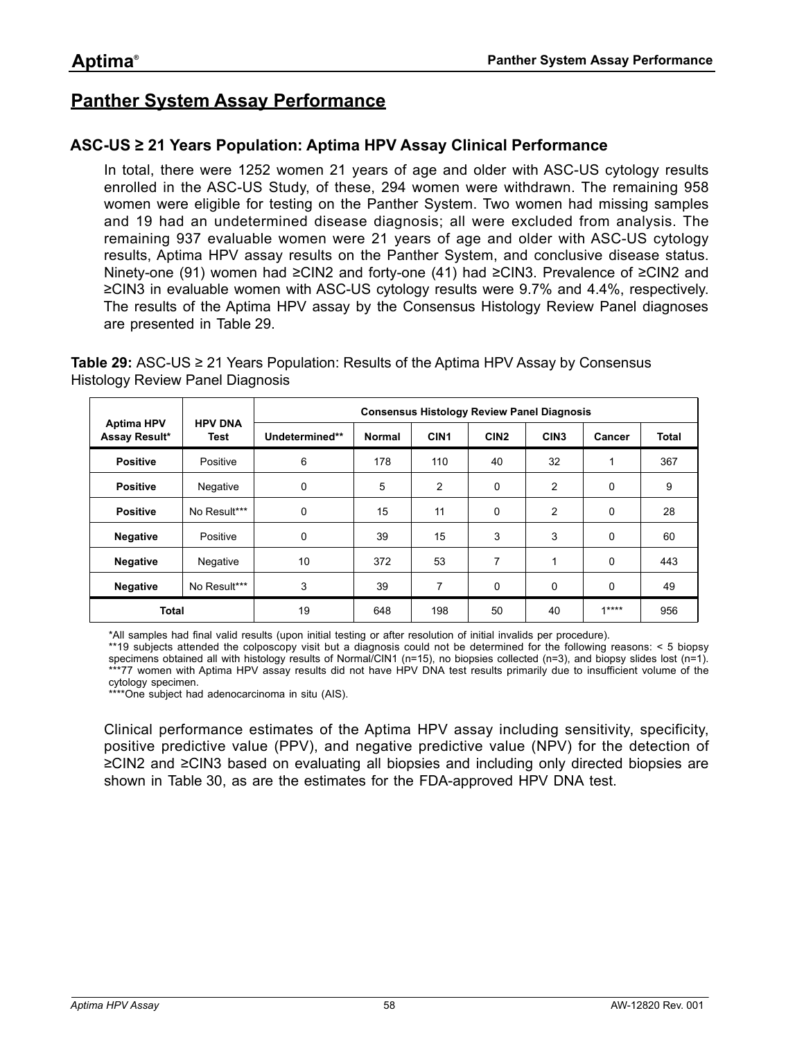## Panther System Assay Performance

### ASC-US ≥ 21 Years Population: Aptima HPV Assay Clinical Performance

In total, there were 1252 women 21 years of age and older with ASC-US cytology results enrolled in the ASC-US Study, of these, 294 women were withdrawn. The remaining 958 women were eligible for testing on the Panther System. Two women had missing samples and 19 had an undetermined disease diagnosis; all were excluded from analysis. The remaining 937 evaluable women were 21 years of age and older with ASC-US cytology results, Aptima HPV assay results on the Panther System, and conclusive disease status. Ninety-one (91) women had ≥CIN2 and forty-one (41) had ≥CIN3. Prevalence of ≥CIN2 and ≥CIN3 in evaluable women with ASC-US cytology results were 9.7% and 4.4%, respectively. The results of the Aptima HPV assay by the Consensus Histology Review Panel diagnoses are presented in Table 29.

**Table 29:** ASC-US ≥ 21 Years Population: Results of the Aptima HPV Assay by Consensus Histology Review Panel Diagnosis

| Aptima HPV Assay Result* | HPV DNA Test | Consensus Histology Review Panel Diagnosis | | | | | | |
|---|---|---|---|---|---|---|---|---|
| | | Undetermined** | Normal | CIN1 | CIN2 | CIN3 | Cancer | Total |
| **Positive** | Positive | 6 | 178 | 110 | 40 | 32 | 1 | 367 |
| **Positive** | Negative | 0 | 5 | 2 | 0 | 2 | 0 | 9 |
| **Positive** | No Result*** | 0 | 15 | 11 | 0 | 2 | 0 | 28 |
| **Negative** | Positive | 0 | 39 | 15 | 3 | 3 | 0 | 60 |
| **Negative** | Negative | 10 | 372 | 53 | 7 | 1 | 0 | 443 |
| **Negative** | No Result*** | 3 | 39 | 7 | 0 | 0 | 0 | 49 |
| **Total** | | 19 | 648 | 198 | 50 | 40 | 1**** | 956 |

*All samples had final valid results (upon initial testing or after resolution of initial invalids per procedure).
**19 subjects attended the colposcopy visit but a diagnosis could not be determined for the following reasons: < 5 biopsy specimens obtained all with histology results of Normal/CIN1 (n=15), no biopsies collected (n=3), and biopsy slides lost (n=1).
***77 women with Aptima HPV assay results did not have HPV DNA test results primarily due to insufficient volume of the cytology specimen.
****One subject had adenocarcinoma in situ (AIS).

Clinical performance estimates of the Aptima HPV assay including sensitivity, specificity, positive predictive value (PPV), and negative predictive value (NPV) for the detection of ≥CIN2 and ≥CIN3 based on evaluating all biopsies and including only directed biopsies are shown in Table 30, as are the estimates for the FDA-approved HPV DNA test.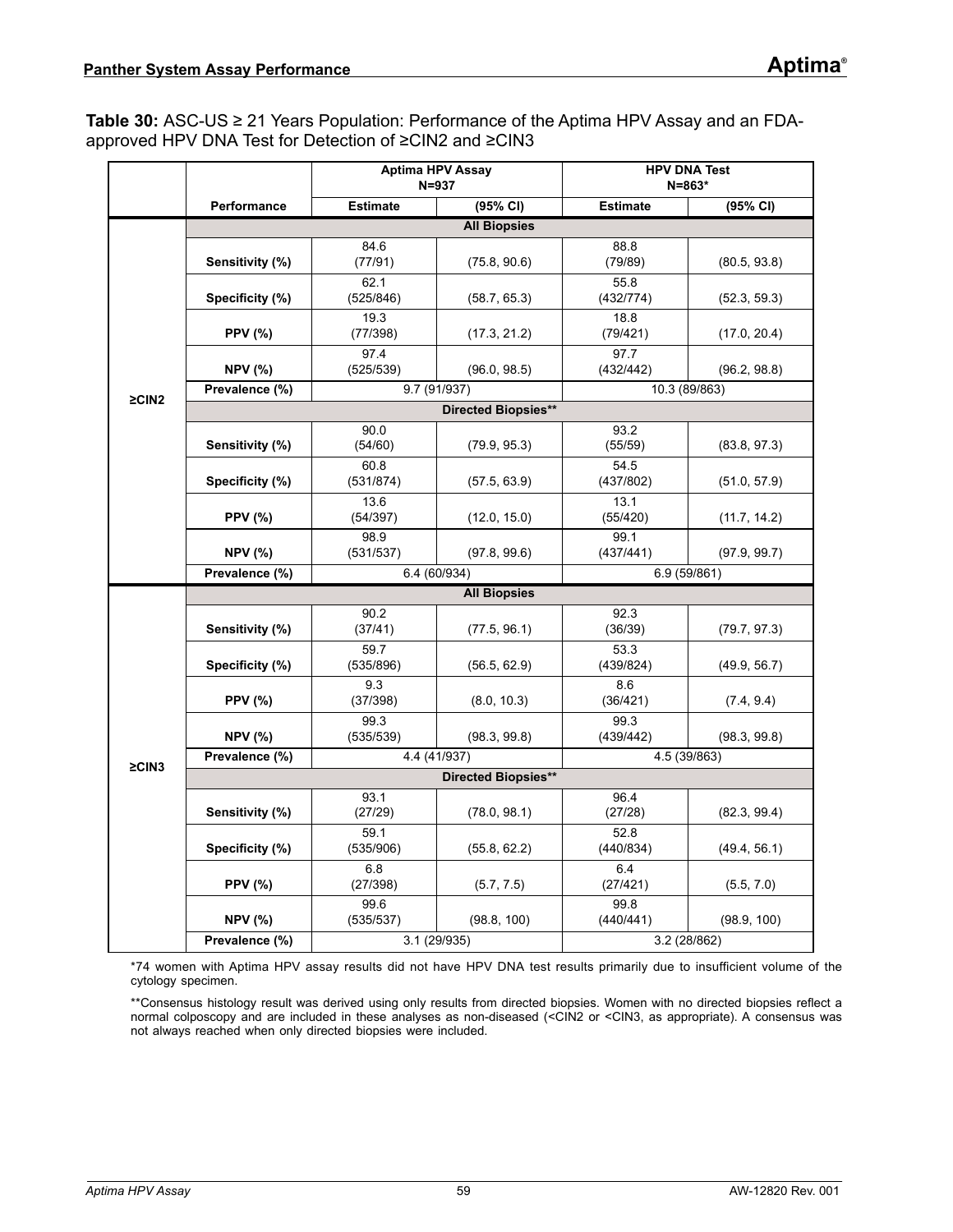**Table 30:** ASC-US ≥ 21 Years Population: Performance of the Aptima HPV Assay and an FDA-approved HPV DNA Test for Detection of ≥CIN2 and ≥CIN3

| | | Aptima HPV Assay N=937 | | HPV DNA Test N=863* | |
|---|---|---|---|---|---|
| | **Performance** | **Estimate** | **(95% CI)** | **Estimate** | **(95% CI)** |
| **≥CIN2** | **All Biopsies** | | | | |
| | **Sensitivity (%)** | 84.6 (77/91) | (75.8, 90.6) | 88.8 (79/89) | (80.5, 93.8) |
| | **Specificity (%)** | 62.1 (525/846) | (58.7, 65.3) | 55.8 (432/774) | (52.3, 59.3) |
| | **PPV (%)** | 19.3 (77/398) | (17.3, 21.2) | 18.8 (79/421) | (17.0, 20.4) |
| | **NPV (%)** | 97.4 (525/539) | (96.0, 98.5) | 97.7 (432/442) | (96.2, 98.8) |
| | **Prevalence (%)** | 9.7 (91/937) | | 10.3 (89/863) | |
| | **Directed Biopsies**** | | | | |
| | **Sensitivity (%)** | 90.0 (54/60) | (79.9, 95.3) | 93.2 (55/59) | (83.8, 97.3) |
| | **Specificity (%)** | 60.8 (531/874) | (57.5, 63.9) | 54.5 (437/802) | (51.0, 57.9) |
| | **PPV (%)** | 13.6 (54/397) | (12.0, 15.0) | 13.1 (55/420) | (11.7, 14.2) |
| | **NPV (%)** | 98.9 (531/537) | (97.8, 99.6) | 99.1 (437/441) | (97.9, 99.7) |
| | **Prevalence (%)** | 6.4 (60/934) | | 6.9 (59/861) | |
| **≥CIN3** | **All Biopsies** | | | | |
| | **Sensitivity (%)** | 90.2 (37/41) | (77.5, 96.1) | 92.3 (36/39) | (79.7, 97.3) |
| | **Specificity (%)** | 59.7 (535/896) | (56.5, 62.9) | 53.3 (439/824) | (49.9, 56.7) |
| | **PPV (%)** | 9.3 (37/398) | (8.0, 10.3) | 8.6 (36/421) | (7.4, 9.4) |
| | **NPV (%)** | 99.3 (535/539) | (98.3, 99.8) | 99.3 (439/442) | (98.3, 99.8) |
| | **Prevalence (%)** | 4.4 (41/937) | | 4.5 (39/863) | |
| | **Directed Biopsies**** | | | | |
| | **Sensitivity (%)** | 93.1 (27/29) | (78.0, 98.1) | 96.4 (27/28) | (82.3, 99.4) |
| | **Specificity (%)** | 59.1 (535/906) | (55.8, 62.2) | 52.8 (440/834) | (49.4, 56.1) |
| | **PPV (%)** | 6.8 (27/398) | (5.7, 7.5) | 6.4 (27/421) | (5.5, 7.0) |
| | **NPV (%)** | 99.6 (535/537) | (98.8, 100) | 99.8 (440/441) | (98.9, 100) |
| | **Prevalence (%)** | 3.1 (29/935) | | 3.2 (28/862) | |

*74 women with Aptima HPV assay results did not have HPV DNA test results primarily due to insufficient volume of the cytology specimen.

**Consensus histology result was derived using only results from directed biopsies. Women with no directed biopsies reflect a normal colposcopy and are included in these analyses as non-diseased (<CIN2 or <CIN3, as appropriate). A consensus was not always reached when only directed biopsies were included.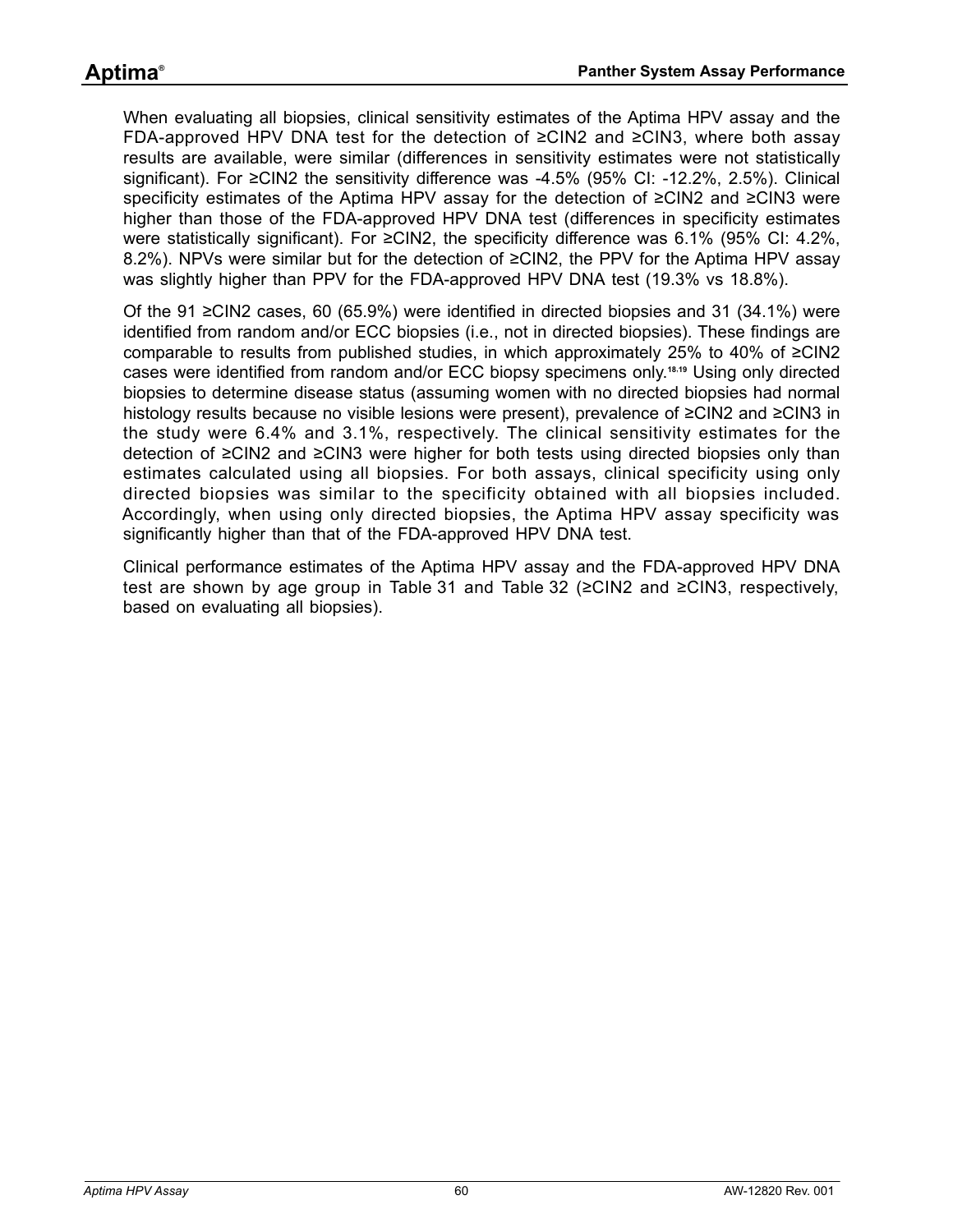When evaluating all biopsies, clinical sensitivity estimates of the Aptima HPV assay and the FDA-approved HPV DNA test for the detection of ≥CIN2 and ≥CIN3, where both assay results are available, were similar (differences in sensitivity estimates were not statistically significant). For ≥CIN2 the sensitivity difference was -4.5% (95% CI: -12.2%, 2.5%). Clinical specificity estimates of the Aptima HPV assay for the detection of ≥CIN2 and ≥CIN3 were higher than those of the FDA-approved HPV DNA test (differences in specificity estimates were statistically significant). For ≥CIN2, the specificity difference was 6.1% (95% CI: 4.2%, 8.2%). NPVs were similar but for the detection of ≥CIN2, the PPV for the Aptima HPV assay was slightly higher than PPV for the FDA-approved HPV DNA test (19.3% vs 18.8%).

Of the 91 ≥CIN2 cases, 60 (65.9%) were identified in directed biopsies and 31 (34.1%) were identified from random and/or ECC biopsies (i.e., not in directed biopsies). These findings are comparable to results from published studies, in which approximately 25% to 40% of ≥CIN2 cases were identified from random and/or ECC biopsy specimens only.[18,19] Using only directed biopsies to determine disease status (assuming women with no directed biopsies had normal histology results because no visible lesions were present), prevalence of ≥CIN2 and ≥CIN3 in the study were 6.4% and 3.1%, respectively. The clinical sensitivity estimates for the detection of ≥CIN2 and ≥CIN3 were higher for both tests using directed biopsies only than estimates calculated using all biopsies. For both assays, clinical specificity using only directed biopsies was similar to the specificity obtained with all biopsies included. Accordingly, when using only directed biopsies, the Aptima HPV assay specificity was significantly higher than that of the FDA-approved HPV DNA test.

Clinical performance estimates of the Aptima HPV assay and the FDA-approved HPV DNA test are shown by age group in Table 31 and Table 32 (≥CIN2 and ≥CIN3, respectively, based on evaluating all biopsies).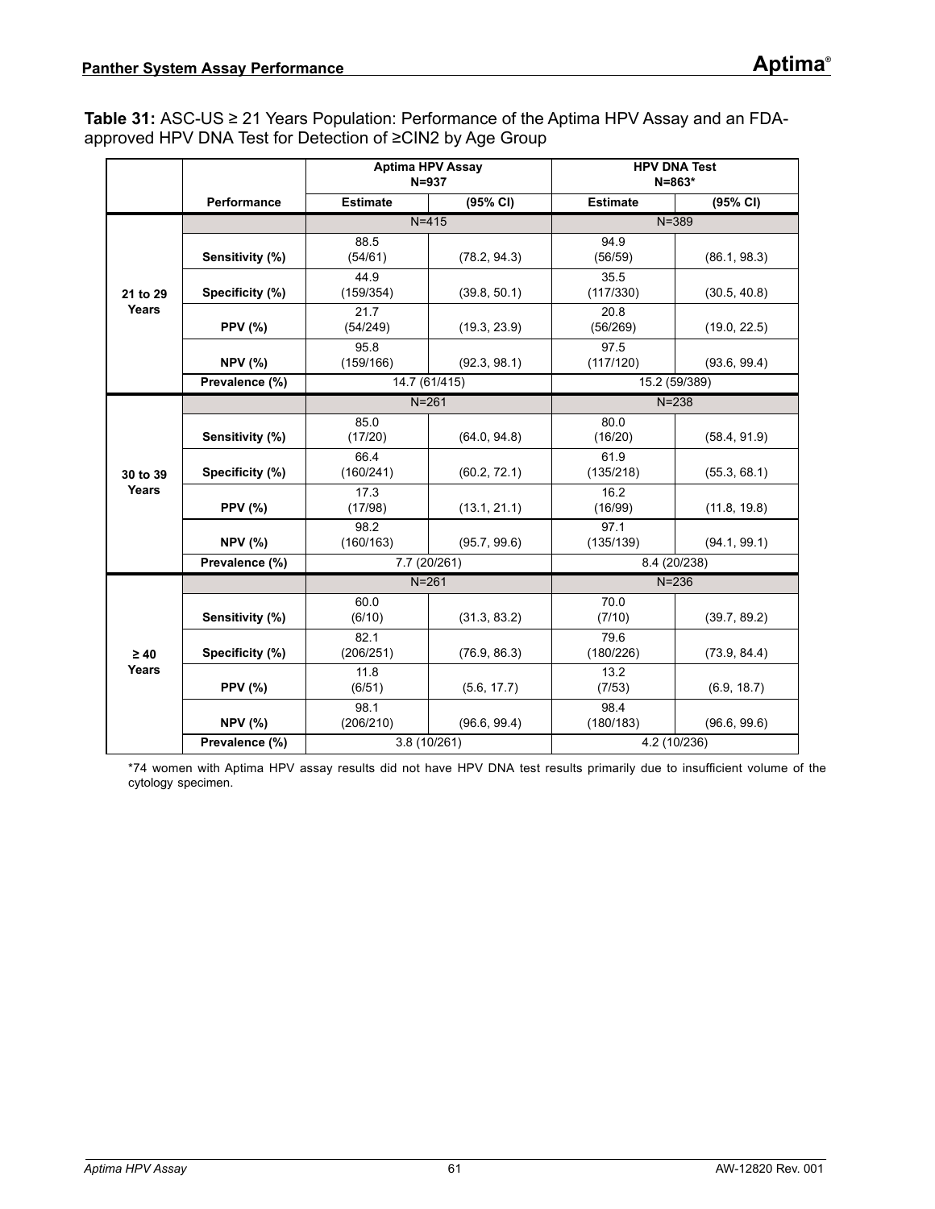**Table 31:** ASC-US ≥ 21 Years Population: Performance of the Aptima HPV Assay and an FDA-approved HPV DNA Test for Detection of ≥CIN2 by Age Group

| | | Aptima HPV Assay N=937 | | HPV DNA Test N=863* | |
|---|---|---|---|---|---|
| | **Performance** | **Estimate** | **(95% CI)** | **Estimate** | **(95% CI)** |
| **21 to 29 Years** | | N=415 | | N=389 | |
| | **Sensitivity (%)** | 88.5 (54/61) | (78.2, 94.3) | 94.9 (56/59) | (86.1, 98.3) |
| | **Specificity (%)** | 44.9 (159/354) | (39.8, 50.1) | 35.5 (117/330) | (30.5, 40.8) |
| | **PPV (%)** | 21.7 (54/249) | (19.3, 23.9) | 20.8 (56/269) | (19.0, 22.5) |
| | **NPV (%)** | 95.8 (159/166) | (92.3, 98.1) | 97.5 (117/120) | (93.6, 99.4) |
| | **Prevalence (%)** | 14.7 (61/415) | | 15.2 (59/389) | |
| **30 to 39 Years** | | N=261 | | N=238 | |
| | **Sensitivity (%)** | 85.0 (17/20) | (64.0, 94.8) | 80.0 (16/20) | (58.4, 91.9) |
| | **Specificity (%)** | 66.4 (160/241) | (60.2, 72.1) | 61.9 (135/218) | (55.3, 68.1) |
| | **PPV (%)** | 17.3 (17/98) | (13.1, 21.1) | 16.2 (16/99) | (11.8, 19.8) |
| | **NPV (%)** | 98.2 (160/163) | (95.7, 99.6) | 97.1 (135/139) | (94.1, 99.1) |
| | **Prevalence (%)** | 7.7 (20/261) | | 8.4 (20/238) | |
| **≥ 40 Years** | | N=261 | | N=236 | |
| | **Sensitivity (%)** | 60.0 (6/10) | (31.3, 83.2) | 70.0 (7/10) | (39.7, 89.2) |
| | **Specificity (%)** | 82.1 (206/251) | (76.9, 86.3) | 79.6 (180/226) | (73.9, 84.4) |
| | **PPV (%)** | 11.8 (6/51) | (5.6, 17.7) | 13.2 (7/53) | (6.9, 18.7) |
| | **NPV (%)** | 98.1 (206/210) | (96.6, 99.4) | 98.4 (180/183) | (96.6, 99.6) |
| | **Prevalence (%)** | 3.8 (10/261) | | 4.2 (10/236) | |

*74 women with Aptima HPV assay results did not have HPV DNA test results primarily due to insufficient volume of the cytology specimen.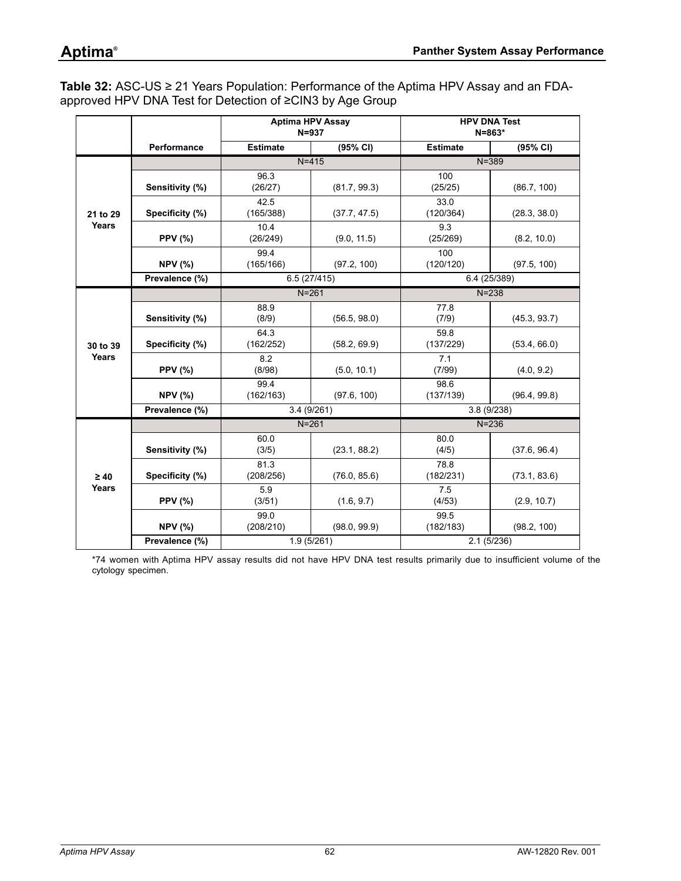**Table 32:** ASC-US ≥ 21 Years Population: Performance of the Aptima HPV Assay and an FDA-approved HPV DNA Test for Detection of ≥CIN3 by Age Group

| | | Aptima HPV Assay N=937 | | HPV DNA Test N=863* | |
|---|---|---|---|---|---|
| | Performance | Estimate | (95% CI) | Estimate | (95% CI) |
| 21 to 29 Years | | N=415 | | N=389 | |
| | Sensitivity (%) | 96.3 (26/27) | (81.7, 99.3) | 100 (25/25) | (86.7, 100) |
| | Specificity (%) | 42.5 (165/388) | (37.7, 47.5) | 33.0 (120/364) | (28.3, 38.0) |
| | PPV (%) | 10.4 (26/249) | (9.0, 11.5) | 9.3 (25/269) | (8.2, 10.0) |
| | NPV (%) | 99.4 (165/166) | (97.2, 100) | 100 (120/120) | (97.5, 100) |
| | Prevalence (%) | 6.5 (27/415) | | 6.4 (25/389) | |
| 30 to 39 Years | | N=261 | | N=238 | |
| | Sensitivity (%) | 88.9 (8/9) | (56.5, 98.0) | 77.8 (7/9) | (45.3, 93.7) |
| | Specificity (%) | 64.3 (162/252) | (58.2, 69.9) | 59.8 (137/229) | (53.4, 66.0) |
| | PPV (%) | 8.2 (8/98) | (5.0, 10.1) | 7.1 (7/99) | (4.0, 9.2) |
| | NPV (%) | 99.4 (162/163) | (97.6, 100) | 98.6 (137/139) | (96.4, 99.8) |
| | Prevalence (%) | 3.4 (9/261) | | 3.8 (9/238) | |
| ≥ 40 Years | | N=261 | | N=236 | |
| | Sensitivity (%) | 60.0 (3/5) | (23.1, 88.2) | 80.0 (4/5) | (37.6, 96.4) |
| | Specificity (%) | 81.3 (208/256) | (76.0, 85.6) | 78.8 (182/231) | (73.1, 83.6) |
| | PPV (%) | 5.9 (3/51) | (1.6, 9.7) | 7.5 (4/53) | (2.9, 10.7) |
| | NPV (%) | 99.0 (208/210) | (98.0, 99.9) | 99.5 (182/183) | (98.2, 100) |
| | Prevalence (%) | 1.9 (5/261) | | 2.1 (5/236) | |

*74 women with Aptima HPV assay results did not have HPV DNA test results primarily due to insufficient volume of the cytology specimen.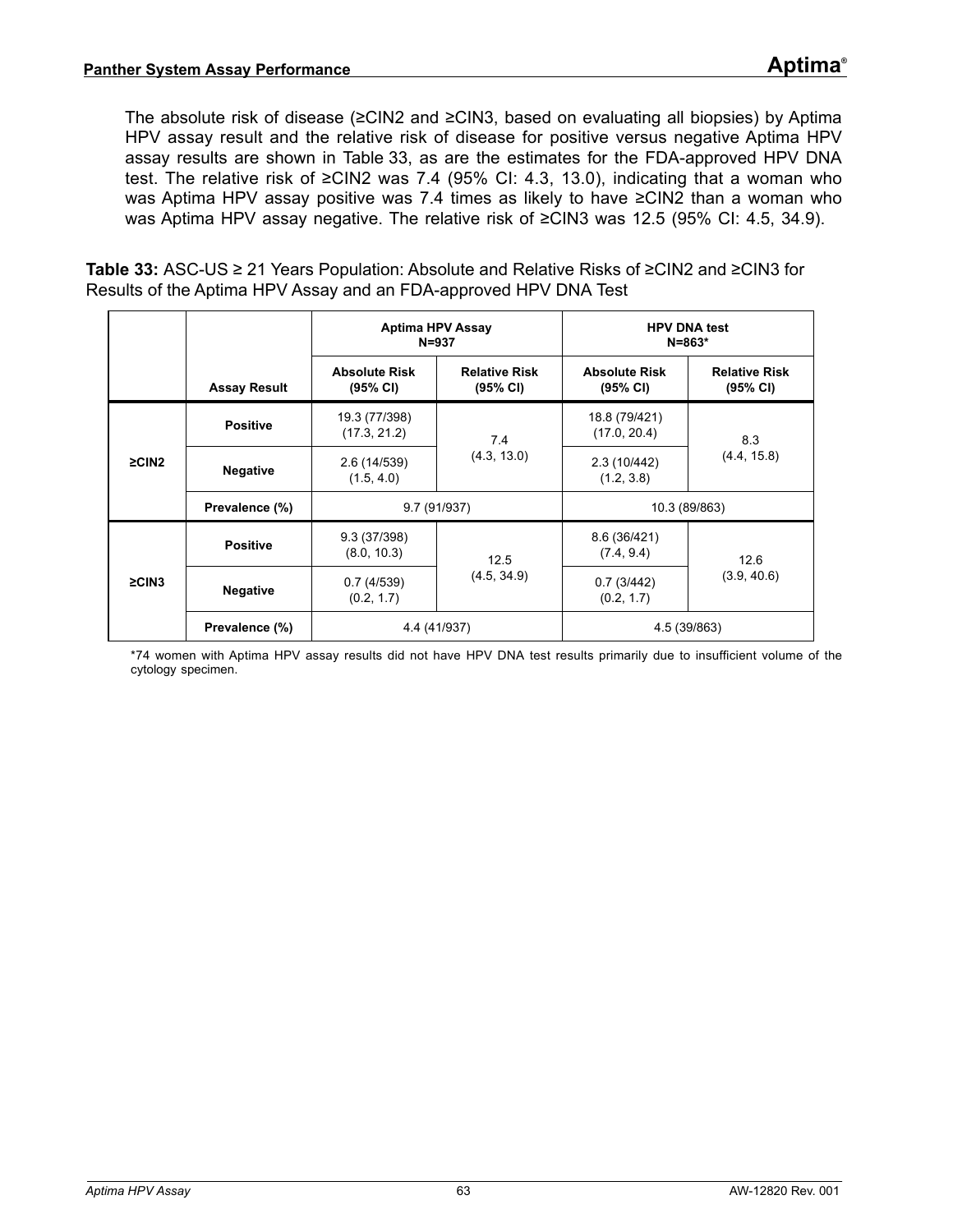The absolute risk of disease (≥CIN2 and ≥CIN3, based on evaluating all biopsies) by Aptima HPV assay result and the relative risk of disease for positive versus negative Aptima HPV assay results are shown in Table 33, as are the estimates for the FDA-approved HPV DNA test. The relative risk of ≥CIN2 was 7.4 (95% CI: 4.3, 13.0), indicating that a woman who was Aptima HPV assay positive was 7.4 times as likely to have ≥CIN2 than a woman who was Aptima HPV assay negative. The relative risk of ≥CIN3 was 12.5 (95% CI: 4.5, 34.9).

**Table 33:** ASC-US ≥ 21 Years Population: Absolute and Relative Risks of ≥CIN2 and ≥CIN3 for Results of the Aptima HPV Assay and an FDA-approved HPV DNA Test

| | | Aptima HPV Assay N=937 | | HPV DNA test N=863* | |
|---|---|---|---|---|---|
| | **Assay Result** | **Absolute Risk (95% CI)** | **Relative Risk (95% CI)** | **Absolute Risk (95% CI)** | **Relative Risk (95% CI)** |
| **≥CIN2** | **Positive** | 19.3 (77/398) (17.3, 21.2) | 7.4 (4.3, 13.0) | 18.8 (79/421) (17.0, 20.4) | 8.3 (4.4, 15.8) |
| | **Negative** | 2.6 (14/539) (1.5, 4.0) | | 2.3 (10/442) (1.2, 3.8) | |
| | **Prevalence (%)** | 9.7 (91/937) | | 10.3 (89/863) | |
| **≥CIN3** | **Positive** | 9.3 (37/398) (8.0, 10.3) | 12.5 (4.5, 34.9) | 8.6 (36/421) (7.4, 9.4) | 12.6 (3.9, 40.6) |
| | **Negative** | 0.7 (4/539) (0.2, 1.7) | | 0.7 (3/442) (0.2, 1.7) | |
| | **Prevalence (%)** | 4.4 (41/937) | | 4.5 (39/863) | |

*74 women with Aptima HPV assay results did not have HPV DNA test results primarily due to insufficient volume of the cytology specimen.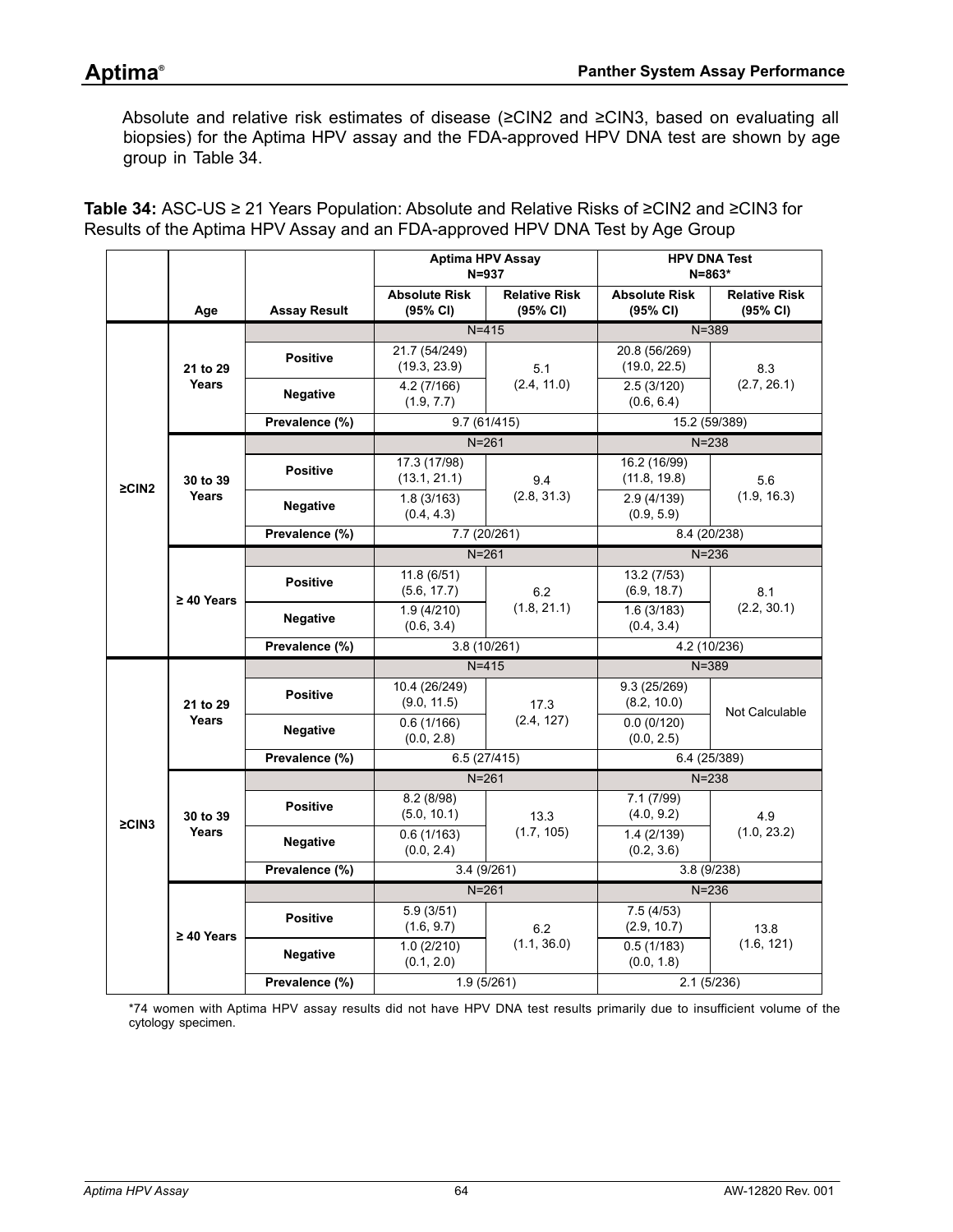Absolute and relative risk estimates of disease (≥CIN2 and ≥CIN3, based on evaluating all biopsies) for the Aptima HPV assay and the FDA-approved HPV DNA test are shown by age group in Table 34.

**Table 34:** ASC-US ≥ 21 Years Population: Absolute and Relative Risks of ≥CIN2 and ≥CIN3 for Results of the Aptima HPV Assay and an FDA-approved HPV DNA Test by Age Group

| | | | Aptima HPV Assay N=937 | | HPV DNA Test N=863* | |
|---|---|---|---|---|---|---|
| | Age | Assay Result | Absolute Risk (95% CI) | Relative Risk (95% CI) | Absolute Risk (95% CI) | Relative Risk (95% CI) |
| ≥CIN2 | 21 to 29 Years | | N=415 | | N=389 | |
| | | Positive | 21.7 (54/249) (19.3, 23.9) | 5.1 (2.4, 11.0) | 20.8 (56/269) (19.0, 22.5) | 8.3 (2.7, 26.1) |
| | | Negative | 4.2 (7/166) (1.9, 7.7) | | 2.5 (3/120) (0.6, 6.4) | |
| | | Prevalence (%) | 9.7 (61/415) | | 15.2 (59/389) | |
| | 30 to 39 Years | | N=261 | | N=238 | |
| | | Positive | 17.3 (17/98) (13.1, 21.1) | 9.4 (2.8, 31.3) | 16.2 (16/99) (11.8, 19.8) | 5.6 (1.9, 16.3) |
| | | Negative | 1.8 (3/163) (0.4, 4.3) | | 2.9 (4/139) (0.9, 5.9) | |
| | | Prevalence (%) | 7.7 (20/261) | | 8.4 (20/238) | |
| | ≥ 40 Years | | N=261 | | N=236 | |
| | | Positive | 11.8 (6/51) (5.6, 17.7) | 6.2 (1.8, 21.1) | 13.2 (7/53) (6.9, 18.7) | 8.1 (2.2, 30.1) |
| | | Negative | 1.9 (4/210) (0.6, 3.4) | | 1.6 (3/183) (0.4, 3.4) | |
| | | Prevalence (%) | 3.8 (10/261) | | 4.2 (10/236) | |
| ≥CIN3 | 21 to 29 Years | | N=415 | | N=389 | |
| | | Positive | 10.4 (26/249) (9.0, 11.5) | 17.3 (2.4, 127) | 9.3 (25/269) (8.2, 10.0) | Not Calculable |
| | | Negative | 0.6 (1/166) (0.0, 2.8) | | 0.0 (0/120) (0.0, 2.5) | |
| | | Prevalence (%) | 6.5 (27/415) | | 6.4 (25/389) | |
| | 30 to 39 Years | | N=261 | | N=238 | |
| | | Positive | 8.2 (8/98) (5.0, 10.1) | 13.3 (1.7, 105) | 7.1 (7/99) (4.0, 9.2) | 4.9 (1.0, 23.2) |
| | | Negative | 0.6 (1/163) (0.0, 2.4) | | 1.4 (2/139) (0.2, 3.6) | |
| | | Prevalence (%) | 3.4 (9/261) | | 3.8 (9/238) | |
| | ≥ 40 Years | | N=261 | | N=236 | |
| | | Positive | 5.9 (3/51) (1.6, 9.7) | 6.2 (1.1, 36.0) | 7.5 (4/53) (2.9, 10.7) | 13.8 (1.6, 121) |
| | | Negative | 1.0 (2/210) (0.1, 2.0) | | 0.5 (1/183) (0.0, 1.8) | |
| | | Prevalence (%) | 1.9 (5/261) | | 2.1 (5/236) | |

*74 women with Aptima HPV assay results did not have HPV DNA test results primarily due to insufficient volume of the cytology specimen.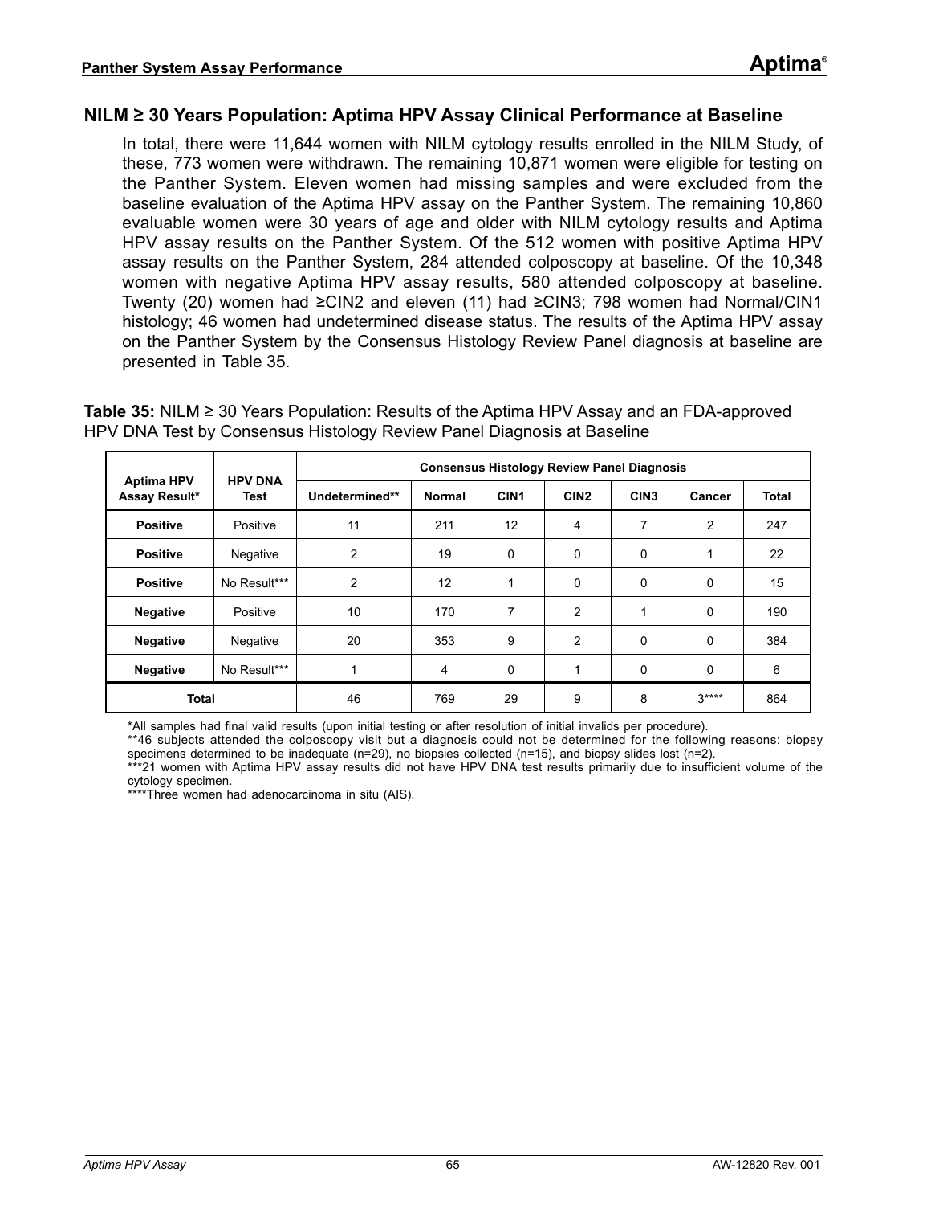## NILM ≥ 30 Years Population: Aptima HPV Assay Clinical Performance at Baseline

In total, there were 11,644 women with NILM cytology results enrolled in the NILM Study, of these, 773 women were withdrawn. The remaining 10,871 women were eligible for testing on the Panther System. Eleven women had missing samples and were excluded from the baseline evaluation of the Aptima HPV assay on the Panther System. The remaining 10,860 evaluable women were 30 years of age and older with NILM cytology results and Aptima HPV assay results on the Panther System. Of the 512 women with positive Aptima HPV assay results on the Panther System, 284 attended colposcopy at baseline. Of the 10,348 women with negative Aptima HPV assay results, 580 attended colposcopy at baseline. Twenty (20) women had ≥CIN2 and eleven (11) had ≥CIN3; 798 women had Normal/CIN1 histology; 46 women had undetermined disease status. The results of the Aptima HPV assay on the Panther System by the Consensus Histology Review Panel diagnosis at baseline are presented in Table 35.

**Table 35:** NILM ≥ 30 Years Population: Results of the Aptima HPV Assay and an FDA-approved HPV DNA Test by Consensus Histology Review Panel Diagnosis at Baseline

| Aptima HPV Assay Result* | HPV DNA Test | Consensus Histology Review Panel Diagnosis | | | | | | |
|---|---|---|---|---|---|---|---|---|
| | | Undetermined** | Normal | CIN1 | CIN2 | CIN3 | Cancer | Total |
| **Positive** | Positive | 11 | 211 | 12 | 4 | 7 | 2 | 247 |
| **Positive** | Negative | 2 | 19 | 0 | 0 | 0 | 1 | 22 |
| **Positive** | No Result*** | 2 | 12 | 1 | 0 | 0 | 0 | 15 |
| **Negative** | Positive | 10 | 170 | 7 | 2 | 1 | 0 | 190 |
| **Negative** | Negative | 20 | 353 | 9 | 2 | 0 | 0 | 384 |
| **Negative** | No Result*** | 1 | 4 | 0 | 1 | 0 | 0 | 6 |
| **Total** | | 46 | 769 | 29 | 9 | 8 | 3**** | 864 |

*All samples had final valid results (upon initial testing or after resolution of initial invalids per procedure).

**46 subjects attended the colposcopy visit but a diagnosis could not be determined for the following reasons: biopsy specimens determined to be inadequate (n=29), no biopsies collected (n=15), and biopsy slides lost (n=2).

***21 women with Aptima HPV assay results did not have HPV DNA test results primarily due to insufficient volume of the cytology specimen.

****Three women had adenocarcinoma in situ (AIS).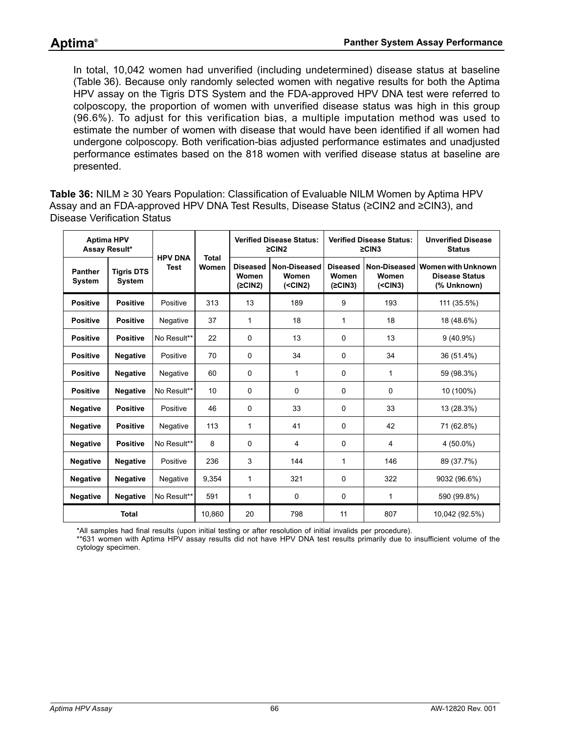In total, 10,042 women had unverified (including undetermined) disease status at baseline (Table 36). Because only randomly selected women with negative results for both the Aptima HPV assay on the Tigris DTS System and the FDA-approved HPV DNA test were referred to colposcopy, the proportion of women with unverified disease status was high in this group (96.6%). To adjust for this verification bias, a multiple imputation method was used to estimate the number of women with disease that would have been identified if all women had undergone colposcopy. Both verification-bias adjusted performance estimates and unadjusted performance estimates based on the 818 women with verified disease status at baseline are presented.

**Table 36:** NILM ≥ 30 Years Population: Classification of Evaluable NILM Women by Aptima HPV Assay and an FDA-approved HPV DNA Test Results, Disease Status (≥CIN2 and ≥CIN3), and Disease Verification Status

| Aptima HPV Assay Result* | | HPV DNA Test | Total Women | Verified Disease Status: ≥CIN2 | | Verified Disease Status: ≥CIN3 | | Unverified Disease Status |
|---|---|---|---|---|---|---|---|---|
| **Panther System** | **Tigris DTS System** | | | **Diseased Women (≥CIN2)** | **Non-Diseased Women (<CIN2)** | **Diseased Women (≥CIN3)** | **Non-Diseased Women (<CIN3)** | **Women with Unknown Disease Status (% Unknown)** |
| **Positive** | **Positive** | Positive | 313 | 13 | 189 | 9 | 193 | 111 (35.5%) |
| **Positive** | **Positive** | Negative | 37 | 1 | 18 | 1 | 18 | 18 (48.6%) |
| **Positive** | **Positive** | No Result** | 22 | 0 | 13 | 0 | 13 | 9 (40.9%) |
| **Positive** | **Negative** | Positive | 70 | 0 | 34 | 0 | 34 | 36 (51.4%) |
| **Positive** | **Negative** | Negative | 60 | 0 | 1 | 0 | 1 | 59 (98.3%) |
| **Positive** | **Negative** | No Result** | 10 | 0 | 0 | 0 | 0 | 10 (100%) |
| **Negative** | **Positive** | Positive | 46 | 0 | 33 | 0 | 33 | 13 (28.3%) |
| **Negative** | **Positive** | Negative | 113 | 1 | 41 | 0 | 42 | 71 (62.8%) |
| **Negative** | **Positive** | No Result** | 8 | 0 | 4 | 0 | 4 | 4 (50.0%) |
| **Negative** | **Negative** | Positive | 236 | 3 | 144 | 1 | 146 | 89 (37.7%) |
| **Negative** | **Negative** | Negative | 9,354 | 1 | 321 | 0 | 322 | 9032 (96.6%) |
| **Negative** | **Negative** | No Result** | 591 | 1 | 0 | 0 | 1 | 590 (99.8%) |
| **Total** | | | 10,860 | 20 | 798 | 11 | 807 | 10,042 (92.5%) |

*All samples had final results (upon initial testing or after resolution of initial invalids per procedure).

**631 women with Aptima HPV assay results did not have HPV DNA test results primarily due to insufficient volume of the cytology specimen.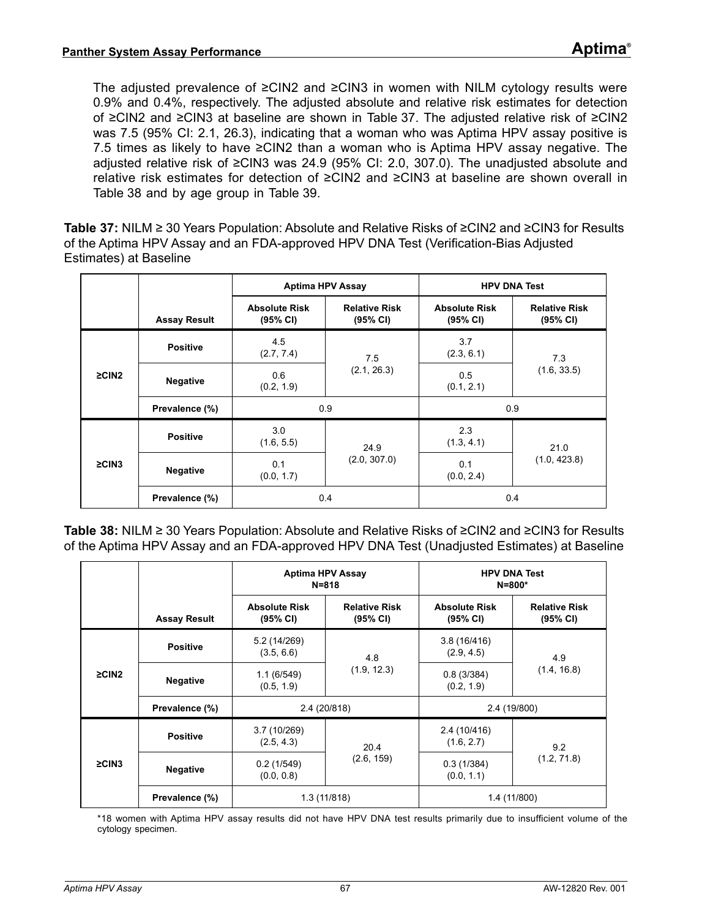The adjusted prevalence of ≥CIN2 and ≥CIN3 in women with NILM cytology results were 0.9% and 0.4%, respectively. The adjusted absolute and relative risk estimates for detection of ≥CIN2 and ≥CIN3 at baseline are shown in Table 37. The adjusted relative risk of ≥CIN2 was 7.5 (95% CI: 2.1, 26.3), indicating that a woman who was Aptima HPV assay positive is 7.5 times as likely to have ≥CIN2 than a woman who is Aptima HPV assay negative. The adjusted relative risk of ≥CIN3 was 24.9 (95% CI: 2.0, 307.0). The unadjusted absolute and relative risk estimates for detection of ≥CIN2 and ≥CIN3 at baseline are shown overall in Table 38 and by age group in Table 39.

**Table 37:** NILM ≥ 30 Years Population: Absolute and Relative Risks of ≥CIN2 and ≥CIN3 for Results of the Aptima HPV Assay and an FDA-approved HPV DNA Test (Verification-Bias Adjusted Estimates) at Baseline

| | | Aptima HPV Assay | | HPV DNA Test | |
|---|---|---|---|---|---|
| | **Assay Result** | **Absolute Risk (95% CI)** | **Relative Risk (95% CI)** | **Absolute Risk (95% CI)** | **Relative Risk (95% CI)** |
| **≥CIN2** | **Positive** | 4.5 (2.7, 7.4) | 7.5 (2.1, 26.3) | 3.7 (2.3, 6.1) | 7.3 (1.6, 33.5) |
| | **Negative** | 0.6 (0.2, 1.9) | | 0.5 (0.1, 2.1) | |
| | **Prevalence (%)** | 0.9 | | 0.9 | |
| **≥CIN3** | **Positive** | 3.0 (1.6, 5.5) | 24.9 (2.0, 307.0) | 2.3 (1.3, 4.1) | 21.0 (1.0, 423.8) |
| | **Negative** | 0.1 (0.0, 1.7) | | 0.1 (0.0, 2.4) | |
| | **Prevalence (%)** | 0.4 | | 0.4 | |

**Table 38:** NILM ≥ 30 Years Population: Absolute and Relative Risks of ≥CIN2 and ≥CIN3 for Results of the Aptima HPV Assay and an FDA-approved HPV DNA Test (Unadjusted Estimates) at Baseline

| | | Aptima HPV Assay N=818 | | HPV DNA Test N=800* | |
|---|---|---|---|---|---|
| | **Assay Result** | **Absolute Risk (95% CI)** | **Relative Risk (95% CI)** | **Absolute Risk (95% CI)** | **Relative Risk (95% CI)** |
| **≥CIN2** | **Positive** | 5.2 (14/269) (3.5, 6.6) | 4.8 (1.9, 12.3) | 3.8 (16/416) (2.9, 4.5) | 4.9 (1.4, 16.8) |
| | **Negative** | 1.1 (6/549) (0.5, 1.9) | | 0.8 (3/384) (0.2, 1.9) | |
| | **Prevalence (%)** | 2.4 (20/818) | | 2.4 (19/800) | |
| **≥CIN3** | **Positive** | 3.7 (10/269) (2.5, 4.3) | 20.4 (2.6, 159) | 2.4 (10/416) (1.6, 2.7) | 9.2 (1.2, 71.8) |
| | **Negative** | 0.2 (1/549) (0.0, 0.8) | | 0.3 (1/384) (0.0, 1.1) | |
| | **Prevalence (%)** | 1.3 (11/818) | | 1.4 (11/800) | |

*18 women with Aptima HPV assay results did not have HPV DNA test results primarily due to insufficient volume of the cytology specimen.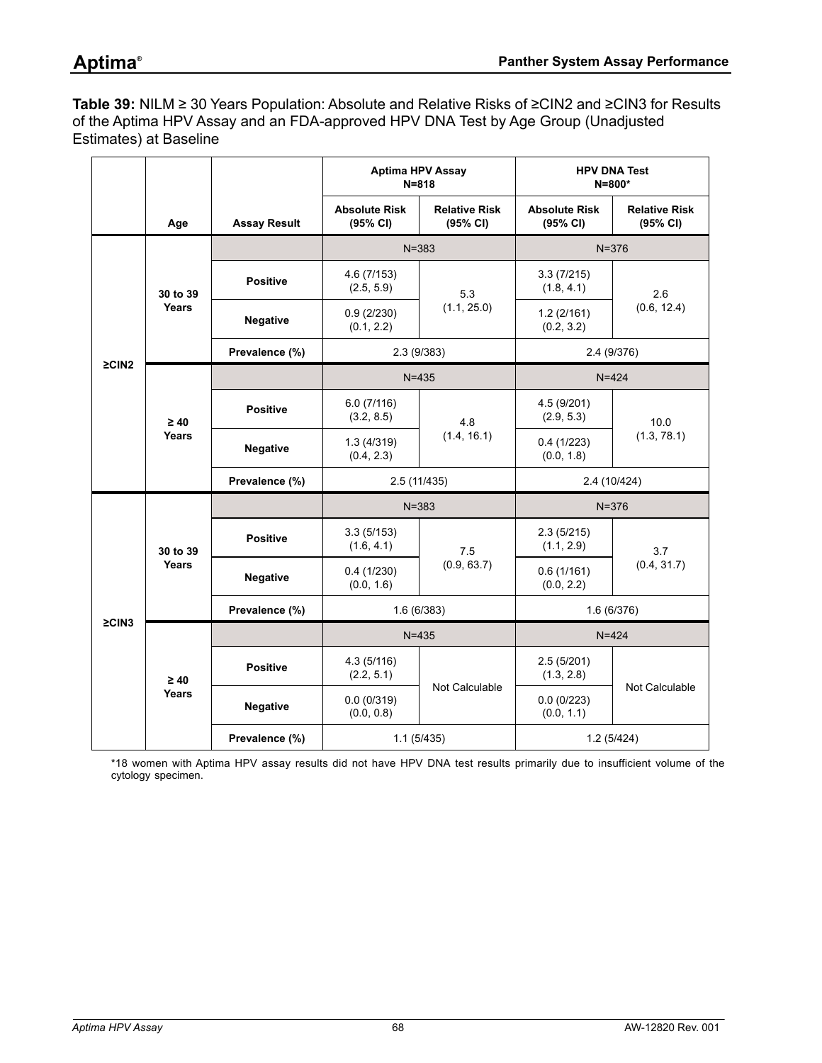**Table 39:** NILM ≥ 30 Years Population: Absolute and Relative Risks of ≥CIN2 and ≥CIN3 for Results of the Aptima HPV Assay and an FDA-approved HPV DNA Test by Age Group (Unadjusted Estimates) at Baseline

| | | | Aptima HPV Assay N=818 | | HPV DNA Test N=800* | |
|---|---|---|---|---|---|---|
| | **Age** | **Assay Result** | **Absolute Risk (95% CI)** | **Relative Risk (95% CI)** | **Absolute Risk (95% CI)** | **Relative Risk (95% CI)** |
| **≥CIN2** | **30 to 39 Years** | | N=383 | | N=376 | |
| | | **Positive** | 4.6 (7/153) (2.5, 5.9) | 5.3 (1.1, 25.0) | 3.3 (7/215) (1.8, 4.1) | 2.6 (0.6, 12.4) |
| | | **Negative** | 0.9 (2/230) (0.1, 2.2) | | 1.2 (2/161) (0.2, 3.2) | |
| | | **Prevalence (%)** | 2.3 (9/383) | | 2.4 (9/376) | |
| | **≥ 40 Years** | | N=435 | | N=424 | |
| | | **Positive** | 6.0 (7/116) (3.2, 8.5) | 4.8 (1.4, 16.1) | 4.5 (9/201) (2.9, 5.3) | 10.0 (1.3, 78.1) |
| | | **Negative** | 1.3 (4/319) (0.4, 2.3) | | 0.4 (1/223) (0.0, 1.8) | |
| | | **Prevalence (%)** | 2.5 (11/435) | | 2.4 (10/424) | |
| **≥CIN3** | **30 to 39 Years** | | N=383 | | N=376 | |
| | | **Positive** | 3.3 (5/153) (1.6, 4.1) | 7.5 (0.9, 63.7) | 2.3 (5/215) (1.1, 2.9) | 3.7 (0.4, 31.7) |
| | | **Negative** | 0.4 (1/230) (0.0, 1.6) | | 0.6 (1/161) (0.0, 2.2) | |
| | | **Prevalence (%)** | 1.6 (6/383) | | 1.6 (6/376) | |
| | **≥ 40 Years** | | N=435 | | N=424 | |
| | | **Positive** | 4.3 (5/116) (2.2, 5.1) | Not Calculable | 2.5 (5/201) (1.3, 2.8) | Not Calculable |
| | | **Negative** | 0.0 (0/319) (0.0, 0.8) | | 0.0 (0/223) (0.0, 1.1) | |
| | | **Prevalence (%)** | 1.1 (5/435) | | 1.2 (5/424) | |

*18 women with Aptima HPV assay results did not have HPV DNA test results primarily due to insufficient volume of the cytology specimen.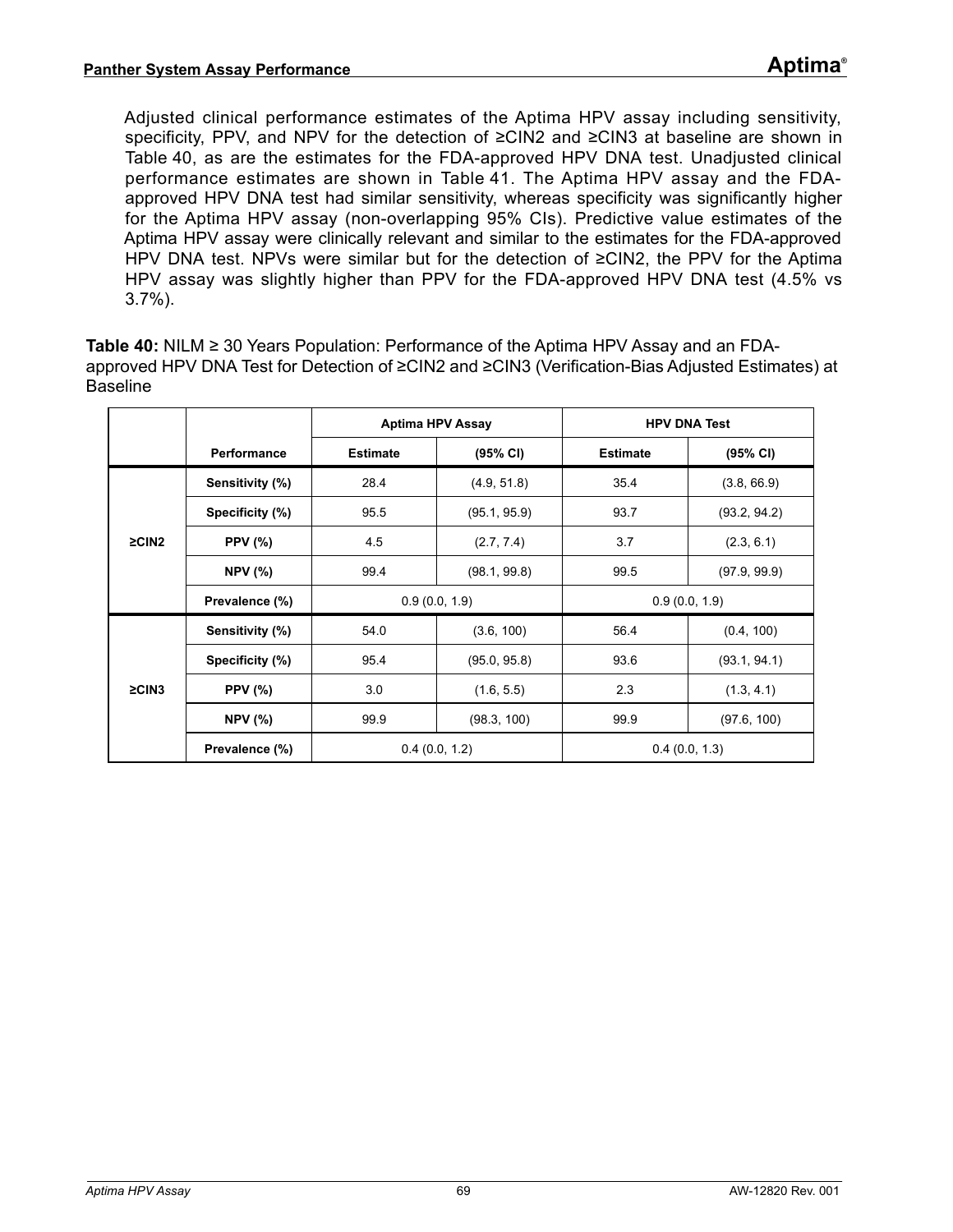Adjusted clinical performance estimates of the Aptima HPV assay including sensitivity, specificity, PPV, and NPV for the detection of ≥CIN2 and ≥CIN3 at baseline are shown in Table 40, as are the estimates for the FDA-approved HPV DNA test. Unadjusted clinical performance estimates are shown in Table 41. The Aptima HPV assay and the FDA-approved HPV DNA test had similar sensitivity, whereas specificity was significantly higher for the Aptima HPV assay (non-overlapping 95% CIs). Predictive value estimates of the Aptima HPV assay were clinically relevant and similar to the estimates for the FDA-approved HPV DNA test. NPVs were similar but for the detection of ≥CIN2, the PPV for the Aptima HPV assay was slightly higher than PPV for the FDA-approved HPV DNA test (4.5% vs 3.7%).

**Table 40:** NILM ≥ 30 Years Population: Performance of the Aptima HPV Assay and an FDA-approved HPV DNA Test for Detection of ≥CIN2 and ≥CIN3 (Verification-Bias Adjusted Estimates) at Baseline

| | | Aptima HPV Assay | | HPV DNA Test | |
|---|---|---|---|---|---|
| | **Performance** | **Estimate** | **(95% CI)** | **Estimate** | **(95% CI)** |
| **≥CIN2** | **Sensitivity (%)** | 28.4 | (4.9, 51.8) | 35.4 | (3.8, 66.9) |
| | **Specificity (%)** | 95.5 | (95.1, 95.9) | 93.7 | (93.2, 94.2) |
| | **PPV (%)** | 4.5 | (2.7, 7.4) | 3.7 | (2.3, 6.1) |
| | **NPV (%)** | 99.4 | (98.1, 99.8) | 99.5 | (97.9, 99.9) |
| | **Prevalence (%)** | 0.9 (0.0, 1.9) | | 0.9 (0.0, 1.9) | |
| **≥CIN3** | **Sensitivity (%)** | 54.0 | (3.6, 100) | 56.4 | (0.4, 100) |
| | **Specificity (%)** | 95.4 | (95.0, 95.8) | 93.6 | (93.1, 94.1) |
| | **PPV (%)** | 3.0 | (1.6, 5.5) | 2.3 | (1.3, 4.1) |
| | **NPV (%)** | 99.9 | (98.3, 100) | 99.9 | (97.6, 100) |
| | **Prevalence (%)** | 0.4 (0.0, 1.2) | | 0.4 (0.0, 1.3) | |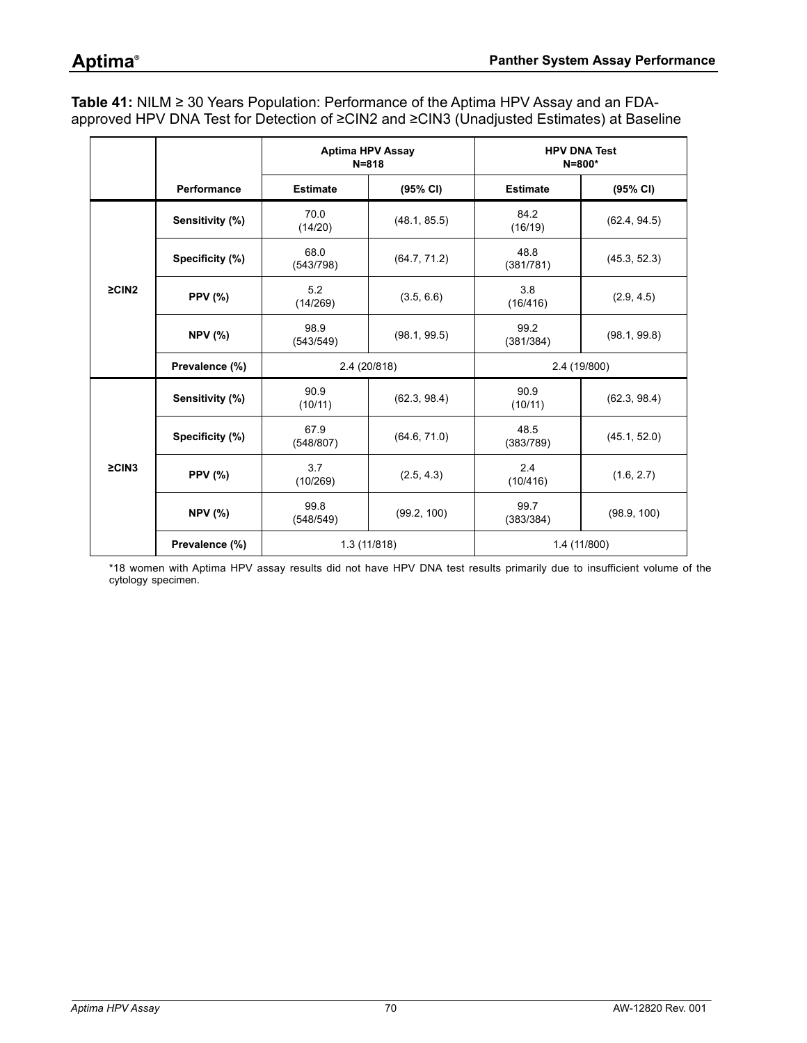**Table 41:** NILM ≥ 30 Years Population: Performance of the Aptima HPV Assay and an FDA-approved HPV DNA Test for Detection of ≥CIN2 and ≥CIN3 (Unadjusted Estimates) at Baseline

| | | Aptima HPV Assay N=818 | | HPV DNA Test N=800* | |
|---|---|---|---|---|---|
| | **Performance** | **Estimate** | **(95% CI)** | **Estimate** | **(95% CI)** |
| **≥CIN2** | **Sensitivity (%)** | 70.0 (14/20) | (48.1, 85.5) | 84.2 (16/19) | (62.4, 94.5) |
| | **Specificity (%)** | 68.0 (543/798) | (64.7, 71.2) | 48.8 (381/781) | (45.3, 52.3) |
| | **PPV (%)** | 5.2 (14/269) | (3.5, 6.6) | 3.8 (16/416) | (2.9, 4.5) |
| | **NPV (%)** | 98.9 (543/549) | (98.1, 99.5) | 99.2 (381/384) | (98.1, 99.8) |
| | **Prevalence (%)** | 2.4 (20/818) | | 2.4 (19/800) | |
| **≥CIN3** | **Sensitivity (%)** | 90.9 (10/11) | (62.3, 98.4) | 90.9 (10/11) | (62.3, 98.4) |
| | **Specificity (%)** | 67.9 (548/807) | (64.6, 71.0) | 48.5 (383/789) | (45.1, 52.0) |
| | **PPV (%)** | 3.7 (10/269) | (2.5, 4.3) | 2.4 (10/416) | (1.6, 2.7) |
| | **NPV (%)** | 99.8 (548/549) | (99.2, 100) | 99.7 (383/384) | (98.9, 100) |
| | **Prevalence (%)** | 1.3 (11/818) | | 1.4 (11/800) | |

*18 women with Aptima HPV assay results did not have HPV DNA test results primarily due to insufficient volume of the cytology specimen.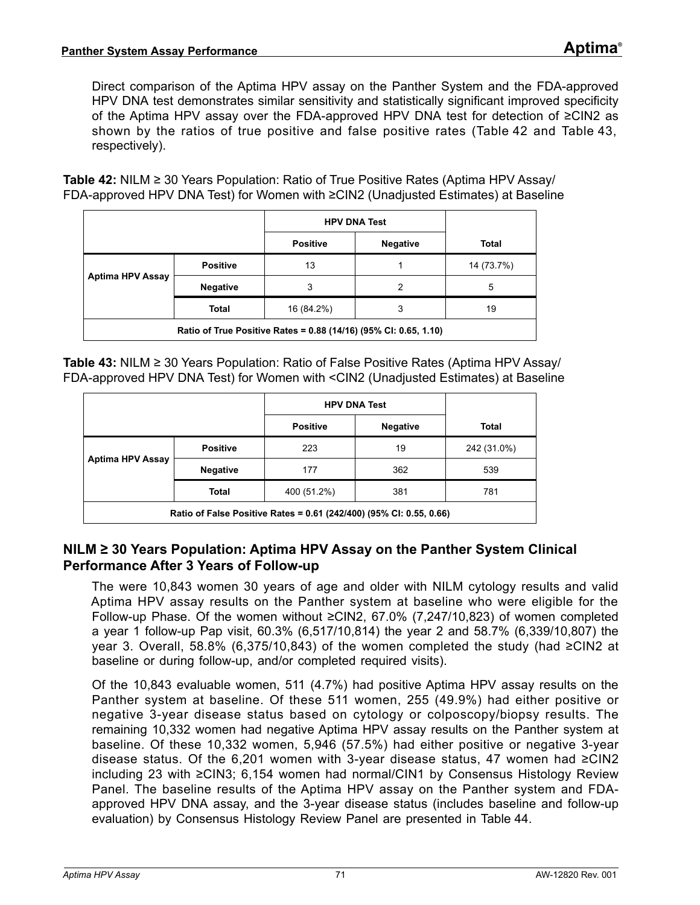Direct comparison of the Aptima HPV assay on the Panther System and the FDA-approved HPV DNA test demonstrates similar sensitivity and statistically significant improved specificity of the Aptima HPV assay over the FDA-approved HPV DNA test for detection of ≥CIN2 as shown by the ratios of true positive and false positive rates (Table 42 and Table 43, respectively).

**Table 42:** NILM ≥ 30 Years Population: Ratio of True Positive Rates (Aptima HPV Assay/ FDA-approved HPV DNA Test) for Women with ≥CIN2 (Unadjusted Estimates) at Baseline

| | | HPV DNA Test | | |
|---|---|---|---|---|
| | | **Positive** | **Negative** | **Total** |
| **Aptima HPV Assay** | **Positive** | 13 | 1 | 14 (73.7%) |
| | **Negative** | 3 | 2 | 5 |
| | **Total** | 16 (84.2%) | 3 | 19 |
| **Ratio of True Positive Rates = 0.88 (14/16) (95% CI: 0.65, 1.10)** | | | | |

**Table 43:** NILM ≥ 30 Years Population: Ratio of False Positive Rates (Aptima HPV Assay/ FDA-approved HPV DNA Test) for Women with <CIN2 (Unadjusted Estimates) at Baseline

| | | HPV DNA Test | | |
|---|---|---|---|---|
| | | **Positive** | **Negative** | **Total** |
| **Aptima HPV Assay** | **Positive** | 223 | 19 | 242 (31.0%) |
| | **Negative** | 177 | 362 | 539 |
| | **Total** | 400 (51.2%) | 381 | 781 |
| **Ratio of False Positive Rates = 0.61 (242/400) (95% CI: 0.55, 0.66)** | | | | |

## NILM ≥ 30 Years Population: Aptima HPV Assay on the Panther System Clinical Performance After 3 Years of Follow-up

The were 10,843 women 30 years of age and older with NILM cytology results and valid Aptima HPV assay results on the Panther system at baseline who were eligible for the Follow-up Phase. Of the women without ≥CIN2, 67.0% (7,247/10,823) of women completed a year 1 follow-up Pap visit, 60.3% (6,517/10,814) the year 2 and 58.7% (6,339/10,807) the year 3. Overall, 58.8% (6,375/10,843) of the women completed the study (had ≥CIN2 at baseline or during follow-up, and/or completed required visits).

Of the 10,843 evaluable women, 511 (4.7%) had positive Aptima HPV assay results on the Panther system at baseline. Of these 511 women, 255 (49.9%) had either positive or negative 3-year disease status based on cytology or colposcopy/biopsy results. The remaining 10,332 women had negative Aptima HPV assay results on the Panther system at baseline. Of these 10,332 women, 5,946 (57.5%) had either positive or negative 3-year disease status. Of the 6,201 women with 3-year disease status, 47 women had ≥CIN2 including 23 with ≥CIN3; 6,154 women had normal/CIN1 by Consensus Histology Review Panel. The baseline results of the Aptima HPV assay on the Panther system and FDA-approved HPV DNA assay, and the 3-year disease status (includes baseline and follow-up evaluation) by Consensus Histology Review Panel are presented in Table 44.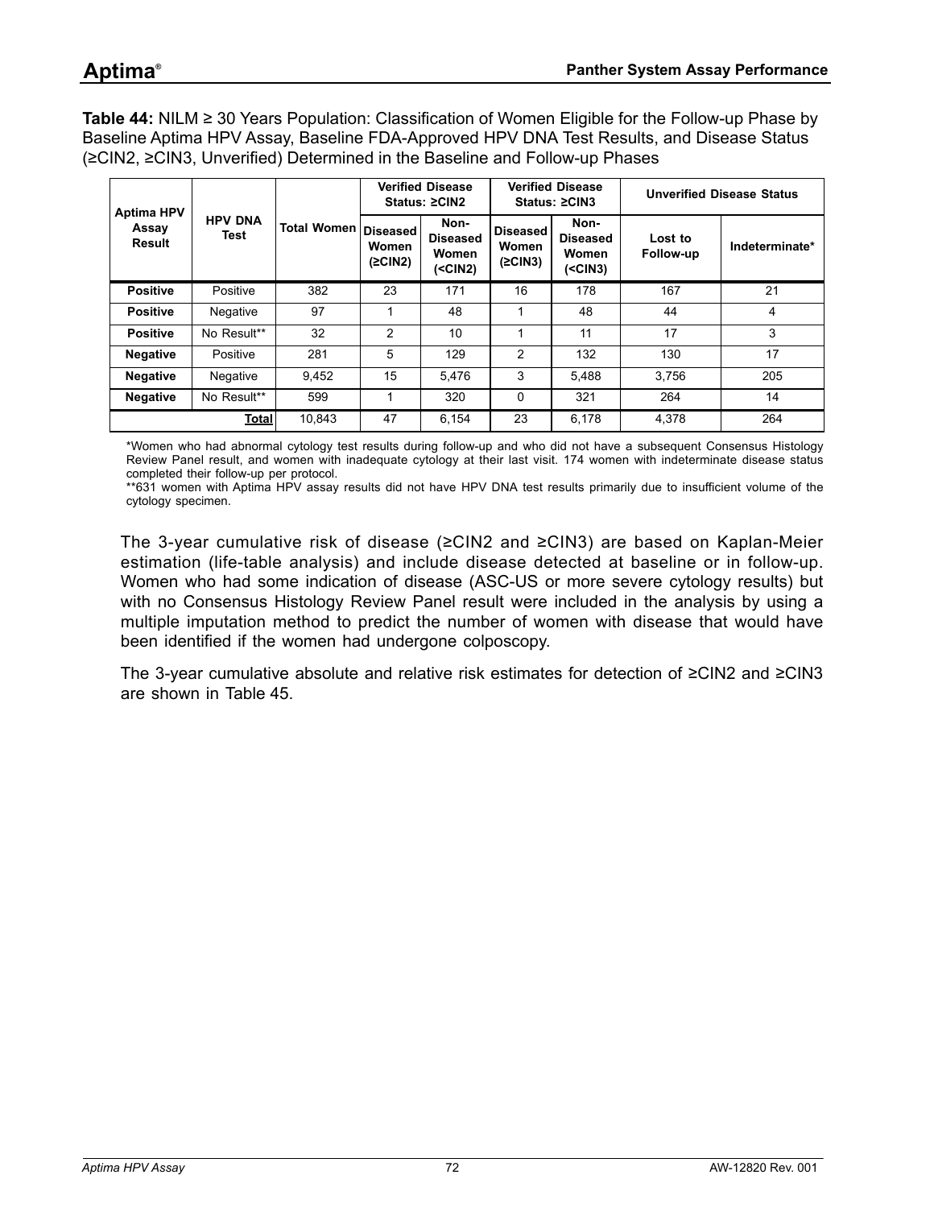**Table 44:** NILM ≥ 30 Years Population: Classification of Women Eligible for the Follow-up Phase by Baseline Aptima HPV Assay, Baseline FDA-Approved HPV DNA Test Results, and Disease Status (≥CIN2, ≥CIN3, Unverified) Determined in the Baseline and Follow-up Phases

| Aptima HPV Assay Result | HPV DNA Test | Total Women | Verified Disease Status: ≥CIN2 | | Verified Disease Status: ≥CIN3 | | Unverified Disease Status | |
|---|---|---|---|---|---|---|---|---|
| | | | Diseased Women (≥CIN2) | Non-Diseased Women (<CIN2) | Diseased Women (≥CIN3) | Non-Diseased Women (<CIN3) | Lost to Follow-up | Indeterminate* |
| **Positive** | Positive | 382 | 23 | 171 | 16 | 178 | 167 | 21 |
| **Positive** | Negative | 97 | 1 | 48 | 1 | 48 | 44 | 4 |
| **Positive** | No Result** | 32 | 2 | 10 | 1 | 11 | 17 | 3 |
| **Negative** | Positive | 281 | 5 | 129 | 2 | 132 | 130 | 17 |
| **Negative** | Negative | 9,452 | 15 | 5,476 | 3 | 5,488 | 3,756 | 205 |
| **Negative** | No Result** | 599 | 1 | 320 | 0 | 321 | 264 | 14 |
| | **Total** | 10,843 | 47 | 6,154 | 23 | 6,178 | 4,378 | 264 |

*Women who had abnormal cytology test results during follow-up and who did not have a subsequent Consensus Histology Review Panel result, and women with inadequate cytology at their last visit. 174 women with indeterminate disease status completed their follow-up per protocol.

**631 women with Aptima HPV assay results did not have HPV DNA test results primarily due to insufficient volume of the cytology specimen.

The 3-year cumulative risk of disease (≥CIN2 and ≥CIN3) are based on Kaplan-Meier estimation (life-table analysis) and include disease detected at baseline or in follow-up. Women who had some indication of disease (ASC-US or more severe cytology results) but with no Consensus Histology Review Panel result were included in the analysis by using a multiple imputation method to predict the number of women with disease that would have been identified if the women had undergone colposcopy.

The 3-year cumulative absolute and relative risk estimates for detection of ≥CIN2 and ≥CIN3 are shown in Table 45.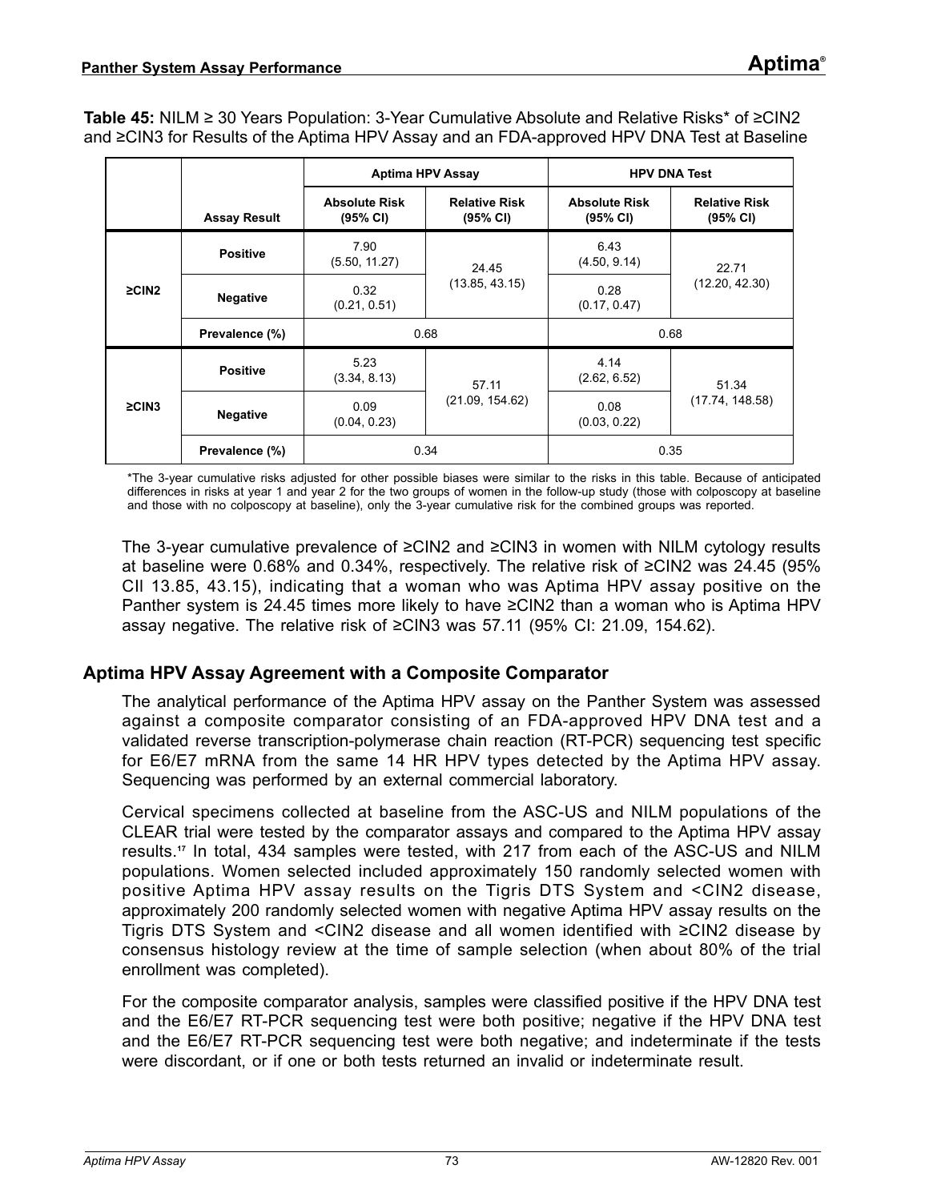**Table 45:** NILM ≥ 30 Years Population: 3-Year Cumulative Absolute and Relative Risks* of ≥CIN2 and ≥CIN3 for Results of the Aptima HPV Assay and an FDA-approved HPV DNA Test at Baseline

| | | Aptima HPV Assay | | HPV DNA Test | |
|---|---|---|---|---|---|
| | **Assay Result** | **Absolute Risk (95% CI)** | **Relative Risk (95% CI)** | **Absolute Risk (95% CI)** | **Relative Risk (95% CI)** |
| **≥CIN2** | **Positive** | 7.90 (5.50, 11.27) | 24.45 (13.85, 43.15) | 6.43 (4.50, 9.14) | 22.71 (12.20, 42.30) |
| | **Negative** | 0.32 (0.21, 0.51) | | 0.28 (0.17, 0.47) | |
| | **Prevalence (%)** | 0.68 | | 0.68 | |
| **≥CIN3** | **Positive** | 5.23 (3.34, 8.13) | 57.11 (21.09, 154.62) | 4.14 (2.62, 6.52) | 51.34 (17.74, 148.58) |
| | **Negative** | 0.09 (0.04, 0.23) | | 0.08 (0.03, 0.22) | |
| | **Prevalence (%)** | 0.34 | | 0.35 | |

*The 3-year cumulative risks adjusted for other possible biases were similar to the risks in this table. Because of anticipated differences in risks at year 1 and year 2 for the two groups of women in the follow-up study (those with colposcopy at baseline and those with no colposcopy at baseline), only the 3-year cumulative risk for the combined groups was reported.

The 3-year cumulative prevalence of ≥CIN2 and ≥CIN3 in women with NILM cytology results at baseline were 0.68% and 0.34%, respectively. The relative risk of ≥CIN2 was 24.45 (95% CIl 13.85, 43.15), indicating that a woman who was Aptima HPV assay positive on the Panther system is 24.45 times more likely to have ≥CIN2 than a woman who is Aptima HPV assay negative. The relative risk of ≥CIN3 was 57.11 (95% CI: 21.09, 154.62).

## Aptima HPV Assay Agreement with a Composite Comparator

The analytical performance of the Aptima HPV assay on the Panther System was assessed against a composite comparator consisting of an FDA-approved HPV DNA test and a validated reverse transcription-polymerase chain reaction (RT-PCR) sequencing test specific for E6/E7 mRNA from the same 14 HR HPV types detected by the Aptima HPV assay. Sequencing was performed by an external commercial laboratory.

Cervical specimens collected at baseline from the ASC-US and NILM populations of the CLEAR trial were tested by the comparator assays and compared to the Aptima HPV assay results.[17] In total, 434 samples were tested, with 217 from each of the ASC-US and NILM populations. Women selected included approximately 150 randomly selected women with positive Aptima HPV assay results on the Tigris DTS System and <CIN2 disease, approximately 200 randomly selected women with negative Aptima HPV assay results on the Tigris DTS System and <CIN2 disease and all women identified with ≥CIN2 disease by consensus histology review at the time of sample selection (when about 80% of the trial enrollment was completed).

For the composite comparator analysis, samples were classified positive if the HPV DNA test and the E6/E7 RT-PCR sequencing test were both positive; negative if the HPV DNA test and the E6/E7 RT-PCR sequencing test were both negative; and indeterminate if the tests were discordant, or if one or both tests returned an invalid or indeterminate result.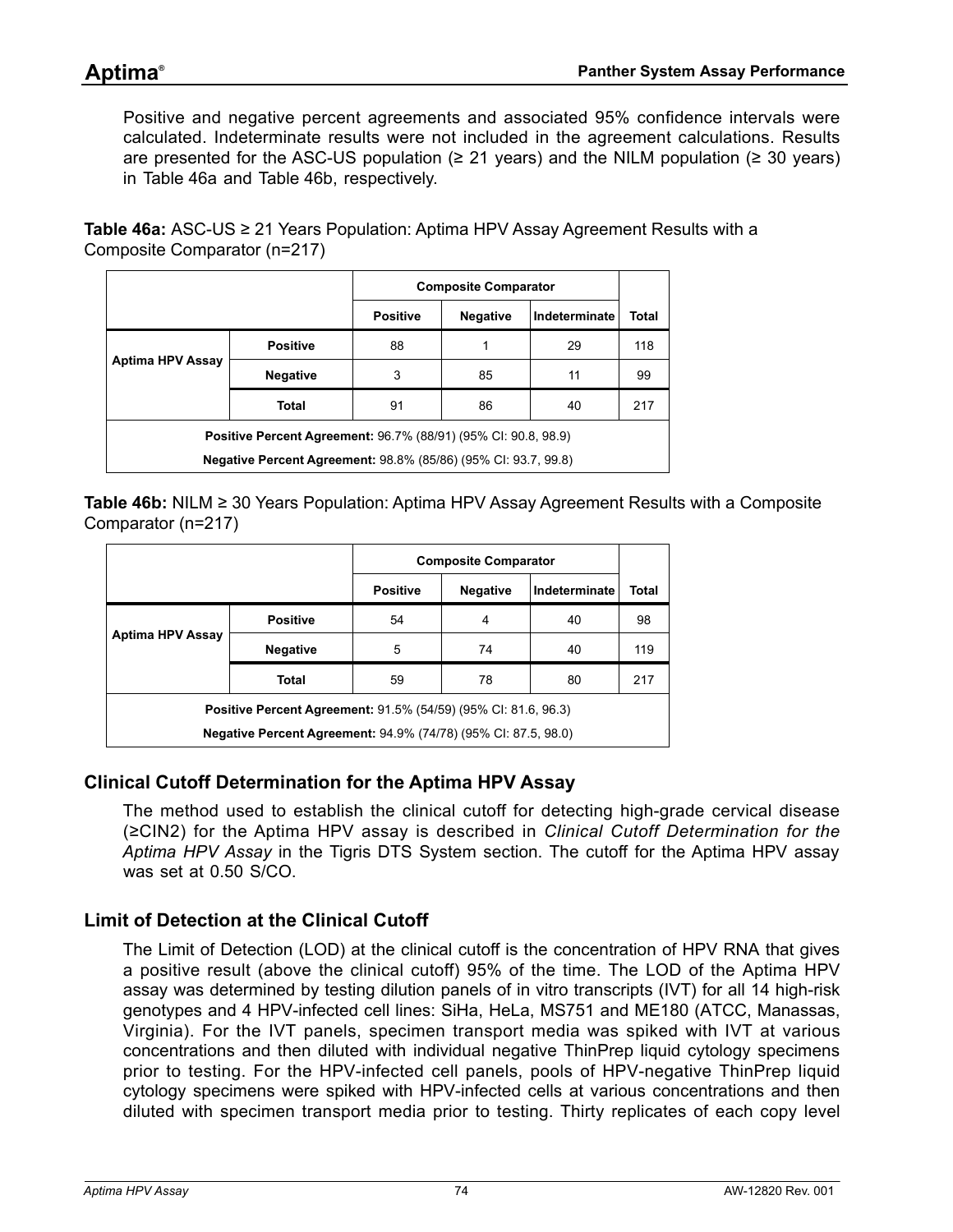Positive and negative percent agreements and associated 95% confidence intervals were calculated. Indeterminate results were not included in the agreement calculations. Results are presented for the ASC-US population (≥ 21 years) and the NILM population (≥ 30 years) in Table 46a and Table 46b, respectively.

**Table 46a:** ASC-US ≥ 21 Years Population: Aptima HPV Assay Agreement Results with a Composite Comparator (n=217)

| | | Composite Comparator | | | |
|---|---|---|---|---|---|
| | | **Positive** | **Negative** | **Indeterminate** | **Total** |
| **Aptima HPV Assay** | **Positive** | 88 | 1 | 29 | 118 |
| | **Negative** | 3 | 85 | 11 | 99 |
| | **Total** | 91 | 86 | 40 | 217 |

**Positive Percent Agreement:** 96.7% (88/91) (95% CI: 90.8, 98.9)

**Negative Percent Agreement:** 98.8% (85/86) (95% CI: 93.7, 99.8)

**Table 46b:** NILM ≥ 30 Years Population: Aptima HPV Assay Agreement Results with a Composite Comparator (n=217)

| | | Composite Comparator | | | |
|---|---|---|---|---|---|
| | | **Positive** | **Negative** | **Indeterminate** | **Total** |
| **Aptima HPV Assay** | **Positive** | 54 | 4 | 40 | 98 |
| | **Negative** | 5 | 74 | 40 | 119 |
| | **Total** | 59 | 78 | 80 | 217 |

**Positive Percent Agreement:** 91.5% (54/59) (95% CI: 81.6, 96.3)

**Negative Percent Agreement:** 94.9% (74/78) (95% CI: 87.5, 98.0)

## Clinical Cutoff Determination for the Aptima HPV Assay

The method used to establish the clinical cutoff for detecting high-grade cervical disease (≥CIN2) for the Aptima HPV assay is described in *Clinical Cutoff Determination for the Aptima HPV Assay* in the Tigris DTS System section. The cutoff for the Aptima HPV assay was set at 0.50 S/CO.

## Limit of Detection at the Clinical Cutoff

The Limit of Detection (LOD) at the clinical cutoff is the concentration of HPV RNA that gives a positive result (above the clinical cutoff) 95% of the time. The LOD of the Aptima HPV assay was determined by testing dilution panels of in vitro transcripts (IVT) for all 14 high-risk genotypes and 4 HPV-infected cell lines: SiHa, HeLa, MS751 and ME180 (ATCC, Manassas, Virginia). For the IVT panels, specimen transport media was spiked with IVT at various concentrations and then diluted with individual negative ThinPrep liquid cytology specimens prior to testing. For the HPV-infected cell panels, pools of HPV-negative ThinPrep liquid cytology specimens were spiked with HPV-infected cells at various concentrations and then diluted with specimen transport media prior to testing. Thirty replicates of each copy level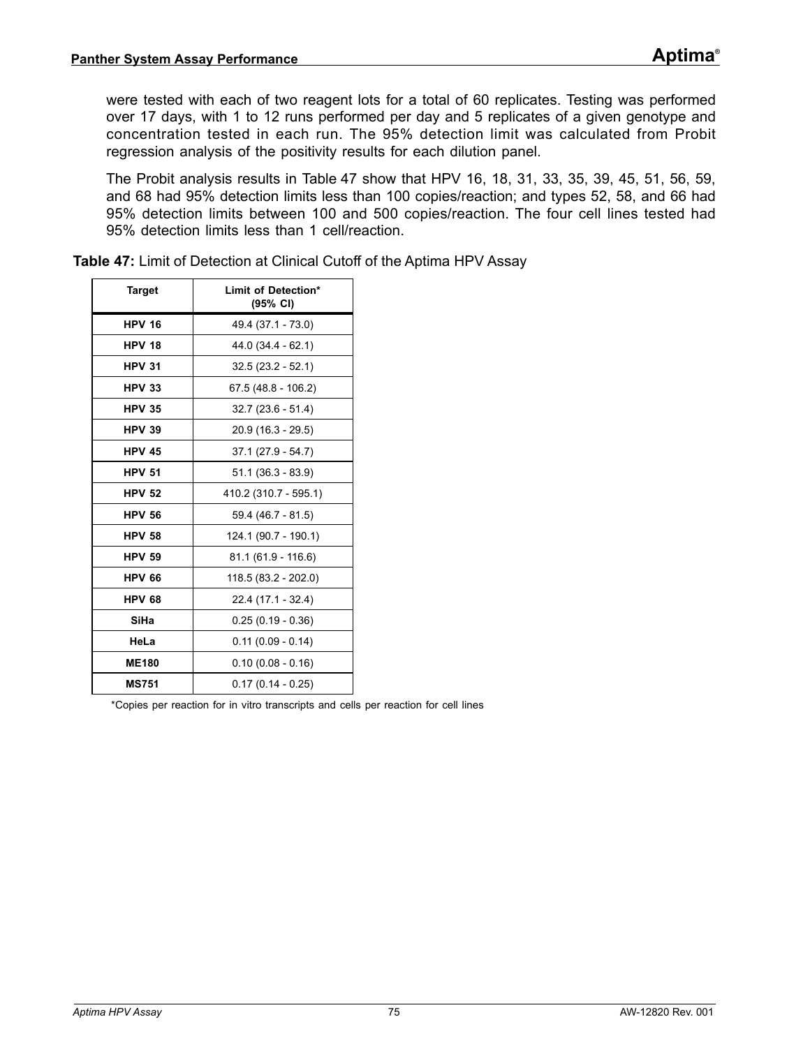were tested with each of two reagent lots for a total of 60 replicates. Testing was performed over 17 days, with 1 to 12 runs performed per day and 5 replicates of a given genotype and concentration tested in each run. The 95% detection limit was calculated from Probit regression analysis of the positivity results for each dilution panel.

The Probit analysis results in Table 47 show that HPV 16, 18, 31, 33, 35, 39, 45, 51, 56, 59, and 68 had 95% detection limits less than 100 copies/reaction; and types 52, 58, and 66 had 95% detection limits between 100 and 500 copies/reaction. The four cell lines tested had 95% detection limits less than 1 cell/reaction.

**Table 47:** Limit of Detection at Clinical Cutoff of the Aptima HPV Assay

| Target | Limit of Detection* (95% CI) |
|---|---|
| **HPV 16** | 49.4 (37.1 - 73.0) |
| **HPV 18** | 44.0 (34.4 - 62.1) |
| **HPV 31** | 32.5 (23.2 - 52.1) |
| **HPV 33** | 67.5 (48.8 - 106.2) |
| **HPV 35** | 32.7 (23.6 - 51.4) |
| **HPV 39** | 20.9 (16.3 - 29.5) |
| **HPV 45** | 37.1 (27.9 - 54.7) |
| **HPV 51** | 51.1 (36.3 - 83.9) |
| **HPV 52** | 410.2 (310.7 - 595.1) |
| **HPV 56** | 59.4 (46.7 - 81.5) |
| **HPV 58** | 124.1 (90.7 - 190.1) |
| **HPV 59** | 81.1 (61.9 - 116.6) |
| **HPV 66** | 118.5 (83.2 - 202.0) |
| **HPV 68** | 22.4 (17.1 - 32.4) |
| **SiHa** | 0.25 (0.19 - 0.36) |
| **HeLa** | 0.11 (0.09 - 0.14) |
| **ME180** | 0.10 (0.08 - 0.16) |
| **MS751** | 0.17 (0.14 - 0.25) |

*Copies per reaction for in vitro transcripts and cells per reaction for cell lines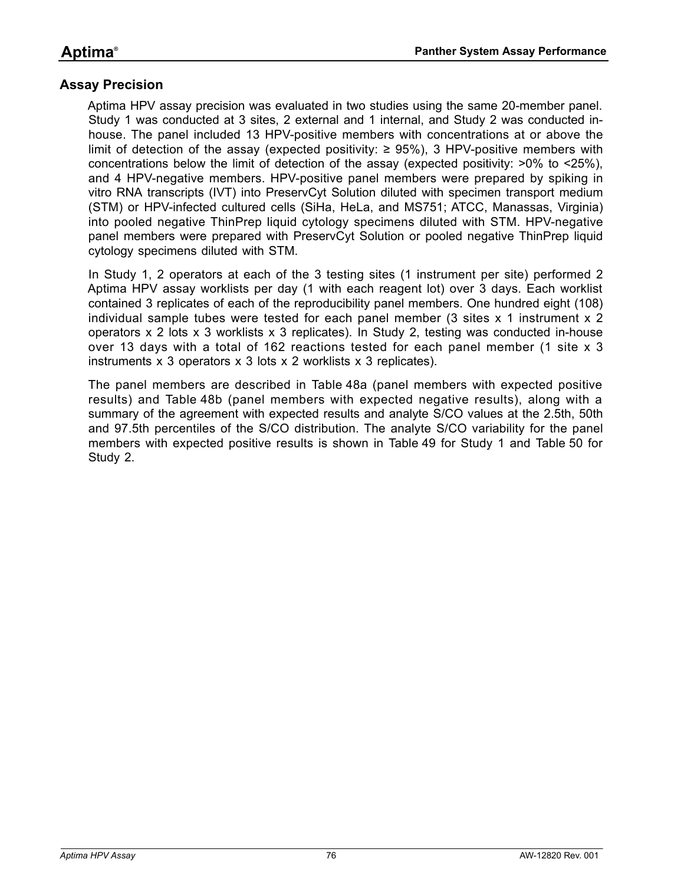## Assay Precision

Aptima HPV assay precision was evaluated in two studies using the same 20-member panel. Study 1 was conducted at 3 sites, 2 external and 1 internal, and Study 2 was conducted in-house. The panel included 13 HPV-positive members with concentrations at or above the limit of detection of the assay (expected positivity: ≥ 95%), 3 HPV-positive members with concentrations below the limit of detection of the assay (expected positivity: >0% to <25%), and 4 HPV-negative members. HPV-positive panel members were prepared by spiking in vitro RNA transcripts (IVT) into PreservCyt Solution diluted with specimen transport medium (STM) or HPV-infected cultured cells (SiHa, HeLa, and MS751; ATCC, Manassas, Virginia) into pooled negative ThinPrep liquid cytology specimens diluted with STM. HPV-negative panel members were prepared with PreservCyt Solution or pooled negative ThinPrep liquid cytology specimens diluted with STM.

In Study 1, 2 operators at each of the 3 testing sites (1 instrument per site) performed 2 Aptima HPV assay worklists per day (1 with each reagent lot) over 3 days. Each worklist contained 3 replicates of each of the reproducibility panel members. One hundred eight (108) individual sample tubes were tested for each panel member (3 sites x 1 instrument x 2 operators x 2 lots x 3 worklists x 3 replicates). In Study 2, testing was conducted in-house over 13 days with a total of 162 reactions tested for each panel member (1 site x 3 instruments x 3 operators x 3 lots x 2 worklists x 3 replicates).

The panel members are described in Table 48a (panel members with expected positive results) and Table 48b (panel members with expected negative results), along with a summary of the agreement with expected results and analyte S/CO values at the 2.5th, 50th and 97.5th percentiles of the S/CO distribution. The analyte S/CO variability for the panel members with expected positive results is shown in Table 49 for Study 1 and Table 50 for Study 2.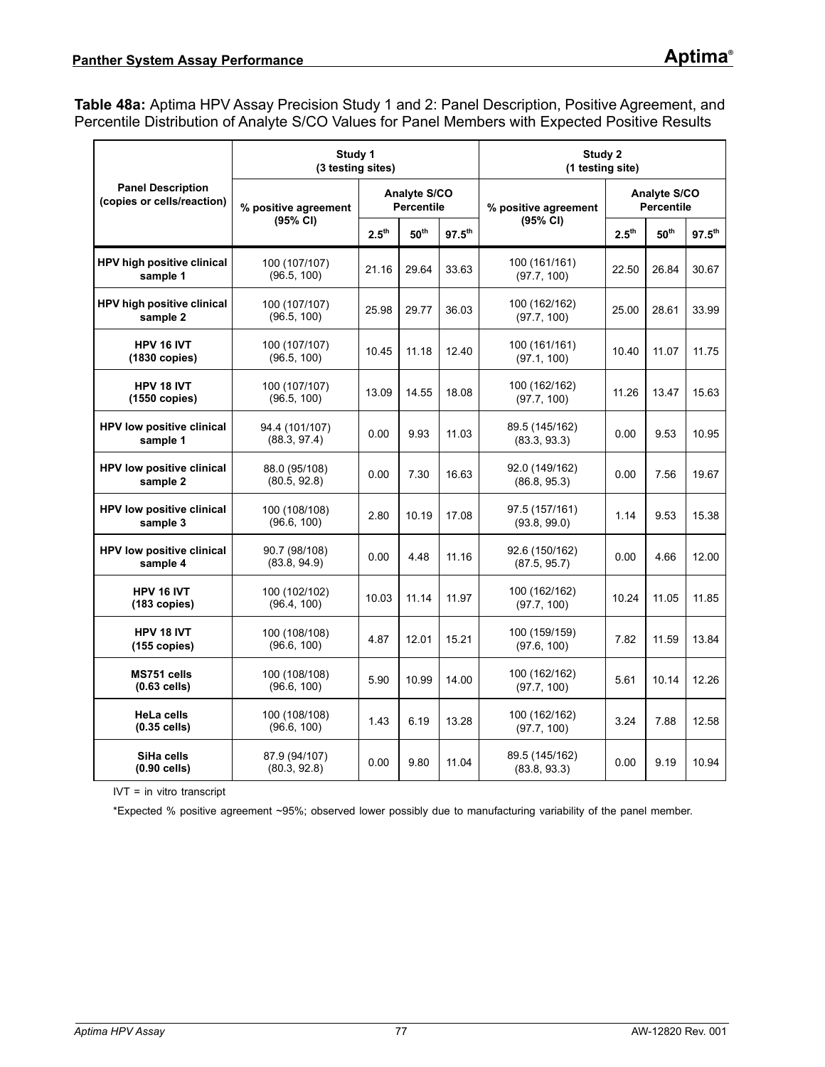**Table 48a:** Aptima HPV Assay Precision Study 1 and 2: Panel Description, Positive Agreement, and Percentile Distribution of Analyte S/CO Values for Panel Members with Expected Positive Results

| Panel Description (copies or cells/reaction) | Study 1 (3 testing sites) | | | | Study 2 (1 testing site) | | | |
|---|---|---|---|---|---|---|---|---|
| | % positive agreement (95% CI) | Analyte S/CO Percentile | | | % positive agreement (95% CI) | Analyte S/CO Percentile | | |
| | | $2.5^{th}$ | $50^{th}$ | $97.5^{th}$ | | $2.5^{th}$ | $50^{th}$ | $97.5^{th}$ |
| **HPV high positive clinical sample 1** | 100 (107/107) (96.5, 100) | 21.16 | 29.64 | 33.63 | 100 (161/161) (97.7, 100) | 22.50 | 26.84 | 30.67 |
| **HPV high positive clinical sample 2** | 100 (107/107) (96.5, 100) | 25.98 | 29.77 | 36.03 | 100 (162/162) (97.7, 100) | 25.00 | 28.61 | 33.99 |
| **HPV 16 IVT (1830 copies)** | 100 (107/107) (96.5, 100) | 10.45 | 11.18 | 12.40 | 100 (161/161) (97.1, 100) | 10.40 | 11.07 | 11.75 |
| **HPV 18 IVT (1550 copies)** | 100 (107/107) (96.5, 100) | 13.09 | 14.55 | 18.08 | 100 (162/162) (97.7, 100) | 11.26 | 13.47 | 15.63 |
| **HPV low positive clinical sample 1** | 94.4 (101/107) (88.3, 97.4) | 0.00 | 9.93 | 11.03 | 89.5 (145/162) (83.3, 93.3) | 0.00 | 9.53 | 10.95 |
| **HPV low positive clinical sample 2** | 88.0 (95/108) (80.5, 92.8) | 0.00 | 7.30 | 16.63 | 92.0 (149/162) (86.8, 95.3) | 0.00 | 7.56 | 19.67 |
| **HPV low positive clinical sample 3** | 100 (108/108) (96.6, 100) | 2.80 | 10.19 | 17.08 | 97.5 (157/161) (93.8, 99.0) | 1.14 | 9.53 | 15.38 |
| **HPV low positive clinical sample 4** | 90.7 (98/108) (83.8, 94.9) | 0.00 | 4.48 | 11.16 | 92.6 (150/162) (87.5, 95.7) | 0.00 | 4.66 | 12.00 |
| **HPV 16 IVT (183 copies)** | 100 (102/102) (96.4, 100) | 10.03 | 11.14 | 11.97 | 100 (162/162) (97.7, 100) | 10.24 | 11.05 | 11.85 |
| **HPV 18 IVT (155 copies)** | 100 (108/108) (96.6, 100) | 4.87 | 12.01 | 15.21 | 100 (159/159) (97.6, 100) | 7.82 | 11.59 | 13.84 |
| **MS751 cells (0.63 cells)** | 100 (108/108) (96.6, 100) | 5.90 | 10.99 | 14.00 | 100 (162/162) (97.7, 100) | 5.61 | 10.14 | 12.26 |
| **HeLa cells (0.35 cells)** | 100 (108/108) (96.6, 100) | 1.43 | 6.19 | 13.28 | 100 (162/162) (97.7, 100) | 3.24 | 7.88 | 12.58 |
| **SiHa cells (0.90 cells)** | 87.9 (94/107) (80.3, 92.8) | 0.00 | 9.80 | 11.04 | 89.5 (145/162) (83.8, 93.3) | 0.00 | 9.19 | 10.94 |

IVT = in vitro transcript

*Expected % positive agreement ~95%; observed lower possibly due to manufacturing variability of the panel member.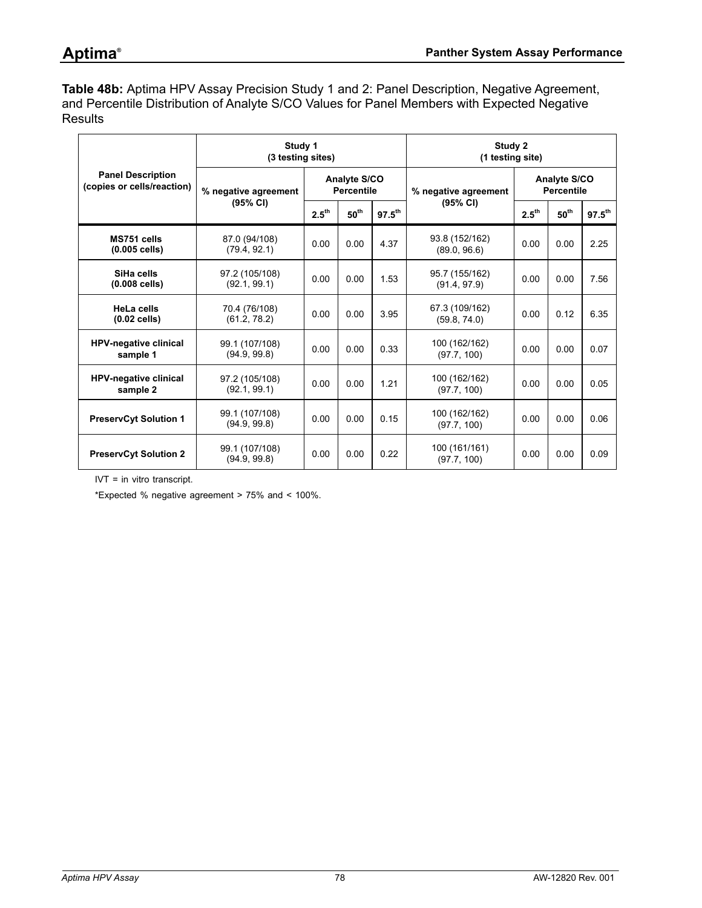**Table 48b:** Aptima HPV Assay Precision Study 1 and 2: Panel Description, Negative Agreement, and Percentile Distribution of Analyte S/CO Values for Panel Members with Expected Negative Results

| Panel Description (copies or cells/reaction) | Study 1 (3 testing sites) | | | | Study 2 (1 testing site) | | | |
|---|---|---|---|---|---|---|---|---|
| | % negative agreement (95% CI) | Analyte S/CO Percentile | | | % negative agreement (95% CI) | Analyte S/CO Percentile | | |
| | | 2.5th | 50th | 97.5th | | 2.5th | 50th | 97.5th |
| **MS751 cells (0.005 cells)** | 87.0 (94/108) (79.4, 92.1) | 0.00 | 0.00 | 4.37 | 93.8 (152/162) (89.0, 96.6) | 0.00 | 0.00 | 2.25 |
| **SiHa cells (0.008 cells)** | 97.2 (105/108) (92.1, 99.1) | 0.00 | 0.00 | 1.53 | 95.7 (155/162) (91.4, 97.9) | 0.00 | 0.00 | 7.56 |
| **HeLa cells (0.02 cells)** | 70.4 (76/108) (61.2, 78.2) | 0.00 | 0.00 | 3.95 | 67.3 (109/162) (59.8, 74.0) | 0.00 | 0.12 | 6.35 |
| **HPV-negative clinical sample 1** | 99.1 (107/108) (94.9, 99.8) | 0.00 | 0.00 | 0.33 | 100 (162/162) (97.7, 100) | 0.00 | 0.00 | 0.07 |
| **HPV-negative clinical sample 2** | 97.2 (105/108) (92.1, 99.1) | 0.00 | 0.00 | 1.21 | 100 (162/162) (97.7, 100) | 0.00 | 0.00 | 0.05 |
| **PreservCyt Solution 1** | 99.1 (107/108) (94.9, 99.8) | 0.00 | 0.00 | 0.15 | 100 (162/162) (97.7, 100) | 0.00 | 0.00 | 0.06 |
| **PreservCyt Solution 2** | 99.1 (107/108) (94.9, 99.8) | 0.00 | 0.00 | 0.22 | 100 (161/161) (97.7, 100) | 0.00 | 0.00 | 0.09 |

IVT = in vitro transcript.

*Expected % negative agreement > 75% and < 100%.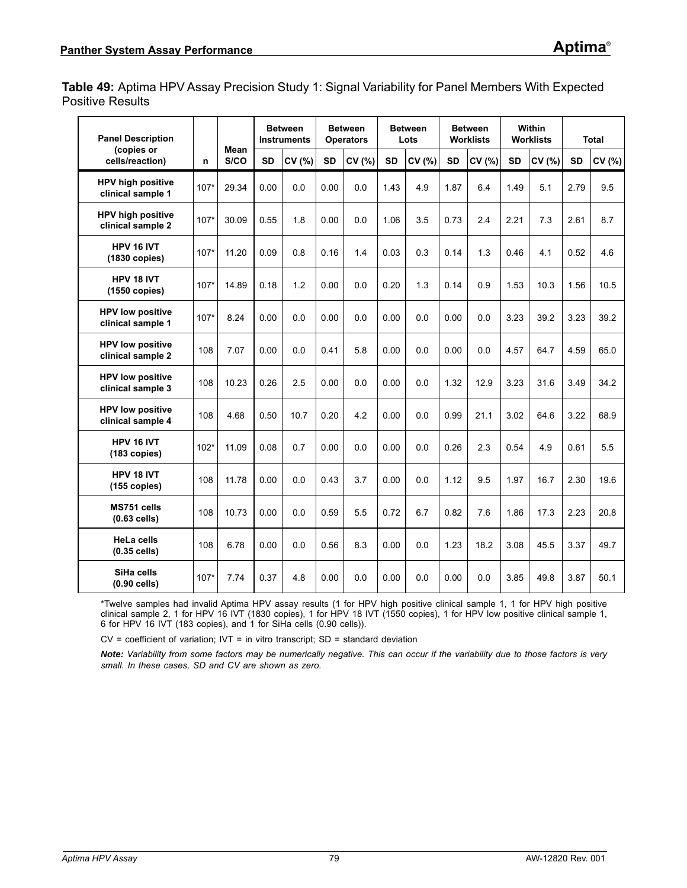**Table 49:** Aptima HPV Assay Precision Study 1: Signal Variability for Panel Members With Expected Positive Results

| Panel Description (copies or cells/reaction) | n | Mean S/CO | Between Instruments | | Between Operators | | Between Lots | | Between Worklists | | Within Worklists | | Total | |
|---|---|---|---|---|---|---|---|---|---|---|---|---|---|---|
| | | | SD | CV (%) | SD | CV (%) | SD | CV (%) | SD | CV (%) | SD | CV (%) | SD | CV (%) |
| **HPV high positive clinical sample 1** | 107* | 29.34 | 0.00 | 0.0 | 0.00 | 0.0 | 1.43 | 4.9 | 1.87 | 6.4 | 1.49 | 5.1 | 2.79 | 9.5 |
| **HPV high positive clinical sample 2** | 107* | 30.09 | 0.55 | 1.8 | 0.00 | 0.0 | 1.06 | 3.5 | 0.73 | 2.4 | 2.21 | 7.3 | 2.61 | 8.7 |
| **HPV 16 IVT (1830 copies)** | 107* | 11.20 | 0.09 | 0.8 | 0.16 | 1.4 | 0.03 | 0.3 | 0.14 | 1.3 | 0.46 | 4.1 | 0.52 | 4.6 |
| **HPV 18 IVT (1550 copies)** | 107* | 14.89 | 0.18 | 1.2 | 0.00 | 0.0 | 0.20 | 1.3 | 0.14 | 0.9 | 1.53 | 10.3 | 1.56 | 10.5 |
| **HPV low positive clinical sample 1** | 107* | 8.24 | 0.00 | 0.0 | 0.00 | 0.0 | 0.00 | 0.0 | 0.00 | 0.0 | 3.23 | 39.2 | 3.23 | 39.2 |
| **HPV low positive clinical sample 2** | 108 | 7.07 | 0.00 | 0.0 | 0.41 | 5.8 | 0.00 | 0.0 | 0.00 | 0.0 | 4.57 | 64.7 | 4.59 | 65.0 |
| **HPV low positive clinical sample 3** | 108 | 10.23 | 0.26 | 2.5 | 0.00 | 0.0 | 0.00 | 0.0 | 1.32 | 12.9 | 3.23 | 31.6 | 3.49 | 34.2 |
| **HPV low positive clinical sample 4** | 108 | 4.68 | 0.50 | 10.7 | 0.20 | 4.2 | 0.00 | 0.0 | 0.99 | 21.1 | 3.02 | 64.6 | 3.22 | 68.9 |
| **HPV 16 IVT (183 copies)** | 102* | 11.09 | 0.08 | 0.7 | 0.00 | 0.0 | 0.00 | 0.0 | 0.26 | 2.3 | 0.54 | 4.9 | 0.61 | 5.5 |
| **HPV 18 IVT (155 copies)** | 108 | 11.78 | 0.00 | 0.0 | 0.43 | 3.7 | 0.00 | 0.0 | 1.12 | 9.5 | 1.97 | 16.7 | 2.30 | 19.6 |
| **MS751 cells (0.63 cells)** | 108 | 10.73 | 0.00 | 0.0 | 0.59 | 5.5 | 0.72 | 6.7 | 0.82 | 7.6 | 1.86 | 17.3 | 2.23 | 20.8 |
| **HeLa cells (0.35 cells)** | 108 | 6.78 | 0.00 | 0.0 | 0.56 | 8.3 | 0.00 | 0.0 | 1.23 | 18.2 | 3.08 | 45.5 | 3.37 | 49.7 |
| **SiHa cells (0.90 cells)** | 107* | 7.74 | 0.37 | 4.8 | 0.00 | 0.0 | 0.00 | 0.0 | 0.00 | 0.0 | 3.85 | 49.8 | 3.87 | 50.1 |

*Twelve samples had invalid Aptima HPV assay results (1 for HPV high positive clinical sample 1, 1 for HPV high positive clinical sample 2, 1 for HPV 16 IVT (1830 copies), 1 for HPV 18 IVT (1550 copies), 1 for HPV low positive clinical sample 1, 6 for HPV 16 IVT (183 copies), and 1 for SiHa cells (0.90 cells)).

CV = coefficient of variation; IVT = in vitro transcript; SD = standard deviation

***Note:*** *Variability from some factors may be numerically negative. This can occur if the variability due to those factors is very small. In these cases, SD and CV are shown as zero.*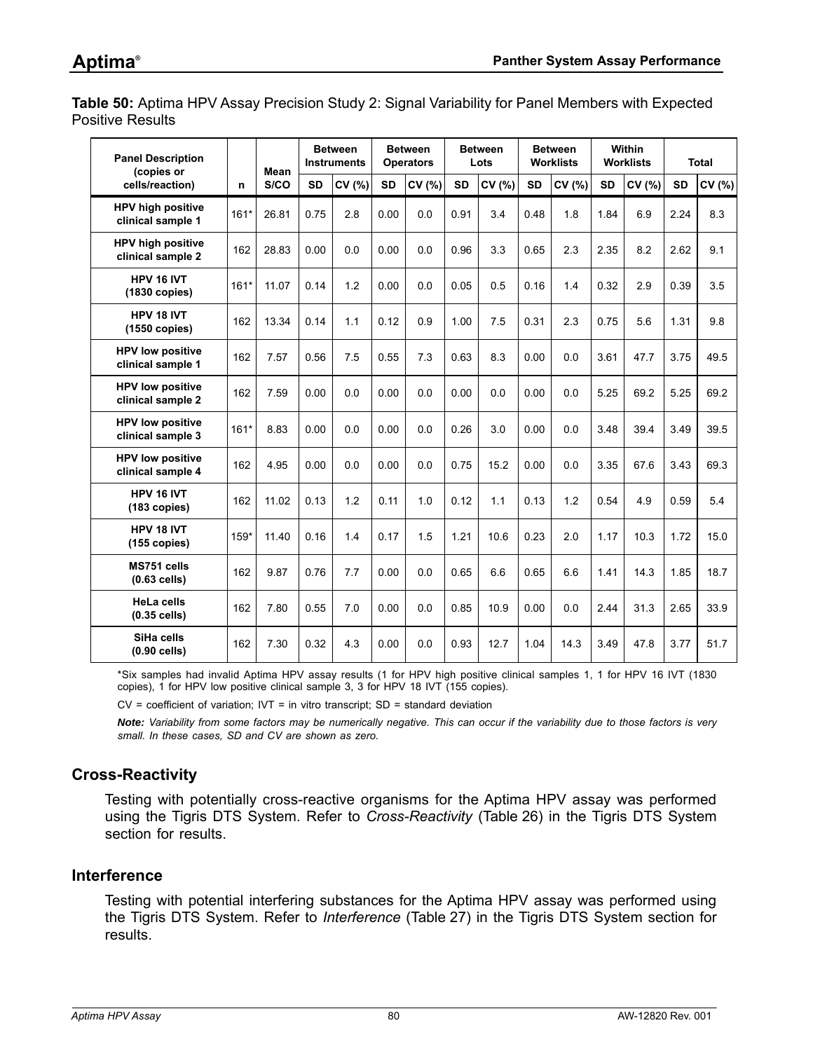**Table 50:** Aptima HPV Assay Precision Study 2: Signal Variability for Panel Members with Expected Positive Results

| Panel Description (copies or cells/reaction) | n | Mean S/CO | Between Instruments | | Between Operators | | Between Lots | | Between Worklists | | Within Worklists | | Total | |
|---|---|---|---|---|---|---|---|---|---|---|---|---|---|---|
| | | | SD | CV (%) | SD | CV (%) | SD | CV (%) | SD | CV (%) | SD | CV (%) | SD | CV (%) |
| HPV high positive clinical sample 1 | 161* | 26.81 | 0.75 | 2.8 | 0.00 | 0.0 | 0.91 | 3.4 | 0.48 | 1.8 | 1.84 | 6.9 | 2.24 | 8.3 |
| HPV high positive clinical sample 2 | 162 | 28.83 | 0.00 | 0.0 | 0.00 | 0.0 | 0.96 | 3.3 | 0.65 | 2.3 | 2.35 | 8.2 | 2.62 | 9.1 |
| HPV 16 IVT (1830 copies) | 161* | 11.07 | 0.14 | 1.2 | 0.00 | 0.0 | 0.05 | 0.5 | 0.16 | 1.4 | 0.32 | 2.9 | 0.39 | 3.5 |
| HPV 18 IVT (1550 copies) | 162 | 13.34 | 0.14 | 1.1 | 0.12 | 0.9 | 1.00 | 7.5 | 0.31 | 2.3 | 0.75 | 5.6 | 1.31 | 9.8 |
| HPV low positive clinical sample 1 | 162 | 7.57 | 0.56 | 7.5 | 0.55 | 7.3 | 0.63 | 8.3 | 0.00 | 0.0 | 3.61 | 47.7 | 3.75 | 49.5 |
| HPV low positive clinical sample 2 | 162 | 7.59 | 0.00 | 0.0 | 0.00 | 0.0 | 0.00 | 0.0 | 0.00 | 0.0 | 5.25 | 69.2 | 5.25 | 69.2 |
| HPV low positive clinical sample 3 | 161* | 8.83 | 0.00 | 0.0 | 0.00 | 0.0 | 0.26 | 3.0 | 0.00 | 0.0 | 3.48 | 39.4 | 3.49 | 39.5 |
| HPV low positive clinical sample 4 | 162 | 4.95 | 0.00 | 0.0 | 0.00 | 0.0 | 0.75 | 15.2 | 0.00 | 0.0 | 3.35 | 67.6 | 3.43 | 69.3 |
| HPV 16 IVT (183 copies) | 162 | 11.02 | 0.13 | 1.2 | 0.11 | 1.0 | 0.12 | 1.1 | 0.13 | 1.2 | 0.54 | 4.9 | 0.59 | 5.4 |
| HPV 18 IVT (155 copies) | 159* | 11.40 | 0.16 | 1.4 | 0.17 | 1.5 | 1.21 | 10.6 | 0.23 | 2.0 | 1.17 | 10.3 | 1.72 | 15.0 |
| MS751 cells (0.63 cells) | 162 | 9.87 | 0.76 | 7.7 | 0.00 | 0.0 | 0.65 | 6.6 | 0.65 | 6.6 | 1.41 | 14.3 | 1.85 | 18.7 |
| HeLa cells (0.35 cells) | 162 | 7.80 | 0.55 | 7.0 | 0.00 | 0.0 | 0.85 | 10.9 | 0.00 | 0.0 | 2.44 | 31.3 | 2.65 | 33.9 |
| SiHa cells (0.90 cells) | 162 | 7.30 | 0.32 | 4.3 | 0.00 | 0.0 | 0.93 | 12.7 | 1.04 | 14.3 | 3.49 | 47.8 | 3.77 | 51.7 |

*Six samples had invalid Aptima HPV assay results (1 for HPV high positive clinical samples 1, 1 for HPV 16 IVT (1830 copies), 1 for HPV low positive clinical sample 3, 3 for HPV 18 IVT (155 copies).

CV = coefficient of variation; IVT = in vitro transcript; SD = standard deviation

***Note:*** *Variability from some factors may be numerically negative. This can occur if the variability due to those factors is very small. In these cases, SD and CV are shown as zero.*

## Cross-Reactivity

Testing with potentially cross-reactive organisms for the Aptima HPV assay was performed using the Tigris DTS System. Refer to *Cross-Reactivity* (Table 26) in the Tigris DTS System section for results.

## Interference

Testing with potential interfering substances for the Aptima HPV assay was performed using the Tigris DTS System. Refer to *Interference* (Table 27) in the Tigris DTS System section for results.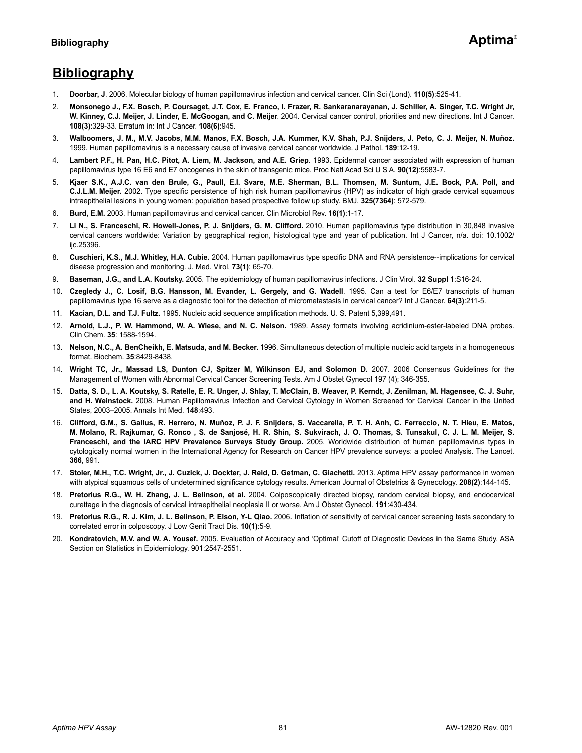# Bibliography

1. **Doorbar, J**. 2006. Molecular biology of human papillomavirus infection and cervical cancer. Clin Sci (Lond). **110(5)**:525-41.
2. **Monsonego J., F.X. Bosch, P. Coursaget, J.T. Cox, E. Franco, I. Frazer, R. Sankaranarayanan, J. Schiller, A. Singer, T.C. Wright Jr, W. Kinney, C.J. Meijer, J. Linder, E. McGoogan, and C. Meijer**. 2004. Cervical cancer control, priorities and new directions. Int J Cancer. **108(3)**:329-33. Erratum in: Int J Cancer. **108(6)**:945.
3. **Walboomers, J. M., M.V. Jacobs, M.M. Manos, F.X. Bosch, J.A. Kummer, K.V. Shah, P.J. Snijders, J. Peto, C. J. Meijer, N. Muñoz.** 1999. Human papillomavirus is a necessary cause of invasive cervical cancer worldwide. J Pathol. **189**:12-19.
4. **Lambert P.F., H. Pan, H.C. Pitot, A. Liem, M. Jackson, and A.E. Griep**. 1993. Epidermal cancer associated with expression of human papillomavirus type 16 E6 and E7 oncogenes in the skin of transgenic mice. Proc Natl Acad Sci U S A. **90(12)**:5583-7.
5. **Kjaer S.K., A.J.C. van den Brule, G., Paull, E.I. Svare, M.E. Sherman, B.L. Thomsen, M. Suntum, J.E. Bock, P.A. Poll, and C.J.L.M. Meijer.** 2002. Type specific persistence of high risk human papillomavirus (HPV) as indicator of high grade cervical squamous intraepithelial lesions in young women: population based prospective follow up study. BMJ. **325(7364)**: 572-579.
6. **Burd, E.M.** 2003. Human papillomavirus and cervical cancer. Clin Microbiol Rev. **16(1)**:1-17.
7. **Li N., S. Franceschi, R. Howell-Jones, P. J. Snijders, G. M. Clifford.** 2010. Human papillomavirus type distribution in 30,848 invasive cervical cancers worldwide: Variation by geographical region, histological type and year of publication. Int J Cancer, n/a. doi: 10.1002/ijc.25396.
8. **Cuschieri, K.S., M.J. Whitley, H.A. Cubie.** 2004. Human papillomavirus type specific DNA and RNA persistence--implications for cervical disease progression and monitoring. J. Med. Virol. **73(1)**: 65-70.
9. **Baseman, J.G., and L.A. Koutsky.** 2005. The epidemiology of human papillomavirus infections. J Clin Virol. **32 Suppl 1**:S16-24.
10. **Czegledy J., C. Losif, B.G. Hansson, M. Evander, L. Gergely, and G. Wadell**. 1995. Can a test for E6/E7 transcripts of human papillomavirus type 16 serve as a diagnostic tool for the detection of micrometastasis in cervical cancer? Int J Cancer. **64(3)**:211-5.
11. **Kacian, D.L. and T.J. Fultz.** 1995. Nucleic acid sequence amplification methods. U. S. Patent 5,399,491.
12. **Arnold, L.J., P. W. Hammond, W. A. Wiese, and N. C. Nelson.** 1989. Assay formats involving acridinium-ester-labeled DNA probes. Clin Chem. **35**: 1588-1594.
13. **Nelson, N.C., A. BenCheikh, E. Matsuda, and M. Becker.** 1996. Simultaneous detection of multiple nucleic acid targets in a homogeneous format. Biochem. **35**:8429-8438.
14. **Wright TC, Jr., Massad LS, Dunton CJ, Spitzer M, Wilkinson EJ, and Solomon D.** 2007. 2006 Consensus Guidelines for the Management of Women with Abnormal Cervical Cancer Screening Tests. Am J Obstet Gynecol 197 (4); 346-355.
15. **Datta, S. D., L. A. Koutsky, S. Ratelle, E. R. Unger, J. Shlay, T. McClain, B. Weaver, P. Kerndt, J. Zenilman, M. Hagensee, C. J. Suhr, and H. Weinstock.** 2008. Human Papillomavirus Infection and Cervical Cytology in Women Screened for Cervical Cancer in the United States, 2003–2005. Annals Int Med. **148**:493.
16. **Clifford, G.M., S. Gallus, R. Herrero, N. Muñoz, P. J. F. Snijders, S. Vaccarella, P. T. H. Anh, C. Ferreccio, N. T. Hieu, E. Matos, M. Molano, R. Rajkumar, G. Ronco , S. de Sanjosé, H. R. Shin, S. Sukvirach, J. O. Thomas, S. Tunsakul, C. J. L. M. Meijer, S. Franceschi, and the IARC HPV Prevalence Surveys Study Group.** 2005. Worldwide distribution of human papillomavirus types in cytologically normal women in the International Agency for Research on Cancer HPV prevalence surveys: a pooled Analysis. The Lancet. **366**, 991.
17. **Stoler, M.H., T.C. Wright, Jr., J. Cuzick, J. Dockter, J. Reid, D. Getman, C. Giachetti.** 2013. Aptima HPV assay performance in women with atypical squamous cells of undetermined significance cytology results. American Journal of Obstetrics & Gynecology. **208(2)**:144-145.
18. **Pretorius R.G., W. H. Zhang, J. L. Belinson, et al.** 2004. Colposcopically directed biopsy, random cervical biopsy, and endocervical curettage in the diagnosis of cervical intraepithelial neoplasia II or worse. Am J Obstet Gynecol. **191**:430-434.
19. **Pretorius R.G., R. J. Kim, J. L. Belinson, P. Elson, Y-L Qiao.** 2006. Inflation of sensitivity of cervical cancer screening tests secondary to correlated error in colposcopy. J Low Genit Tract Dis. **10(1)**:5-9.
20. **Kondratovich, M.V. and W. A. Yousef.** 2005. Evaluation of Accuracy and 'Optimal' Cutoff of Diagnostic Devices in the Same Study. ASA Section on Statistics in Epidemiology. 901:2547-2551.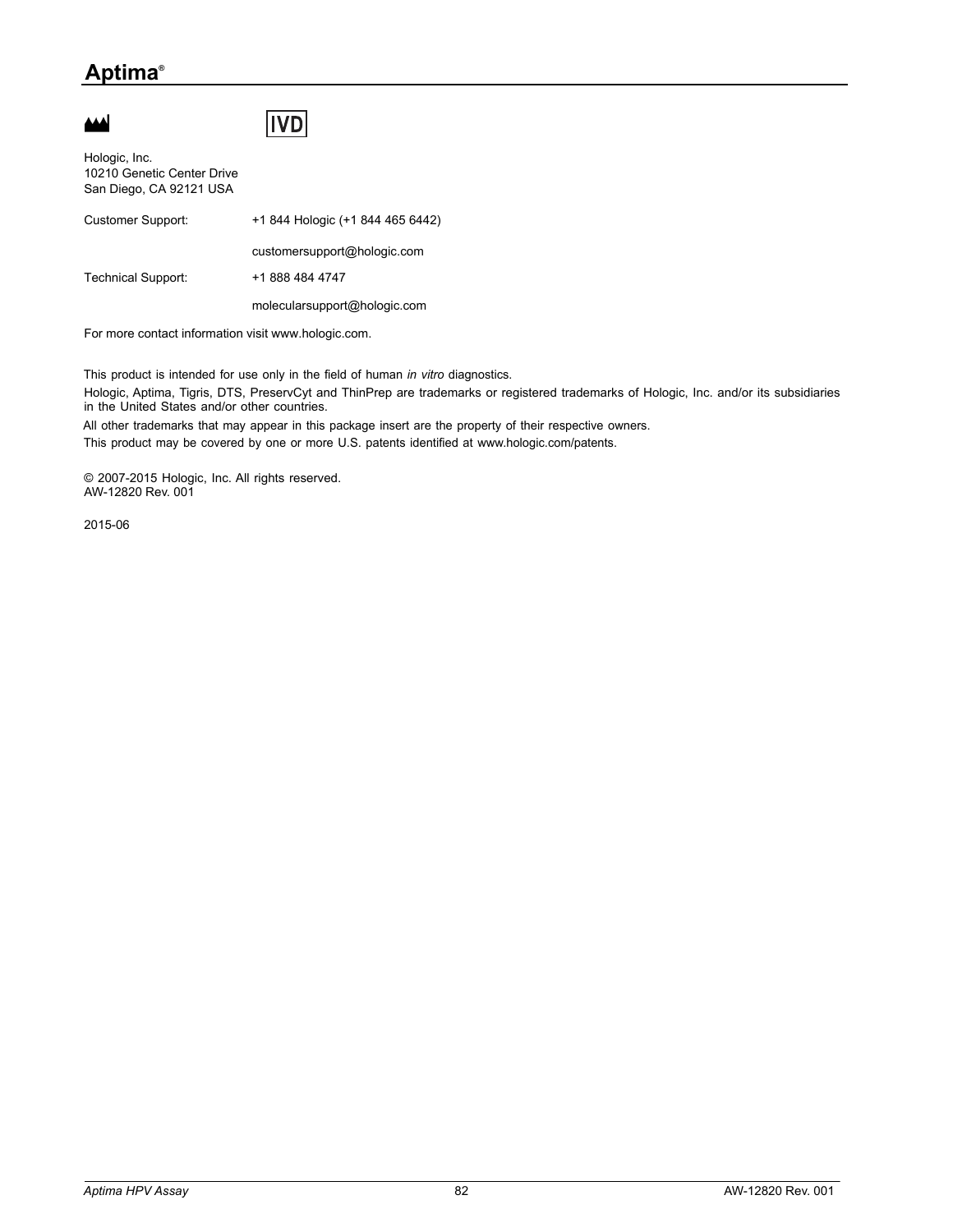Hologic, Inc.
10210 Genetic Center Drive
San Diego, CA 92121 USA

| | |
|---|---|
| Customer Support: | +1 844 Hologic (+1 844 465 6442) |
| | customersupport@hologic.com |
| Technical Support: | +1 888 484 4747 |
| | molecularsupport@hologic.com |

For more contact information visit www.hologic.com.

This product is intended for use only in the field of human *in vitro* diagnostics.

Hologic, Aptima, Tigris, DTS, PreservCyt and ThinPrep are trademarks or registered trademarks of Hologic, Inc. and/or its subsidiaries in the United States and/or other countries.

All other trademarks that may appear in this package insert are the property of their respective owners.

This product may be covered by one or more U.S. patents identified at www.hologic.com/patents.

© 2007-2015 Hologic, Inc. All rights reserved.
AW-12820 Rev. 001

2015-06